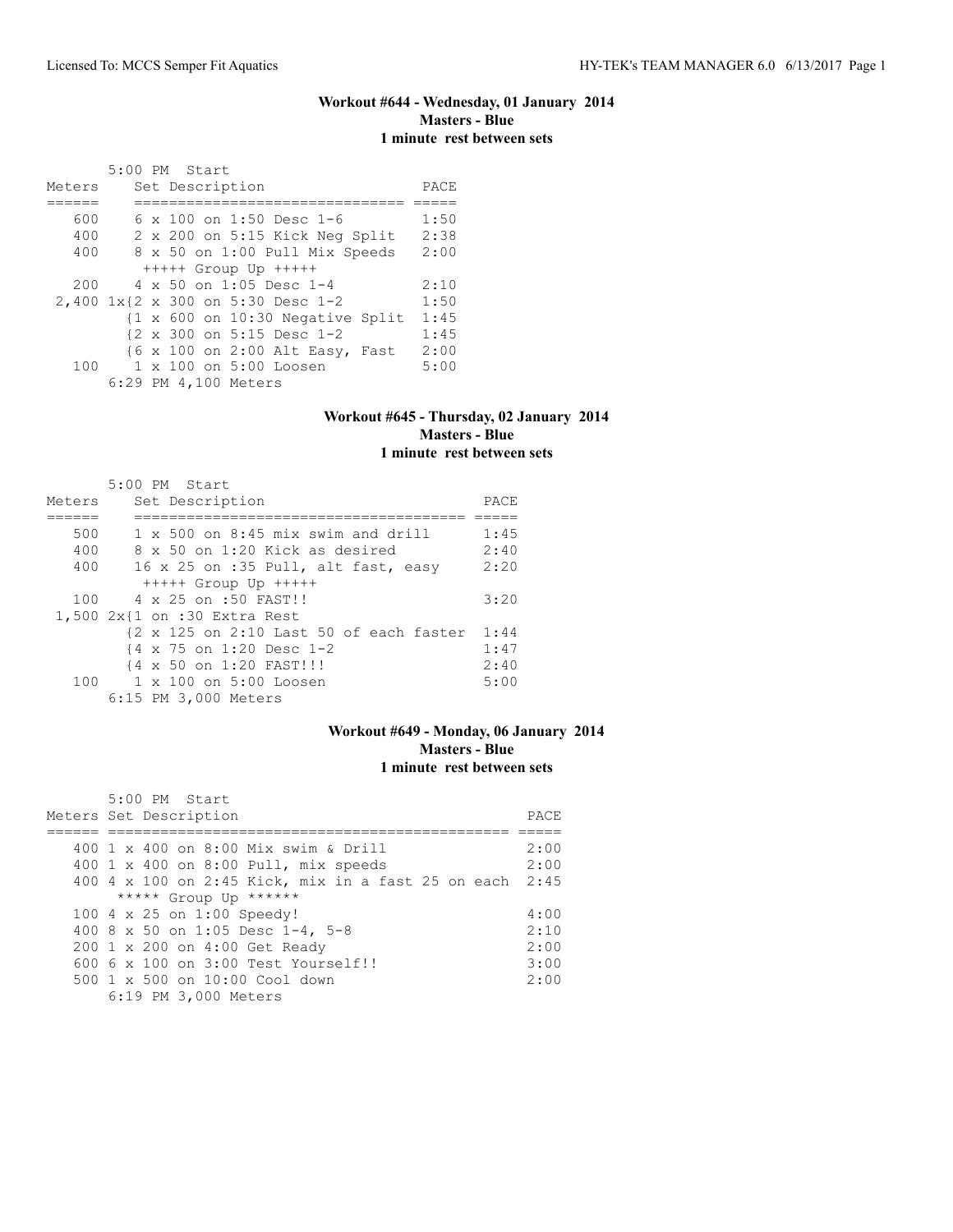## Workout #644 - Wednesday, 01 January 2014
**Masters - Blue**
**1 minute rest between sets**

5:00 PM Start

| Meters | Set Description | PACE |
|---|---|---|
| 600 | 6 x 100 on 1:50 Desc 1-6 | 1:50 |
| 400 | 2 x 200 on 5:15 Kick Neg Split | 2:38 |
| 400 | 8 x 50 on 1:00 Pull Mix Speeds | 2:00 |
| | +++++ Group Up +++++ | |
| 200 | 4 x 50 on 1:05 Desc 1-4 | 2:10 |
| 2,400 | 1x{2 x 300 on 5:30 Desc 1-2 | 1:50 |
| | {1 x 600 on 10:30 Negative Split | 1:45 |
| | {2 x 300 on 5:15 Desc 1-2 | 1:45 |
| | {6 x 100 on 2:00 Alt Easy, Fast | 2:00 |
| 100 | 1 x 100 on 5:00 Loosen | 5:00 |

6:29 PM 4,100 Meters

## Workout #645 - Thursday, 02 January 2014
**Masters - Blue**
**1 minute rest between sets**

5:00 PM Start

| Meters | Set Description | PACE |
|---|---|---|
| 500 | 1 x 500 on 8:45 mix swim and drill | 1:45 |
| 400 | 8 x 50 on 1:20 Kick as desired | 2:40 |
| 400 | 16 x 25 on :35 Pull, alt fast, easy | 2:20 |
| | +++++ Group Up +++++ | |
| 100 | 4 x 25 on :50 FAST!! | 3:20 |
| 1,500 | 2x{1 on :30 Extra Rest | |
| | {2 x 125 on 2:10 Last 50 of each faster | 1:44 |
| | {4 x 75 on 1:20 Desc 1-2 | 1:47 |
| | {4 x 50 on 1:20 FAST!!! | 2:40 |
| 100 | 1 x 100 on 5:00 Loosen | 5:00 |

6:15 PM 3,000 Meters

## Workout #649 - Monday, 06 January 2014
**Masters - Blue**
**1 minute rest between sets**

5:00 PM Start

| Meters | Set Description | PACE |
|---|---|---|
| 400 | 1 x 400 on 8:00 Mix swim & Drill | 2:00 |
| 400 | 1 x 400 on 8:00 Pull, mix speeds | 2:00 |
| 400 | 4 x 100 on 2:45 Kick, mix in a fast 25 on each | 2:45 |
| | ***** Group Up ****** | |
| 100 | 4 x 25 on 1:00 Speedy! | 4:00 |
| 400 | 8 x 50 on 1:05 Desc 1-4, 5-8 | 2:10 |
| 200 | 1 x 200 on 4:00 Get Ready | 2:00 |
| 600 | 6 x 100 on 3:00 Test Yourself!! | 3:00 |
| 500 | 1 x 500 on 10:00 Cool down | 2:00 |

6:19 PM 3,000 Meters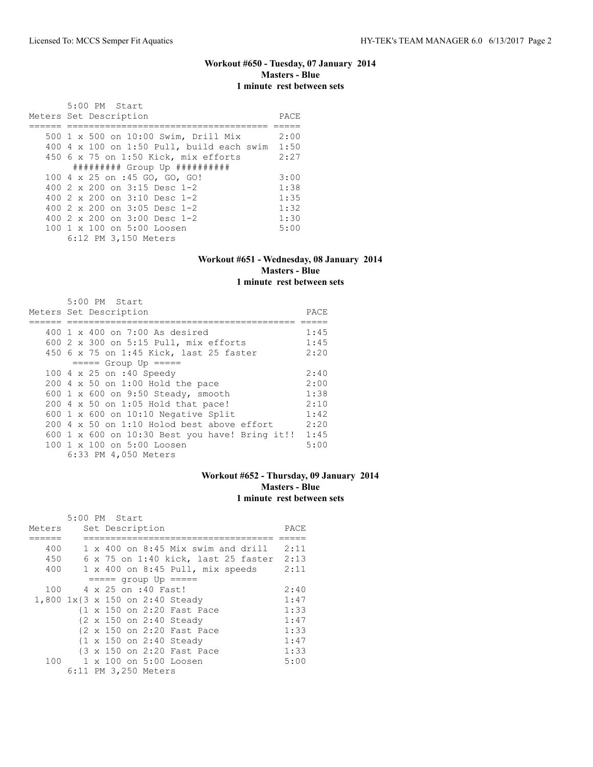### Workout #650 - Tuesday, 07 January 2014
**Masters - Blue**
**1 minute rest between sets**

```
       5:00 PM  Start
Meters Set Description                         PACE
====== ==================================== =====
   500 1 x 500 on 10:00 Swim, Drill Mix       2:00
   400 4 x 100 on 1:50 Pull, build each swim  1:50
   450 6 x 75 on 1:50 Kick, mix efforts       2:27
        ######### Group Up ##########
   100 4 x 25 on :45 GO, GO, GO!              3:00
   400 2 x 200 on 3:15 Desc 1-2               1:38
   400 2 x 200 on 3:10 Desc 1-2               1:35
   400 2 x 200 on 3:05 Desc 1-2               1:32
   400 2 x 200 on 3:00 Desc 1-2               1:30
   100 1 x 100 on 5:00 Loosen                 5:00
       6:12 PM 3,150 Meters
```

### Workout #651 - Wednesday, 08 January 2014
**Masters - Blue**
**1 minute rest between sets**

```
       5:00 PM  Start
Meters Set Description                                 PACE
====== ========================================== =====
   400 1 x 400 on 7:00 As desired                     1:45
   600 2 x 300 on 5:15 Pull, mix efforts              1:45
   450 6 x 75 on 1:45 Kick, last 25 faster            2:20
       ===== Group Up =====
   100 4 x 25 on :40 Speedy                           2:40
   200 4 x 50 on 1:00 Hold the pace                   2:00
   600 1 x 600 on 9:50 Steady, smooth                 1:38
   200 4 x 50 on 1:05 Hold that pace!                 2:10
   600 1 x 600 on 10:10 Negative Split                1:42
   200 4 x 50 on 1:10 Holod best above effort         2:20
   600 1 x 600 on 10:30 Best you have! Bring it!!     1:45
   100 1 x 100 on 5:00 Loosen                         5:00
       6:33 PM 4,050 Meters
```

### Workout #652 - Thursday, 09 January 2014
**Masters - Blue**
**1 minute rest between sets**

```
       5:00 PM  Start
Meters    Set Description                        PACE
======    ================================== =====
   400    1 x 400 on 8:45 Mix swim and drill    2:11
   450    6 x 75 on 1:40 kick, last 25 faster   2:13
   400    1 x 400 on 8:45 Pull, mix speeds      2:11
          ===== group Up =====
   100    4 x 25 on :40 Fast!                   2:40
 1,800 1x{3 x 150 on 2:40 Steady                1:47
         {1 x 150 on 2:20 Fast Pace             1:33
         {2 x 150 on 2:40 Steady                1:47
         {2 x 150 on 2:20 Fast Pace             1:33
         {1 x 150 on 2:40 Steady                1:47
         {3 x 150 on 2:20 Fast Pace             1:33
   100    1 x 100 on 5:00 Loosen                5:00
       6:11 PM 3,250 Meters
```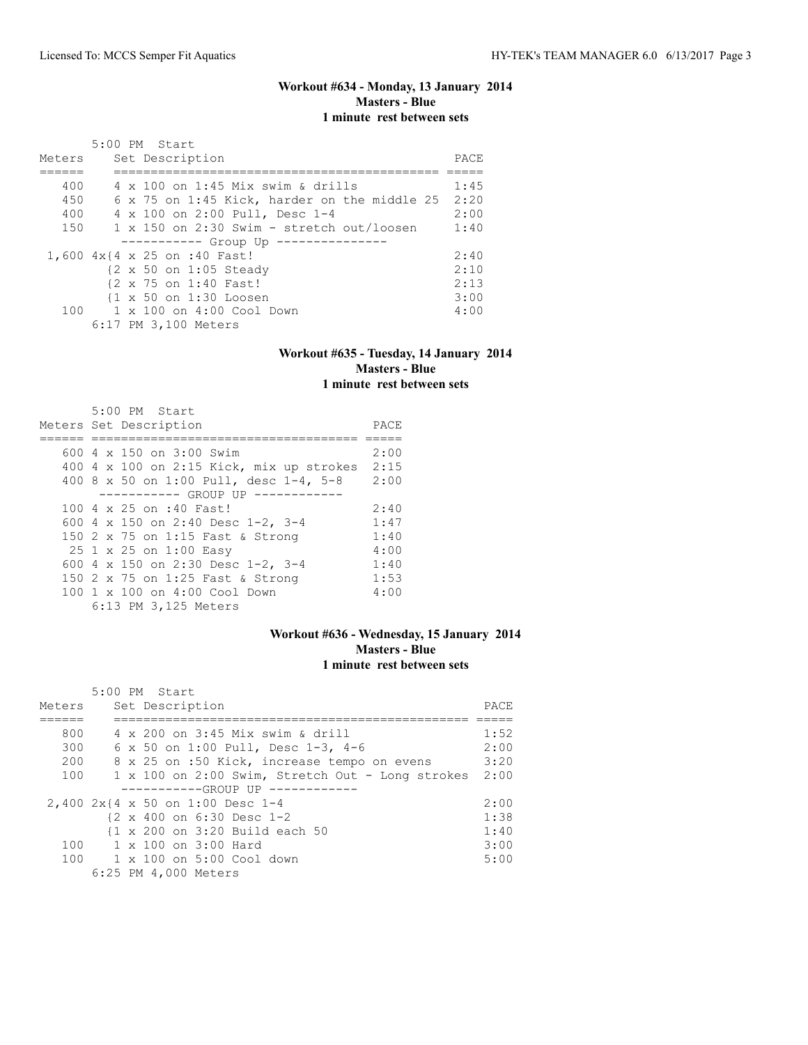### Workout #634 - Monday, 13 January 2014
**Masters - Blue**
**1 minute rest between sets**

5:00 PM Start

| Meters | Set Description | PACE |
|---|---|---|
| 400 | 4 x 100 on 1:45 Mix swim & drills | 1:45 |
| 450 | 6 x 75 on 1:45 Kick, harder on the middle 25 | 2:20 |
| 400 | 4 x 100 on 2:00 Pull, Desc 1-4 | 2:00 |
| 150 | 1 x 150 on 2:30 Swim - stretch out/loosen | 1:40 |
| | ----------- Group Up --------------- | |
| 1,600 | 4x{4 x 25 on :40 Fast! | 2:40 |
| | {2 x 50 on 1:05 Steady | 2:10 |
| | {2 x 75 on 1:40 Fast! | 2:13 |
| | {1 x 50 on 1:30 Loosen | 3:00 |
| 100 | 1 x 100 on 4:00 Cool Down | 4:00 |

6:17 PM 3,100 Meters

### Workout #635 - Tuesday, 14 January 2014
**Masters - Blue**
**1 minute rest between sets**

5:00 PM Start

| Meters | Set Description | PACE |
|---|---|---|
| 600 | 4 x 150 on 3:00 Swim | 2:00 |
| 400 | 4 x 100 on 2:15 Kick, mix up strokes | 2:15 |
| 400 | 8 x 50 on 1:00 Pull, desc 1-4, 5-8 | 2:00 |
| | ----------- GROUP UP ------------ | |
| 100 | 4 x 25 on :40 Fast! | 2:40 |
| 600 | 4 x 150 on 2:40 Desc 1-2, 3-4 | 1:47 |
| 150 | 2 x 75 on 1:15 Fast & Strong | 1:40 |
| 25 | 1 x 25 on 1:00 Easy | 4:00 |
| 600 | 4 x 150 on 2:30 Desc 1-2, 3-4 | 1:40 |
| 150 | 2 x 75 on 1:25 Fast & Strong | 1:53 |
| 100 | 1 x 100 on 4:00 Cool Down | 4:00 |

6:13 PM 3,125 Meters

### Workout #636 - Wednesday, 15 January 2014
**Masters - Blue**
**1 minute rest between sets**

5:00 PM Start

| Meters | Set Description | PACE |
|---|---|---|
| 800 | 4 x 200 on 3:45 Mix swim & drill | 1:52 |
| 300 | 6 x 50 on 1:00 Pull, Desc 1-3, 4-6 | 2:00 |
| 200 | 8 x 25 on :50 Kick, increase tempo on evens | 3:20 |
| 100 | 1 x 100 on 2:00 Swim, Stretch Out - Long strokes | 2:00 |
| | -----------GROUP UP ------------ | |
| 2,400 | 2x{4 x 50 on 1:00 Desc 1-4 | 2:00 |
| | {2 x 400 on 6:30 Desc 1-2 | 1:38 |
| | {1 x 200 on 3:20 Build each 50 | 1:40 |
| 100 | 1 x 100 on 3:00 Hard | 3:00 |
| 100 | 1 x 100 on 5:00 Cool down | 5:00 |

6:25 PM 4,000 Meters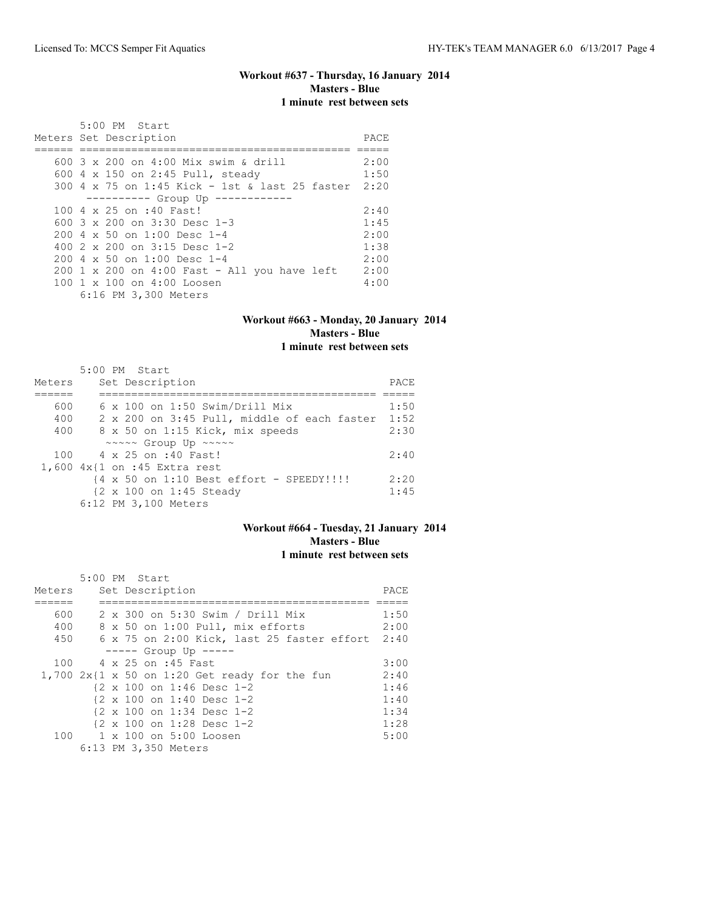### Workout #637 - Thursday, 16 January 2014
**Masters - Blue**
**1 minute rest between sets**

```
       5:00 PM  Start
Meters Set Description                               PACE
====== ========================================== =====
   600 3 x 200 on 4:00 Mix swim & drill            2:00
   600 4 x 150 on 2:45 Pull, steady                1:50
   300 4 x 75 on 1:45 Kick - 1st & last 25 faster  2:20
        ---------- Group Up ------------
   100 4 x 25 on :40 Fast!                         2:40
   600 3 x 200 on 3:30 Desc 1-3                    1:45
   200 4 x 50 on 1:00 Desc 1-4                     2:00
   400 2 x 200 on 3:15 Desc 1-2                    1:38
   200 4 x 50 on 1:00 Desc 1-4                     2:00
   200 1 x 200 on 4:00 Fast - All you have left    2:00
   100 1 x 100 on 4:00 Loosen                      4:00
       6:16 PM 3,300 Meters
```

### Workout #663 - Monday, 20 January 2014
**Masters - Blue**
**1 minute rest between sets**

```
       5:00 PM  Start
Meters    Set Description                               PACE
======    ========================================== =====
   600    6 x 100 on 1:50 Swim/Drill Mix               1:50
   400    2 x 200 on 3:45 Pull, middle of each faster  1:52
   400    8 x 50 on 1:15 Kick, mix speeds              2:30
          ~~~~~ Group Up ~~~~~
   100    4 x 25 on :40 Fast!                          2:40
 1,600 4x{1 on :45 Extra rest
         {4 x 50 on 1:10 Best effort - SPEEDY!!!!      2:20
         {2 x 100 on 1:45 Steady                       1:45
       6:12 PM 3,100 Meters
```

### Workout #664 - Tuesday, 21 January 2014
**Masters - Blue**
**1 minute rest between sets**

```
       5:00 PM  Start
Meters    Set Description                               PACE
======    ========================================== =====
   600    2 x 300 on 5:30 Swim / Drill Mix             1:50
   400    8 x 50 on 1:00 Pull, mix efforts             2:00
   450    6 x 75 on 2:00 Kick, last 25 faster effort   2:40
          ----- Group Up -----
   100    4 x 25 on :45 Fast                           3:00
 1,700 2x{1 x 50 on 1:20 Get ready for the fun         2:40
         {2 x 100 on 1:46 Desc 1-2                     1:46
         {2 x 100 on 1:40 Desc 1-2                     1:40
         {2 x 100 on 1:34 Desc 1-2                     1:34
         {2 x 100 on 1:28 Desc 1-2                     1:28
   100    1 x 100 on 5:00 Loosen                       5:00
       6:13 PM 3,350 Meters
```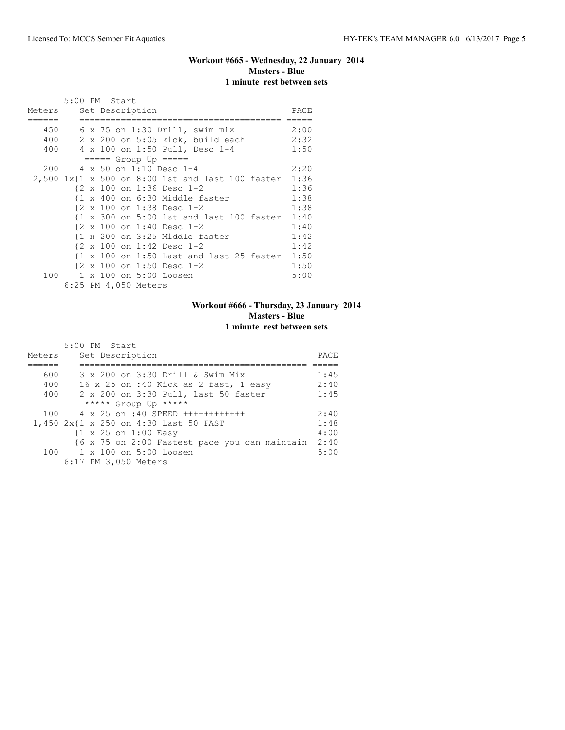### Workout #665 - Wednesday, 22 January 2014
**Masters - Blue**
**1 minute rest between sets**

```
       5:00 PM  Start
Meters    Set Description                          PACE
======    ======================================  =====
   450    6 x 75 on 1:30 Drill, swim mix           2:00
   400    2 x 200 on 5:05 kick, build each         2:32
   400    4 x 100 on 1:50 Pull, Desc 1-4           1:50
           ===== Group Up =====
   200    4 x 50 on 1:10 Desc 1-4                  2:20
 2,500 1x{1 x 500 on 8:00 1st and last 100 faster  1:36
         {2 x 100 on 1:36 Desc 1-2                 1:36
         {1 x 400 on 6:30 Middle faster            1:38
         {2 x 100 on 1:38 Desc 1-2                 1:38
         {1 x 300 on 5:00 1st and last 100 faster  1:40
         {2 x 100 on 1:40 Desc 1-2                 1:40
         {1 x 200 on 3:25 Middle faster            1:42
         {2 x 100 on 1:42 Desc 1-2                 1:42
         {1 x 100 on 1:50 Last and last 25 faster  1:50
         {2 x 100 on 1:50 Desc 1-2                 1:50
   100    1 x 100 on 5:00 Loosen                   5:00
       6:25 PM 4,050 Meters
```

### Workout #666 - Thursday, 23 January 2014
**Masters - Blue**
**1 minute rest between sets**

```
       5:00 PM  Start
Meters    Set Description                               PACE
======    ============================================  =====
   600    3 x 200 on 3:30 Drill & Swim Mix              1:45
   400    16 x 25 on :40 Kick as 2 fast, 1 easy         2:40
   400    2 x 200 on 3:30 Pull, last 50 faster          1:45
           ***** Group Up *****
   100    4 x 25 on :40 SPEED ++++++++++++              2:40
 1,450 2x{1 x 250 on 4:30 Last 50 FAST                  1:48
         {1 x 25 on 1:00 Easy                           4:00
         {6 x 75 on 2:00 Fastest pace you can maintain  2:40
   100    1 x 100 on 5:00 Loosen                        5:00
       6:17 PM 3,050 Meters
```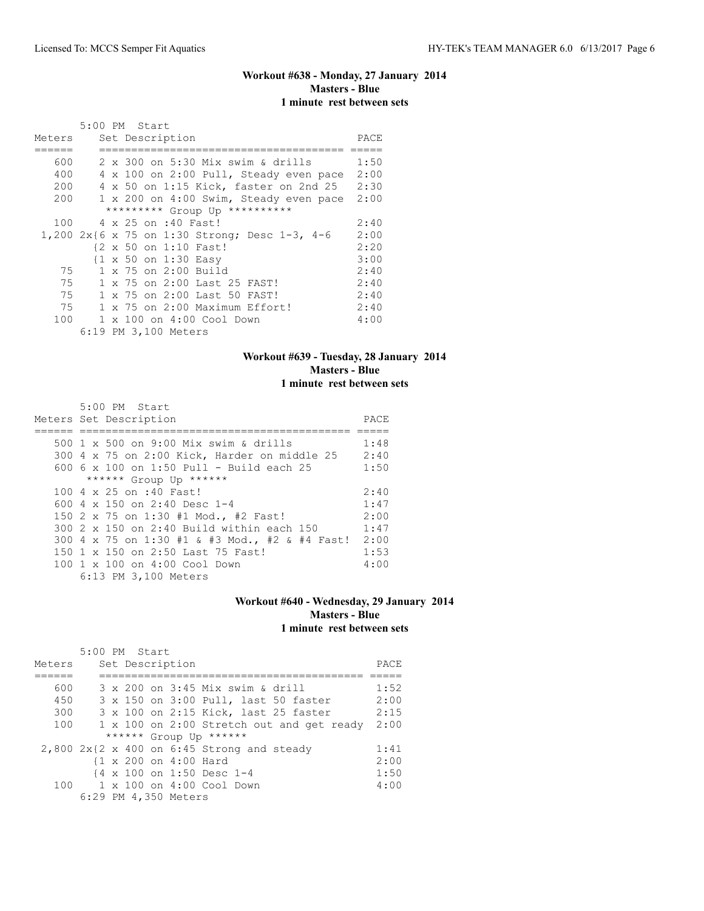## Workout #638 - Monday, 27 January 2014
**Masters - Blue**
**1 minute rest between sets**

5:00 PM Start

| Meters | Set Description | PACE |
|---|---|---|
| 600 | 2 x 300 on 5:30 Mix swim & drills | 1:50 |
| 400 | 4 x 100 on 2:00 Pull, Steady even pace | 2:00 |
| 200 | 4 x 50 on 1:15 Kick, faster on 2nd 25 | 2:30 |
| 200 | 1 x 200 on 4:00 Swim, Steady even pace | 2:00 |
| | ********* Group Up ********** | |
| 100 | 4 x 25 on :40 Fast! | 2:40 |
| 1,200 | 2x{6 x 75 on 1:30 Strong; Desc 1-3, 4-6 | 2:00 |
| | {2 x 50 on 1:10 Fast! | 2:20 |
| | {1 x 50 on 1:30 Easy | 3:00 |
| 75 | 1 x 75 on 2:00 Build | 2:40 |
| 75 | 1 x 75 on 2:00 Last 25 FAST! | 2:40 |
| 75 | 1 x 75 on 2:00 Last 50 FAST! | 2:40 |
| 75 | 1 x 75 on 2:00 Maximum Effort! | 2:40 |
| 100 | 1 x 100 on 4:00 Cool Down | 4:00 |

6:19 PM 3,100 Meters

## Workout #639 - Tuesday, 28 January 2014
**Masters - Blue**
**1 minute rest between sets**

5:00 PM Start

| Meters | Set Description | PACE |
|---|---|---|
| 500 | 1 x 500 on 9:00 Mix swim & drills | 1:48 |
| 300 | 4 x 75 on 2:00 Kick, Harder on middle 25 | 2:40 |
| 600 | 6 x 100 on 1:50 Pull - Build each 25 | 1:50 |
| | ****** Group Up ****** | |
| 100 | 4 x 25 on :40 Fast! | 2:40 |
| 600 | 4 x 150 on 2:40 Desc 1-4 | 1:47 |
| 150 | 2 x 75 on 1:30 #1 Mod., #2 Fast! | 2:00 |
| 300 | 2 x 150 on 2:40 Build within each 150 | 1:47 |
| 300 | 4 x 75 on 1:30 #1 & #3 Mod., #2 & #4 Fast! | 2:00 |
| 150 | 1 x 150 on 2:50 Last 75 Fast! | 1:53 |
| 100 | 1 x 100 on 4:00 Cool Down | 4:00 |

6:13 PM 3,100 Meters

## Workout #640 - Wednesday, 29 January 2014
**Masters - Blue**
**1 minute rest between sets**

5:00 PM Start

| Meters | Set Description | PACE |
|---|---|---|
| 600 | 3 x 200 on 3:45 Mix swim & drill | 1:52 |
| 450 | 3 x 150 on 3:00 Pull, last 50 faster | 2:00 |
| 300 | 3 x 100 on 2:15 Kick, last 25 faster | 2:15 |
| 100 | 1 x 100 on 2:00 Stretch out and get ready | 2:00 |
| | ****** Group Up ****** | |
| 2,800 | 2x{2 x 400 on 6:45 Strong and steady | 1:41 |
| | {1 x 200 on 4:00 Hard | 2:00 |
| | {4 x 100 on 1:50 Desc 1-4 | 1:50 |
| 100 | 1 x 100 on 4:00 Cool Down | 4:00 |

6:29 PM 4,350 Meters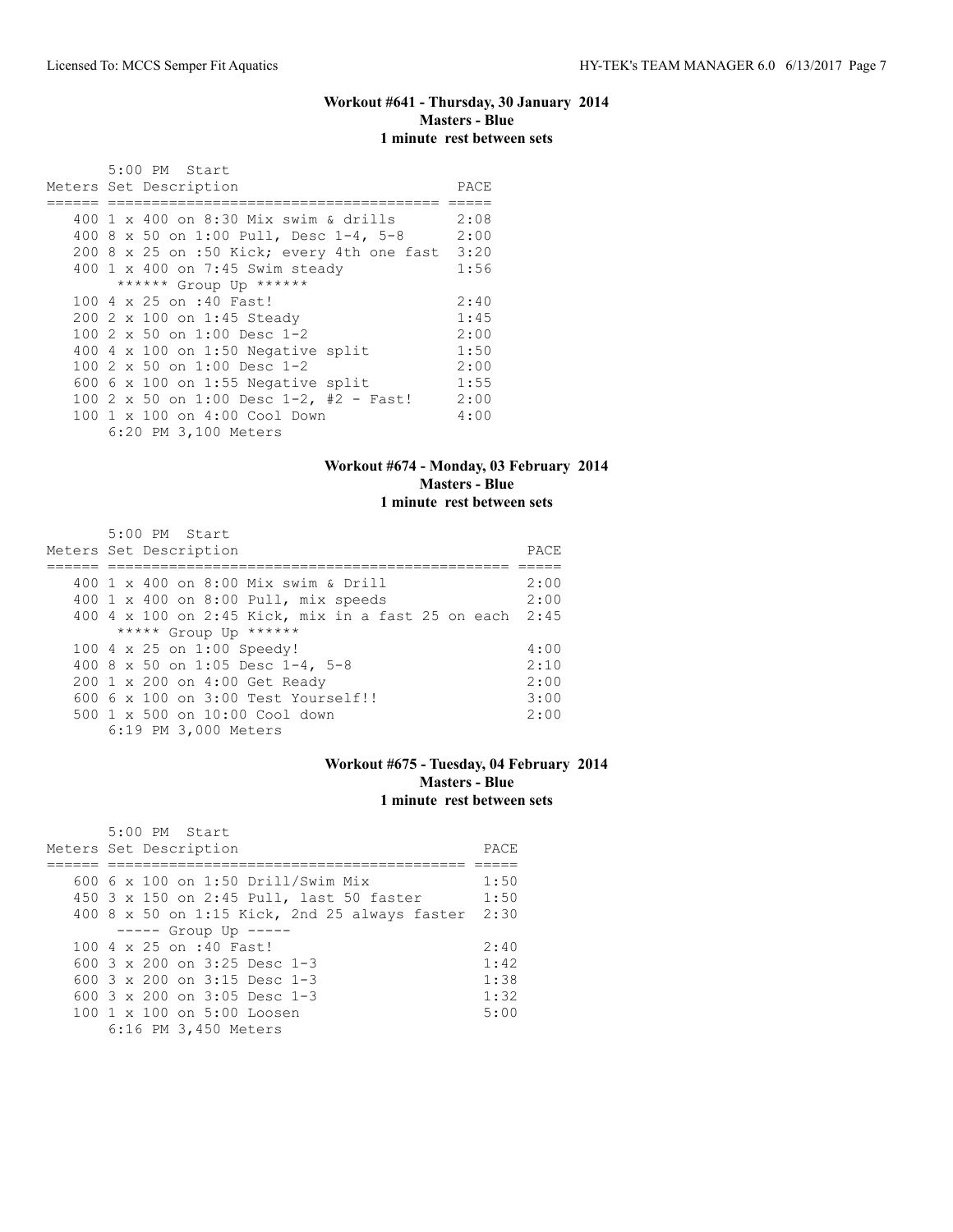### Workout #641 - Thursday, 30 January 2014
**Masters - Blue**
**1 minute rest between sets**

```
       5:00 PM  Start
Meters Set Description                          PACE
====== ====================================== =====
   400 1 x 400 on 8:30 Mix swim & drills       2:08
   400 8 x 50 on 1:00 Pull, Desc 1-4, 5-8      2:00
   200 8 x 25 on :50 Kick; every 4th one fast  3:20
   400 1 x 400 on 7:45 Swim steady             1:56
        ****** Group Up ******
   100 4 x 25 on :40 Fast!                     2:40
   200 2 x 100 on 1:45 Steady                  1:45
   100 2 x 50 on 1:00 Desc 1-2                 2:00
   400 4 x 100 on 1:50 Negative split          1:50
   100 2 x 50 on 1:00 Desc 1-2                 2:00
   600 6 x 100 on 1:55 Negative split          1:55
   100 2 x 50 on 1:00 Desc 1-2, #2 - Fast!     2:00
   100 1 x 100 on 4:00 Cool Down               4:00
       6:20 PM 3,100 Meters
```

### Workout #674 - Monday, 03 February 2014
**Masters - Blue**
**1 minute rest between sets**

```
       5:00 PM  Start
Meters Set Description                                   PACE
====== =============================================== =====
   400 1 x 400 on 8:00 Mix swim & Drill                 2:00
   400 1 x 400 on 8:00 Pull, mix speeds                 2:00
   400 4 x 100 on 2:45 Kick, mix in a fast 25 on each  2:45
        ***** Group Up ******
   100 4 x 25 on 1:00 Speedy!                           4:00
   400 8 x 50 on 1:05 Desc 1-4, 5-8                     2:10
   200 1 x 200 on 4:00 Get Ready                        2:00
   600 6 x 100 on 3:00 Test Yourself!!                  3:00
   500 1 x 500 on 10:00 Cool down                       2:00
       6:19 PM 3,000 Meters
```

### Workout #675 - Tuesday, 04 February 2014
**Masters - Blue**
**1 minute rest between sets**

```
       5:00 PM  Start
Meters Set Description                            PACE
====== ========================================= =====
   600 6 x 100 on 1:50 Drill/Swim Mix             1:50
   450 3 x 150 on 2:45 Pull, last 50 faster       1:50
   400 8 x 50 on 1:15 Kick, 2nd 25 always faster  2:30
        ----- Group Up -----
   100 4 x 25 on :40 Fast!                        2:40
   600 3 x 200 on 3:25 Desc 1-3                   1:42
   600 3 x 200 on 3:15 Desc 1-3                   1:38
   600 3 x 200 on 3:05 Desc 1-3                   1:32
   100 1 x 100 on 5:00 Loosen                     5:00
       6:16 PM 3,450 Meters
```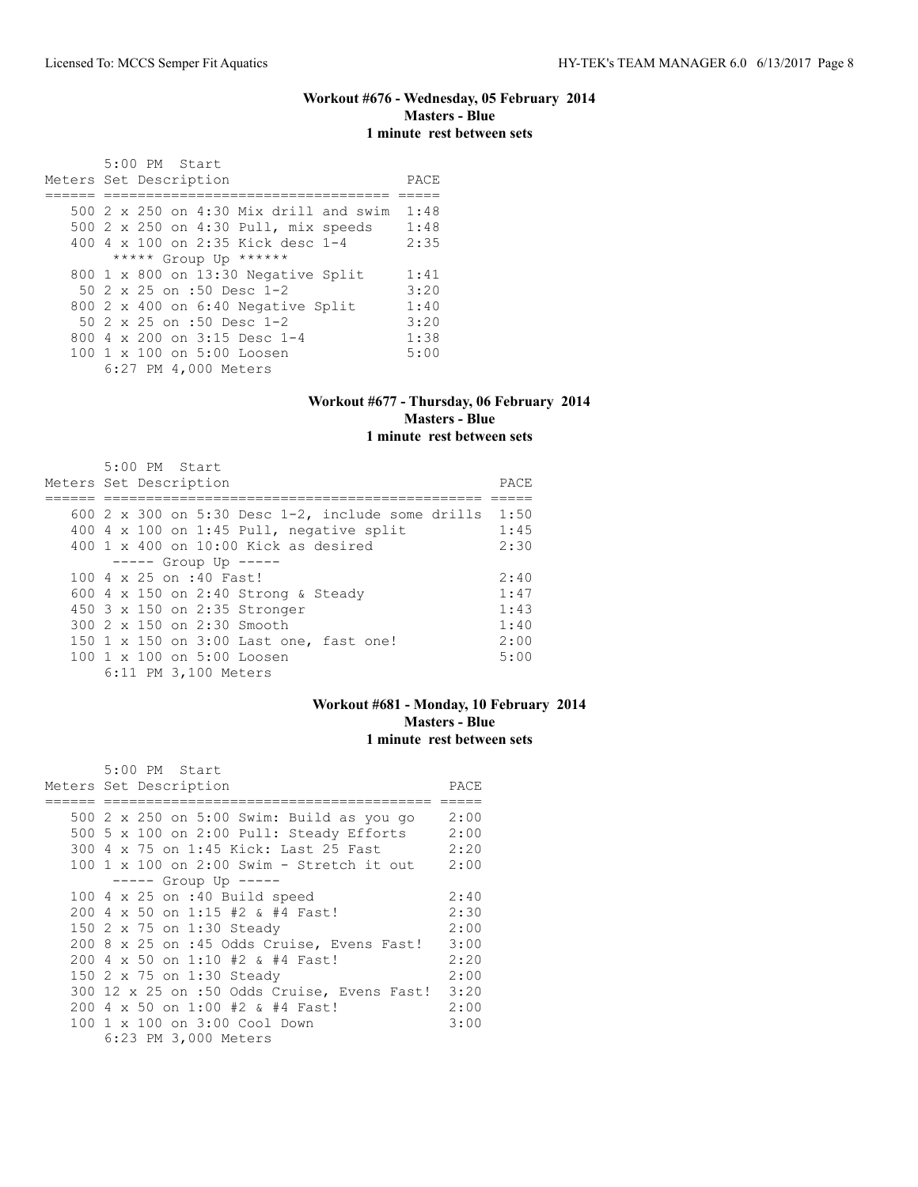### Workout #676 - Wednesday, 05 February 2014
### Masters - Blue
### 1 minute rest between sets

5:00 PM Start

| Meters | Set Description | PACE |
|---|---|---|
| 500 | 2 x 250 on 4:30 Mix drill and swim | 1:48 |
| 500 | 2 x 250 on 4:30 Pull, mix speeds | 1:48 |
| 400 | 4 x 100 on 2:35 Kick desc 1-4 | 2:35 |
| | ***** Group Up ****** | |
| 800 | 1 x 800 on 13:30 Negative Split | 1:41 |
| 50 | 2 x 25 on :50 Desc 1-2 | 3:20 |
| 800 | 2 x 400 on 6:40 Negative Split | 1:40 |
| 50 | 2 x 25 on :50 Desc 1-2 | 3:20 |
| 800 | 4 x 200 on 3:15 Desc 1-4 | 1:38 |
| 100 | 1 x 100 on 5:00 Loosen | 5:00 |

6:27 PM 4,000 Meters

### Workout #677 - Thursday, 06 February 2014
### Masters - Blue
### 1 minute rest between sets

5:00 PM Start

| Meters | Set Description | PACE |
|---|---|---|
| 600 | 2 x 300 on 5:30 Desc 1-2, include some drills | 1:50 |
| 400 | 4 x 100 on 1:45 Pull, negative split | 1:45 |
| 400 | 1 x 400 on 10:00 Kick as desired | 2:30 |
| | ----- Group Up ----- | |
| 100 | 4 x 25 on :40 Fast! | 2:40 |
| 600 | 4 x 150 on 2:40 Strong & Steady | 1:47 |
| 450 | 3 x 150 on 2:35 Stronger | 1:43 |
| 300 | 2 x 150 on 2:30 Smooth | 1:40 |
| 150 | 1 x 150 on 3:00 Last one, fast one! | 2:00 |
| 100 | 1 x 100 on 5:00 Loosen | 5:00 |

6:11 PM 3,100 Meters

### Workout #681 - Monday, 10 February 2014
### Masters - Blue
### 1 minute rest between sets

5:00 PM Start

| Meters | Set Description | PACE |
|---|---|---|
| 500 | 2 x 250 on 5:00 Swim: Build as you go | 2:00 |
| 500 | 5 x 100 on 2:00 Pull: Steady Efforts | 2:00 |
| 300 | 4 x 75 on 1:45 Kick: Last 25 Fast | 2:20 |
| 100 | 1 x 100 on 2:00 Swim - Stretch it out | 2:00 |
| | ----- Group Up ----- | |
| 100 | 4 x 25 on :40 Build speed | 2:40 |
| 200 | 4 x 50 on 1:15 #2 & #4 Fast! | 2:30 |
| 150 | 2 x 75 on 1:30 Steady | 2:00 |
| 200 | 8 x 25 on :45 Odds Cruise, Evens Fast! | 3:00 |
| 200 | 4 x 50 on 1:10 #2 & #4 Fast! | 2:20 |
| 150 | 2 x 75 on 1:30 Steady | 2:00 |
| 300 | 12 x 25 on :50 Odds Cruise, Evens Fast! | 3:20 |
| 200 | 4 x 50 on 1:00 #2 & #4 Fast! | 2:00 |
| 100 | 1 x 100 on 3:00 Cool Down | 3:00 |

6:23 PM 3,000 Meters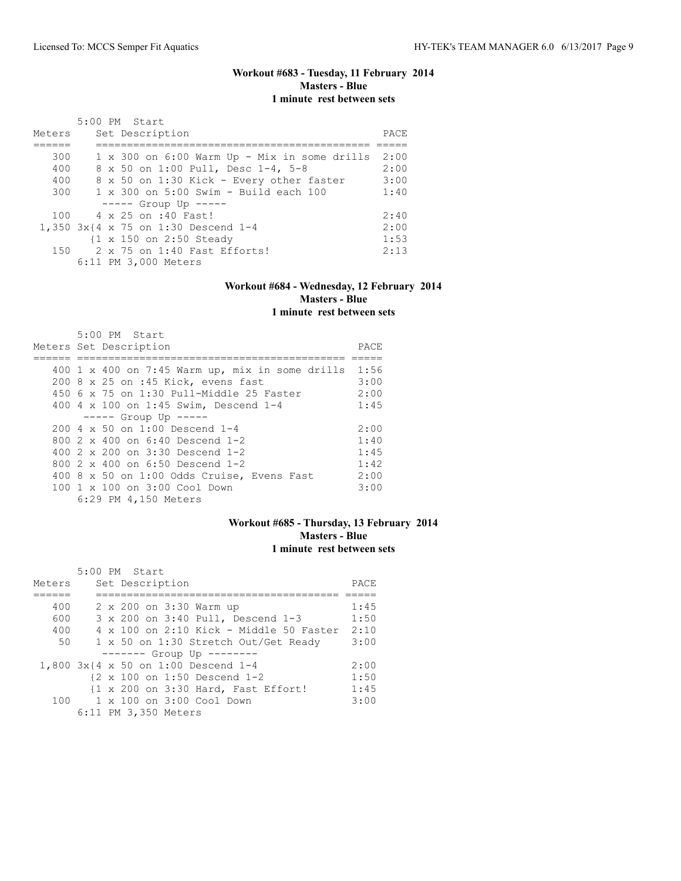### Workout #683 - Tuesday, 11 February 2014
**Masters - Blue**
**1 minute rest between sets**

5:00 PM Start

| Meters | Set Description | PACE |
|---|---|---|
| 300 | 1 x 300 on 6:00 Warm Up - Mix in some drills | 2:00 |
| 400 | 8 x 50 on 1:00 Pull, Desc 1-4, 5-8 | 2:00 |
| 400 | 8 x 50 on 1:30 Kick - Every other faster | 3:00 |
| 300 | 1 x 300 on 5:00 Swim - Build each 100 | 1:40 |
| | ----- Group Up ----- | |
| 100 | 4 x 25 on :40 Fast! | 2:40 |
| 1,350 | 3x{4 x 75 on 1:30 Descend 1-4 | 2:00 |
| | {1 x 150 on 2:50 Steady | 1:53 |
| 150 | 2 x 75 on 1:40 Fast Efforts! | 2:13 |
| | 6:11 PM 3,000 Meters | |

### Workout #684 - Wednesday, 12 February 2014
**Masters - Blue**
**1 minute rest between sets**

5:00 PM Start

| Meters | Set Description | PACE |
|---|---|---|
| 400 | 1 x 400 on 7:45 Warm up, mix in some drills | 1:56 |
| 200 | 8 x 25 on :45 Kick, evens fast | 3:00 |
| 450 | 6 x 75 on 1:30 Pull-Middle 25 Faster | 2:00 |
| 400 | 4 x 100 on 1:45 Swim, Descend 1-4 | 1:45 |
| | ----- Group Up ----- | |
| 200 | 4 x 50 on 1:00 Descend 1-4 | 2:00 |
| 800 | 2 x 400 on 6:40 Descend 1-2 | 1:40 |
| 400 | 2 x 200 on 3:30 Descend 1-2 | 1:45 |
| 800 | 2 x 400 on 6:50 Descend 1-2 | 1:42 |
| 400 | 8 x 50 on 1:00 Odds Cruise, Evens Fast | 2:00 |
| 100 | 1 x 100 on 3:00 Cool Down | 3:00 |
| | 6:29 PM 4,150 Meters | |

### Workout #685 - Thursday, 13 February 2014
**Masters - Blue**
**1 minute rest between sets**

5:00 PM Start

| Meters | Set Description | PACE |
|---|---|---|
| 400 | 2 x 200 on 3:30 Warm up | 1:45 |
| 600 | 3 x 200 on 3:40 Pull, Descend 1-3 | 1:50 |
| 400 | 4 x 100 on 2:10 Kick - Middle 50 Faster | 2:10 |
| 50 | 1 x 50 on 1:30 Stretch Out/Get Ready | 3:00 |
| | ------- Group Up -------- | |
| 1,800 | 3x{4 x 50 on 1:00 Descend 1-4 | 2:00 |
| | {2 x 100 on 1:50 Descend 1-2 | 1:50 |
| | {1 x 200 on 3:30 Hard, Fast Effort! | 1:45 |
| 100 | 1 x 100 on 3:00 Cool Down | 3:00 |
| | 6:11 PM 3,350 Meters | |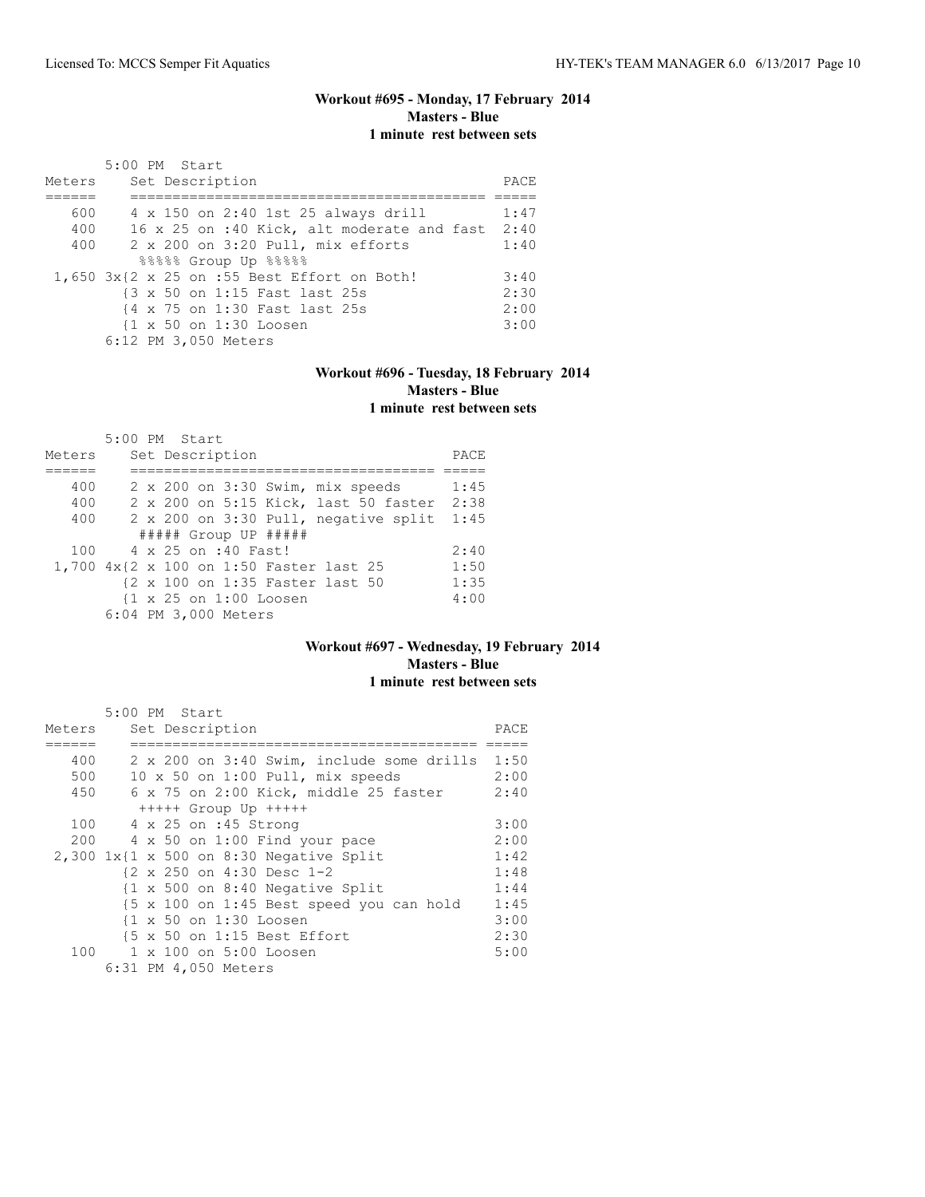### Workout #695 - Monday, 17 February 2014
**Masters - Blue**
**1 minute rest between sets**

```
       5:00 PM  Start
Meters     Set Description                              PACE
======     ========================================= =====
   600     4 x 150 on 2:40 1st 25 always drill        1:47
   400     16 x 25 on :40 Kick, alt moderate and fast  2:40
   400     2 x 200 on 3:20 Pull, mix efforts          1:40
            %%%%% Group Up %%%%%
 1,650 3x{2 x 25 on :55 Best Effort on Both!          3:40
         {3 x 50 on 1:15 Fast last 25s                2:30
         {4 x 75 on 1:30 Fast last 25s                2:00
         {1 x 50 on 1:30 Loosen                       3:00
       6:12 PM 3,050 Meters
```

### Workout #696 - Tuesday, 18 February 2014
**Masters - Blue**
**1 minute rest between sets**

```
       5:00 PM  Start
Meters     Set Description                        PACE
======     ==================================== =====
   400     2 x 200 on 3:30 Swim, mix speeds      1:45
   400     2 x 200 on 5:15 Kick, last 50 faster  2:38
   400     2 x 200 on 3:30 Pull, negative split  1:45
            ##### Group UP #####
   100     4 x 25 on :40 Fast!                   2:40
 1,700 4x{2 x 100 on 1:50 Faster last 25         1:50
         {2 x 100 on 1:35 Faster last 50         1:35
         {1 x 25 on 1:00 Loosen                  4:00
       6:04 PM 3,000 Meters
```

### Workout #697 - Wednesday, 19 February 2014
**Masters - Blue**
**1 minute rest between sets**

```
       5:00 PM  Start
Meters     Set Description                            PACE
======     ======================================== =====
   400     2 x 200 on 3:40 Swim, include some drills 1:50
   500     10 x 50 on 1:00 Pull, mix speeds          2:00
   450     6 x 75 on 2:00 Kick, middle 25 faster     2:40
            +++++ Group Up +++++
   100     4 x 25 on :45 Strong                      3:00
   200     4 x 50 on 1:00 Find your pace             2:00
 2,300 1x{1 x 500 on 8:30 Negative Split             1:42
         {2 x 250 on 4:30 Desc 1-2                   1:48
         {1 x 500 on 8:40 Negative Split             1:44
         {5 x 100 on 1:45 Best speed you can hold    1:45
         {1 x 50 on 1:30 Loosen                      3:00
         {5 x 50 on 1:15 Best Effort                 2:30
   100     1 x 100 on 5:00 Loosen                    5:00
       6:31 PM 4,050 Meters
```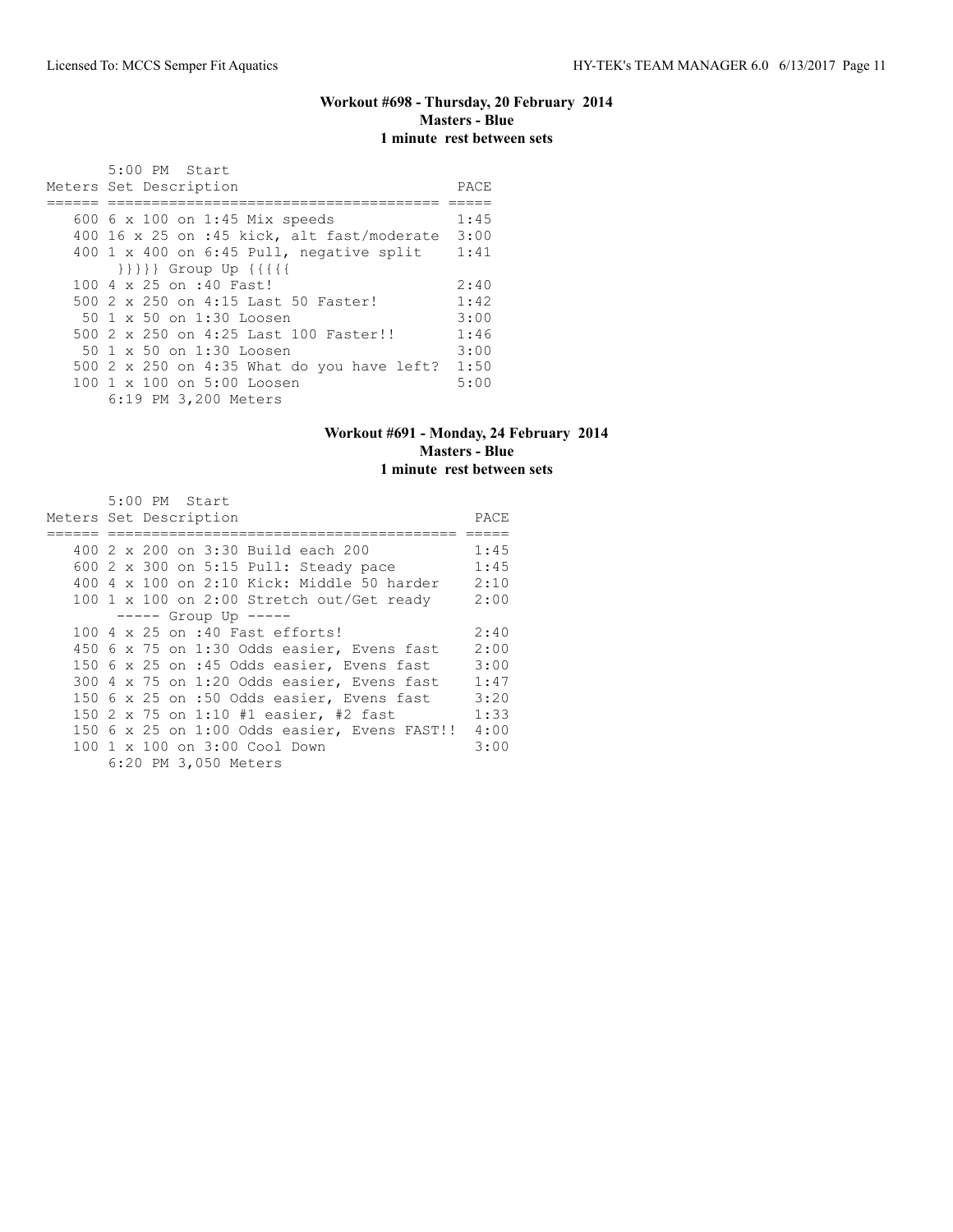### Workout #698 - Thursday, 20 February 2014
**Masters - Blue**
**1 minute rest between sets**

```
      5:00 PM  Start
Meters Set Description                           PACE
====== ===================================== =====
   600 6 x 100 on 1:45 Mix speeds             1:45
   400 16 x 25 on :45 kick, alt fast/moderate  3:00
   400 1 x 400 on 6:45 Pull, negative split    1:41
       }}}}} Group Up {{{{{
   100 4 x 25 on :40 Fast!                     2:40
   500 2 x 250 on 4:15 Last 50 Faster!         1:42
    50 1 x 50 on 1:30 Loosen                   3:00
   500 2 x 250 on 4:25 Last 100 Faster!!       1:46
    50 1 x 50 on 1:30 Loosen                   3:00
   500 2 x 250 on 4:35 What do you have left?  1:50
   100 1 x 100 on 5:00 Loosen                  5:00
       6:19 PM 3,200 Meters
```

### Workout #691 - Monday, 24 February 2014
**Masters - Blue**
**1 minute rest between sets**

```
      5:00 PM  Start
Meters Set Description                              PACE
====== ======================================== =====
   400 2 x 200 on 3:30 Build each 200            1:45
   600 2 x 300 on 5:15 Pull: Steady pace         1:45
   400 4 x 100 on 2:10 Kick: Middle 50 harder    2:10
   100 1 x 100 on 2:00 Stretch out/Get ready     2:00
       ----- Group Up -----
   100 4 x 25 on :40 Fast efforts!               2:40
   450 6 x 75 on 1:30 Odds easier, Evens fast    2:00
   150 6 x 25 on :45 Odds easier, Evens fast     3:00
   300 4 x 75 on 1:20 Odds easier, Evens fast    1:47
   150 6 x 25 on :50 Odds easier, Evens fast     3:20
   150 2 x 75 on 1:10 #1 easier, #2 fast         1:33
   150 6 x 25 on 1:00 Odds easier, Evens FAST!!  4:00
   100 1 x 100 on 3:00 Cool Down                 3:00
       6:20 PM 3,050 Meters
```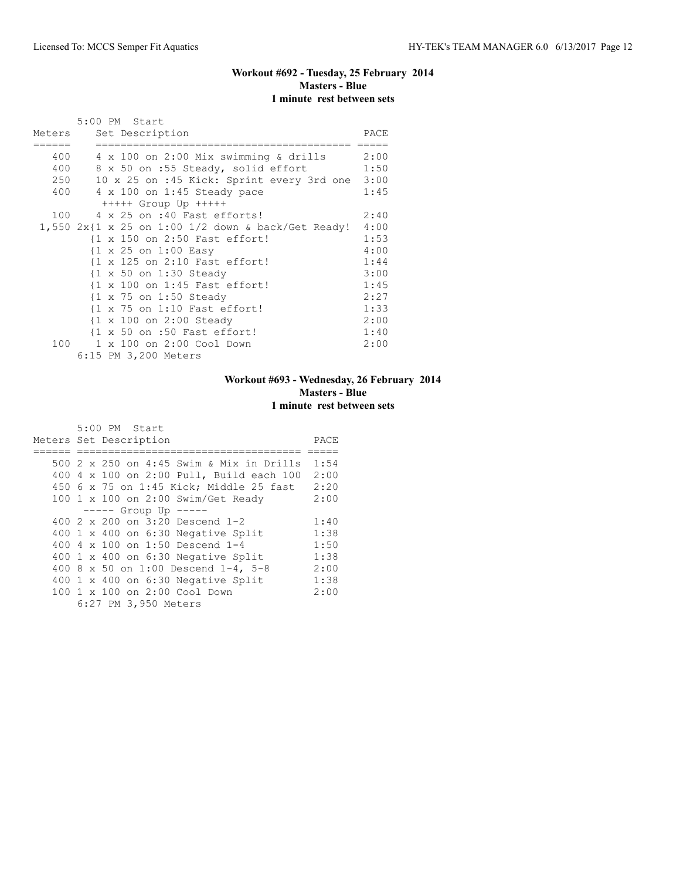### Workout #692 - Tuesday, 25 February 2014
**Masters - Blue**
**1 minute rest between sets**

5:00 PM Start

| Meters | Set Description | PACE |
|---|---|---|
| 400 | 4 x 100 on 2:00 Mix swimming & drills | 2:00 |
| 400 | 8 x 50 on :55 Steady, solid effort | 1:50 |
| 250 | 10 x 25 on :45 Kick: Sprint every 3rd one | 3:00 |
| 400 | 4 x 100 on 1:45 Steady pace | 1:45 |
| | +++++ Group Up +++++ | |
| 100 | 4 x 25 on :40 Fast efforts! | 2:40 |
| 1,550 | 2x{1 x 25 on 1:00 1/2 down & back/Get Ready! | 4:00 |
| | {1 x 150 on 2:50 Fast effort! | 1:53 |
| | {1 x 25 on 1:00 Easy | 4:00 |
| | {1 x 125 on 2:10 Fast effort! | 1:44 |
| | {1 x 50 on 1:30 Steady | 3:00 |
| | {1 x 100 on 1:45 Fast effort! | 1:45 |
| | {1 x 75 on 1:50 Steady | 2:27 |
| | {1 x 75 on 1:10 Fast effort! | 1:33 |
| | {1 x 100 on 2:00 Steady | 2:00 |
| | {1 x 50 on :50 Fast effort! | 1:40 |
| 100 | 1 x 100 on 2:00 Cool Down | 2:00 |

6:15 PM 3,200 Meters

### Workout #693 - Wednesday, 26 February 2014
**Masters - Blue**
**1 minute rest between sets**

5:00 PM Start

| Meters | Set Description | PACE |
|---|---|---|
| 500 | 2 x 250 on 4:45 Swim & Mix in Drills | 1:54 |
| 400 | 4 x 100 on 2:00 Pull, Build each 100 | 2:00 |
| 450 | 6 x 75 on 1:45 Kick; Middle 25 fast | 2:20 |
| 100 | 1 x 100 on 2:00 Swim/Get Ready | 2:00 |
| | ----- Group Up ----- | |
| 400 | 2 x 200 on 3:20 Descend 1-2 | 1:40 |
| 400 | 1 x 400 on 6:30 Negative Split | 1:38 |
| 400 | 4 x 100 on 1:50 Descend 1-4 | 1:50 |
| 400 | 1 x 400 on 6:30 Negative Split | 1:38 |
| 400 | 8 x 50 on 1:00 Descend 1-4, 5-8 | 2:00 |
| 400 | 1 x 400 on 6:30 Negative Split | 1:38 |
| 100 | 1 x 100 on 2:00 Cool Down | 2:00 |

6:27 PM 3,950 Meters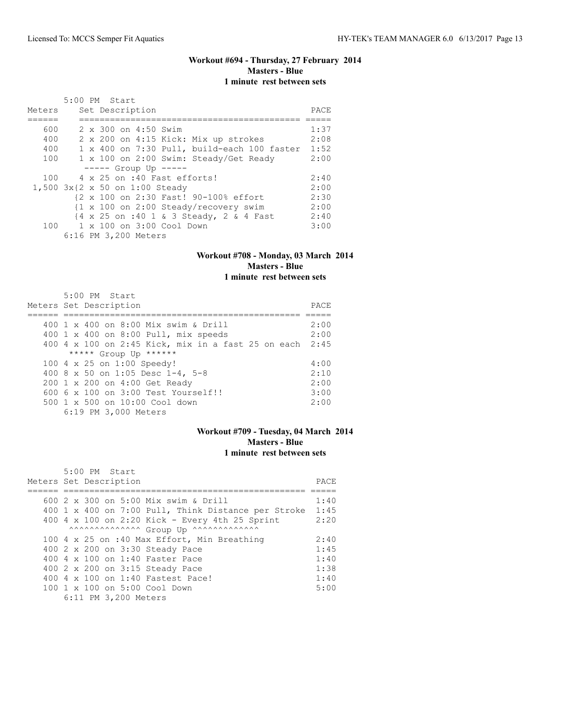### Workout #694 - Thursday, 27 February 2014
**Masters - Blue**
**1 minute rest between sets**

5:00 PM Start

| Meters | Set Description | PACE |
|---|---|---|
| 600 | 2 x 300 on 4:50 Swim | 1:37 |
| 400 | 2 x 200 on 4:15 Kick: Mix up strokes | 2:08 |
| 400 | 1 x 400 on 7:30 Pull, build-each 100 faster | 1:52 |
| 100 | 1 x 100 on 2:00 Swim: Steady/Get Ready | 2:00 |
| | ----- Group Up ----- | |
| 100 | 4 x 25 on :40 Fast efforts! | 2:40 |
| 1,500 | 3x{2 x 50 on 1:00 Steady | 2:00 |
| | {2 x 100 on 2:30 Fast! 90-100% effort | 2:30 |
| | {1 x 100 on 2:00 Steady/recovery swim | 2:00 |
| | {4 x 25 on :40 1 & 3 Steady, 2 & 4 Fast | 2:40 |
| 100 | 1 x 100 on 3:00 Cool Down | 3:00 |

6:16 PM 3,200 Meters

### Workout #708 - Monday, 03 March 2014
**Masters - Blue**
**1 minute rest between sets**

5:00 PM Start

| Meters | Set Description | PACE |
|---|---|---|
| 400 | 1 x 400 on 8:00 Mix swim & Drill | 2:00 |
| 400 | 1 x 400 on 8:00 Pull, mix speeds | 2:00 |
| 400 | 4 x 100 on 2:45 Kick, mix in a fast 25 on each | 2:45 |
| | ***** Group Up ****** | |
| 100 | 4 x 25 on 1:00 Speedy! | 4:00 |
| 400 | 8 x 50 on 1:05 Desc 1-4, 5-8 | 2:10 |
| 200 | 1 x 200 on 4:00 Get Ready | 2:00 |
| 600 | 6 x 100 on 3:00 Test Yourself!! | 3:00 |
| 500 | 1 x 500 on 10:00 Cool down | 2:00 |

6:19 PM 3,000 Meters

### Workout #709 - Tuesday, 04 March 2014
**Masters - Blue**
**1 minute rest between sets**

5:00 PM Start

| Meters | Set Description | PACE |
|---|---|---|
| 600 | 2 x 300 on 5:00 Mix swim & Drill | 1:40 |
| 400 | 1 x 400 on 7:00 Pull, Think Distance per Stroke | 1:45 |
| 400 | 4 x 100 on 2:20 Kick - Every 4th 25 Sprint | 2:20 |
| | ^^^^^^^^^^^^^^ Group Up ^^^^^^^^^^^^^ | |
| 100 | 4 x 25 on :40 Max Effort, Min Breathing | 2:40 |
| 400 | 2 x 200 on 3:30 Steady Pace | 1:45 |
| 400 | 4 x 100 on 1:40 Faster Pace | 1:40 |
| 400 | 2 x 200 on 3:15 Steady Pace | 1:38 |
| 400 | 4 x 100 on 1:40 Fastest Pace! | 1:40 |
| 100 | 1 x 100 on 5:00 Cool Down | 5:00 |

6:11 PM 3,200 Meters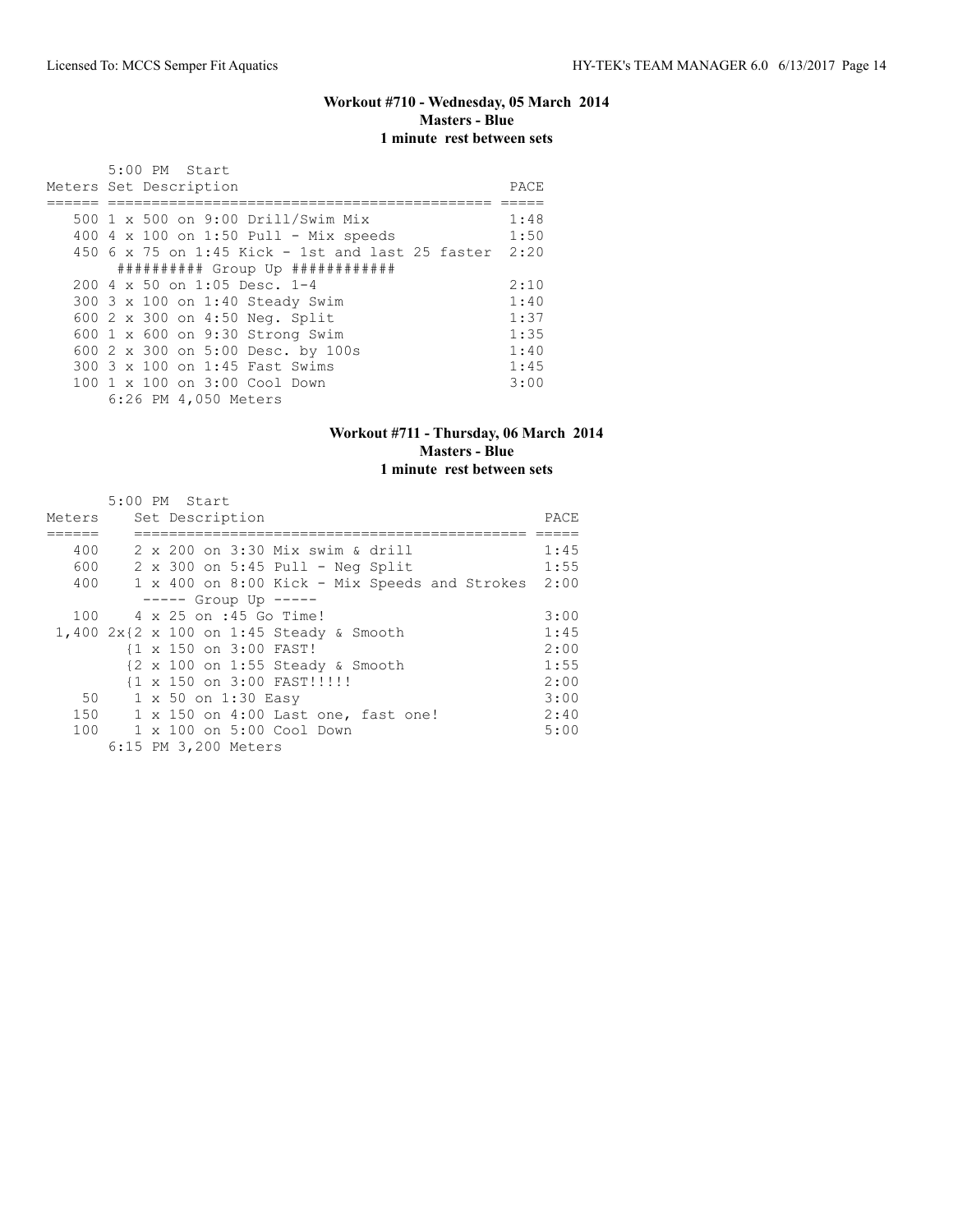### Workout #710 - Wednesday, 05 March 2014
**Masters - Blue**
**1 minute rest between sets**

5:00 PM Start

| Meters | Set Description | PACE |
|---|---|---|
| 500 | 1 x 500 on 9:00 Drill/Swim Mix | 1:48 |
| 400 | 4 x 100 on 1:50 Pull - Mix speeds | 1:50 |
| 450 | 6 x 75 on 1:45 Kick - 1st and last 25 faster | 2:20 |
| | ########## Group Up ############ | |
| 200 | 4 x 50 on 1:05 Desc. 1-4 | 2:10 |
| 300 | 3 x 100 on 1:40 Steady Swim | 1:40 |
| 600 | 2 x 300 on 4:50 Neg. Split | 1:37 |
| 600 | 1 x 600 on 9:30 Strong Swim | 1:35 |
| 600 | 2 x 300 on 5:00 Desc. by 100s | 1:40 |
| 300 | 3 x 100 on 1:45 Fast Swims | 1:45 |
| 100 | 1 x 100 on 3:00 Cool Down | 3:00 |

6:26 PM 4,050 Meters

### Workout #711 - Thursday, 06 March 2014
**Masters - Blue**
**1 minute rest between sets**

5:00 PM Start

| Meters | Set Description | PACE |
|---|---|---|
| 400 | 2 x 200 on 3:30 Mix swim & drill | 1:45 |
| 600 | 2 x 300 on 5:45 Pull - Neg Split | 1:55 |
| 400 | 1 x 400 on 8:00 Kick - Mix Speeds and Strokes | 2:00 |
| | ----- Group Up ----- | |
| 100 | 4 x 25 on :45 Go Time! | 3:00 |
| 1,400 | 2x{2 x 100 on 1:45 Steady & Smooth | 1:45 |
| | {1 x 150 on 3:00 FAST! | 2:00 |
| | {2 x 100 on 1:55 Steady & Smooth | 1:55 |
| | {1 x 150 on 3:00 FAST!!!!! | 2:00 |
| 50 | 1 x 50 on 1:30 Easy | 3:00 |
| 150 | 1 x 150 on 4:00 Last one, fast one! | 2:40 |
| 100 | 1 x 100 on 5:00 Cool Down | 5:00 |

6:15 PM 3,200 Meters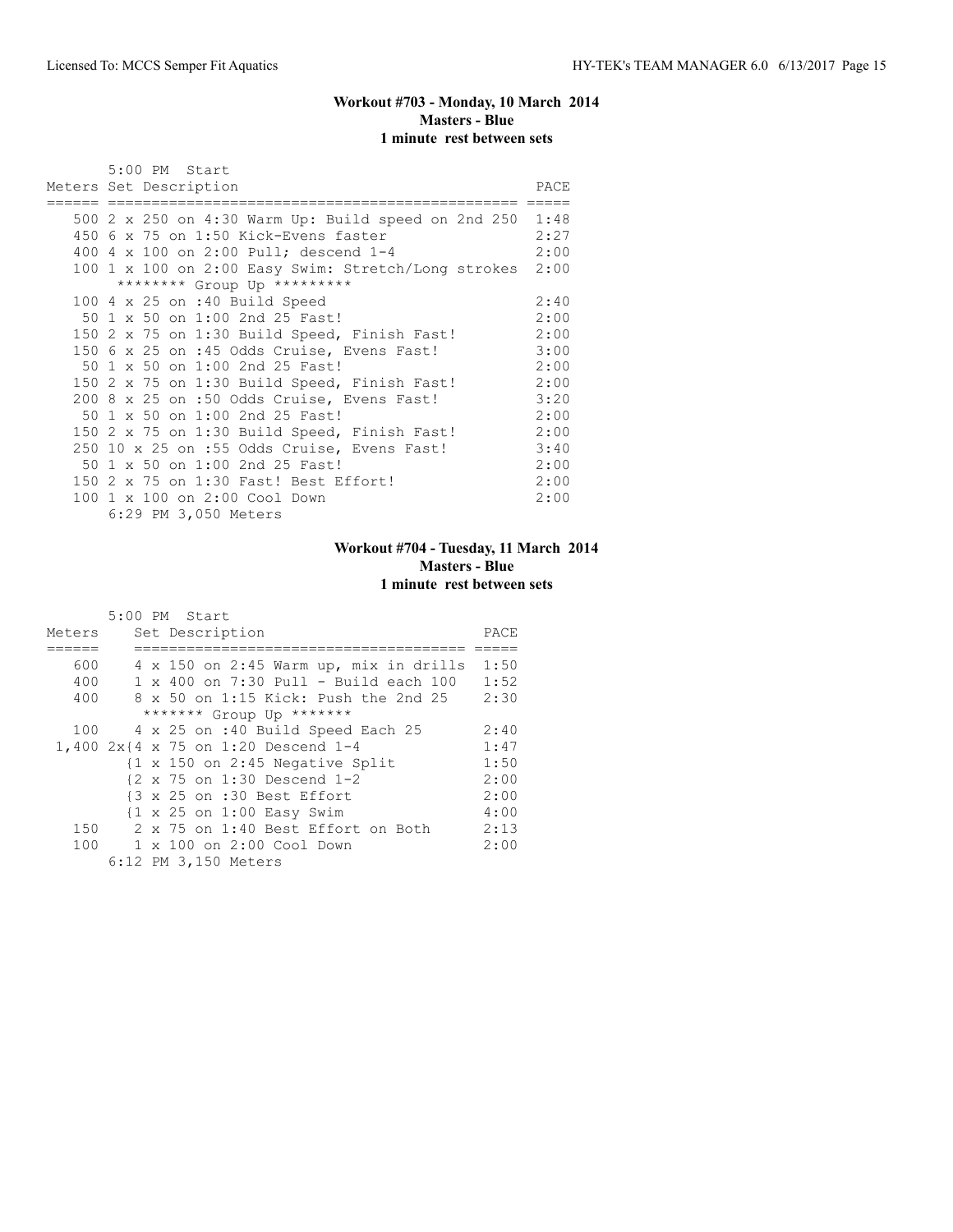### Workout #703 - Monday, 10 March 2014
**Masters - Blue**
**1 minute rest between sets**

5:00 PM Start

| Meters | Set Description | PACE |
|---|---|---|
| 500 | 2 x 250 on 4:30 Warm Up: Build speed on 2nd 250 | 1:48 |
| 450 | 6 x 75 on 1:50 Kick-Evens faster | 2:27 |
| 400 | 4 x 100 on 2:00 Pull; descend 1-4 | 2:00 |
| 100 | 1 x 100 on 2:00 Easy Swim: Stretch/Long strokes | 2:00 |
| | ******** Group Up ******** | |
| 100 | 4 x 25 on :40 Build Speed | 2:40 |
| 50 | 1 x 50 on 1:00 2nd 25 Fast! | 2:00 |
| 150 | 2 x 75 on 1:30 Build Speed, Finish Fast! | 2:00 |
| 150 | 6 x 25 on :45 Odds Cruise, Evens Fast! | 3:00 |
| 50 | 1 x 50 on 1:00 2nd 25 Fast! | 2:00 |
| 150 | 2 x 75 on 1:30 Build Speed, Finish Fast! | 2:00 |
| 200 | 8 x 25 on :50 Odds Cruise, Evens Fast! | 3:20 |
| 50 | 1 x 50 on 1:00 2nd 25 Fast! | 2:00 |
| 150 | 2 x 75 on 1:30 Build Speed, Finish Fast! | 2:00 |
| 250 | 10 x 25 on :55 Odds Cruise, Evens Fast! | 3:40 |
| 50 | 1 x 50 on 1:00 2nd 25 Fast! | 2:00 |
| 150 | 2 x 75 on 1:30 Fast! Best Effort! | 2:00 |
| 100 | 1 x 100 on 2:00 Cool Down | 2:00 |

6:29 PM 3,050 Meters

### Workout #704 - Tuesday, 11 March 2014
**Masters - Blue**
**1 minute rest between sets**

5:00 PM Start

| Meters | Set Description | PACE |
|---|---|---|
| 600 | 4 x 150 on 2:45 Warm up, mix in drills | 1:50 |
| 400 | 1 x 400 on 7:30 Pull - Build each 100 | 1:52 |
| 400 | 8 x 50 on 1:15 Kick: Push the 2nd 25 | 2:30 |
| | ******* Group Up ******* | |
| 100 | 4 x 25 on :40 Build Speed Each 25 | 2:40 |
| 1,400 | 2x{4 x 75 on 1:20 Descend 1-4 | 1:47 |
| | {1 x 150 on 2:45 Negative Split | 1:50 |
| | {2 x 75 on 1:30 Descend 1-2 | 2:00 |
| | {3 x 25 on :30 Best Effort | 2:00 |
| | {1 x 25 on 1:00 Easy Swim | 4:00 |
| 150 | 2 x 75 on 1:40 Best Effort on Both | 2:13 |
| 100 | 1 x 100 on 2:00 Cool Down | 2:00 |

6:12 PM 3,150 Meters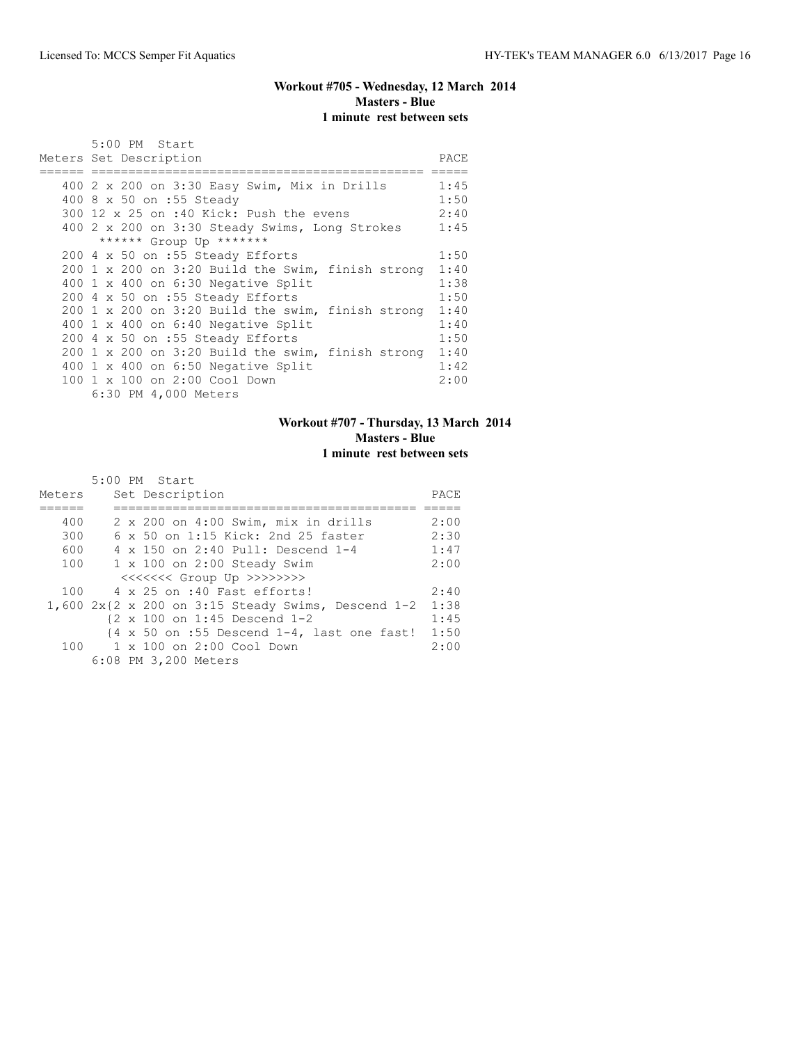## Workout #705 - Wednesday, 12 March 2014
**Masters - Blue**
**1 minute rest between sets**

5:00 PM Start

| Meters | Set Description | PACE |
|---|---|---|
| 400 | 2 x 200 on 3:30 Easy Swim, Mix in Drills | 1:45 |
| 400 | 8 x 50 on :55 Steady | 1:50 |
| 300 | 12 x 25 on :40 Kick: Push the evens | 2:40 |
| 400 | 2 x 200 on 3:30 Steady Swims, Long Strokes | 1:45 |
| | ****** Group Up ******* | |
| 200 | 4 x 50 on :55 Steady Efforts | 1:50 |
| 200 | 1 x 200 on 3:20 Build the Swim, finish strong | 1:40 |
| 400 | 1 x 400 on 6:30 Negative Split | 1:38 |
| 200 | 4 x 50 on :55 Steady Efforts | 1:50 |
| 200 | 1 x 200 on 3:20 Build the swim, finish strong | 1:40 |
| 400 | 1 x 400 on 6:40 Negative Split | 1:40 |
| 200 | 4 x 50 on :55 Steady Efforts | 1:50 |
| 200 | 1 x 200 on 3:20 Build the swim, finish strong | 1:40 |
| 400 | 1 x 400 on 6:50 Negative Split | 1:42 |
| 100 | 1 x 100 on 2:00 Cool Down | 2:00 |

6:30 PM 4,000 Meters

## Workout #707 - Thursday, 13 March 2014
**Masters - Blue**
**1 minute rest between sets**

5:00 PM Start

| Meters | Set Description | PACE |
|---|---|---|
| 400 | 2 x 200 on 4:00 Swim, mix in drills | 2:00 |
| 300 | 6 x 50 on 1:15 Kick: 2nd 25 faster | 2:30 |
| 600 | 4 x 150 on 2:40 Pull: Descend 1-4 | 1:47 |
| 100 | 1 x 100 on 2:00 Steady Swim | 2:00 |
| | <<<<<<< Group Up >>>>>>>> | |
| 100 | 4 x 25 on :40 Fast efforts! | 2:40 |
| 1,600 | 2x{2 x 200 on 3:15 Steady Swims, Descend 1-2 | 1:38 |
| | {2 x 100 on 1:45 Descend 1-2 | 1:45 |
| | {4 x 50 on :55 Descend 1-4, last one fast! | 1:50 |
| 100 | 1 x 100 on 2:00 Cool Down | 2:00 |

6:08 PM 3,200 Meters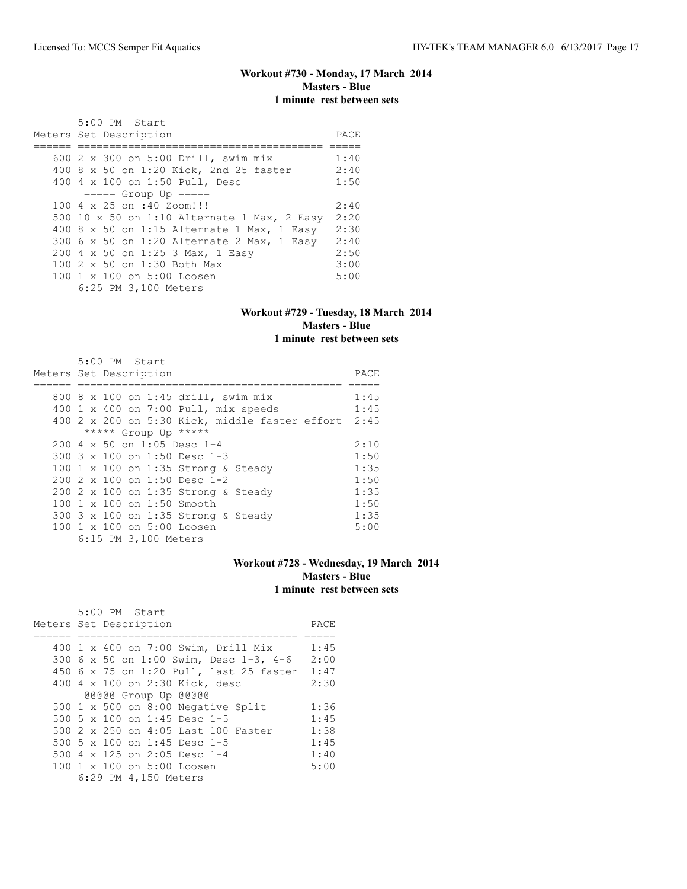### Workout #730 - Monday, 17 March 2014
**Masters - Blue**
**1 minute rest between sets**

```
      5:00 PM  Start
Meters Set Description                          PACE
====== ======================================= =====
   600 2 x 300 on 5:00 Drill, swim mix          1:40
   400 8 x 50 on 1:20 Kick, 2nd 25 faster       2:40
   400 4 x 100 on 1:50 Pull, Desc               1:50
        ===== Group Up =====
   100 4 x 25 on :40 Zoom!!!                    2:40
   500 10 x 50 on 1:10 Alternate 1 Max, 2 Easy  2:20
   400 8 x 50 on 1:15 Alternate 1 Max, 1 Easy   2:30
   300 6 x 50 on 1:20 Alternate 2 Max, 1 Easy   2:40
   200 4 x 50 on 1:25 3 Max, 1 Easy             2:50
   100 2 x 50 on 1:30 Both Max                  3:00
   100 1 x 100 on 5:00 Loosen                   5:00
       6:25 PM 3,100 Meters
```

### Workout #729 - Tuesday, 18 March 2014
**Masters - Blue**
**1 minute rest between sets**

```
      5:00 PM  Start
Meters Set Description                                PACE
====== ============================================= =====
   800 8 x 100 on 1:45 drill, swim mix                1:45
   400 1 x 400 on 7:00 Pull, mix speeds               1:45
   400 2 x 200 on 5:30 Kick, middle faster effort     2:45
       ***** Group Up *****
   200 4 x 50 on 1:05 Desc 1-4                        2:10
   300 3 x 100 on 1:50 Desc 1-3                       1:50
   100 1 x 100 on 1:35 Strong & Steady                1:35
   200 2 x 100 on 1:50 Desc 1-2                       1:50
   200 2 x 100 on 1:35 Strong & Steady                1:35
   100 1 x 100 on 1:50 Smooth                         1:50
   300 3 x 100 on 1:35 Strong & Steady                1:35
   100 1 x 100 on 5:00 Loosen                         5:00
       6:15 PM 3,100 Meters
```

### Workout #728 - Wednesday, 19 March 2014
**Masters - Blue**
**1 minute rest between sets**

```
      5:00 PM  Start
Meters Set Description                          PACE
====== ==================================== =====
   400 1 x 400 on 7:00 Swim, Drill Mix          1:45
   300 6 x 50 on 1:00 Swim, Desc 1-3, 4-6       2:00
   450 6 x 75 on 1:20 Pull, last 25 faster      1:47
   400 4 x 100 on 2:30 Kick, desc               2:30
       @@@@@ Group Up @@@@@
   500 1 x 500 on 8:00 Negative Split           1:36
   500 5 x 100 on 1:45 Desc 1-5                 1:45
   500 2 x 250 on 4:05 Last 100 Faster          1:38
   500 5 x 100 on 1:45 Desc 1-5                 1:45
   500 4 x 125 on 2:05 Desc 1-4                 1:40
   100 1 x 100 on 5:00 Loosen                   5:00
       6:29 PM 4,150 Meters
```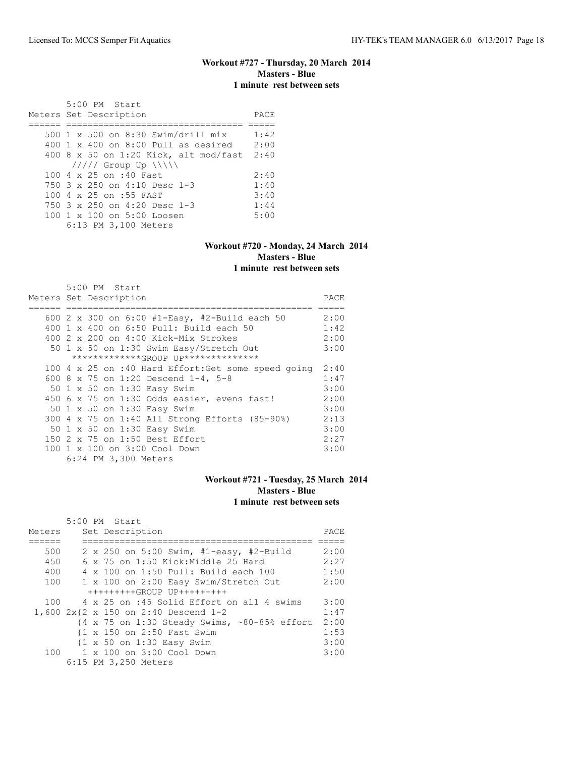### Workout #727 - Thursday, 20 March 2014
**Masters - Blue**
**1 minute rest between sets**

```
       5:00 PM  Start
Meters Set Description                     PACE
====== ================================= =====
   500 1 x 500 on 8:30 Swim/drill mix     1:42
   400 1 x 400 on 8:00 Pull as desired    2:00
   400 8 x 50 on 1:20 Kick, alt mod/fast  2:40
       ///// Group Up \\\\\
   100 4 x 25 on :40 Fast                 2:40
   750 3 x 250 on 4:10 Desc 1-3           1:40
   100 4 x 25 on :55 FAST                 3:40
   750 3 x 250 on 4:20 Desc 1-3           1:44
   100 1 x 100 on 5:00 Loosen             5:00
       6:13 PM 3,100 Meters
```

### Workout #720 - Monday, 24 March 2014
**Masters - Blue**
**1 minute rest between sets**

```
       5:00 PM  Start
Meters Set Description                                    PACE
====== ================================================ =====
   600 2 x 300 on 6:00 #1-Easy, #2-Build each 50        2:00
   400 1 x 400 on 6:50 Pull: Build each 50              1:42
   400 2 x 200 on 4:00 Kick-Mix Strokes                 2:00
    50 1 x 50 on 1:30 Swim Easy/Stretch Out             3:00
       *************GROUP UP**************
   100 4 x 25 on :40 Hard Effort:Get some speed going   2:40
   600 8 x 75 on 1:20 Descend 1-4, 5-8                  1:47
    50 1 x 50 on 1:30 Easy Swim                         3:00
   450 6 x 75 on 1:30 Odds easier, evens fast!          2:00
    50 1 x 50 on 1:30 Easy Swim                         3:00
   300 4 x 75 on 1:40 All Strong Efforts (85-90%)       2:13
    50 1 x 50 on 1:30 Easy Swim                         3:00
   150 2 x 75 on 1:50 Best Effort                       2:27
   100 1 x 100 on 3:00 Cool Down                        3:00
       6:24 PM 3,300 Meters
```

### Workout #721 - Tuesday, 25 March 2014
**Masters - Blue**
**1 minute rest between sets**

```
       5:00 PM  Start
Meters    Set Description                                 PACE
======    =============================================  =====
   500    2 x 250 on 5:00 Swim, #1-easy, #2-Build        2:00
   450    6 x 75 on 1:50 Kick:Middle 25 Hard             2:27
   400    4 x 100 on 1:50 Pull: Build each 100           1:50
   100    1 x 100 on 2:00 Easy Swim/Stretch Out          2:00
           +++++++++GROUP UP+++++++++
   100    4 x 25 on :45 Solid Effort on all 4 swims      3:00
 1,600 2x{2 x 150 on 2:40 Descend 1-2                    1:47
         {4 x 75 on 1:30 Steady Swims, ~80-85% effort    2:00
         {1 x 150 on 2:50 Fast Swim                      1:53
         {1 x 50 on 1:30 Easy Swim                       3:00
   100    1 x 100 on 3:00 Cool Down                      3:00
       6:15 PM 3,250 Meters
```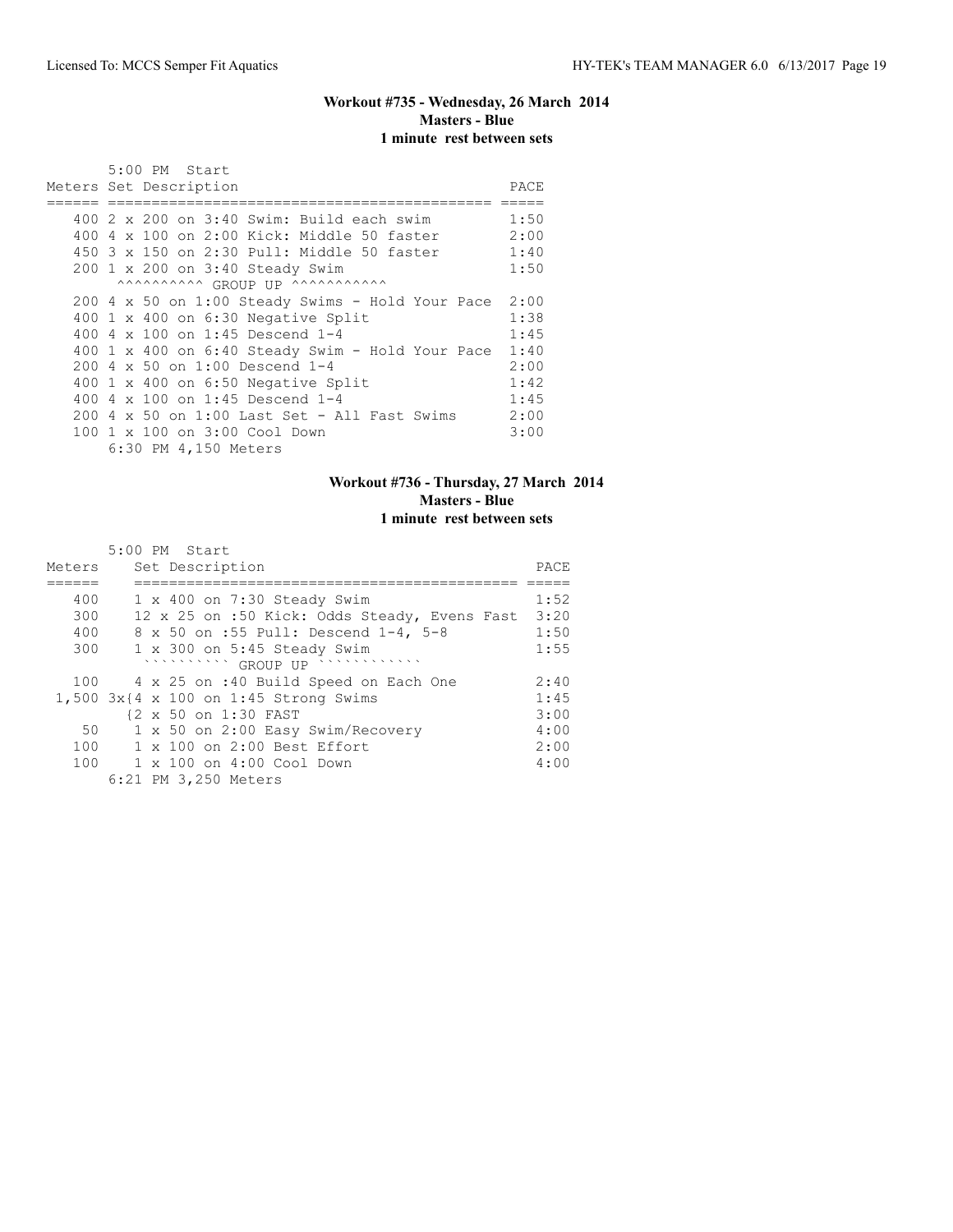### Workout #735 - Wednesday, 26 March 2014
**Masters - Blue**
**1 minute rest between sets**

5:00 PM Start

| Meters | Set Description | PACE |
|---|---|---|
| 400 | 2 x 200 on 3:40 Swim: Build each swim | 1:50 |
| 400 | 4 x 100 on 2:00 Kick: Middle 50 faster | 2:00 |
| 450 | 3 x 150 on 2:30 Pull: Middle 50 faster | 1:40 |
| 200 | 1 x 200 on 3:40 Steady Swim | 1:50 |
| | ^^^^^^^^^^ GROUP UP ^^^^^^^^^^^ | |
| 200 | 4 x 50 on 1:00 Steady Swims - Hold Your Pace | 2:00 |
| 400 | 1 x 400 on 6:30 Negative Split | 1:38 |
| 400 | 4 x 100 on 1:45 Descend 1-4 | 1:45 |
| 400 | 1 x 400 on 6:40 Steady Swim - Hold Your Pace | 1:40 |
| 200 | 4 x 50 on 1:00 Descend 1-4 | 2:00 |
| 400 | 1 x 400 on 6:50 Negative Split | 1:42 |
| 400 | 4 x 100 on 1:45 Descend 1-4 | 1:45 |
| 200 | 4 x 50 on 1:00 Last Set - All Fast Swims | 2:00 |
| 100 | 1 x 100 on 3:00 Cool Down | 3:00 |

6:30 PM 4,150 Meters

### Workout #736 - Thursday, 27 March 2014
**Masters - Blue**
**1 minute rest between sets**

5:00 PM Start

| Meters | Set Description | PACE |
|---|---|---|
| 400 | 1 x 400 on 7:30 Steady Swim | 1:52 |
| 300 | 12 x 25 on :50 Kick: Odds Steady, Evens Fast | 3:20 |
| 400 | 8 x 50 on :55 Pull: Descend 1-4, 5-8 | 1:50 |
| 300 | 1 x 300 on 5:45 Steady Swim | 1:55 |
| | `````````` GROUP UP ```````````` | |
| 100 | 4 x 25 on :40 Build Speed on Each One | 2:40 |
| 1,500 | 3x{4 x 100 on 1:45 Strong Swims | 1:45 |
| | {2 x 50 on 1:30 FAST | 3:00 |
| 50 | 1 x 50 on 2:00 Easy Swim/Recovery | 4:00 |
| 100 | 1 x 100 on 2:00 Best Effort | 2:00 |
| 100 | 1 x 100 on 4:00 Cool Down | 4:00 |

6:21 PM 3,250 Meters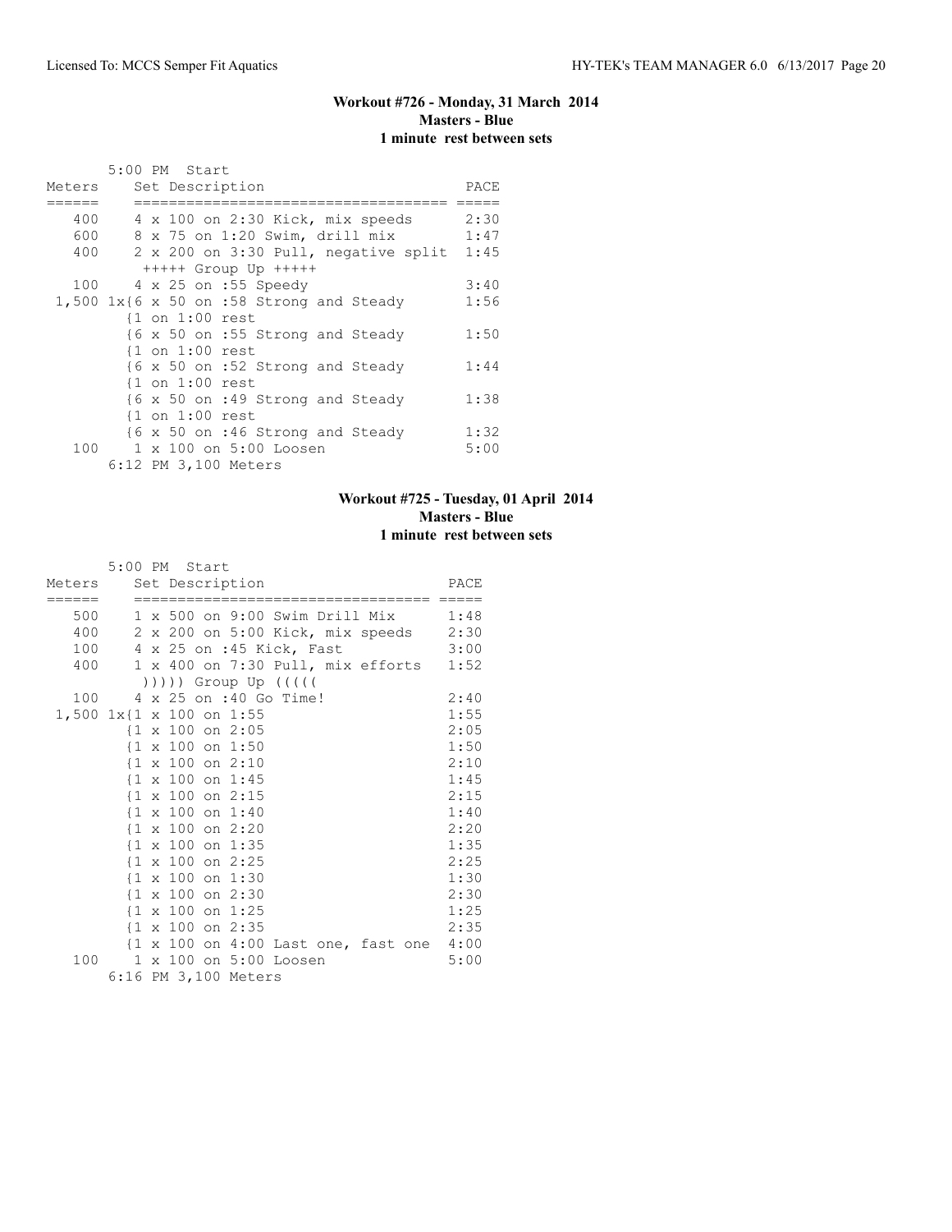## Workout #726 - Monday, 31 March 2014
**Masters - Blue**
**1 minute rest between sets**

```
       5:00 PM  Start
Meters    Set Description                      PACE
======    ===================================  =====
   400    4 x 100 on 2:30 Kick, mix speeds     2:30
   600    8 x 75 on 1:20 Swim, drill mix       1:47
   400    2 x 200 on 3:30 Pull, negative split 1:45
           +++++ Group Up +++++
   100    4 x 25 on :55 Speedy                 3:40
 1,500 1x{6 x 50 on :58 Strong and Steady      1:56
         {1 on 1:00 rest
         {6 x 50 on :55 Strong and Steady      1:50
         {1 on 1:00 rest
         {6 x 50 on :52 Strong and Steady      1:44
         {1 on 1:00 rest
         {6 x 50 on :49 Strong and Steady      1:38
         {1 on 1:00 rest
         {6 x 50 on :46 Strong and Steady      1:32
   100    1 x 100 on 5:00 Loosen               5:00
       6:12 PM 3,100 Meters
```

## Workout #725 - Tuesday, 01 April 2014
**Masters - Blue**
**1 minute rest between sets**

```
       5:00 PM  Start
Meters    Set Description                     PACE
======    =================================== =====
   500    1 x 500 on 9:00 Swim Drill Mix      1:48
   400    2 x 200 on 5:00 Kick, mix speeds    2:30
   100    4 x 25 on :45 Kick, Fast            3:00
   400    1 x 400 on 7:30 Pull, mix efforts   1:52
           ))))) Group Up (((((
   100    4 x 25 on :40 Go Time!              2:40
 1,500 1x{1 x 100 on 1:55                     1:55
         {1 x 100 on 2:05                     2:05
         {1 x 100 on 1:50                     1:50
         {1 x 100 on 2:10                     2:10
         {1 x 100 on 1:45                     1:45
         {1 x 100 on 2:15                     2:15
         {1 x 100 on 1:40                     1:40
         {1 x 100 on 2:20                     2:20
         {1 x 100 on 1:35                     1:35
         {1 x 100 on 2:25                     2:25
         {1 x 100 on 1:30                     1:30
         {1 x 100 on 2:30                     2:30
         {1 x 100 on 1:25                     1:25
         {1 x 100 on 2:35                     2:35
         {1 x 100 on 4:00 Last one, fast one  4:00
   100    1 x 100 on 5:00 Loosen              5:00
       6:16 PM 3,100 Meters
```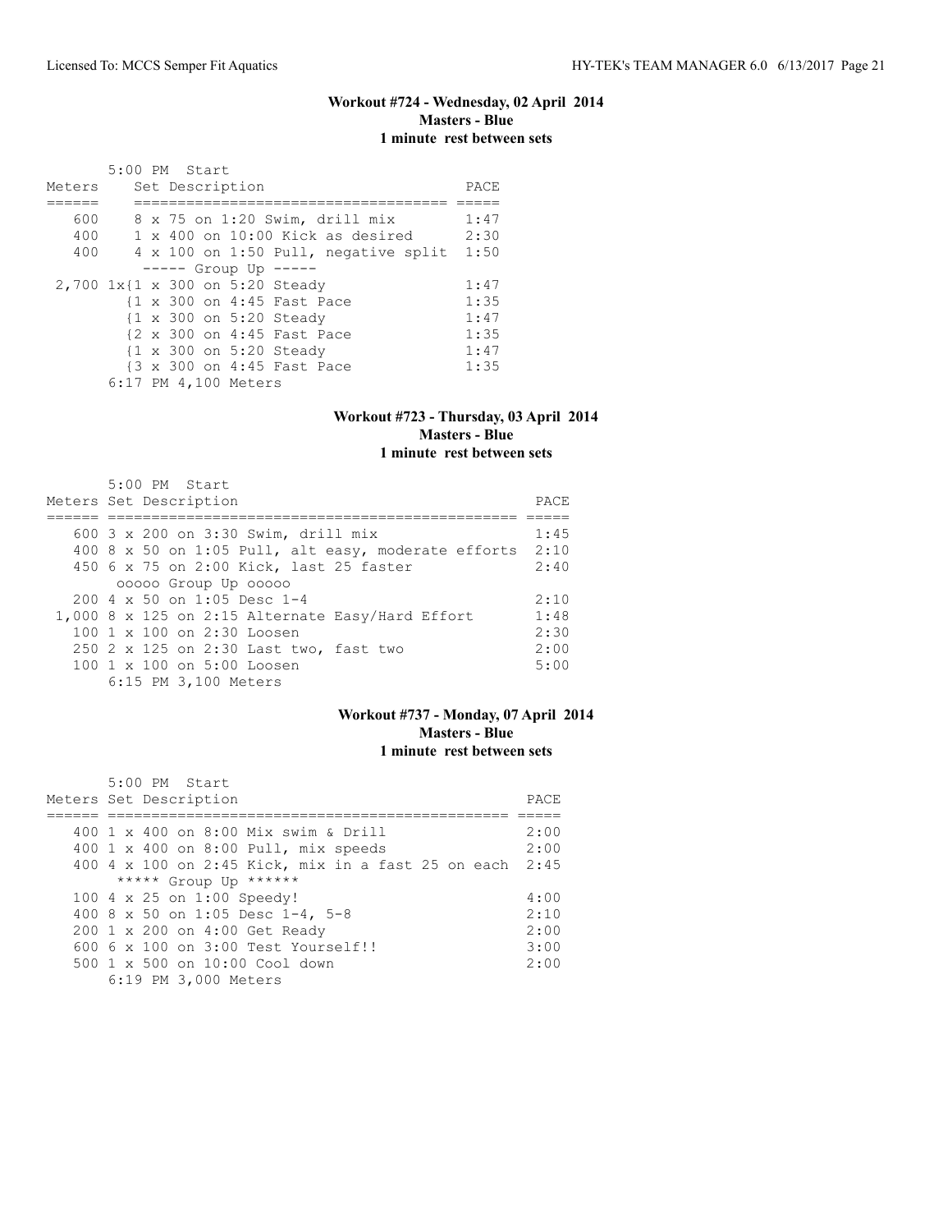## Workout #724 - Wednesday, 02 April 2014
**Masters - Blue**
**1 minute rest between sets**

5:00 PM Start

| Meters | Set Description | PACE |
|---|---|---|
| 600 | 8 x 75 on 1:20 Swim, drill mix | 1:47 |
| 400 | 1 x 400 on 10:00 Kick as desired | 2:30 |
| 400 | 4 x 100 on 1:50 Pull, negative split | 1:50 |
| | ----- Group Up ----- | |
| 2,700 | 1x{1 x 300 on 5:20 Steady | 1:47 |
| | {1 x 300 on 4:45 Fast Pace | 1:35 |
| | {1 x 300 on 5:20 Steady | 1:47 |
| | {2 x 300 on 4:45 Fast Pace | 1:35 |
| | {1 x 300 on 5:20 Steady | 1:47 |
| | {3 x 300 on 4:45 Fast Pace | 1:35 |

6:17 PM 4,100 Meters

## Workout #723 - Thursday, 03 April 2014
**Masters - Blue**
**1 minute rest between sets**

5:00 PM Start

| Meters | Set Description | PACE |
|---|---|---|
| 600 | 3 x 200 on 3:30 Swim, drill mix | 1:45 |
| 400 | 8 x 50 on 1:05 Pull, alt easy, moderate efforts | 2:10 |
| 450 | 6 x 75 on 2:00 Kick, last 25 faster | 2:40 |
| | ooooo Group Up ooooo | |
| 200 | 4 x 50 on 1:05 Desc 1-4 | 2:10 |
| 1,000 | 8 x 125 on 2:15 Alternate Easy/Hard Effort | 1:48 |
| 100 | 1 x 100 on 2:30 Loosen | 2:30 |
| 250 | 2 x 125 on 2:30 Last two, fast two | 2:00 |
| 100 | 1 x 100 on 5:00 Loosen | 5:00 |

6:15 PM 3,100 Meters

## Workout #737 - Monday, 07 April 2014
**Masters - Blue**
**1 minute rest between sets**

5:00 PM Start

| Meters | Set Description | PACE |
|---|---|---|
| 400 | 1 x 400 on 8:00 Mix swim & Drill | 2:00 |
| 400 | 1 x 400 on 8:00 Pull, mix speeds | 2:00 |
| 400 | 4 x 100 on 2:45 Kick, mix in a fast 25 on each | 2:45 |
| | ***** Group Up ****** | |
| 100 | 4 x 25 on 1:00 Speedy! | 4:00 |
| 400 | 8 x 50 on 1:05 Desc 1-4, 5-8 | 2:10 |
| 200 | 1 x 200 on 4:00 Get Ready | 2:00 |
| 600 | 6 x 100 on 3:00 Test Yourself!! | 3:00 |
| 500 | 1 x 500 on 10:00 Cool down | 2:00 |

6:19 PM 3,000 Meters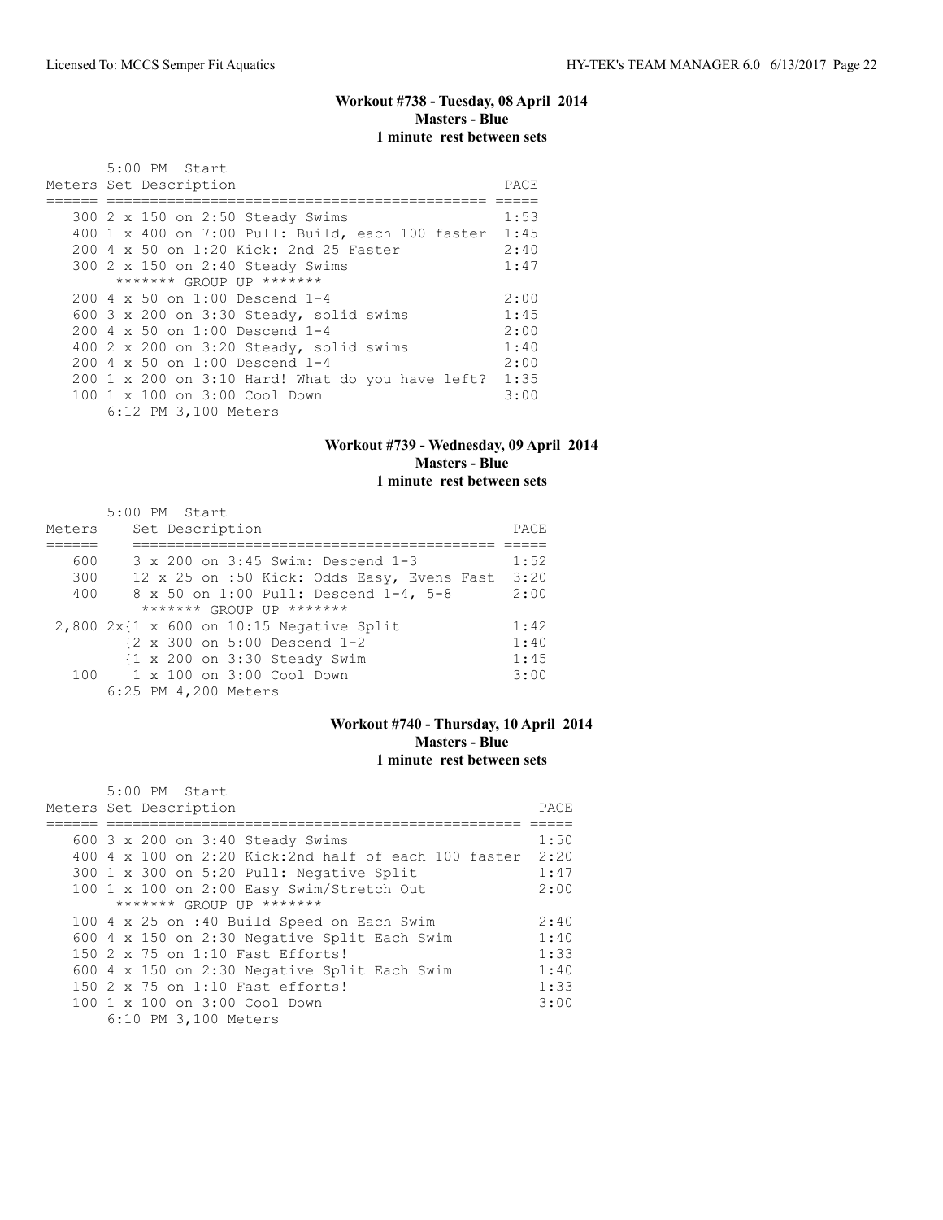### Workout #738 - Tuesday, 08 April 2014
**Masters - Blue**
**1 minute rest between sets**

5:00 PM Start

| Meters | Set Description | PACE |
|---|---|---|
| 300 | 2 x 150 on 2:50 Steady Swims | 1:53 |
| 400 | 1 x 400 on 7:00 Pull: Build, each 100 faster | 1:45 |
| 200 | 4 x 50 on 1:20 Kick: 2nd 25 Faster | 2:40 |
| 300 | 2 x 150 on 2:40 Steady Swims | 1:47 |
| | ******* GROUP UP ******* | |
| 200 | 4 x 50 on 1:00 Descend 1-4 | 2:00 |
| 600 | 3 x 200 on 3:30 Steady, solid swims | 1:45 |
| 200 | 4 x 50 on 1:00 Descend 1-4 | 2:00 |
| 400 | 2 x 200 on 3:20 Steady, solid swims | 1:40 |
| 200 | 4 x 50 on 1:00 Descend 1-4 | 2:00 |
| 200 | 1 x 200 on 3:10 Hard! What do you have left? | 1:35 |
| 100 | 1 x 100 on 3:00 Cool Down | 3:00 |
| | 6:12 PM 3,100 Meters | |

### Workout #739 - Wednesday, 09 April 2014
**Masters - Blue**
**1 minute rest between sets**

5:00 PM Start

| Meters | Set Description | PACE |
|---|---|---|
| 600 | 3 x 200 on 3:45 Swim: Descend 1-3 | 1:52 |
| 300 | 12 x 25 on :50 Kick: Odds Easy, Evens Fast | 3:20 |
| 400 | 8 x 50 on 1:00 Pull: Descend 1-4, 5-8 | 2:00 |
| | ******* GROUP UP ******* | |
| 2,800 | 2x{1 x 600 on 10:15 Negative Split | 1:42 |
| | {2 x 300 on 5:00 Descend 1-2 | 1:40 |
| | {1 x 200 on 3:30 Steady Swim | 1:45 |
| 100 | 1 x 100 on 3:00 Cool Down | 3:00 |
| | 6:25 PM 4,200 Meters | |

### Workout #740 - Thursday, 10 April 2014
**Masters - Blue**
**1 minute rest between sets**

5:00 PM Start

| Meters | Set Description | PACE |
|---|---|---|
| 600 | 3 x 200 on 3:40 Steady Swims | 1:50 |
| 400 | 4 x 100 on 2:20 Kick:2nd half of each 100 faster | 2:20 |
| 300 | 1 x 300 on 5:20 Pull: Negative Split | 1:47 |
| 100 | 1 x 100 on 2:00 Easy Swim/Stretch Out | 2:00 |
| | ******* GROUP UP ******* | |
| 100 | 4 x 25 on :40 Build Speed on Each Swim | 2:40 |
| 600 | 4 x 150 on 2:30 Negative Split Each Swim | 1:40 |
| 150 | 2 x 75 on 1:10 Fast Efforts! | 1:33 |
| 600 | 4 x 150 on 2:30 Negative Split Each Swim | 1:40 |
| 150 | 2 x 75 on 1:10 Fast efforts! | 1:33 |
| 100 | 1 x 100 on 3:00 Cool Down | 3:00 |
| | 6:10 PM 3,100 Meters | |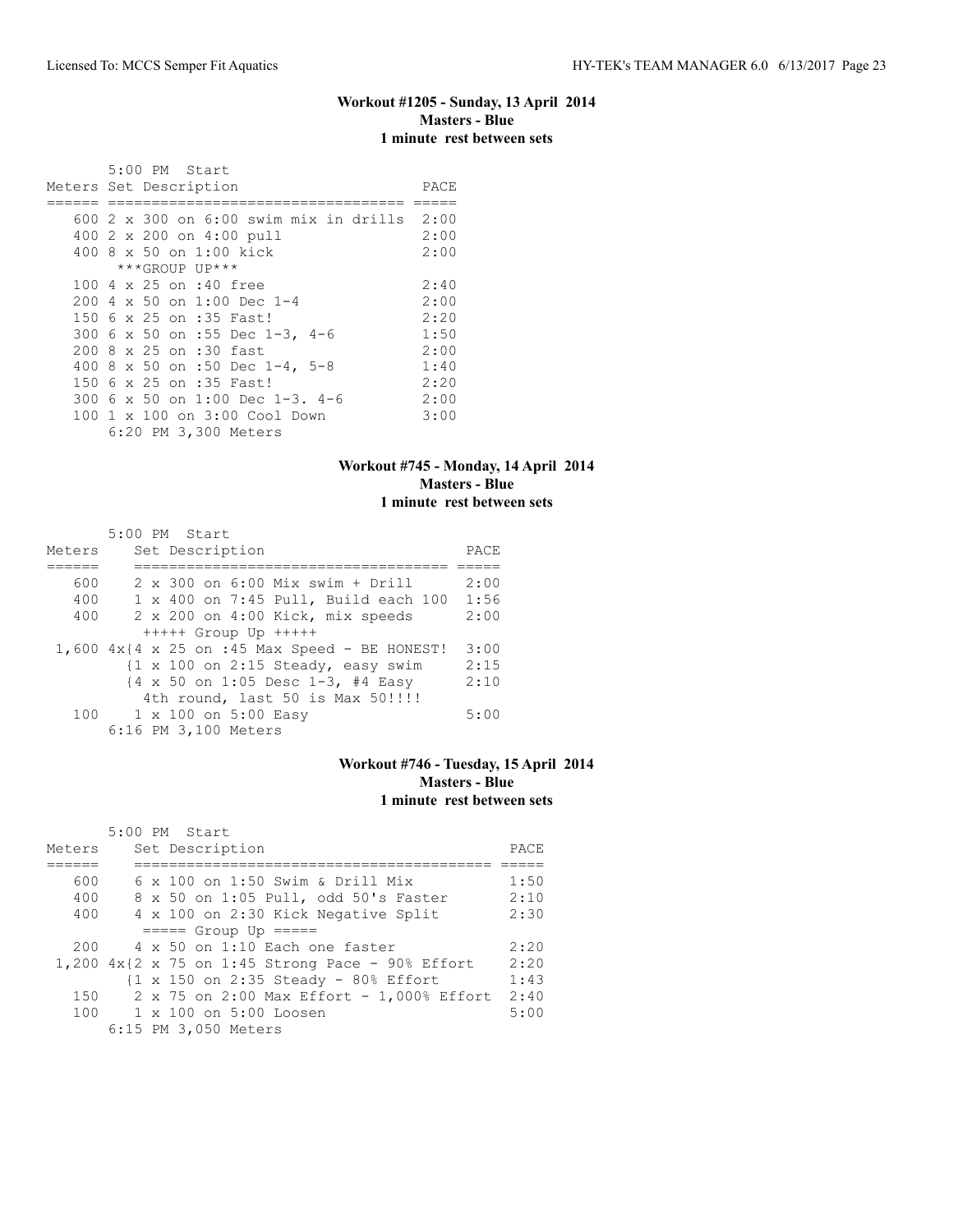### Workout #1205 - Sunday, 13 April 2014
**Masters - Blue**
**1 minute rest between sets**

5:00 PM Start

| Meters | Set Description | PACE |
|---|---|---|
| 600 | 2 x 300 on 6:00 swim mix in drills | 2:00 |
| 400 | 2 x 200 on 4:00 pull | 2:00 |
| 400 | 8 x 50 on 1:00 kick | 2:00 |
| | ***GROUP UP*** | |
| 100 | 4 x 25 on :40 free | 2:40 |
| 200 | 4 x 50 on 1:00 Dec 1-4 | 2:00 |
| 150 | 6 x 25 on :35 Fast! | 2:20 |
| 300 | 6 x 50 on :55 Dec 1-3, 4-6 | 1:50 |
| 200 | 8 x 25 on :30 fast | 2:00 |
| 400 | 8 x 50 on :50 Dec 1-4, 5-8 | 1:40 |
| 150 | 6 x 25 on :35 Fast! | 2:20 |
| 300 | 6 x 50 on 1:00 Dec 1-3. 4-6 | 2:00 |
| 100 | 1 x 100 on 3:00 Cool Down | 3:00 |

6:20 PM 3,300 Meters

### Workout #745 - Monday, 14 April 2014
**Masters - Blue**
**1 minute rest between sets**

5:00 PM Start

| Meters | Set Description | PACE |
|---|---|---|
| 600 | 2 x 300 on 6:00 Mix swim + Drill | 2:00 |
| 400 | 1 x 400 on 7:45 Pull, Build each 100 | 1:56 |
| 400 | 2 x 200 on 4:00 Kick, mix speeds | 2:00 |
| | +++++ Group Up +++++ | |
| 1,600 | 4x{4 x 25 on :45 Max Speed - BE HONEST! | 3:00 |
| | {1 x 100 on 2:15 Steady, easy swim | 2:15 |
| | {4 x 50 on 1:05 Desc 1-3, #4 Easy | 2:10 |
| | 4th round, last 50 is Max 50!!!! | |
| 100 | 1 x 100 on 5:00 Easy | 5:00 |

6:16 PM 3,100 Meters

### Workout #746 - Tuesday, 15 April 2014
**Masters - Blue**
**1 minute rest between sets**

5:00 PM Start

| Meters | Set Description | PACE |
|---|---|---|
| 600 | 6 x 100 on 1:50 Swim & Drill Mix | 1:50 |
| 400 | 8 x 50 on 1:05 Pull, odd 50's Faster | 2:10 |
| 400 | 4 x 100 on 2:30 Kick Negative Split | 2:30 |
| | ===== Group Up ===== | |
| 200 | 4 x 50 on 1:10 Each one faster | 2:20 |
| 1,200 | 4x{2 x 75 on 1:45 Strong Pace - 90% Effort | 2:20 |
| | {1 x 150 on 2:35 Steady - 80% Effort | 1:43 |
| 150 | 2 x 75 on 2:00 Max Effort - 1,000% Effort | 2:40 |
| 100 | 1 x 100 on 5:00 Loosen | 5:00 |

6:15 PM 3,050 Meters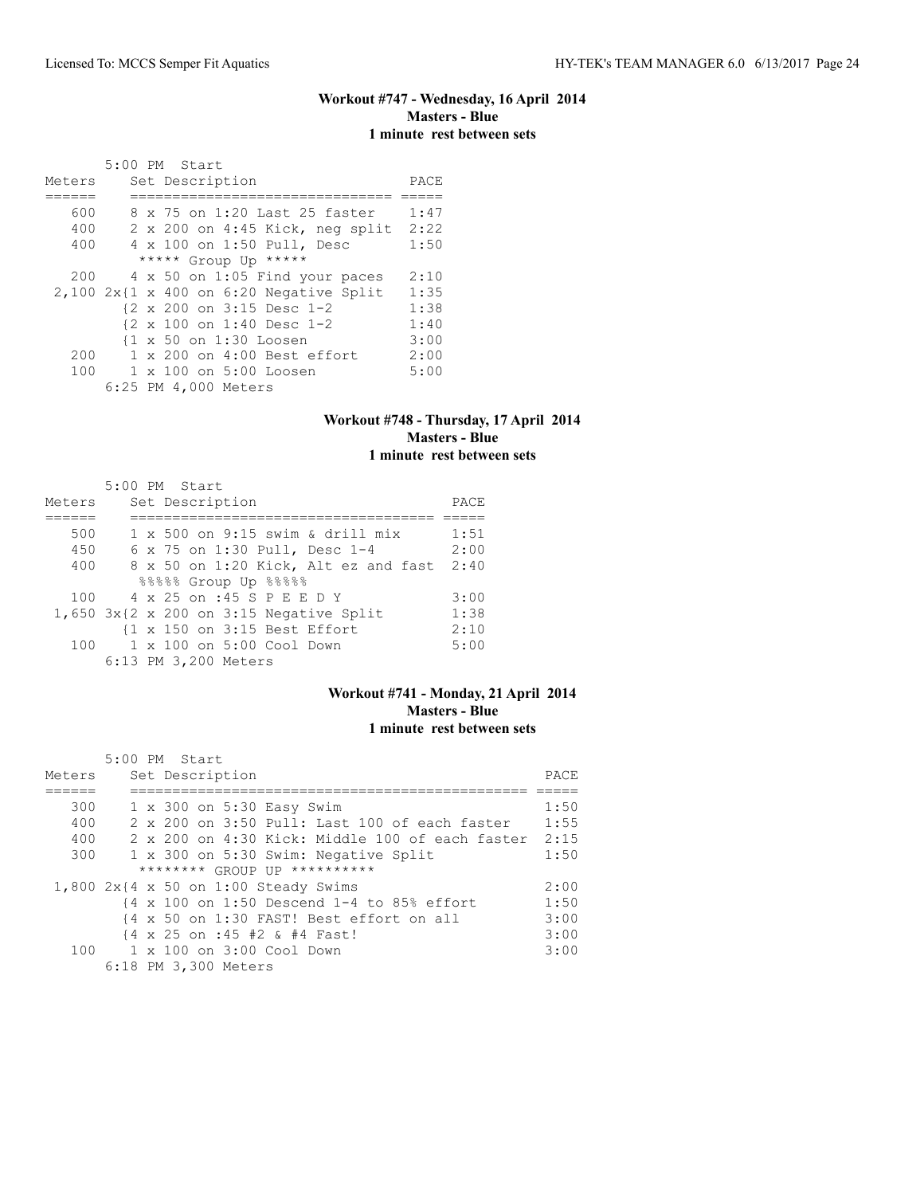## Workout #747 - Wednesday, 16 April 2014
**Masters - Blue**
**1 minute rest between sets**

```
       5:00 PM  Start
Meters     Set Description                  PACE
======     ============================== =====
   600     8 x 75 on 1:20 Last 25 faster    1:47
   400     2 x 200 on 4:45 Kick, neg split  2:22
   400     4 x 100 on 1:50 Pull, Desc       1:50
            ***** Group Up *****
   200     4 x 50 on 1:05 Find your paces   2:10
 2,100 2x{1 x 400 on 6:20 Negative Split    1:35
          {2 x 200 on 3:15 Desc 1-2         1:38
          {2 x 100 on 1:40 Desc 1-2         1:40
          {1 x 50 on 1:30 Loosen            3:00
   200     1 x 200 on 4:00 Best effort      2:00
   100     1 x 100 on 5:00 Loosen           5:00
       6:25 PM 4,000 Meters
```

## Workout #748 - Thursday, 17 April 2014
**Masters - Blue**
**1 minute rest between sets**

```
       5:00 PM  Start
Meters     Set Description                       PACE
======     =================================== =====
   500     1 x 500 on 9:15 swim & drill mix      1:51
   450     6 x 75 on 1:30 Pull, Desc 1-4         2:00
   400     8 x 50 on 1:20 Kick, Alt ez and fast  2:40
            %%%%% Group Up %%%%%
   100     4 x 25 on :45 S P E E D Y             3:00
 1,650 3x{2 x 200 on 3:15 Negative Split         1:38
          {1 x 150 on 3:15 Best Effort           2:10
   100     1 x 100 on 5:00 Cool Down             5:00
       6:13 PM 3,200 Meters
```

## Workout #741 - Monday, 21 April 2014
**Masters - Blue**
**1 minute rest between sets**

```
       5:00 PM  Start
Meters     Set Description                                  PACE
======     ============================================== =====
   300     1 x 300 on 5:30 Easy Swim                        1:50
   400     2 x 200 on 3:50 Pull: Last 100 of each faster    1:55
   400     2 x 200 on 4:30 Kick: Middle 100 of each faster  2:15
   300     1 x 300 on 5:30 Swim: Negative Split             1:50
            ******** GROUP UP **********
 1,800 2x{4 x 50 on 1:00 Steady Swims                       2:00
          {4 x 100 on 1:50 Descend 1-4 to 85% effort        1:50
          {4 x 50 on 1:30 FAST! Best effort on all          3:00
          {4 x 25 on :45 #2 & #4 Fast!                      3:00
   100     1 x 100 on 3:00 Cool Down                        3:00
       6:18 PM 3,300 Meters
```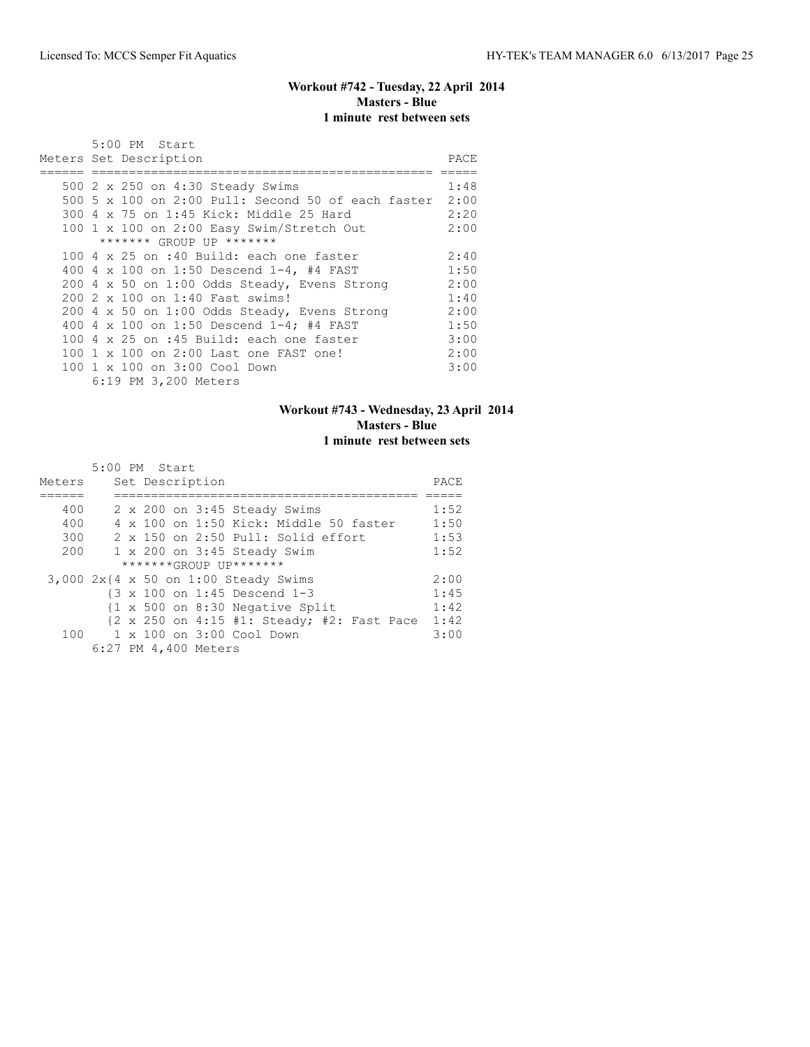### Workout #742 - Tuesday, 22 April 2014
**Masters - Blue**
**1 minute rest between sets**

5:00 PM Start

| Meters | Set Description | PACE |
|---|---|---|
| 500 | 2 x 250 on 4:30 Steady Swims | 1:48 |
| 500 | 5 x 100 on 2:00 Pull: Second 50 of each faster | 2:00 |
| 300 | 4 x 75 on 1:45 Kick: Middle 25 Hard | 2:20 |
| 100 | 1 x 100 on 2:00 Easy Swim/Stretch Out | 2:00 |
| | ******* GROUP UP ******* | |
| 100 | 4 x 25 on :40 Build: each one faster | 2:40 |
| 400 | 4 x 100 on 1:50 Descend 1-4, #4 FAST | 1:50 |
| 200 | 4 x 50 on 1:00 Odds Steady, Evens Strong | 2:00 |
| 200 | 2 x 100 on 1:40 Fast swims! | 1:40 |
| 200 | 4 x 50 on 1:00 Odds Steady, Evens Strong | 2:00 |
| 400 | 4 x 100 on 1:50 Descend 1-4; #4 FAST | 1:50 |
| 100 | 4 x 25 on :45 Build: each one faster | 3:00 |
| 100 | 1 x 100 on 2:00 Last one FAST one! | 2:00 |
| 100 | 1 x 100 on 3:00 Cool Down | 3:00 |

6:19 PM 3,200 Meters

### Workout #743 - Wednesday, 23 April 2014
**Masters - Blue**
**1 minute rest between sets**

5:00 PM Start

| Meters | Set Description | PACE |
|---|---|---|
| 400 | 2 x 200 on 3:45 Steady Swims | 1:52 |
| 400 | 4 x 100 on 1:50 Kick: Middle 50 faster | 1:50 |
| 300 | 2 x 150 on 2:50 Pull: Solid effort | 1:53 |
| 200 | 1 x 200 on 3:45 Steady Swim | 1:52 |
| | *******GROUP UP******* | |
| 3,000 | 2x{4 x 50 on 1:00 Steady Swims | 2:00 |
| | {3 x 100 on 1:45 Descend 1-3 | 1:45 |
| | {1 x 500 on 8:30 Negative Split | 1:42 |
| | {2 x 250 on 4:15 #1: Steady; #2: Fast Pace | 1:42 |
| 100 | 1 x 100 on 3:00 Cool Down | 3:00 |

6:27 PM 4,400 Meters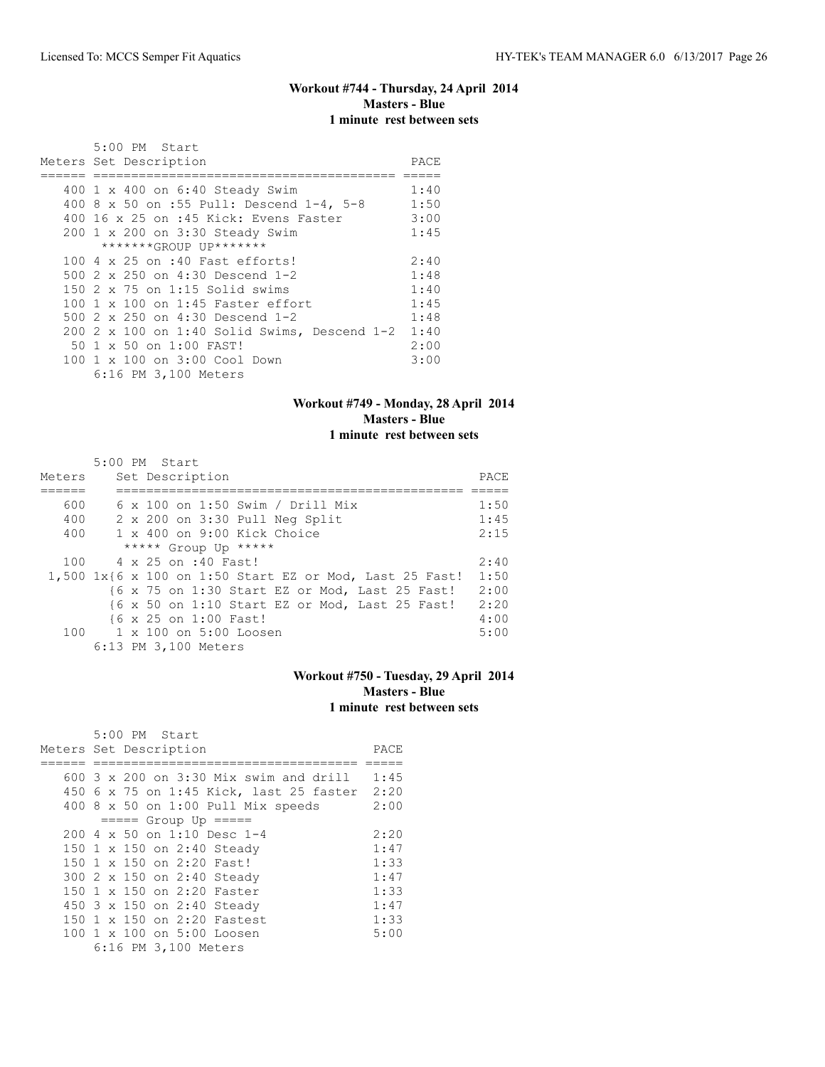### Workout #744 - Thursday, 24 April 2014
**Masters - Blue**
**1 minute rest between sets**

5:00 PM Start

| Meters | Set Description | PACE |
|---|---|---|
| 400 | 1 x 400 on 6:40 Steady Swim | 1:40 |
| 400 | 8 x 50 on :55 Pull: Descend 1-4, 5-8 | 1:50 |
| 400 | 16 x 25 on :45 Kick: Evens Faster | 3:00 |
| 200 | 1 x 200 on 3:30 Steady Swim | 1:45 |
| | *******GROUP UP******* | |
| 100 | 4 x 25 on :40 Fast efforts! | 2:40 |
| 500 | 2 x 250 on 4:30 Descend 1-2 | 1:48 |
| 150 | 2 x 75 on 1:15 Solid swims | 1:40 |
| 100 | 1 x 100 on 1:45 Faster effort | 1:45 |
| 500 | 2 x 250 on 4:30 Descend 1-2 | 1:48 |
| 200 | 2 x 100 on 1:40 Solid Swims, Descend 1-2 | 1:40 |
| 50 | 1 x 50 on 1:00 FAST! | 2:00 |
| 100 | 1 x 100 on 3:00 Cool Down | 3:00 |
| | 6:16 PM 3,100 Meters | |

### Workout #749 - Monday, 28 April 2014
**Masters - Blue**
**1 minute rest between sets**

5:00 PM Start

| Meters | Set Description | PACE |
|---|---|---|
| 600 | 6 x 100 on 1:50 Swim / Drill Mix | 1:50 |
| 400 | 2 x 200 on 3:30 Pull Neg Split | 1:45 |
| 400 | 1 x 400 on 9:00 Kick Choice | 2:15 |
| | ***** Group Up ***** | |
| 100 | 4 x 25 on :40 Fast! | 2:40 |
| 1,500 | 1x{6 x 100 on 1:50 Start EZ or Mod, Last 25 Fast! | 1:50 |
| | {6 x 75 on 1:30 Start EZ or Mod, Last 25 Fast! | 2:00 |
| | {6 x 50 on 1:10 Start EZ or Mod, Last 25 Fast! | 2:20 |
| | {6 x 25 on 1:00 Fast! | 4:00 |
| 100 | 1 x 100 on 5:00 Loosen | 5:00 |
| | 6:13 PM 3,100 Meters | |

### Workout #750 - Tuesday, 29 April 2014
**Masters - Blue**
**1 minute rest between sets**

5:00 PM Start

| Meters | Set Description | PACE |
|---|---|---|
| 600 | 3 x 200 on 3:30 Mix swim and drill | 1:45 |
| 450 | 6 x 75 on 1:45 Kick, last 25 faster | 2:20 |
| 400 | 8 x 50 on 1:00 Pull Mix speeds | 2:00 |
| | ===== Group Up ===== | |
| 200 | 4 x 50 on 1:10 Desc 1-4 | 2:20 |
| 150 | 1 x 150 on 2:40 Steady | 1:47 |
| 150 | 1 x 150 on 2:20 Fast! | 1:33 |
| 300 | 2 x 150 on 2:40 Steady | 1:47 |
| 150 | 1 x 150 on 2:20 Faster | 1:33 |
| 450 | 3 x 150 on 2:40 Steady | 1:47 |
| 150 | 1 x 150 on 2:20 Fastest | 1:33 |
| 100 | 1 x 100 on 5:00 Loosen | 5:00 |
| | 6:16 PM 3,100 Meters | |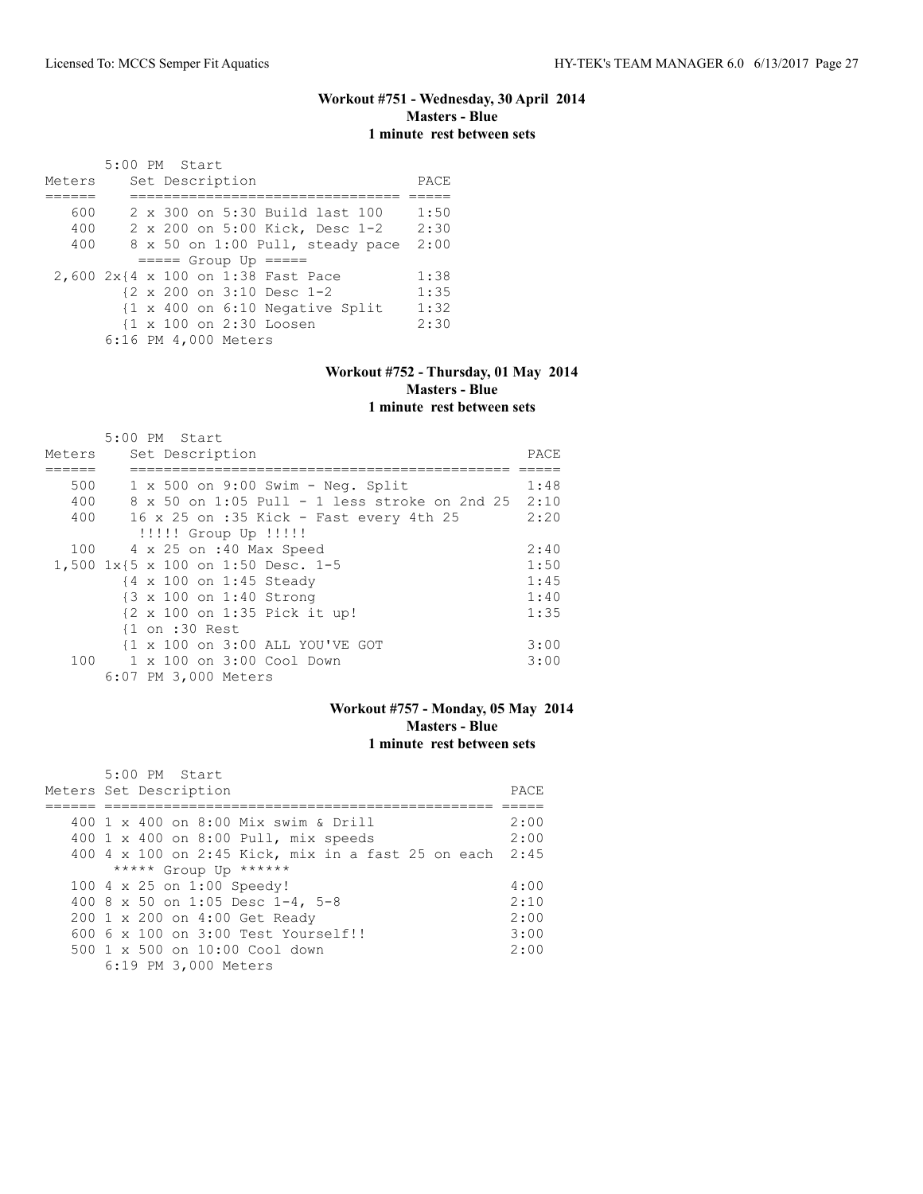### Workout #751 - Wednesday, 30 April 2014
**Masters - Blue**
**1 minute rest between sets**

5:00 PM Start

| Meters | Set Description | PACE |
|---|---|---|
| 600 | 2 x 300 on 5:30 Build last 100 | 1:50 |
| 400 | 2 x 200 on 5:00 Kick, Desc 1-2 | 2:30 |
| 400 | 8 x 50 on 1:00 Pull, steady pace | 2:00 |
| | ===== Group Up ===== | |
| 2,600 | 2x{4 x 100 on 1:38 Fast Pace | 1:38 |
| | {2 x 200 on 3:10 Desc 1-2 | 1:35 |
| | {1 x 400 on 6:10 Negative Split | 1:32 |
| | {1 x 100 on 2:30 Loosen | 2:30 |
| | 6:16 PM 4,000 Meters | |

### Workout #752 - Thursday, 01 May 2014
**Masters - Blue**
**1 minute rest between sets**

5:00 PM Start

| Meters | Set Description | PACE |
|---|---|---|
| 500 | 1 x 500 on 9:00 Swim - Neg. Split | 1:48 |
| 400 | 8 x 50 on 1:05 Pull - 1 less stroke on 2nd 25 | 2:10 |
| 400 | 16 x 25 on :35 Kick - Fast every 4th 25 | 2:20 |
| | !!!!! Group Up !!!!! | |
| 100 | 4 x 25 on :40 Max Speed | 2:40 |
| 1,500 | 1x{5 x 100 on 1:50 Desc. 1-5 | 1:50 |
| | {4 x 100 on 1:45 Steady | 1:45 |
| | {3 x 100 on 1:40 Strong | 1:40 |
| | {2 x 100 on 1:35 Pick it up! | 1:35 |
| | {1 on :30 Rest | |
| | {1 x 100 on 3:00 ALL YOU'VE GOT | 3:00 |
| 100 | 1 x 100 on 3:00 Cool Down | 3:00 |
| | 6:07 PM 3,000 Meters | |

### Workout #757 - Monday, 05 May 2014
**Masters - Blue**
**1 minute rest between sets**

5:00 PM Start

| Meters | Set Description | PACE |
|---|---|---|
| 400 | 1 x 400 on 8:00 Mix swim & Drill | 2:00 |
| 400 | 1 x 400 on 8:00 Pull, mix speeds | 2:00 |
| 400 | 4 x 100 on 2:45 Kick, mix in a fast 25 on each | 2:45 |
| | ***** Group Up ****** | |
| 100 | 4 x 25 on 1:00 Speedy! | 4:00 |
| 400 | 8 x 50 on 1:05 Desc 1-4, 5-8 | 2:10 |
| 200 | 1 x 200 on 4:00 Get Ready | 2:00 |
| 600 | 6 x 100 on 3:00 Test Yourself!! | 3:00 |
| 500 | 1 x 500 on 10:00 Cool down | 2:00 |
| | 6:19 PM 3,000 Meters | |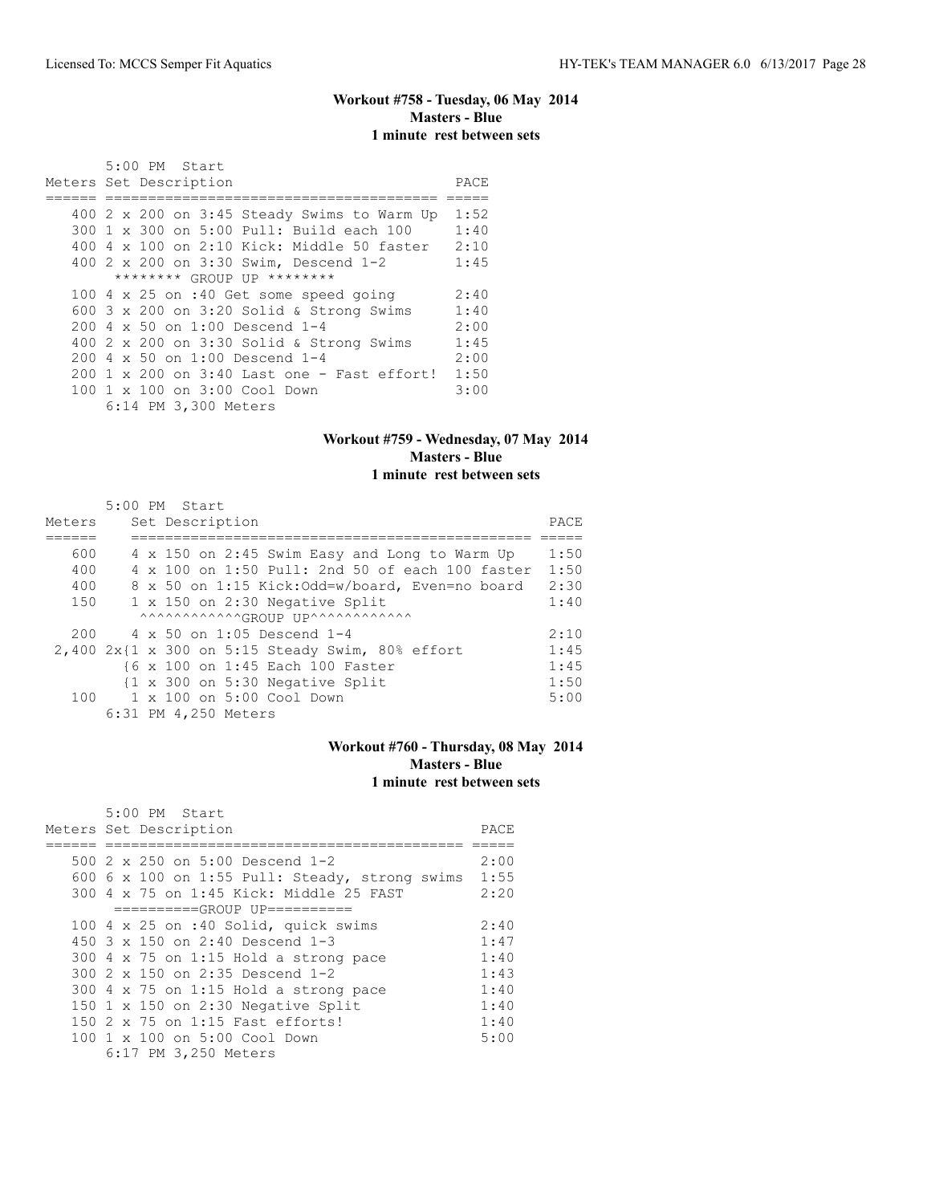### Workout #758 - Tuesday, 06 May 2014
**Masters - Blue**
**1 minute rest between sets**

5:00 PM Start

| Meters | Set Description | PACE |
|---|---|---|
| 400 | 2 x 200 on 3:45 Steady Swims to Warm Up | 1:52 |
| 300 | 1 x 300 on 5:00 Pull: Build each 100 | 1:40 |
| 400 | 4 x 100 on 2:10 Kick: Middle 50 faster | 2:10 |
| 400 | 2 x 200 on 3:30 Swim, Descend 1-2 | 1:45 |
| | ******** GROUP UP ******** | |
| 100 | 4 x 25 on :40 Get some speed going | 2:40 |
| 600 | 3 x 200 on 3:20 Solid & Strong Swims | 1:40 |
| 200 | 4 x 50 on 1:00 Descend 1-4 | 2:00 |
| 400 | 2 x 200 on 3:30 Solid & Strong Swims | 1:45 |
| 200 | 4 x 50 on 1:00 Descend 1-4 | 2:00 |
| 200 | 1 x 200 on 3:40 Last one - Fast effort! | 1:50 |
| 100 | 1 x 100 on 3:00 Cool Down | 3:00 |

6:14 PM 3,300 Meters

### Workout #759 - Wednesday, 07 May 2014
**Masters - Blue**
**1 minute rest between sets**

5:00 PM Start

| Meters | Set Description | PACE |
|---|---|---|
| 600 | 4 x 150 on 2:45 Swim Easy and Long to Warm Up | 1:50 |
| 400 | 4 x 100 on 1:50 Pull: 2nd 50 of each 100 faster | 1:50 |
| 400 | 8 x 50 on 1:15 Kick:Odd=w/board, Even=no board | 2:30 |
| 150 | 1 x 150 on 2:30 Negative Split | 1:40 |
| | ^^^^^^^^^^^^GROUP UP^^^^^^^^^^^^ | |
| 200 | 4 x 50 on 1:05 Descend 1-4 | 2:10 |
| 2,400 | 2x{1 x 300 on 5:15 Steady Swim, 80% effort | 1:45 |
| | {6 x 100 on 1:45 Each 100 Faster | 1:45 |
| | {1 x 300 on 5:30 Negative Split | 1:50 |
| 100 | 1 x 100 on 5:00 Cool Down | 5:00 |

6:31 PM 4,250 Meters

### Workout #760 - Thursday, 08 May 2014
**Masters - Blue**
**1 minute rest between sets**

5:00 PM Start

| Meters | Set Description | PACE |
|---|---|---|
| 500 | 2 x 250 on 5:00 Descend 1-2 | 2:00 |
| 600 | 6 x 100 on 1:55 Pull: Steady, strong swims | 1:55 |
| 300 | 4 x 75 on 1:45 Kick: Middle 25 FAST | 2:20 |
| | ==========GROUP UP========== | |
| 100 | 4 x 25 on :40 Solid, quick swims | 2:40 |
| 450 | 3 x 150 on 2:40 Descend 1-3 | 1:47 |
| 300 | 4 x 75 on 1:15 Hold a strong pace | 1:40 |
| 300 | 2 x 150 on 2:35 Descend 1-2 | 1:43 |
| 300 | 4 x 75 on 1:15 Hold a strong pace | 1:40 |
| 150 | 1 x 150 on 2:30 Negative Split | 1:40 |
| 150 | 2 x 75 on 1:15 Fast efforts! | 1:40 |
| 100 | 1 x 100 on 5:00 Cool Down | 5:00 |

6:17 PM 3,250 Meters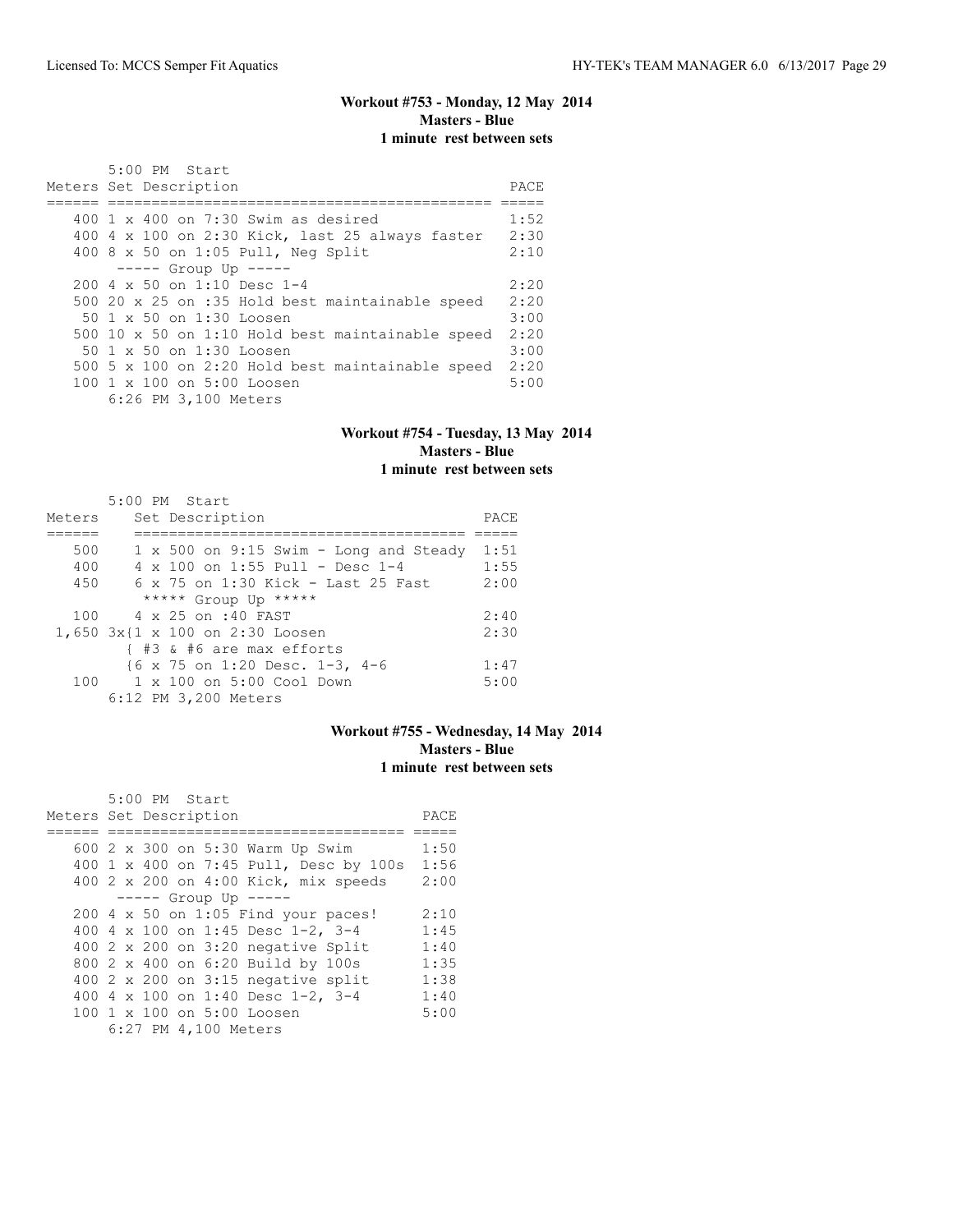### Workout #753 - Monday, 12 May 2014
**Masters - Blue**
**1 minute rest between sets**

5:00 PM Start

| Meters | Set Description | PACE |
|---|---|---|
| 400 | 1 x 400 on 7:30 Swim as desired | 1:52 |
| 400 | 4 x 100 on 2:30 Kick, last 25 always faster | 2:30 |
| 400 | 8 x 50 on 1:05 Pull, Neg Split | 2:10 |
| | ----- Group Up ----- | |
| 200 | 4 x 50 on 1:10 Desc 1-4 | 2:20 |
| 500 | 20 x 25 on :35 Hold best maintainable speed | 2:20 |
| 50 | 1 x 50 on 1:30 Loosen | 3:00 |
| 500 | 10 x 50 on 1:10 Hold best maintainable speed | 2:20 |
| 50 | 1 x 50 on 1:30 Loosen | 3:00 |
| 500 | 5 x 100 on 2:20 Hold best maintainable speed | 2:20 |
| 100 | 1 x 100 on 5:00 Loosen | 5:00 |
| | 6:26 PM 3,100 Meters | |

### Workout #754 - Tuesday, 13 May 2014
**Masters - Blue**
**1 minute rest between sets**

5:00 PM Start

| Meters | Set Description | PACE |
|---|---|---|
| 500 | 1 x 500 on 9:15 Swim - Long and Steady | 1:51 |
| 400 | 4 x 100 on 1:55 Pull - Desc 1-4 | 1:55 |
| 450 | 6 x 75 on 1:30 Kick - Last 25 Fast | 2:00 |
| | ***** Group Up ***** | |
| 100 | 4 x 25 on :40 FAST | 2:40 |
| 1,650 | 3x{1 x 100 on 2:30 Loosen | 2:30 |
| | { #3 & #6 are max efforts | |
| | {6 x 75 on 1:20 Desc. 1-3, 4-6 | 1:47 |
| 100 | 1 x 100 on 5:00 Cool Down | 5:00 |
| | 6:12 PM 3,200 Meters | |

### Workout #755 - Wednesday, 14 May 2014
**Masters - Blue**
**1 minute rest between sets**

5:00 PM Start

| Meters | Set Description | PACE |
|---|---|---|
| 600 | 2 x 300 on 5:30 Warm Up Swim | 1:50 |
| 400 | 1 x 400 on 7:45 Pull, Desc by 100s | 1:56 |
| 400 | 2 x 200 on 4:00 Kick, mix speeds | 2:00 |
| | ----- Group Up ----- | |
| 200 | 4 x 50 on 1:05 Find your paces! | 2:10 |
| 400 | 4 x 100 on 1:45 Desc 1-2, 3-4 | 1:45 |
| 400 | 2 x 200 on 3:20 negative Split | 1:40 |
| 800 | 2 x 400 on 6:20 Build by 100s | 1:35 |
| 400 | 2 x 200 on 3:15 negative split | 1:38 |
| 400 | 4 x 100 on 1:40 Desc 1-2, 3-4 | 1:40 |
| 100 | 1 x 100 on 5:00 Loosen | 5:00 |
| | 6:27 PM 4,100 Meters | |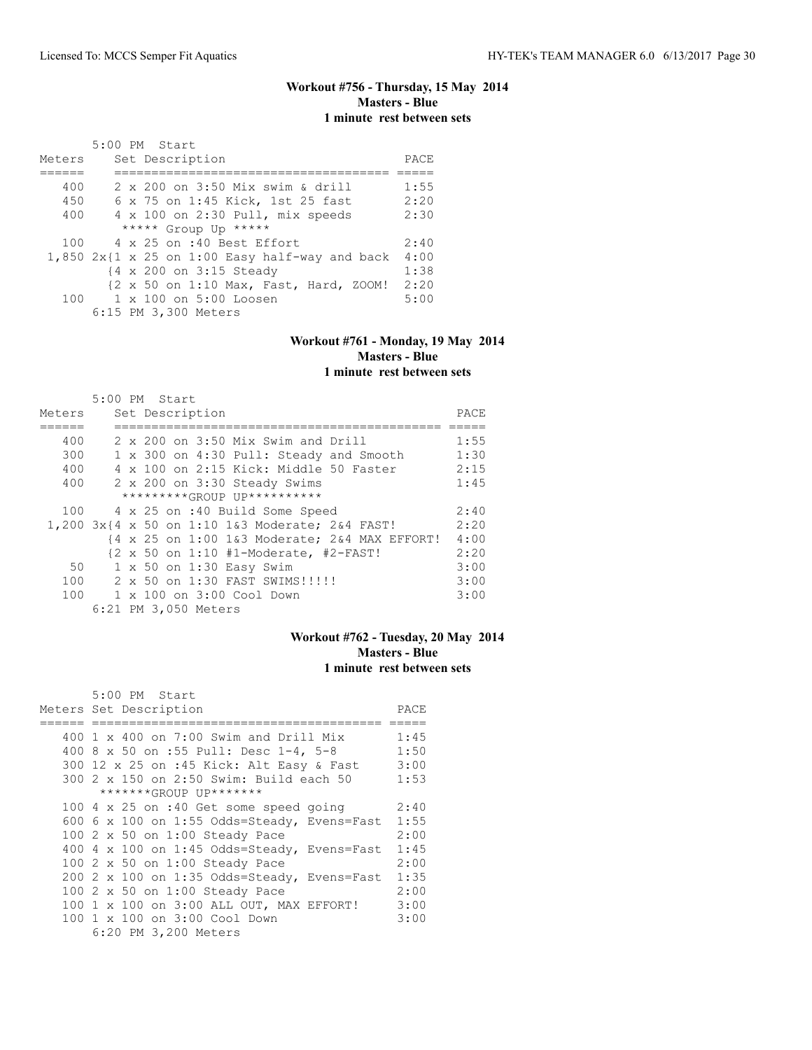### Workout #756 - Thursday, 15 May 2014
**Masters - Blue**
**1 minute rest between sets**

5:00 PM Start

| Meters | Set Description | PACE |
|---|---|---|
| 400 | 2 x 200 on 3:50 Mix swim & drill | 1:55 |
| 450 | 6 x 75 on 1:45 Kick, 1st 25 fast | 2:20 |
| 400 | 4 x 100 on 2:30 Pull, mix speeds | 2:30 |
| | ***** Group Up ***** | |
| 100 | 4 x 25 on :40 Best Effort | 2:40 |
| 1,850 | 2x{1 x 25 on 1:00 Easy half-way and back | 4:00 |
| | {4 x 200 on 3:15 Steady | 1:38 |
| | {2 x 50 on 1:10 Max, Fast, Hard, ZOOM! | 2:20 |
| 100 | 1 x 100 on 5:00 Loosen | 5:00 |
| | 6:15 PM 3,300 Meters | |

### Workout #761 - Monday, 19 May 2014
**Masters - Blue**
**1 minute rest between sets**

5:00 PM Start

| Meters | Set Description | PACE |
|---|---|---|
| 400 | 2 x 200 on 3:50 Mix Swim and Drill | 1:55 |
| 300 | 1 x 300 on 4:30 Pull: Steady and Smooth | 1:30 |
| 400 | 4 x 100 on 2:15 Kick: Middle 50 Faster | 2:15 |
| 400 | 2 x 200 on 3:30 Steady Swims | 1:45 |
| | *********GROUP UP********** | |
| 100 | 4 x 25 on :40 Build Some Speed | 2:40 |
| 1,200 | 3x{4 x 50 on 1:10 1&3 Moderate; 2&4 FAST! | 2:20 |
| | {4 x 25 on 1:00 1&3 Moderate; 2&4 MAX EFFORT! | 4:00 |
| | {2 x 50 on 1:10 #1-Moderate, #2-FAST! | 2:20 |
| 50 | 1 x 50 on 1:30 Easy Swim | 3:00 |
| 100 | 2 x 50 on 1:30 FAST SWIMS!!!!! | 3:00 |
| 100 | 1 x 100 on 3:00 Cool Down | 3:00 |
| | 6:21 PM 3,050 Meters | |

### Workout #762 - Tuesday, 20 May 2014
**Masters - Blue**
**1 minute rest between sets**

5:00 PM Start

| Meters | Set Description | PACE |
|---|---|---|
| 400 | 1 x 400 on 7:00 Swim and Drill Mix | 1:45 |
| 400 | 8 x 50 on :55 Pull: Desc 1-4, 5-8 | 1:50 |
| 300 | 12 x 25 on :45 Kick: Alt Easy & Fast | 3:00 |
| 300 | 2 x 150 on 2:50 Swim: Build each 50 | 1:53 |
| | *******GROUP UP******* | |
| 100 | 4 x 25 on :40 Get some speed going | 2:40 |
| 600 | 6 x 100 on 1:55 Odds=Steady, Evens=Fast | 1:55 |
| 100 | 2 x 50 on 1:00 Steady Pace | 2:00 |
| 400 | 4 x 100 on 1:45 Odds=Steady, Evens=Fast | 1:45 |
| 100 | 2 x 50 on 1:00 Steady Pace | 2:00 |
| 200 | 2 x 100 on 1:35 Odds=Steady, Evens=Fast | 1:35 |
| 100 | 2 x 50 on 1:00 Steady Pace | 2:00 |
| 100 | 1 x 100 on 3:00 ALL OUT, MAX EFFORT! | 3:00 |
| 100 | 1 x 100 on 3:00 Cool Down | 3:00 |
| | 6:20 PM 3,200 Meters | |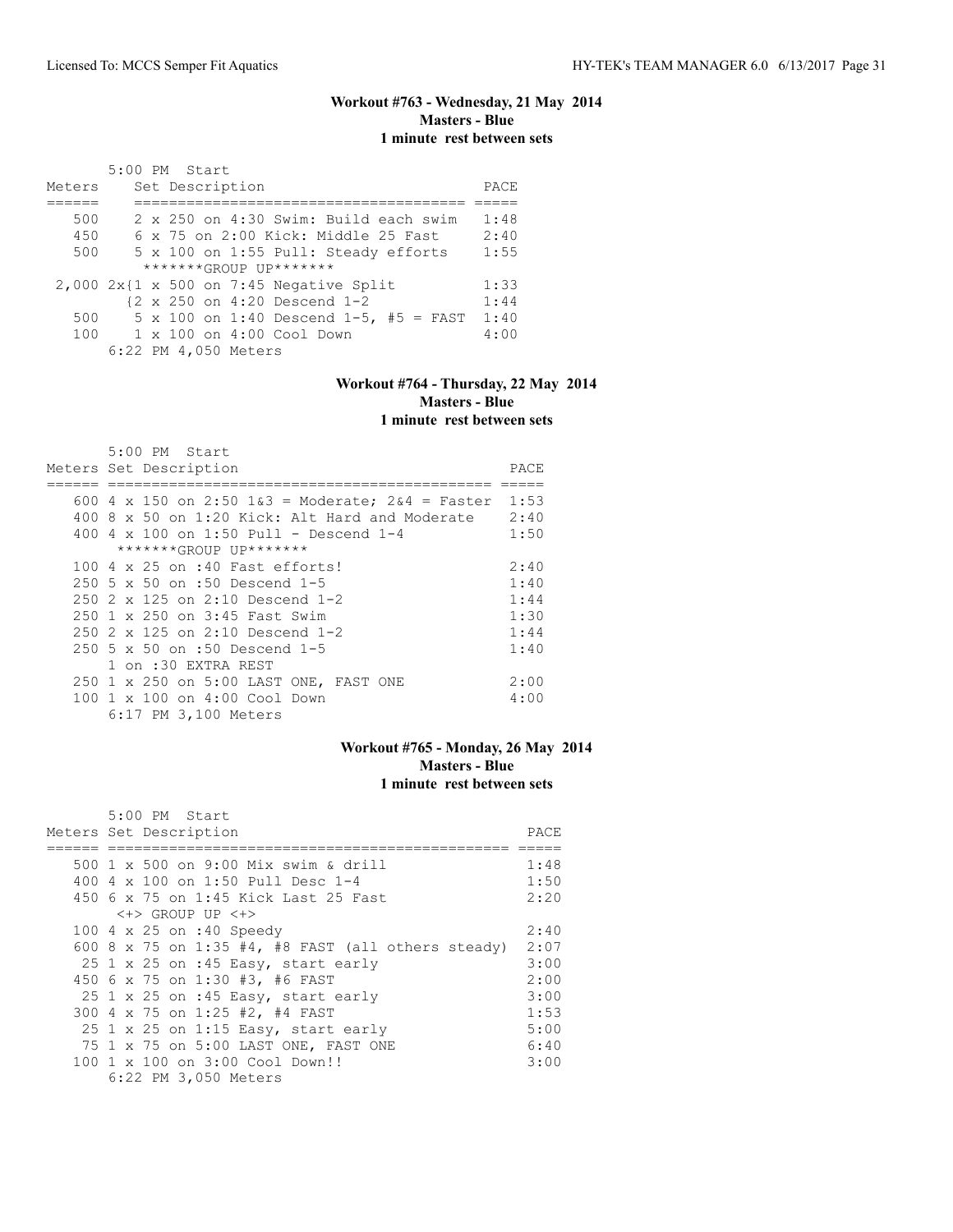### Workout #763 - Wednesday, 21 May 2014
**Masters - Blue**
**1 minute rest between sets**

5:00 PM Start

| Meters | Set Description | PACE |
|---|---|---|
| 500 | 2 x 250 on 4:30 Swim: Build each swim | 1:48 |
| 450 | 6 x 75 on 2:00 Kick: Middle 25 Fast | 2:40 |
| 500 | 5 x 100 on 1:55 Pull: Steady efforts | 1:55 |
| | *******GROUP UP******* | |
| 2,000 | 2x{1 x 500 on 7:45 Negative Split | 1:33 |
| | {2 x 250 on 4:20 Descend 1-2 | 1:44 |
| 500 | 5 x 100 on 1:40 Descend 1-5, #5 = FAST | 1:40 |
| 100 | 1 x 100 on 4:00 Cool Down | 4:00 |
| | 6:22 PM 4,050 Meters | |

### Workout #764 - Thursday, 22 May 2014
**Masters - Blue**
**1 minute rest between sets**

5:00 PM Start

| Meters | Set Description | PACE |
|---|---|---|
| 600 | 4 x 150 on 2:50 1&3 = Moderate; 2&4 = Faster | 1:53 |
| 400 | 8 x 50 on 1:20 Kick: Alt Hard and Moderate | 2:40 |
| 400 | 4 x 100 on 1:50 Pull - Descend 1-4 | 1:50 |
| | *******GROUP UP******* | |
| 100 | 4 x 25 on :40 Fast efforts! | 2:40 |
| 250 | 5 x 50 on :50 Descend 1-5 | 1:40 |
| 250 | 2 x 125 on 2:10 Descend 1-2 | 1:44 |
| 250 | 1 x 250 on 3:45 Fast Swim | 1:30 |
| 250 | 2 x 125 on 2:10 Descend 1-2 | 1:44 |
| 250 | 5 x 50 on :50 Descend 1-5 | 1:40 |
| | 1 on :30 EXTRA REST | |
| 250 | 1 x 250 on 5:00 LAST ONE, FAST ONE | 2:00 |
| 100 | 1 x 100 on 4:00 Cool Down | 4:00 |
| | 6:17 PM 3,100 Meters | |

### Workout #765 - Monday, 26 May 2014
**Masters - Blue**
**1 minute rest between sets**

5:00 PM Start

| Meters | Set Description | PACE |
|---|---|---|
| 500 | 1 x 500 on 9:00 Mix swim & drill | 1:48 |
| 400 | 4 x 100 on 1:50 Pull Desc 1-4 | 1:50 |
| 450 | 6 x 75 on 1:45 Kick Last 25 Fast | 2:20 |
| | <+> GROUP UP <+> | |
| 100 | 4 x 25 on :40 Speedy | 2:40 |
| 600 | 8 x 75 on 1:35 #4, #8 FAST (all others steady) | 2:07 |
| 25 | 1 x 25 on :45 Easy, start early | 3:00 |
| 450 | 6 x 75 on 1:30 #3, #6 FAST | 2:00 |
| 25 | 1 x 25 on :45 Easy, start early | 3:00 |
| 300 | 4 x 75 on 1:25 #2, #4 FAST | 1:53 |
| 25 | 1 x 25 on 1:15 Easy, start early | 5:00 |
| 75 | 1 x 75 on 5:00 LAST ONE, FAST ONE | 6:40 |
| 100 | 1 x 100 on 3:00 Cool Down!! | 3:00 |
| | 6:22 PM 3,050 Meters | |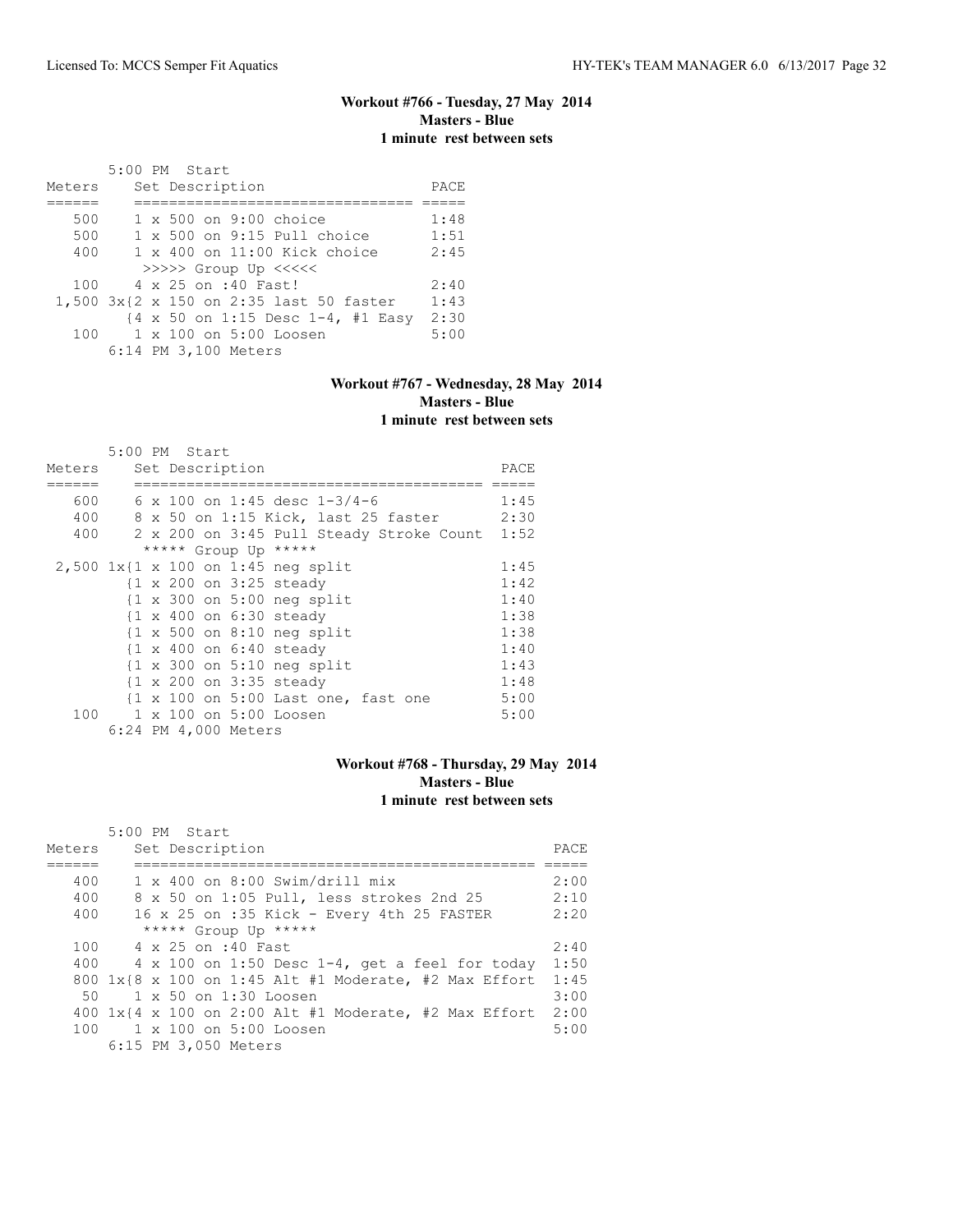### Workout #766 - Tuesday, 27 May 2014
**Masters - Blue**
**1 minute rest between sets**

```
        5:00 PM  Start
Meters     Set Description                  PACE
======     ===============================  =====
   500     1 x 500 on 9:00 choice           1:48
   500     1 x 500 on 9:15 Pull choice      1:51
   400     1 x 400 on 11:00 Kick choice     2:45
            >>>>> Group Up <<<<<
   100     4 x 25 on :40 Fast!              2:40
 1,500 3x{2 x 150 on 2:35 last 50 faster    1:43
          {4 x 50 on 1:15 Desc 1-4, #1 Easy  2:30
   100     1 x 100 on 5:00 Loosen           5:00
        6:14 PM 3,100 Meters
```

### Workout #767 - Wednesday, 28 May 2014
**Masters - Blue**
**1 minute rest between sets**

```
        5:00 PM  Start
Meters     Set Description                          PACE
======     ======================================  =====
   600     6 x 100 on 1:45 desc 1-3/4-6            1:45
   400     8 x 50 on 1:15 Kick, last 25 faster     2:30
   400     2 x 200 on 3:45 Pull Steady Stroke Count  1:52
            ***** Group Up *****
 2,500 1x{1 x 100 on 1:45 neg split               1:45
          {1 x 200 on 3:25 steady                  1:42
          {1 x 300 on 5:00 neg split               1:40
          {1 x 400 on 6:30 steady                  1:38
          {1 x 500 on 8:10 neg split               1:38
          {1 x 400 on 6:40 steady                  1:40
          {1 x 300 on 5:10 neg split               1:43
          {1 x 200 on 3:35 steady                  1:48
          {1 x 100 on 5:00 Last one, fast one      5:00
   100     1 x 100 on 5:00 Loosen                  5:00
        6:24 PM 4,000 Meters
```

### Workout #768 - Thursday, 29 May 2014
**Masters - Blue**
**1 minute rest between sets**

```
        5:00 PM  Start
Meters     Set Description                                  PACE
======     ==============================================  =====
   400     1 x 400 on 8:00 Swim/drill mix                  2:00
   400     8 x 50 on 1:05 Pull, less strokes 2nd 25        2:10
   400     16 x 25 on :35 Kick - Every 4th 25 FASTER       2:20
            ***** Group Up *****
   100     4 x 25 on :40 Fast                              2:40
   400     4 x 100 on 1:50 Desc 1-4, get a feel for today  1:50
   800 1x{8 x 100 on 1:45 Alt #1 Moderate, #2 Max Effort   1:45
    50     1 x 50 on 1:30 Loosen                           3:00
   400 1x{4 x 100 on 2:00 Alt #1 Moderate, #2 Max Effort   2:00
   100     1 x 100 on 5:00 Loosen                          5:00
        6:15 PM 3,050 Meters
```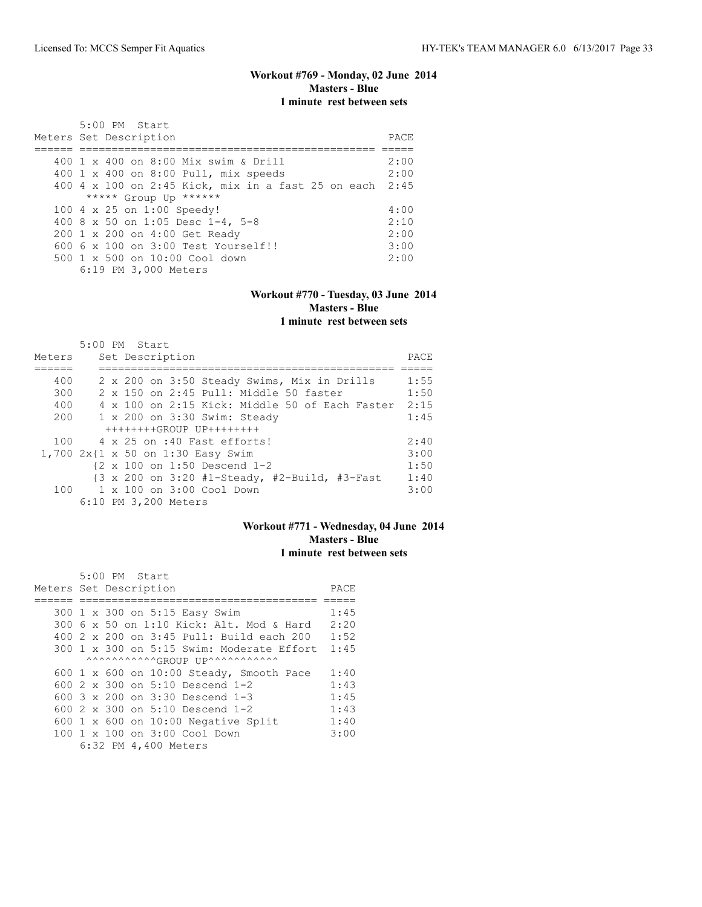### Workout #769 - Monday, 02 June 2014
**Masters - Blue**
**1 minute rest between sets**

5:00 PM Start

| Meters | Set Description | PACE |
|---|---|---|
| 400 | 1 x 400 on 8:00 Mix swim & Drill | 2:00 |
| 400 | 1 x 400 on 8:00 Pull, mix speeds | 2:00 |
| 400 | 4 x 100 on 2:45 Kick, mix in a fast 25 on each | 2:45 |
| | ***** Group Up ****** | |
| 100 | 4 x 25 on 1:00 Speedy! | 4:00 |
| 400 | 8 x 50 on 1:05 Desc 1-4, 5-8 | 2:10 |
| 200 | 1 x 200 on 4:00 Get Ready | 2:00 |
| 600 | 6 x 100 on 3:00 Test Yourself!! | 3:00 |
| 500 | 1 x 500 on 10:00 Cool down | 2:00 |
| | 6:19 PM 3,000 Meters | |

### Workout #770 - Tuesday, 03 June 2014
**Masters - Blue**
**1 minute rest between sets**

5:00 PM Start

| Meters | Set Description | PACE |
|---|---|---|
| 400 | 2 x 200 on 3:50 Steady Swims, Mix in Drills | 1:55 |
| 300 | 2 x 150 on 2:45 Pull: Middle 50 faster | 1:50 |
| 400 | 4 x 100 on 2:15 Kick: Middle 50 of Each Faster | 2:15 |
| 200 | 1 x 200 on 3:30 Swim: Steady | 1:45 |
| | ++++++++GROUP UP++++++++ | |
| 100 | 4 x 25 on :40 Fast efforts! | 2:40 |
| 1,700 | 2x{1 x 50 on 1:30 Easy Swim | 3:00 |
| | {2 x 100 on 1:50 Descend 1-2 | 1:50 |
| | {3 x 200 on 3:20 #1-Steady, #2-Build, #3-Fast | 1:40 |
| 100 | 1 x 100 on 3:00 Cool Down | 3:00 |
| | 6:10 PM 3,200 Meters | |

### Workout #771 - Wednesday, 04 June 2014
**Masters - Blue**
**1 minute rest between sets**

5:00 PM Start

| Meters | Set Description | PACE |
|---|---|---|
| 300 | 1 x 300 on 5:15 Easy Swim | 1:45 |
| 300 | 6 x 50 on 1:10 Kick: Alt. Mod & Hard | 2:20 |
| 400 | 2 x 200 on 3:45 Pull: Build each 200 | 1:52 |
| 300 | 1 x 300 on 5:15 Swim: Moderate Effort | 1:45 |
| | ^^^^^^^^^^^GROUP UP^^^^^^^^^^^ | |
| 600 | 1 x 600 on 10:00 Steady, Smooth Pace | 1:40 |
| 600 | 2 x 300 on 5:10 Descend 1-2 | 1:43 |
| 600 | 3 x 200 on 3:30 Descend 1-3 | 1:45 |
| 600 | 2 x 300 on 5:10 Descend 1-2 | 1:43 |
| 600 | 1 x 600 on 10:00 Negative Split | 1:40 |
| 100 | 1 x 100 on 3:00 Cool Down | 3:00 |
| | 6:32 PM 4,400 Meters | |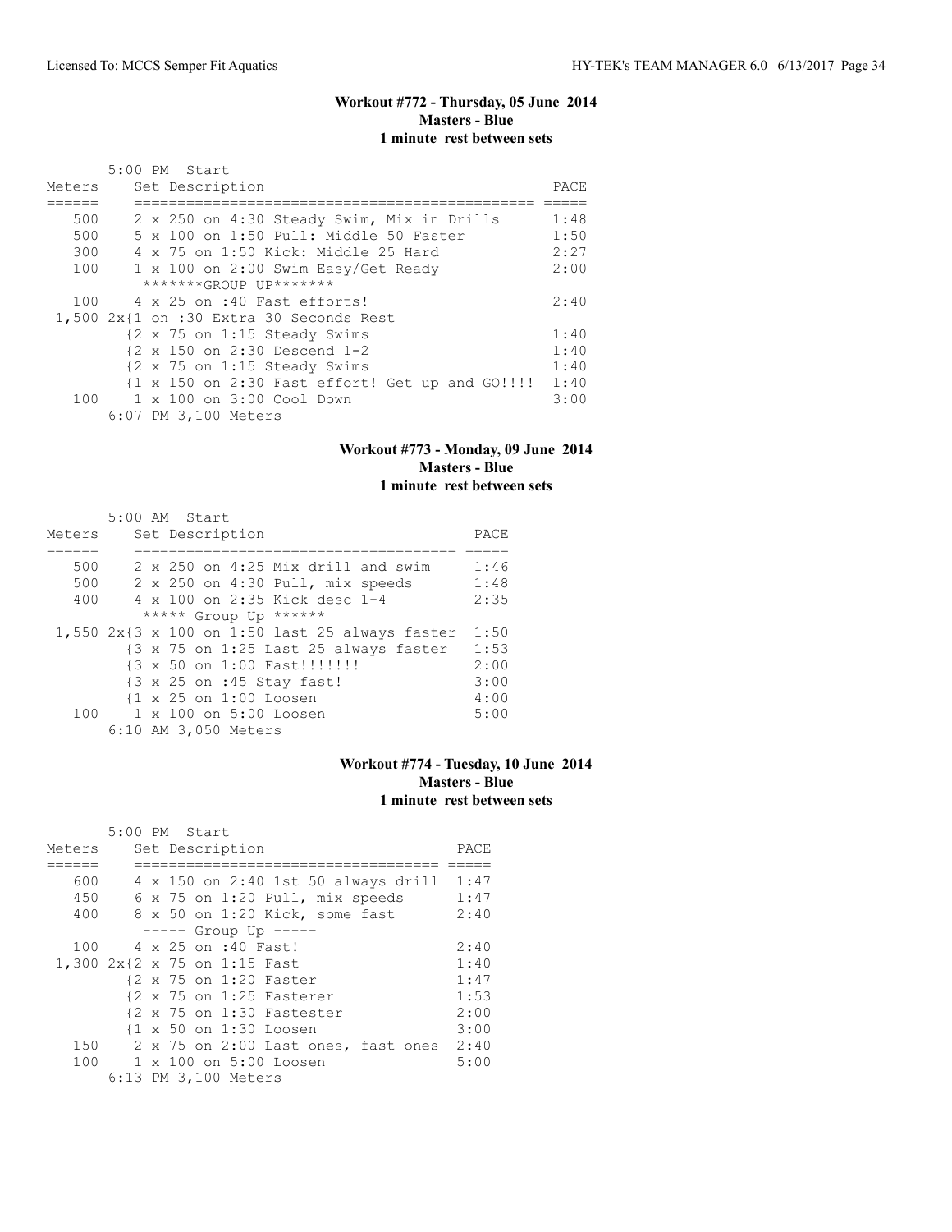### Workout #772 - Thursday, 05 June 2014
**Masters - Blue**
**1 minute rest between sets**

```
       5:00 PM  Start
Meters     Set Description                                   PACE
======     =============================================    =====
   500     2 x 250 on 4:30 Steady Swim, Mix in Drills        1:48
   500     5 x 100 on 1:50 Pull: Middle 50 Faster            1:50
   300     4 x 75 on 1:50 Kick: Middle 25 Hard               2:27
   100     1 x 100 on 2:00 Swim Easy/Get Ready               2:00
            *******GROUP UP*******
   100     4 x 25 on :40 Fast efforts!                       2:40
 1,500 2x{1 on :30 Extra 30 Seconds Rest
          {2 x 75 on 1:15 Steady Swims                       1:40
          {2 x 150 on 2:30 Descend 1-2                       1:40
          {2 x 75 on 1:15 Steady Swims                       1:40
          {1 x 150 on 2:30 Fast effort! Get up and GO!!!!    1:40
   100     1 x 100 on 3:00 Cool Down                         3:00
       6:07 PM 3,100 Meters
```

### Workout #773 - Monday, 09 June 2014
**Masters - Blue**
**1 minute rest between sets**

```
       5:00 AM  Start
Meters     Set Description                           PACE
======     ====================================     =====
   500     2 x 250 on 4:25 Mix drill and swim        1:46
   500     2 x 250 on 4:30 Pull, mix speeds          1:48
   400     4 x 100 on 2:35 Kick desc 1-4             2:35
            ***** Group Up ******
 1,550 2x{3 x 100 on 1:50 last 25 always faster     1:50
          {3 x 75 on 1:25 Last 25 always faster      1:53
          {3 x 50 on 1:00 Fast!!!!!!!                2:00
          {3 x 25 on :45 Stay fast!                  3:00
          {1 x 25 on 1:00 Loosen                     4:00
   100     1 x 100 on 5:00 Loosen                    5:00
       6:10 AM 3,050 Meters
```

### Workout #774 - Tuesday, 10 June 2014
**Masters - Blue**
**1 minute rest between sets**

```
       5:00 PM  Start
Meters     Set Description                         PACE
======     ==================================     =====
   600     4 x 150 on 2:40 1st 50 always drill     1:47
   450     6 x 75 on 1:20 Pull, mix speeds         1:47
   400     8 x 50 on 1:20 Kick, some fast          2:40
            ----- Group Up -----
   100     4 x 25 on :40 Fast!                     2:40
 1,300 2x{2 x 75 on 1:15 Fast                     1:40
          {2 x 75 on 1:20 Faster                   1:47
          {2 x 75 on 1:25 Fasterer                 1:53
          {2 x 75 on 1:30 Fastester                2:00
          {1 x 50 on 1:30 Loosen                   3:00
   150     2 x 75 on 2:00 Last ones, fast ones     2:40
   100     1 x 100 on 5:00 Loosen                  5:00
       6:13 PM 3,100 Meters
```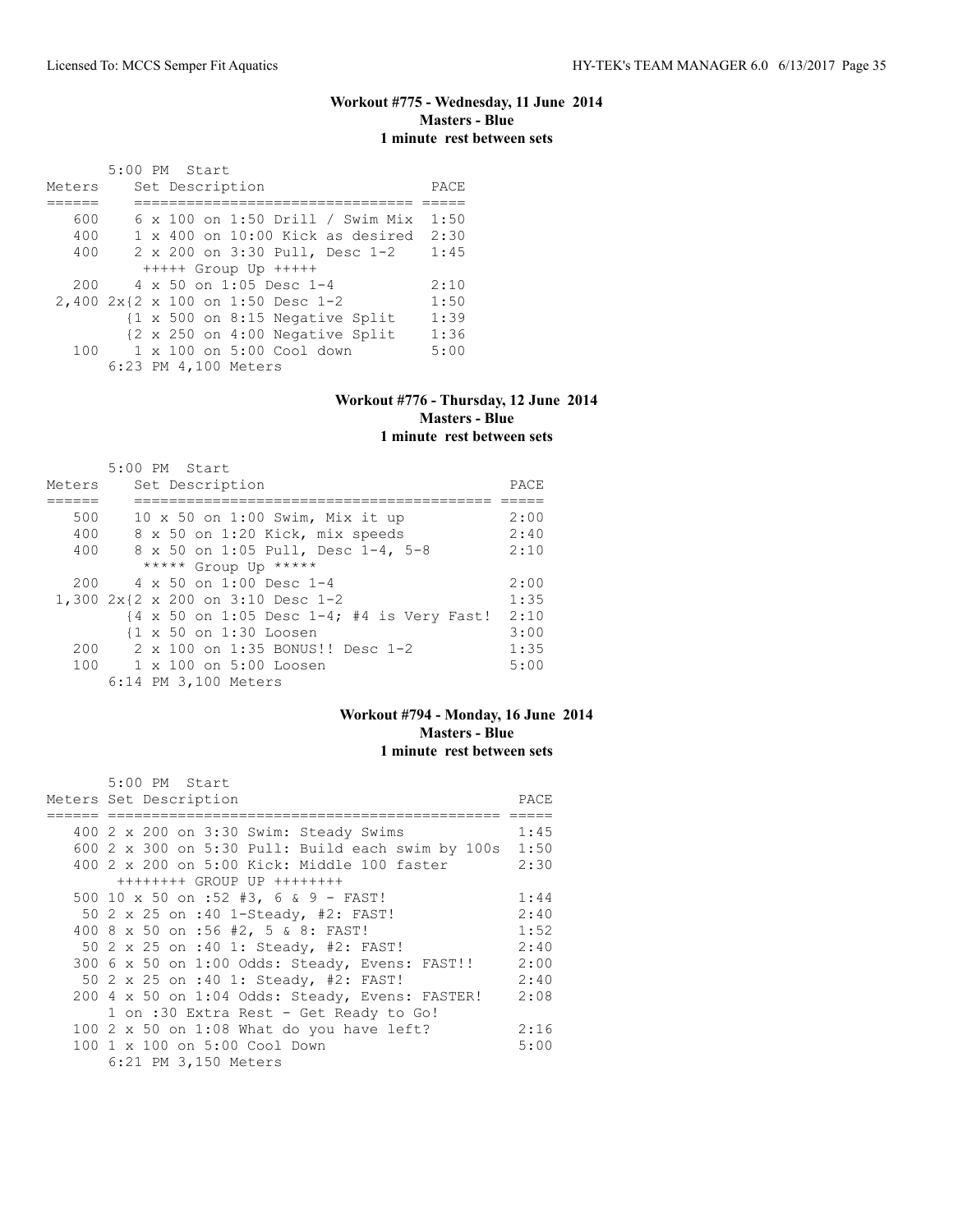### Workout #775 - Wednesday, 11 June 2014
**Masters - Blue**
**1 minute rest between sets**

5:00 PM Start

| Meters | Set Description | PACE |
|---|---|---|
| 600 | 6 x 100 on 1:50 Drill / Swim Mix | 1:50 |
| 400 | 1 x 400 on 10:00 Kick as desired | 2:30 |
| 400 | 2 x 200 on 3:30 Pull, Desc 1-2 | 1:45 |
| | +++++ Group Up +++++ | |
| 200 | 4 x 50 on 1:05 Desc 1-4 | 2:10 |
| 2,400 | 2x{2 x 100 on 1:50 Desc 1-2 | 1:50 |
| | {1 x 500 on 8:15 Negative Split | 1:39 |
| | {2 x 250 on 4:00 Negative Split | 1:36 |
| 100 | 1 x 100 on 5:00 Cool down | 5:00 |
| | 6:23 PM 4,100 Meters | |

### Workout #776 - Thursday, 12 June 2014
**Masters - Blue**
**1 minute rest between sets**

5:00 PM Start

| Meters | Set Description | PACE |
|---|---|---|
| 500 | 10 x 50 on 1:00 Swim, Mix it up | 2:00 |
| 400 | 8 x 50 on 1:20 Kick, mix speeds | 2:40 |
| 400 | 8 x 50 on 1:05 Pull, Desc 1-4, 5-8 | 2:10 |
| | ***** Group Up ***** | |
| 200 | 4 x 50 on 1:00 Desc 1-4 | 2:00 |
| 1,300 | 2x{2 x 200 on 3:10 Desc 1-2 | 1:35 |
| | {4 x 50 on 1:05 Desc 1-4; #4 is Very Fast! | 2:10 |
| | {1 x 50 on 1:30 Loosen | 3:00 |
| 200 | 2 x 100 on 1:35 BONUS!! Desc 1-2 | 1:35 |
| 100 | 1 x 100 on 5:00 Loosen | 5:00 |
| | 6:14 PM 3,100 Meters | |

### Workout #794 - Monday, 16 June 2014
**Masters - Blue**
**1 minute rest between sets**

5:00 PM Start

| Meters | Set Description | PACE |
|---|---|---|
| 400 | 2 x 200 on 3:30 Swim: Steady Swims | 1:45 |
| 600 | 2 x 300 on 5:30 Pull: Build each swim by 100s | 1:50 |
| 400 | 2 x 200 on 5:00 Kick: Middle 100 faster | 2:30 |
| | ++++++++ GROUP UP ++++++++ | |
| 500 | 10 x 50 on :52 #3, 6 & 9 - FAST! | 1:44 |
| 50 | 2 x 25 on :40 1-Steady, #2: FAST! | 2:40 |
| 400 | 8 x 50 on :56 #2, 5 & 8: FAST! | 1:52 |
| 50 | 2 x 25 on :40 1: Steady, #2: FAST! | 2:40 |
| 300 | 6 x 50 on 1:00 Odds: Steady, Evens: FAST!! | 2:00 |
| 50 | 2 x 25 on :40 1: Steady, #2: FAST! | 2:40 |
| 200 | 4 x 50 on 1:04 Odds: Steady, Evens: FASTER! | 2:08 |
| | 1 on :30 Extra Rest - Get Ready to Go! | |
| 100 | 2 x 50 on 1:08 What do you have left? | 2:16 |
| 100 | 1 x 100 on 5:00 Cool Down | 5:00 |
| | 6:21 PM 3,150 Meters | |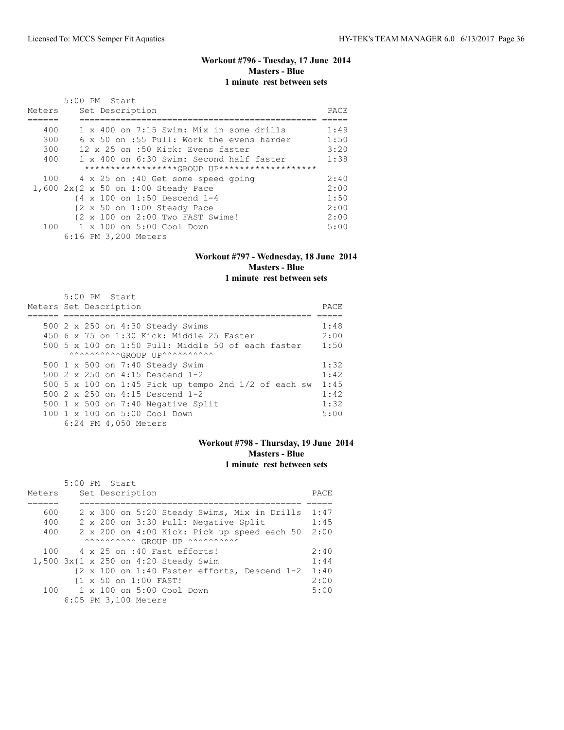### Workout #796 - Tuesday, 17 June 2014
**Masters - Blue**
**1 minute rest between sets**

```
       5:00 PM  Start
Meters    Set Description                                 PACE
======    =============================================  =====
   400    1 x 400 on 7:15 Swim: Mix in some drills        1:49
   300    6 x 50 on :55 Pull: Work the evens harder       1:50
   300    12 x 25 on :50 Kick: Evens faster               3:20
   400    1 x 400 on 6:30 Swim: Second half faster        1:38
          *****************GROUP UP*******************
   100    4 x 25 on :40 Get some speed going              2:40
 1,600 2x{2 x 50 on 1:00 Steady Pace                      2:00
         {4 x 100 on 1:50 Descend 1-4                     1:50
         {2 x 50 on 1:00 Steady Pace                      2:00
         {2 x 100 on 2:00 Two FAST Swims!                 2:00
   100    1 x 100 on 5:00 Cool Down                       5:00
       6:16 PM 3,200 Meters
```

### Workout #797 - Wednesday, 18 June 2014
**Masters - Blue**
**1 minute rest between sets**

```
       5:00 PM  Start
Meters Set Description                                    PACE
====== ================================================= =====
   500 2 x 250 on 4:30 Steady Swims                       1:48
   450 6 x 75 on 1:30 Kick: Middle 25 Faster              2:00
   500 5 x 100 on 1:50 Pull: Middle 50 of each faster     1:50
       ^^^^^^^^^^GROUP UP^^^^^^^^^^
   500 1 x 500 on 7:40 Steady Swim                        1:32
   500 2 x 250 on 4:15 Descend 1-2                        1:42
   500 5 x 100 on 1:45 Pick up tempo 2nd 1/2 of each sw   1:45
   500 2 x 250 on 4:15 Descend 1-2                        1:42
   500 1 x 500 on 7:40 Negative Split                     1:32
   100 1 x 100 on 5:00 Cool Down                          5:00
       6:24 PM 4,050 Meters
```

### Workout #798 - Thursday, 19 June 2014
**Masters - Blue**
**1 minute rest between sets**

```
       5:00 PM  Start
Meters    Set Description                               PACE
======    ===========================================  =====
   600    2 x 300 on 5:20 Steady Swims, Mix in Drills   1:47
   400    2 x 200 on 3:30 Pull: Negative Split          1:45
   400    2 x 200 on 4:00 Kick: Pick up speed each 50   2:00
          ^^^^^^^^^^ GROUP UP ^^^^^^^^^^
   100    4 x 25 on :40 Fast efforts!                   2:40
 1,500 3x{1 x 250 on 4:20 Steady Swim                   1:44
         {2 x 100 on 1:40 Faster efforts, Descend 1-2   1:40
         {1 x 50 on 1:00 FAST!                          2:00
   100    1 x 100 on 5:00 Cool Down                     5:00
       6:05 PM 3,100 Meters
```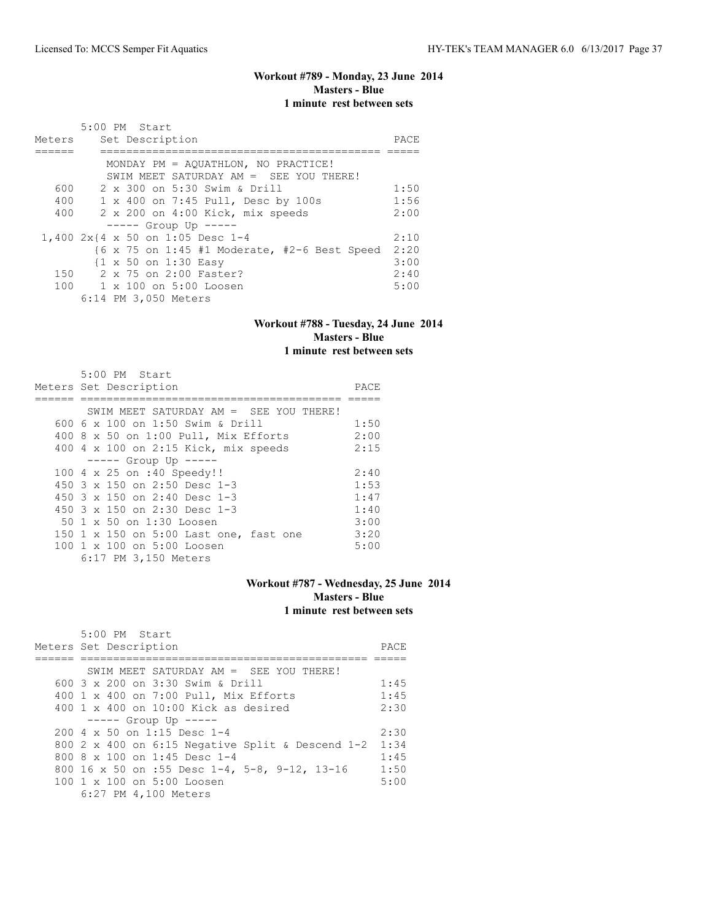### Workout #789 - Monday, 23 June 2014
**Masters - Blue**
**1 minute rest between sets**

5:00 PM Start

| Meters | Set Description | PACE |
|---|---|---|
| | MONDAY PM = AQUATHLON, NO PRACTICE! | |
| | SWIM MEET SATURDAY AM = SEE YOU THERE! | |
| 600 | 2 x 300 on 5:30 Swim & Drill | 1:50 |
| 400 | 1 x 400 on 7:45 Pull, Desc by 100s | 1:56 |
| 400 | 2 x 200 on 4:00 Kick, mix speeds | 2:00 |
| | ----- Group Up ----- | |
| 1,400 | 2x{4 x 50 on 1:05 Desc 1-4 | 2:10 |
| | {6 x 75 on 1:45 #1 Moderate, #2-6 Best Speed | 2:20 |
| | {1 x 50 on 1:30 Easy | 3:00 |
| 150 | 2 x 75 on 2:00 Faster? | 2:40 |
| 100 | 1 x 100 on 5:00 Loosen | 5:00 |
| | 6:14 PM 3,050 Meters | |

### Workout #788 - Tuesday, 24 June 2014
**Masters - Blue**
**1 minute rest between sets**

5:00 PM Start

| Meters | Set Description | PACE |
|---|---|---|
| | SWIM MEET SATURDAY AM = SEE YOU THERE! | |
| 600 | 6 x 100 on 1:50 Swim & Drill | 1:50 |
| 400 | 8 x 50 on 1:00 Pull, Mix Efforts | 2:00 |
| 400 | 4 x 100 on 2:15 Kick, mix speeds | 2:15 |
| | ----- Group Up ----- | |
| 100 | 4 x 25 on :40 Speedy!! | 2:40 |
| 450 | 3 x 150 on 2:50 Desc 1-3 | 1:53 |
| 450 | 3 x 150 on 2:40 Desc 1-3 | 1:47 |
| 450 | 3 x 150 on 2:30 Desc 1-3 | 1:40 |
| 50 | 1 x 50 on 1:30 Loosen | 3:00 |
| 150 | 1 x 150 on 5:00 Last one, fast one | 3:20 |
| 100 | 1 x 100 on 5:00 Loosen | 5:00 |
| | 6:17 PM 3,150 Meters | |

### Workout #787 - Wednesday, 25 June 2014
**Masters - Blue**
**1 minute rest between sets**

5:00 PM Start

| Meters | Set Description | PACE |
|---|---|---|
| | SWIM MEET SATURDAY AM = SEE YOU THERE! | |
| 600 | 3 x 200 on 3:30 Swim & Drill | 1:45 |
| 400 | 1 x 400 on 7:00 Pull, Mix Efforts | 1:45 |
| 400 | 1 x 400 on 10:00 Kick as desired | 2:30 |
| | ----- Group Up ----- | |
| 200 | 4 x 50 on 1:15 Desc 1-4 | 2:30 |
| 800 | 2 x 400 on 6:15 Negative Split & Descend 1-2 | 1:34 |
| 800 | 8 x 100 on 1:45 Desc 1-4 | 1:45 |
| 800 | 16 x 50 on :55 Desc 1-4, 5-8, 9-12, 13-16 | 1:50 |
| 100 | 1 x 100 on 5:00 Loosen | 5:00 |
| | 6:27 PM 4,100 Meters | |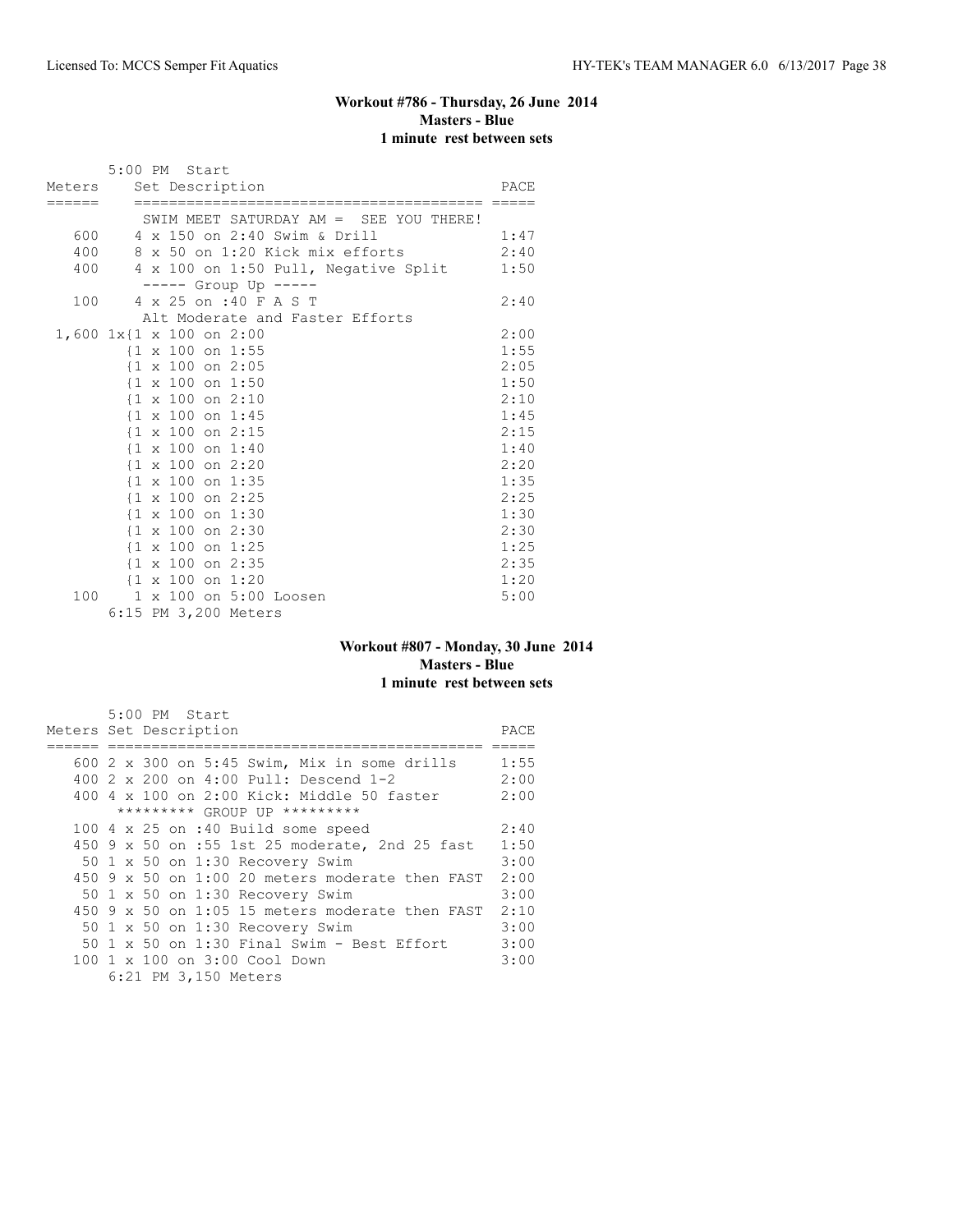## Workout #786 - Thursday, 26 June 2014
### Masters - Blue
### 1 minute rest between sets

5:00 PM Start

| Meters | Set Description | PACE |
|---|---|---|
| | SWIM MEET SATURDAY AM = SEE YOU THERE! | |
| 600 | 4 x 150 on 2:40 Swim & Drill | 1:47 |
| 400 | 8 x 50 on 1:20 Kick mix efforts | 2:40 |
| 400 | 4 x 100 on 1:50 Pull, Negative Split | 1:50 |
| | ----- Group Up ----- | |
| 100 | 4 x 25 on :40 F A S T | 2:40 |
| | Alt Moderate and Faster Efforts | |
| 1,600 | 1x{1 x 100 on 2:00 | 2:00 |
| | {1 x 100 on 1:55 | 1:55 |
| | {1 x 100 on 2:05 | 2:05 |
| | {1 x 100 on 1:50 | 1:50 |
| | {1 x 100 on 2:10 | 2:10 |
| | {1 x 100 on 1:45 | 1:45 |
| | {1 x 100 on 2:15 | 2:15 |
| | {1 x 100 on 1:40 | 1:40 |
| | {1 x 100 on 2:20 | 2:20 |
| | {1 x 100 on 1:35 | 1:35 |
| | {1 x 100 on 2:25 | 2:25 |
| | {1 x 100 on 1:30 | 1:30 |
| | {1 x 100 on 2:30 | 2:30 |
| | {1 x 100 on 1:25 | 1:25 |
| | {1 x 100 on 2:35 | 2:35 |
| | {1 x 100 on 1:20 | 1:20 |
| 100 | 1 x 100 on 5:00 Loosen | 5:00 |

6:15 PM 3,200 Meters

## Workout #807 - Monday, 30 June 2014
### Masters - Blue
### 1 minute rest between sets

5:00 PM Start

| Meters | Set Description | PACE |
|---|---|---|
| 600 | 2 x 300 on 5:45 Swim, Mix in some drills | 1:55 |
| 400 | 2 x 200 on 4:00 Pull: Descend 1-2 | 2:00 |
| 400 | 4 x 100 on 2:00 Kick: Middle 50 faster | 2:00 |
| | ********* GROUP UP ********* | |
| 100 | 4 x 25 on :40 Build some speed | 2:40 |
| 450 | 9 x 50 on :55 1st 25 moderate, 2nd 25 fast | 1:50 |
| 50 | 1 x 50 on 1:30 Recovery Swim | 3:00 |
| 450 | 9 x 50 on 1:00 20 meters moderate then FAST | 2:00 |
| 50 | 1 x 50 on 1:30 Recovery Swim | 3:00 |
| 450 | 9 x 50 on 1:05 15 meters moderate then FAST | 2:10 |
| 50 | 1 x 50 on 1:30 Recovery Swim | 3:00 |
| 50 | 1 x 50 on 1:30 Final Swim - Best Effort | 3:00 |
| 100 | 1 x 100 on 3:00 Cool Down | 3:00 |

6:21 PM 3,150 Meters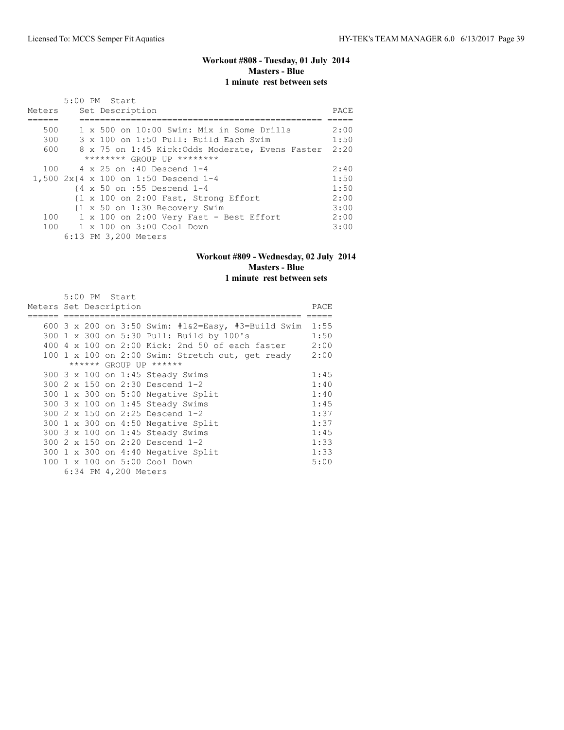### Workout #808 - Tuesday, 01 July 2014
**Masters - Blue**
**1 minute rest between sets**

5:00 PM Start

| Meters | Set Description | PACE |
|---|---|---|
| 500 | 1 x 500 on 10:00 Swim: Mix in Some Drills | 2:00 |
| 300 | 3 x 100 on 1:50 Pull: Build Each Swim | 1:50 |
| 600 | 8 x 75 on 1:45 Kick:Odds Moderate, Evens Faster | 2:20 |
| | ******** GROUP UP ******** | |
| 100 | 4 x 25 on :40 Descend 1-4 | 2:40 |
| 1,500 | 2x{4 x 100 on 1:50 Descend 1-4 | 1:50 |
| | {4 x 50 on :55 Descend 1-4 | 1:50 |
| | {1 x 100 on 2:00 Fast, Strong Effort | 2:00 |
| | {1 x 50 on 1:30 Recovery Swim | 3:00 |
| 100 | 1 x 100 on 2:00 Very Fast - Best Effort | 2:00 |
| 100 | 1 x 100 on 3:00 Cool Down | 3:00 |

6:13 PM 3,200 Meters

### Workout #809 - Wednesday, 02 July 2014
**Masters - Blue**
**1 minute rest between sets**

5:00 PM Start

| Meters | Set Description | PACE |
|---|---|---|
| 600 | 3 x 200 on 3:50 Swim: #1&2=Easy, #3=Build Swim | 1:55 |
| 300 | 1 x 300 on 5:30 Pull: Build by 100's | 1:50 |
| 400 | 4 x 100 on 2:00 Kick: 2nd 50 of each faster | 2:00 |
| 100 | 1 x 100 on 2:00 Swim: Stretch out, get ready | 2:00 |
| | ****** GROUP UP ****** | |
| 300 | 3 x 100 on 1:45 Steady Swims | 1:45 |
| 300 | 2 x 150 on 2:30 Descend 1-2 | 1:40 |
| 300 | 1 x 300 on 5:00 Negative Split | 1:40 |
| 300 | 3 x 100 on 1:45 Steady Swims | 1:45 |
| 300 | 2 x 150 on 2:25 Descend 1-2 | 1:37 |
| 300 | 1 x 300 on 4:50 Negative Split | 1:37 |
| 300 | 3 x 100 on 1:45 Steady Swims | 1:45 |
| 300 | 2 x 150 on 2:20 Descend 1-2 | 1:33 |
| 300 | 1 x 300 on 4:40 Negative Split | 1:33 |
| 100 | 1 x 100 on 5:00 Cool Down | 5:00 |

6:34 PM 4,200 Meters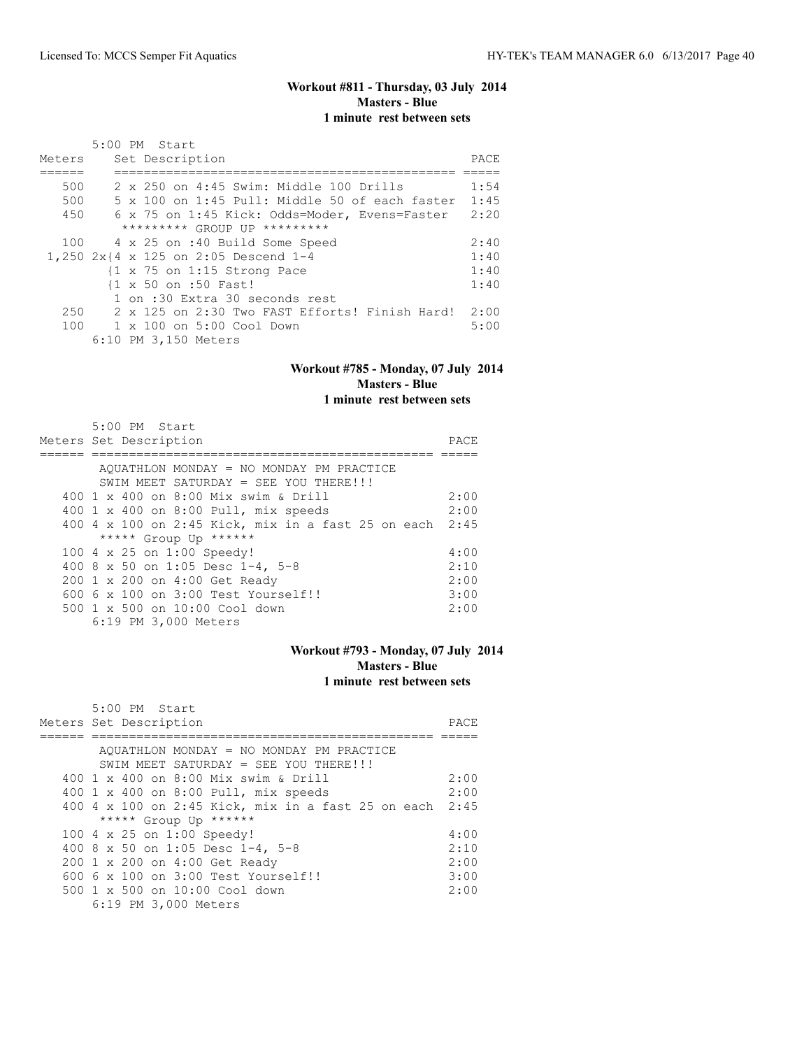### Workout #811 - Thursday, 03 July 2014
**Masters - Blue**
**1 minute rest between sets**

```
       5:00 PM  Start
Meters    Set Description                                  PACE
======    =============================================== =====
   500    2 x 250 on 4:45 Swim: Middle 100 Drills          1:54
   500    5 x 100 on 1:45 Pull: Middle 50 of each faster   1:45
   450    6 x 75 on 1:45 Kick: Odds=Moder, Evens=Faster    2:20
           ********* GROUP UP *********
   100    4 x 25 on :40 Build Some Speed                   2:40
 1,250 2x{4 x 125 on 2:05 Descend 1-4                      1:40
          {1 x 75 on 1:15 Strong Pace                      1:40
          {1 x 50 on :50 Fast!                             1:40
           1 on :30 Extra 30 seconds rest
   250    2 x 125 on 2:30 Two FAST Efforts! Finish Hard!   2:00
   100    1 x 100 on 5:00 Cool Down                        5:00
       6:10 PM 3,150 Meters
```

### Workout #785 - Monday, 07 July 2014
**Masters - Blue**
**1 minute rest between sets**

```
       5:00 PM  Start
Meters Set Description                                    PACE
====== ================================================= =====
        AQUATHLON MONDAY = NO MONDAY PM PRACTICE
        SWIM MEET SATURDAY = SEE YOU THERE!!!
   400 1 x 400 on 8:00 Mix swim & Drill                   2:00
   400 1 x 400 on 8:00 Pull, mix speeds                   2:00
   400 4 x 100 on 2:45 Kick, mix in a fast 25 on each     2:45
        ***** Group Up ******
   100 4 x 25 on 1:00 Speedy!                             4:00
   400 8 x 50 on 1:05 Desc 1-4, 5-8                       2:10
   200 1 x 200 on 4:00 Get Ready                          2:00
   600 6 x 100 on 3:00 Test Yourself!!                    3:00
   500 1 x 500 on 10:00 Cool down                         2:00
       6:19 PM 3,000 Meters
```

### Workout #793 - Monday, 07 July 2014
**Masters - Blue**
**1 minute rest between sets**

```
       5:00 PM  Start
Meters Set Description                                    PACE
====== ================================================= =====
        AQUATHLON MONDAY = NO MONDAY PM PRACTICE
        SWIM MEET SATURDAY = SEE YOU THERE!!!
   400 1 x 400 on 8:00 Mix swim & Drill                   2:00
   400 1 x 400 on 8:00 Pull, mix speeds                   2:00
   400 4 x 100 on 2:45 Kick, mix in a fast 25 on each     2:45
        ***** Group Up ******
   100 4 x 25 on 1:00 Speedy!                             4:00
   400 8 x 50 on 1:05 Desc 1-4, 5-8                       2:10
   200 1 x 200 on 4:00 Get Ready                          2:00
   600 6 x 100 on 3:00 Test Yourself!!                    3:00
   500 1 x 500 on 10:00 Cool down                         2:00
       6:19 PM 3,000 Meters
```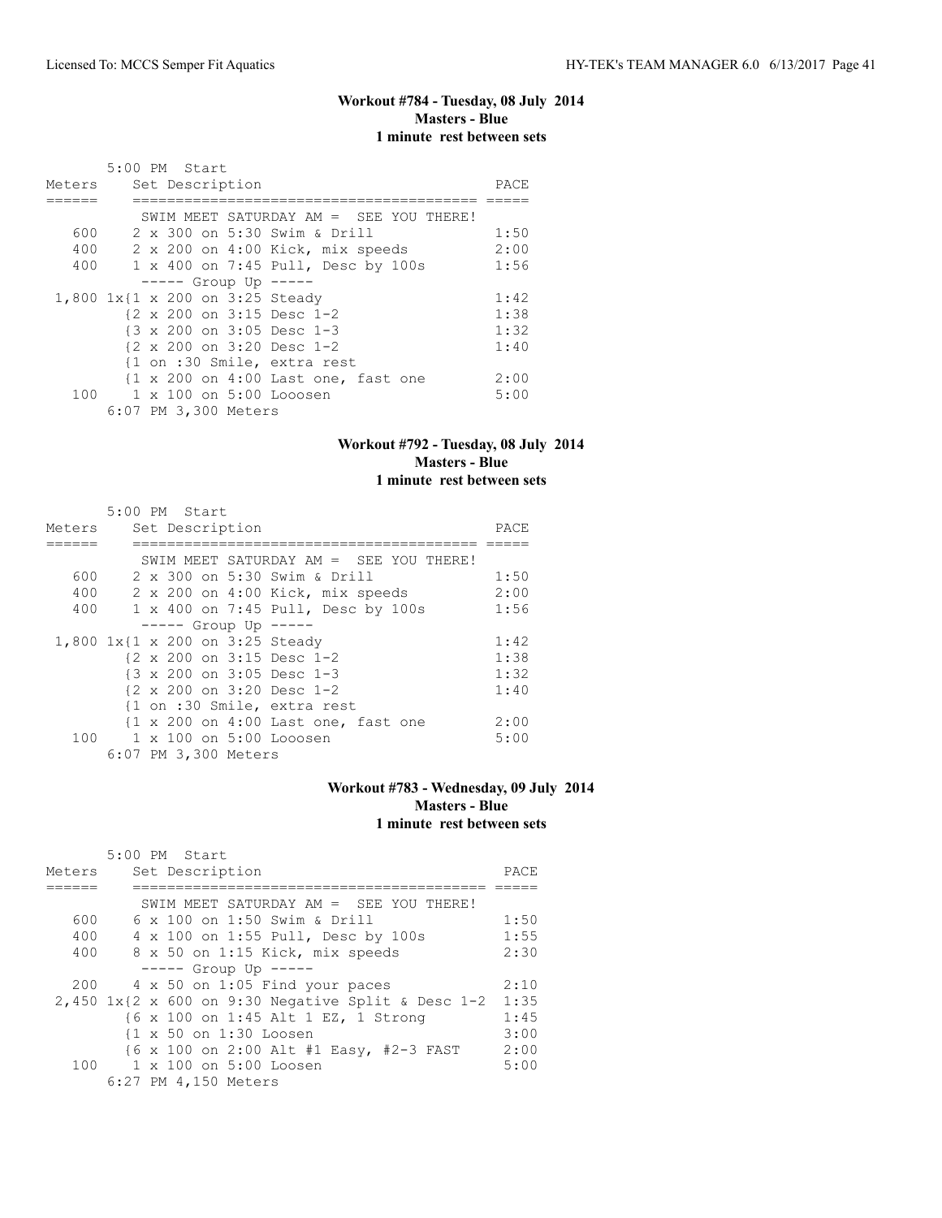### Workout #784 - Tuesday, 08 July 2014
**Masters - Blue**
**1 minute rest between sets**

```
       5:00 PM  Start
Meters     Set Description                            PACE
======     ========================================  =====
            SWIM MEET SATURDAY AM =  SEE YOU THERE!
   600     2 x 300 on 5:30 Swim & Drill              1:50
   400     2 x 200 on 4:00 Kick, mix speeds          2:00
   400     1 x 400 on 7:45 Pull, Desc by 100s        1:56
            ----- Group Up -----
 1,800 1x{1 x 200 on 3:25 Steady                     1:42
         {2 x 200 on 3:15 Desc 1-2                   1:38
         {3 x 200 on 3:05 Desc 1-3                   1:32
         {2 x 200 on 3:20 Desc 1-2                   1:40
         {1 on :30 Smile, extra rest
         {1 x 200 on 4:00 Last one, fast one         2:00
   100     1 x 100 on 5:00 Looosen                   5:00
       6:07 PM 3,300 Meters
```

### Workout #792 - Tuesday, 08 July 2014
**Masters - Blue**
**1 minute rest between sets**

```
       5:00 PM  Start
Meters     Set Description                            PACE
======     ========================================  =====
            SWIM MEET SATURDAY AM =  SEE YOU THERE!
   600     2 x 300 on 5:30 Swim & Drill              1:50
   400     2 x 200 on 4:00 Kick, mix speeds          2:00
   400     1 x 400 on 7:45 Pull, Desc by 100s        1:56
            ----- Group Up -----
 1,800 1x{1 x 200 on 3:25 Steady                     1:42
         {2 x 200 on 3:15 Desc 1-2                   1:38
         {3 x 200 on 3:05 Desc 1-3                   1:32
         {2 x 200 on 3:20 Desc 1-2                   1:40
         {1 on :30 Smile, extra rest
         {1 x 200 on 4:00 Last one, fast one         2:00
   100     1 x 100 on 5:00 Looosen                   5:00
       6:07 PM 3,300 Meters
```

### Workout #783 - Wednesday, 09 July 2014
**Masters - Blue**
**1 minute rest between sets**

```
       5:00 PM  Start
Meters     Set Description                            PACE
======     ========================================  =====
            SWIM MEET SATURDAY AM =  SEE YOU THERE!
   600     6 x 100 on 1:50 Swim & Drill              1:50
   400     4 x 100 on 1:55 Pull, Desc by 100s        1:55
   400     8 x 50 on 1:15 Kick, mix speeds           2:30
            ----- Group Up -----
   200     4 x 50 on 1:05 Find your paces            2:10
 2,450 1x{2 x 600 on 9:30 Negative Split & Desc 1-2  1:35
         {6 x 100 on 1:45 Alt 1 EZ, 1 Strong         1:45
         {1 x 50 on 1:30 Loosen                      3:00
         {6 x 100 on 2:00 Alt #1 Easy, #2-3 FAST     2:00
   100     1 x 100 on 5:00 Loosen                    5:00
       6:27 PM 4,150 Meters
```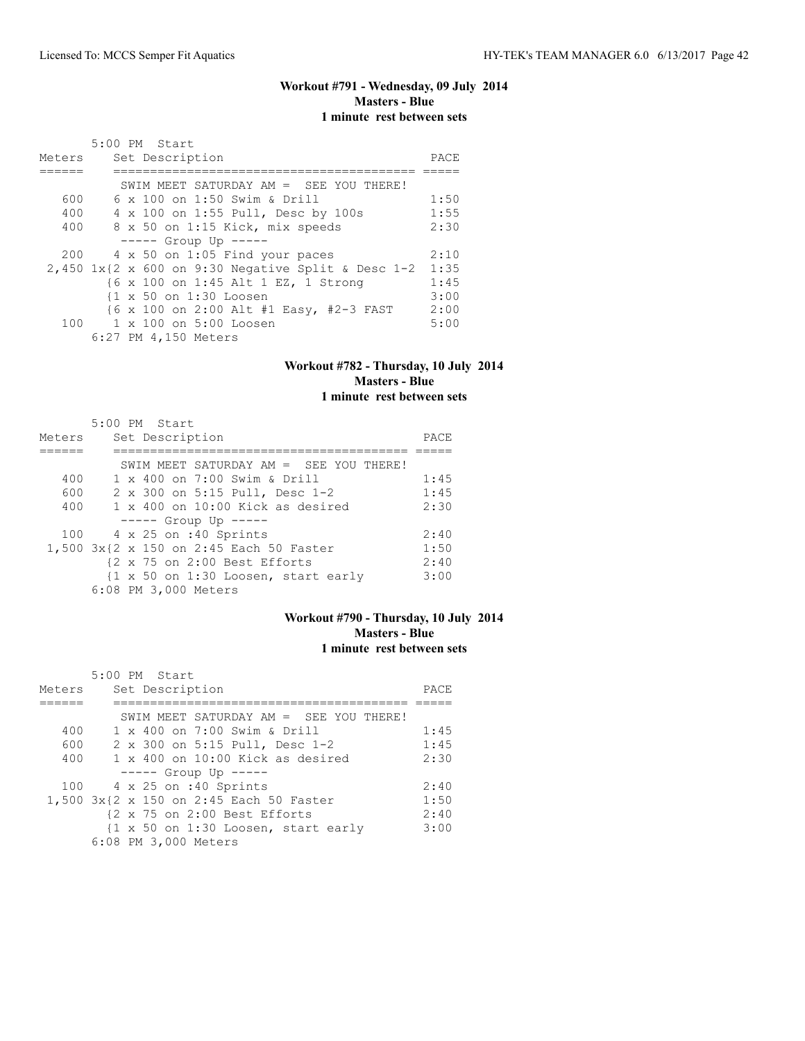### Workout #791 - Wednesday, 09 July 2014
**Masters - Blue**
**1 minute rest between sets**

```
       5:00 PM  Start
Meters     Set Description                             PACE
======     ========================================  =====
           SWIM MEET SATURDAY AM =  SEE YOU THERE!
   600     6 x 100 on 1:50 Swim & Drill              1:50
   400     4 x 100 on 1:55 Pull, Desc by 100s        1:55
   400     8 x 50 on 1:15 Kick, mix speeds           2:30
           ----- Group Up -----
   200     4 x 50 on 1:05 Find your paces            2:10
 2,450 1x{2 x 600 on 9:30 Negative Split & Desc 1-2  1:35
         {6 x 100 on 1:45 Alt 1 EZ, 1 Strong         1:45
         {1 x 50 on 1:30 Loosen                      3:00
         {6 x 100 on 2:00 Alt #1 Easy, #2-3 FAST     2:00
   100     1 x 100 on 5:00 Loosen                    5:00
       6:27 PM 4,150 Meters
```

### Workout #782 - Thursday, 10 July 2014
**Masters - Blue**
**1 minute rest between sets**

```
       5:00 PM  Start
Meters     Set Description                             PACE
======     ========================================  =====
           SWIM MEET SATURDAY AM =  SEE YOU THERE!
   400     1 x 400 on 7:00 Swim & Drill              1:45
   600     2 x 300 on 5:15 Pull, Desc 1-2            1:45
   400     1 x 400 on 10:00 Kick as desired          2:30
           ----- Group Up -----
   100     4 x 25 on :40 Sprints                     2:40
 1,500 3x{2 x 150 on 2:45 Each 50 Faster             1:50
         {2 x 75 on 2:00 Best Efforts                2:40
         {1 x 50 on 1:30 Loosen, start early         3:00
       6:08 PM 3,000 Meters
```

### Workout #790 - Thursday, 10 July 2014
**Masters - Blue**
**1 minute rest between sets**

```
       5:00 PM  Start
Meters     Set Description                             PACE
======     ========================================  =====
           SWIM MEET SATURDAY AM =  SEE YOU THERE!
   400     1 x 400 on 7:00 Swim & Drill              1:45
   600     2 x 300 on 5:15 Pull, Desc 1-2            1:45
   400     1 x 400 on 10:00 Kick as desired          2:30
           ----- Group Up -----
   100     4 x 25 on :40 Sprints                     2:40
 1,500 3x{2 x 150 on 2:45 Each 50 Faster             1:50
         {2 x 75 on 2:00 Best Efforts                2:40
         {1 x 50 on 1:30 Loosen, start early         3:00
       6:08 PM 3,000 Meters
```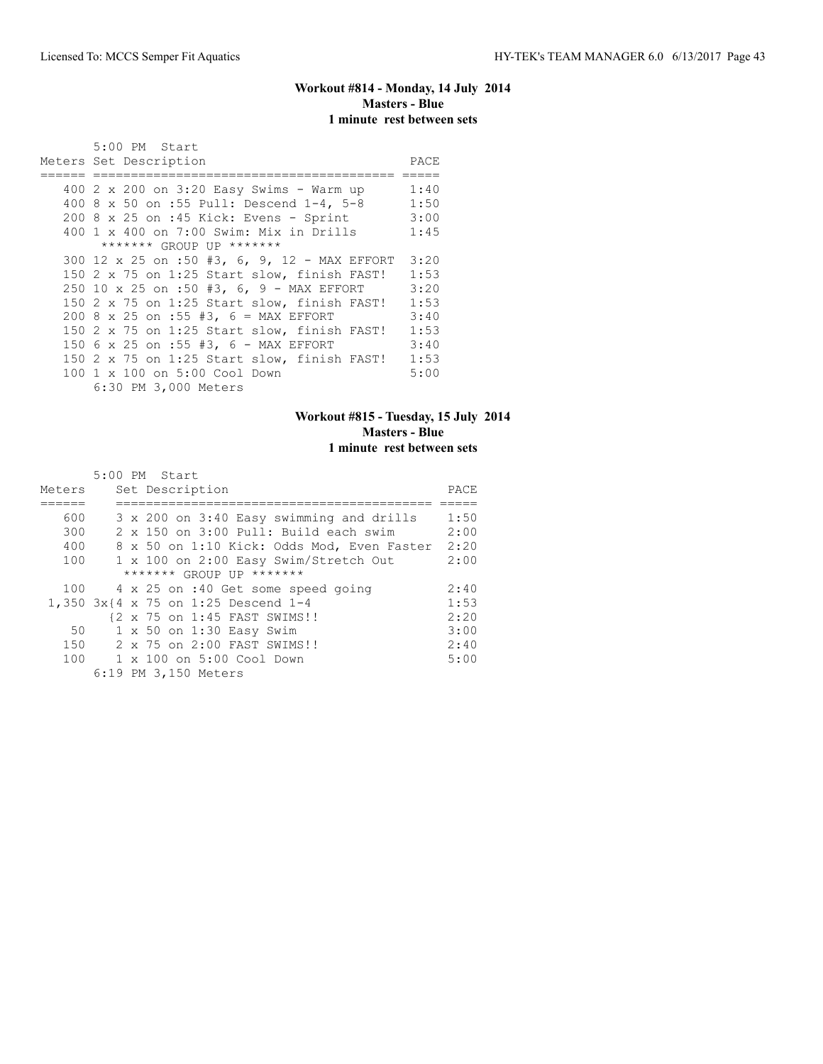### Workout #814 - Monday, 14 July 2014
**Masters - Blue**
**1 minute rest between sets**

5:00 PM Start

| Meters | Set Description | PACE |
|---|---|---|
| 400 | 2 x 200 on 3:20 Easy Swims - Warm up | 1:40 |
| 400 | 8 x 50 on :55 Pull: Descend 1-4, 5-8 | 1:50 |
| 200 | 8 x 25 on :45 Kick: Evens - Sprint | 3:00 |
| 400 | 1 x 400 on 7:00 Swim: Mix in Drills | 1:45 |
| | ******* GROUP UP ******* | |
| 300 | 12 x 25 on :50 #3, 6, 9, 12 - MAX EFFORT | 3:20 |
| 150 | 2 x 75 on 1:25 Start slow, finish FAST! | 1:53 |
| 250 | 10 x 25 on :50 #3, 6, 9 - MAX EFFORT | 3:20 |
| 150 | 2 x 75 on 1:25 Start slow, finish FAST! | 1:53 |
| 200 | 8 x 25 on :55 #3, 6 = MAX EFFORT | 3:40 |
| 150 | 2 x 75 on 1:25 Start slow, finish FAST! | 1:53 |
| 150 | 6 x 25 on :55 #3, 6 - MAX EFFORT | 3:40 |
| 150 | 2 x 75 on 1:25 Start slow, finish FAST! | 1:53 |
| 100 | 1 x 100 on 5:00 Cool Down | 5:00 |

6:30 PM 3,000 Meters

### Workout #815 - Tuesday, 15 July 2014
**Masters - Blue**
**1 minute rest between sets**

5:00 PM Start

| Meters | Set Description | PACE |
|---|---|---|
| 600 | 3 x 200 on 3:40 Easy swimming and drills | 1:50 |
| 300 | 2 x 150 on 3:00 Pull: Build each swim | 2:00 |
| 400 | 8 x 50 on 1:10 Kick: Odds Mod, Even Faster | 2:20 |
| 100 | 1 x 100 on 2:00 Easy Swim/Stretch Out | 2:00 |
| | ******* GROUP UP ******* | |
| 100 | 4 x 25 on :40 Get some speed going | 2:40 |
| 1,350 | 3x{4 x 75 on 1:25 Descend 1-4 | 1:53 |
| | {2 x 75 on 1:45 FAST SWIMS!! | 2:20 |
| 50 | 1 x 50 on 1:30 Easy Swim | 3:00 |
| 150 | 2 x 75 on 2:00 FAST SWIMS!! | 2:40 |
| 100 | 1 x 100 on 5:00 Cool Down | 5:00 |

6:19 PM 3,150 Meters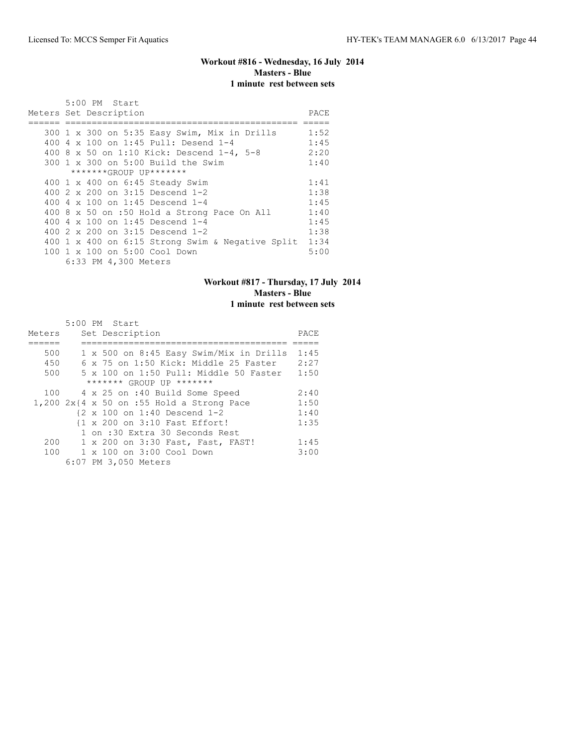### Workout #816 - Wednesday, 16 July 2014
**Masters - Blue**
**1 minute rest between sets**

5:00 PM Start

| Meters | Set Description | PACE |
|---|---|---|
| 300 | 1 x 300 on 5:35 Easy Swim, Mix in Drills | 1:52 |
| 400 | 4 x 100 on 1:45 Pull: Desend 1-4 | 1:45 |
| 400 | 8 x 50 on 1:10 Kick: Descend 1-4, 5-8 | 2:20 |
| 300 | 1 x 300 on 5:00 Build the Swim | 1:40 |
| | *******GROUP UP******* | |
| 400 | 1 x 400 on 6:45 Steady Swim | 1:41 |
| 400 | 2 x 200 on 3:15 Descend 1-2 | 1:38 |
| 400 | 4 x 100 on 1:45 Descend 1-4 | 1:45 |
| 400 | 8 x 50 on :50 Hold a Strong Pace On All | 1:40 |
| 400 | 4 x 100 on 1:45 Descend 1-4 | 1:45 |
| 400 | 2 x 200 on 3:15 Descend 1-2 | 1:38 |
| 400 | 1 x 400 on 6:15 Strong Swim & Negative Split | 1:34 |
| 100 | 1 x 100 on 5:00 Cool Down | 5:00 |

6:33 PM 4,300 Meters

### Workout #817 - Thursday, 17 July 2014
**Masters - Blue**
**1 minute rest between sets**

5:00 PM Start

| Meters | Set Description | PACE |
|---|---|---|
| 500 | 1 x 500 on 8:45 Easy Swim/Mix in Drills | 1:45 |
| 450 | 6 x 75 on 1:50 Kick: Middle 25 Faster | 2:27 |
| 500 | 5 x 100 on 1:50 Pull: Middle 50 Faster | 1:50 |
| | ******* GROUP UP ******* | |
| 100 | 4 x 25 on :40 Build Some Speed | 2:40 |
| 1,200 | 2x{4 x 50 on :55 Hold a Strong Pace | 1:50 |
| | {2 x 100 on 1:40 Descend 1-2 | 1:40 |
| | {1 x 200 on 3:10 Fast Effort! | 1:35 |
| | 1 on :30 Extra 30 Seconds Rest | |
| 200 | 1 x 200 on 3:30 Fast, Fast, FAST! | 1:45 |
| 100 | 1 x 100 on 3:00 Cool Down | 3:00 |

6:07 PM 3,050 Meters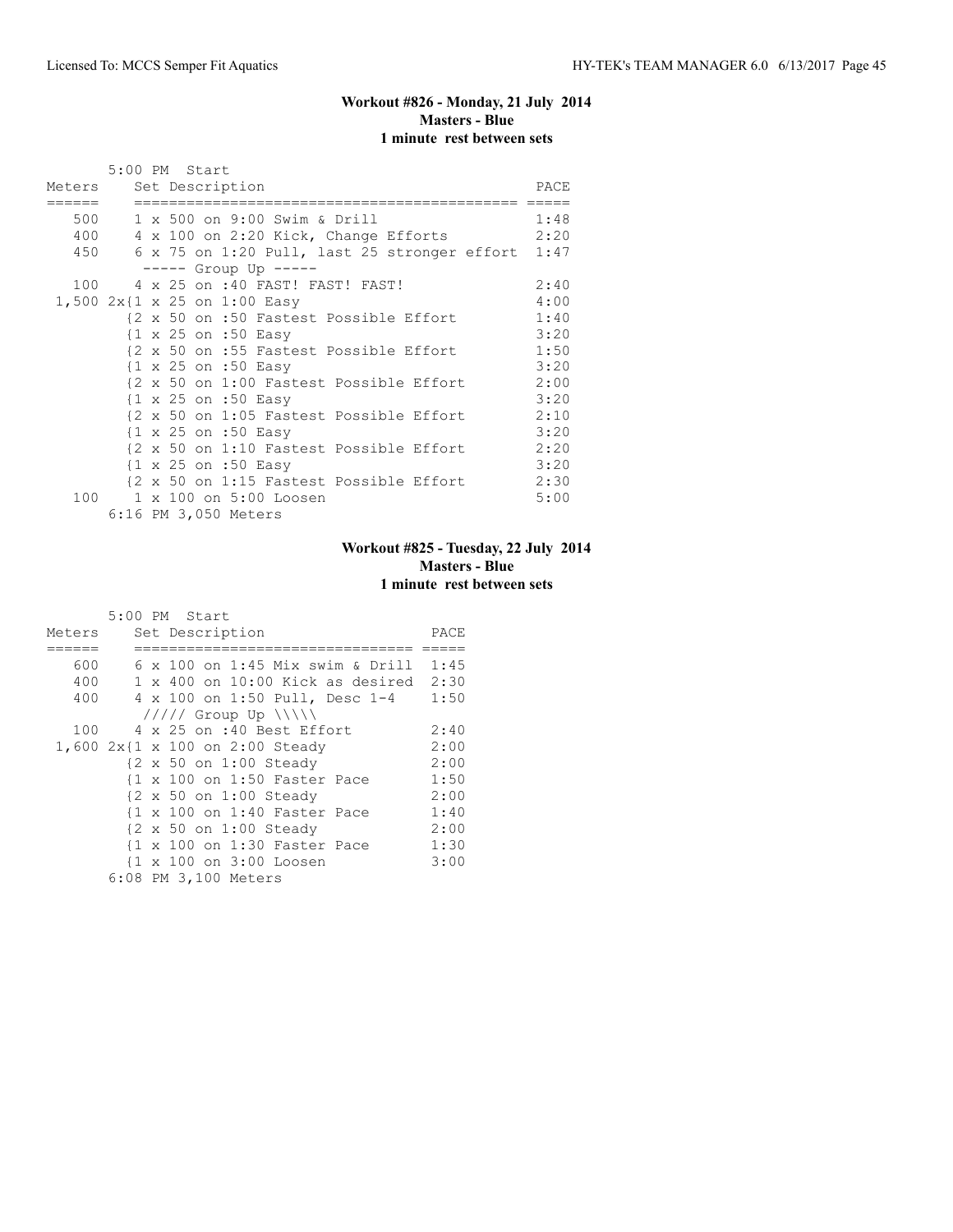### Workout #826 - Monday, 21 July 2014
**Masters - Blue**
**1 minute rest between sets**

```
       5:00 PM  Start
Meters     Set Description                                PACE
======     ============================================  =====
   500     1 x 500 on 9:00 Swim & Drill                   1:48
   400     4 x 100 on 2:20 Kick, Change Efforts           2:20
   450     6 x 75 on 1:20 Pull, last 25 stronger effort  1:47
           ----- Group Up -----
   100     4 x 25 on :40 FAST! FAST! FAST!                2:40
 1,500 2x{1 x 25 on 1:00 Easy                             4:00
          {2 x 50 on :50 Fastest Possible Effort          1:40
          {1 x 25 on :50 Easy                             3:20
          {2 x 50 on :55 Fastest Possible Effort          1:50
          {1 x 25 on :50 Easy                             3:20
          {2 x 50 on 1:00 Fastest Possible Effort         2:00
          {1 x 25 on :50 Easy                             3:20
          {2 x 50 on 1:05 Fastest Possible Effort         2:10
          {1 x 25 on :50 Easy                             3:20
          {2 x 50 on 1:10 Fastest Possible Effort         2:20
          {1 x 25 on :50 Easy                             3:20
          {2 x 50 on 1:15 Fastest Possible Effort         2:30
   100     1 x 100 on 5:00 Loosen                         5:00
       6:16 PM 3,050 Meters
```

### Workout #825 - Tuesday, 22 July 2014
**Masters - Blue**
**1 minute rest between sets**

```
       5:00 PM  Start
Meters     Set Description                    PACE
======     ================================  =====
   600     6 x 100 on 1:45 Mix swim & Drill   1:45
   400     1 x 400 on 10:00 Kick as desired   2:30
   400     4 x 100 on 1:50 Pull, Desc 1-4     1:50
           ///// Group Up \\\\\
   100     4 x 25 on :40 Best Effort          2:40
 1,600 2x{1 x 100 on 2:00 Steady              2:00
          {2 x 50 on 1:00 Steady              2:00
          {1 x 100 on 1:50 Faster Pace        1:50
          {2 x 50 on 1:00 Steady              2:00
          {1 x 100 on 1:40 Faster Pace        1:40
          {2 x 50 on 1:00 Steady              2:00
          {1 x 100 on 1:30 Faster Pace        1:30
          {1 x 100 on 3:00 Loosen             3:00
       6:08 PM 3,100 Meters
```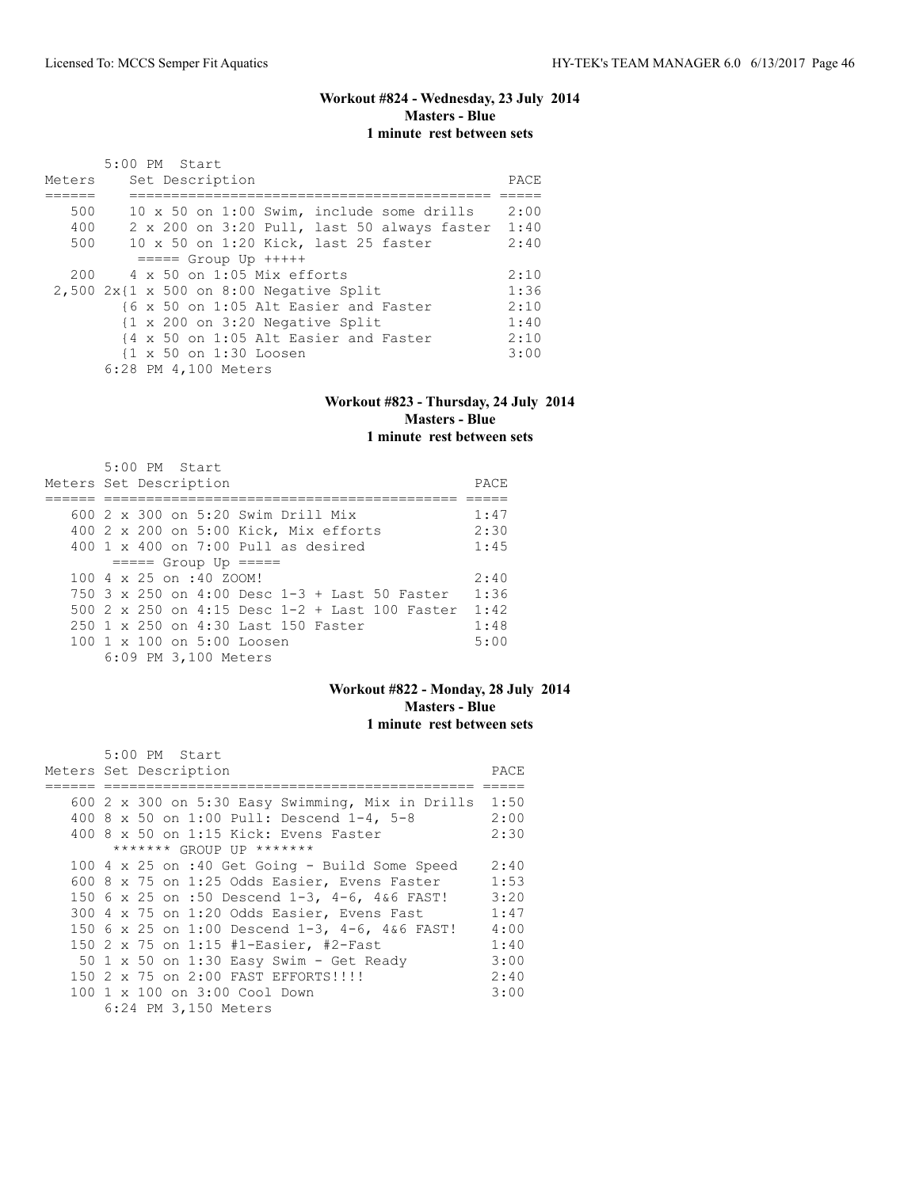### Workout #824 - Wednesday, 23 July 2014
**Masters - Blue**
**1 minute rest between sets**

5:00 PM Start

| Meters | Set Description | PACE |
|---|---|---|
| 500 | 10 x 50 on 1:00 Swim, include some drills | 2:00 |
| 400 | 2 x 200 on 3:20 Pull, last 50 always faster | 1:40 |
| 500 | 10 x 50 on 1:20 Kick, last 25 faster | 2:40 |
| | ===== Group Up +++++ | |
| 200 | 4 x 50 on 1:05 Mix efforts | 2:10 |
| 2,500 | 2x{1 x 500 on 8:00 Negative Split | 1:36 |
| | {6 x 50 on 1:05 Alt Easier and Faster | 2:10 |
| | {1 x 200 on 3:20 Negative Split | 1:40 |
| | {4 x 50 on 1:05 Alt Easier and Faster | 2:10 |
| | {1 x 50 on 1:30 Loosen | 3:00 |
| | 6:28 PM 4,100 Meters | |

### Workout #823 - Thursday, 24 July 2014
**Masters - Blue**
**1 minute rest between sets**

5:00 PM Start

| Meters | Set Description | PACE |
|---|---|---|
| 600 | 2 x 300 on 5:20 Swim Drill Mix | 1:47 |
| 400 | 2 x 200 on 5:00 Kick, Mix efforts | 2:30 |
| 400 | 1 x 400 on 7:00 Pull as desired | 1:45 |
| | ===== Group Up ===== | |
| 100 | 4 x 25 on :40 ZOOM! | 2:40 |
| 750 | 3 x 250 on 4:00 Desc 1-3 + Last 50 Faster | 1:36 |
| 500 | 2 x 250 on 4:15 Desc 1-2 + Last 100 Faster | 1:42 |
| 250 | 1 x 250 on 4:30 Last 150 Faster | 1:48 |
| 100 | 1 x 100 on 5:00 Loosen | 5:00 |
| | 6:09 PM 3,100 Meters | |

### Workout #822 - Monday, 28 July 2014
**Masters - Blue**
**1 minute rest between sets**

5:00 PM Start

| Meters | Set Description | PACE |
|---|---|---|
| 600 | 2 x 300 on 5:30 Easy Swimming, Mix in Drills | 1:50 |
| 400 | 8 x 50 on 1:00 Pull: Descend 1-4, 5-8 | 2:00 |
| 400 | 8 x 50 on 1:15 Kick: Evens Faster | 2:30 |
| | ******* GROUP UP ******* | |
| 100 | 4 x 25 on :40 Get Going - Build Some Speed | 2:40 |
| 600 | 8 x 75 on 1:25 Odds Easier, Evens Faster | 1:53 |
| 150 | 6 x 25 on :50 Descend 1-3, 4-6, 4&6 FAST! | 3:20 |
| 300 | 4 x 75 on 1:20 Odds Easier, Evens Fast | 1:47 |
| 150 | 6 x 25 on 1:00 Descend 1-3, 4-6, 4&6 FAST! | 4:00 |
| 150 | 2 x 75 on 1:15 #1-Easier, #2-Fast | 1:40 |
| 50 | 1 x 50 on 1:30 Easy Swim - Get Ready | 3:00 |
| 150 | 2 x 75 on 2:00 FAST EFFORTS!!!! | 2:40 |
| 100 | 1 x 100 on 3:00 Cool Down | 3:00 |
| | 6:24 PM 3,150 Meters | |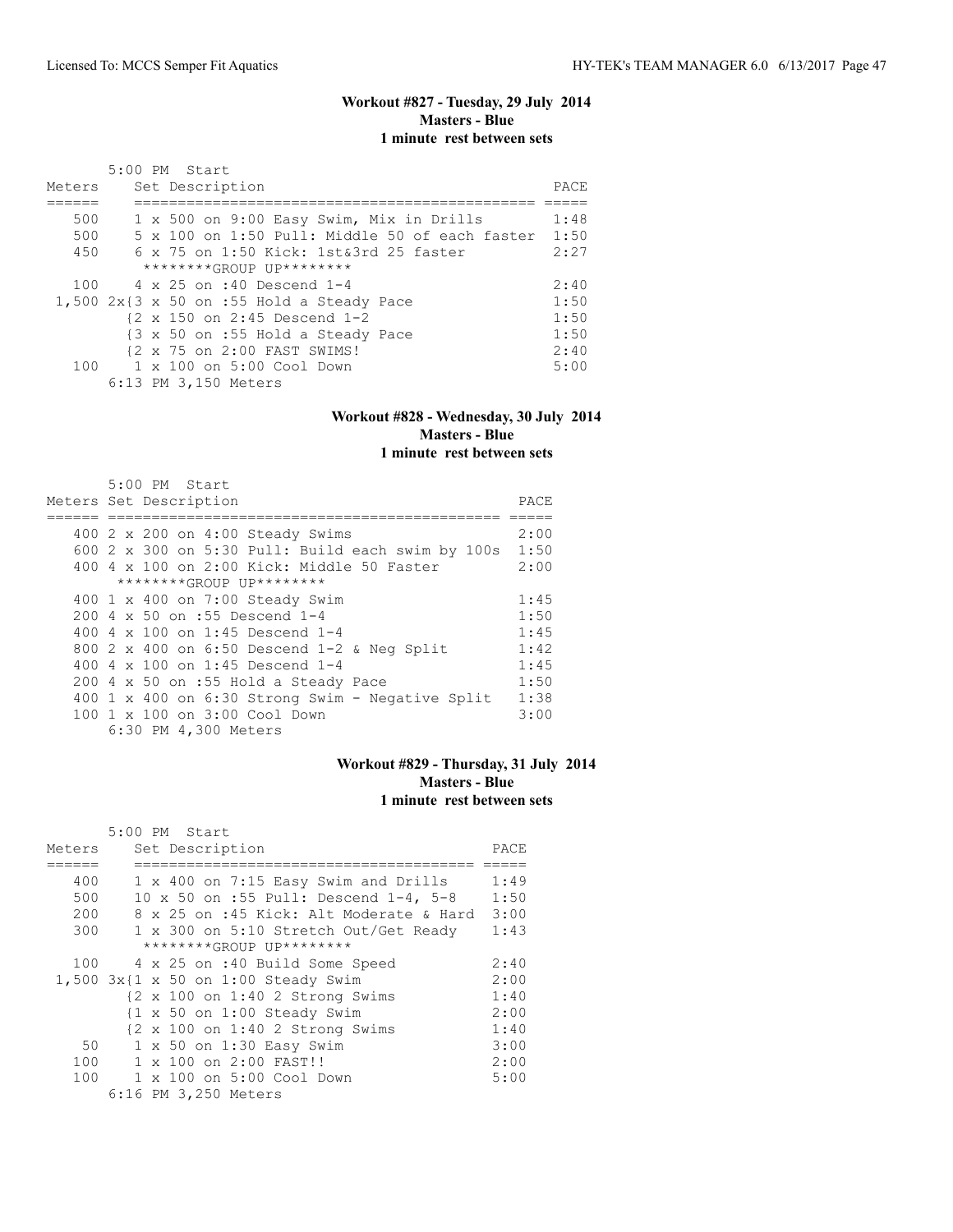## Workout #827 - Tuesday, 29 July 2014
**Masters - Blue**
**1 minute rest between sets**

5:00 PM Start

| Meters | Set Description | PACE |
|---|---|---|
| 500 | 1 x 500 on 9:00 Easy Swim, Mix in Drills | 1:48 |
| 500 | 5 x 100 on 1:50 Pull: Middle 50 of each faster | 1:50 |
| 450 | 6 x 75 on 1:50 Kick: 1st&3rd 25 faster | 2:27 |
| | ********GROUP UP******** | |
| 100 | 4 x 25 on :40 Descend 1-4 | 2:40 |
| 1,500 | 2x{3 x 50 on :55 Hold a Steady Pace | 1:50 |
| | {2 x 150 on 2:45 Descend 1-2 | 1:50 |
| | {3 x 50 on :55 Hold a Steady Pace | 1:50 |
| | {2 x 75 on 2:00 FAST SWIMS! | 2:40 |
| 100 | 1 x 100 on 5:00 Cool Down | 5:00 |

6:13 PM 3,150 Meters

## Workout #828 - Wednesday, 30 July 2014
**Masters - Blue**
**1 minute rest between sets**

5:00 PM Start

| Meters | Set Description | PACE |
|---|---|---|
| 400 | 2 x 200 on 4:00 Steady Swims | 2:00 |
| 600 | 2 x 300 on 5:30 Pull: Build each swim by 100s | 1:50 |
| 400 | 4 x 100 on 2:00 Kick: Middle 50 Faster | 2:00 |
| | ********GROUP UP******** | |
| 400 | 1 x 400 on 7:00 Steady Swim | 1:45 |
| 200 | 4 x 50 on :55 Descend 1-4 | 1:50 |
| 400 | 4 x 100 on 1:45 Descend 1-4 | 1:45 |
| 800 | 2 x 400 on 6:50 Descend 1-2 & Neg Split | 1:42 |
| 400 | 4 x 100 on 1:45 Descend 1-4 | 1:45 |
| 200 | 4 x 50 on :55 Hold a Steady Pace | 1:50 |
| 400 | 1 x 400 on 6:30 Strong Swim - Negative Split | 1:38 |
| 100 | 1 x 100 on 3:00 Cool Down | 3:00 |

6:30 PM 4,300 Meters

## Workout #829 - Thursday, 31 July 2014
**Masters - Blue**
**1 minute rest between sets**

5:00 PM Start

| Meters | Set Description | PACE |
|---|---|---|
| 400 | 1 x 400 on 7:15 Easy Swim and Drills | 1:49 |
| 500 | 10 x 50 on :55 Pull: Descend 1-4, 5-8 | 1:50 |
| 200 | 8 x 25 on :45 Kick: Alt Moderate & Hard | 3:00 |
| 300 | 1 x 300 on 5:10 Stretch Out/Get Ready | 1:43 |
| | ********GROUP UP******** | |
| 100 | 4 x 25 on :40 Build Some Speed | 2:40 |
| 1,500 | 3x{1 x 50 on 1:00 Steady Swim | 2:00 |
| | {2 x 100 on 1:40 2 Strong Swims | 1:40 |
| | {1 x 50 on 1:00 Steady Swim | 2:00 |
| | {2 x 100 on 1:40 2 Strong Swims | 1:40 |
| 50 | 1 x 50 on 1:30 Easy Swim | 3:00 |
| 100 | 1 x 100 on 2:00 FAST!! | 2:00 |
| 100 | 1 x 100 on 5:00 Cool Down | 5:00 |

6:16 PM 3,250 Meters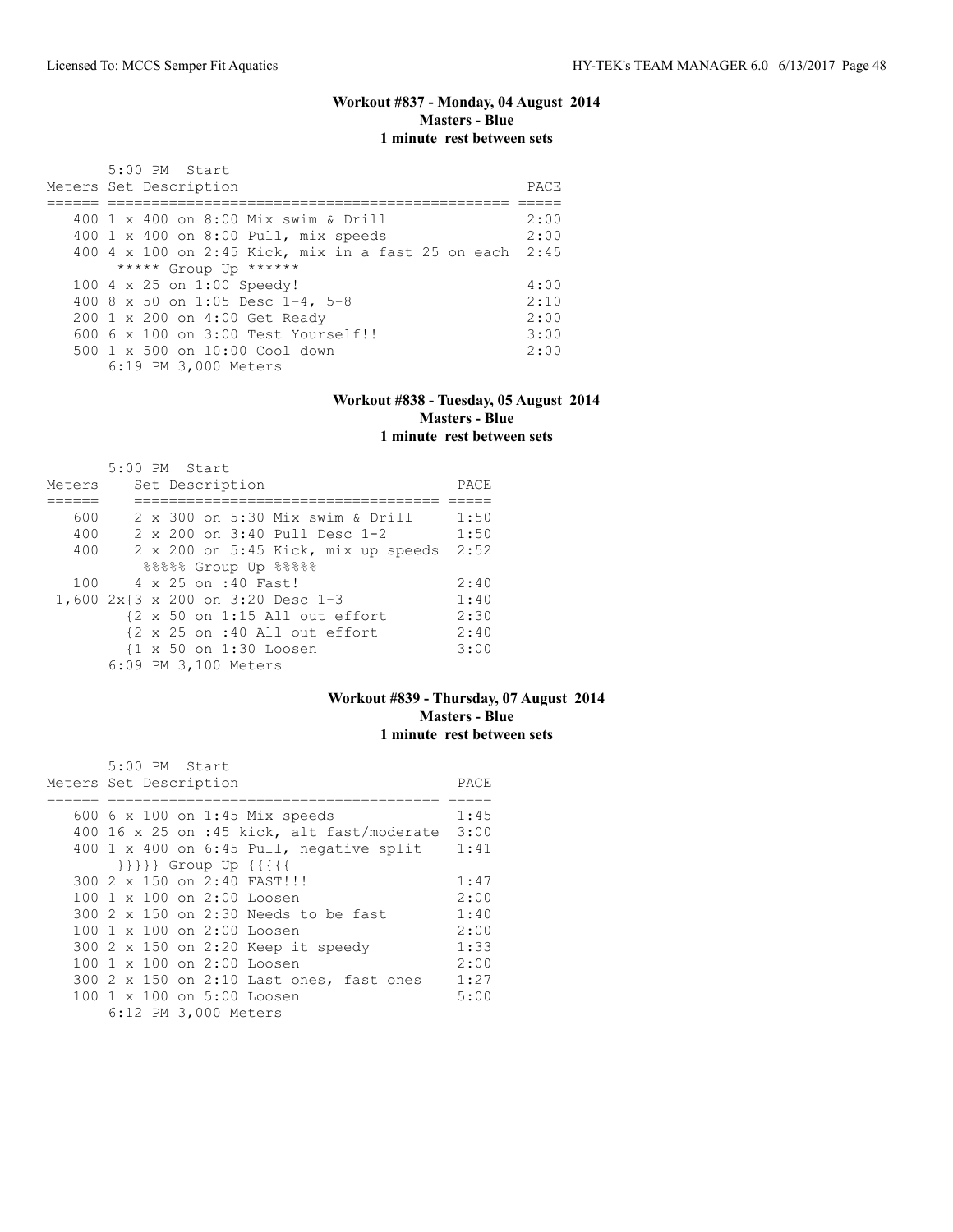### Workout #837 - Monday, 04 August 2014
**Masters - Blue**
**1 minute rest between sets**

```
       5:00 PM  Start
Meters Set Description                                  PACE
====== ============================================== =====
   400 1 x 400 on 8:00 Mix swim & Drill                2:00
   400 1 x 400 on 8:00 Pull, mix speeds                2:00
   400 4 x 100 on 2:45 Kick, mix in a fast 25 on each  2:45
        ***** Group Up ******
   100 4 x 25 on 1:00 Speedy!                          4:00
   400 8 x 50 on 1:05 Desc 1-4, 5-8                    2:10
   200 1 x 200 on 4:00 Get Ready                       2:00
   600 6 x 100 on 3:00 Test Yourself!!                 3:00
   500 1 x 500 on 10:00 Cool down                      2:00
       6:19 PM 3,000 Meters
```

### Workout #838 - Tuesday, 05 August 2014
**Masters - Blue**
**1 minute rest between sets**

```
       5:00 PM  Start
Meters    Set Description                          PACE
======    ================================== =====
   600    2 x 300 on 5:30 Mix swim & Drill     1:50
   400    2 x 200 on 3:40 Pull Desc 1-2        1:50
   400    2 x 200 on 5:45 Kick, mix up speeds  2:52
           %%%%% Group Up %%%%%
   100    4 x 25 on :40 Fast!                  2:40
 1,600 2x{3 x 200 on 3:20 Desc 1-3             1:40
          {2 x 50 on 1:15 All out effort       2:30
          {2 x 25 on :40 All out effort        2:40
          {1 x 50 on 1:30 Loosen               3:00
       6:09 PM 3,100 Meters
```

### Workout #839 - Thursday, 07 August 2014
**Masters - Blue**
**1 minute rest between sets**

```
       5:00 PM  Start
Meters Set Description                              PACE
====== ====================================== =====
   600 6 x 100 on 1:45 Mix speeds                 1:45
   400 16 x 25 on :45 kick, alt fast/moderate     3:00
   400 1 x 400 on 6:45 Pull, negative split       1:41
        }}}}} Group Up {{{{{
   300 2 x 150 on 2:40 FAST!!!                    1:47
   100 1 x 100 on 2:00 Loosen                     2:00
   300 2 x 150 on 2:30 Needs to be fast           1:40
   100 1 x 100 on 2:00 Loosen                     2:00
   300 2 x 150 on 2:20 Keep it speedy             1:33
   100 1 x 100 on 2:00 Loosen                     2:00
   300 2 x 150 on 2:10 Last ones, fast ones       1:27
   100 1 x 100 on 5:00 Loosen                     5:00
       6:12 PM 3,000 Meters
```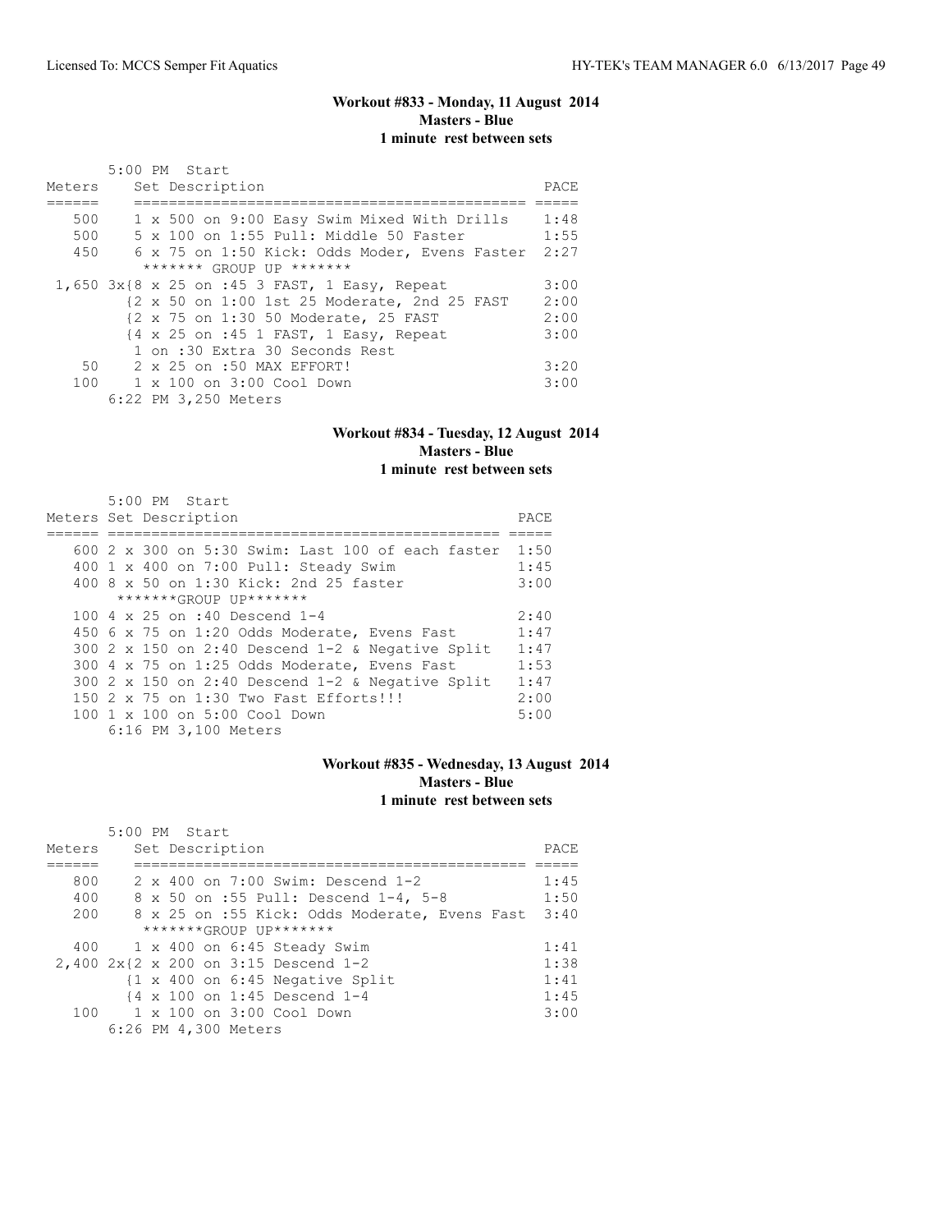## Workout #833 - Monday, 11 August 2014
**Masters - Blue**
**1 minute rest between sets**

5:00 PM Start

| Meters | Set Description | PACE |
|---|---|---|
| 500 | 1 x 500 on 9:00 Easy Swim Mixed With Drills | 1:48 |
| 500 | 5 x 100 on 1:55 Pull: Middle 50 Faster | 1:55 |
| 450 | 6 x 75 on 1:50 Kick: Odds Moder, Evens Faster | 2:27 |
| | ******* GROUP UP ******* | |
| 1,650 | 3x{8 x 25 on :45 3 FAST, 1 Easy, Repeat | 3:00 |
| | {2 x 50 on 1:00 1st 25 Moderate, 2nd 25 FAST | 2:00 |
| | {2 x 75 on 1:30 50 Moderate, 25 FAST | 2:00 |
| | {4 x 25 on :45 1 FAST, 1 Easy, Repeat | 3:00 |
| | 1 on :30 Extra 30 Seconds Rest | |
| 50 | 2 x 25 on :50 MAX EFFORT! | 3:20 |
| 100 | 1 x 100 on 3:00 Cool Down | 3:00 |
| | 6:22 PM 3,250 Meters | |

## Workout #834 - Tuesday, 12 August 2014
**Masters - Blue**
**1 minute rest between sets**

5:00 PM Start

| Meters | Set Description | PACE |
|---|---|---|
| 600 | 2 x 300 on 5:30 Swim: Last 100 of each faster | 1:50 |
| 400 | 1 x 400 on 7:00 Pull: Steady Swim | 1:45 |
| 400 | 8 x 50 on 1:30 Kick: 2nd 25 faster | 3:00 |
| | *******GROUP UP******* | |
| 100 | 4 x 25 on :40 Descend 1-4 | 2:40 |
| 450 | 6 x 75 on 1:20 Odds Moderate, Evens Fast | 1:47 |
| 300 | 2 x 150 on 2:40 Descend 1-2 & Negative Split | 1:47 |
| 300 | 4 x 75 on 1:25 Odds Moderate, Evens Fast | 1:53 |
| 300 | 2 x 150 on 2:40 Descend 1-2 & Negative Split | 1:47 |
| 150 | 2 x 75 on 1:30 Two Fast Efforts!!! | 2:00 |
| 100 | 1 x 100 on 5:00 Cool Down | 5:00 |
| | 6:16 PM 3,100 Meters | |

## Workout #835 - Wednesday, 13 August 2014
**Masters - Blue**
**1 minute rest between sets**

5:00 PM Start

| Meters | Set Description | PACE |
|---|---|---|
| 800 | 2 x 400 on 7:00 Swim: Descend 1-2 | 1:45 |
| 400 | 8 x 50 on :55 Pull: Descend 1-4, 5-8 | 1:50 |
| 200 | 8 x 25 on :55 Kick: Odds Moderate, Evens Fast | 3:40 |
| | *******GROUP UP******* | |
| 400 | 1 x 400 on 6:45 Steady Swim | 1:41 |
| 2,400 | 2x{2 x 200 on 3:15 Descend 1-2 | 1:38 |
| | {1 x 400 on 6:45 Negative Split | 1:41 |
| | {4 x 100 on 1:45 Descend 1-4 | 1:45 |
| 100 | 1 x 100 on 3:00 Cool Down | 3:00 |
| | 6:26 PM 4,300 Meters | |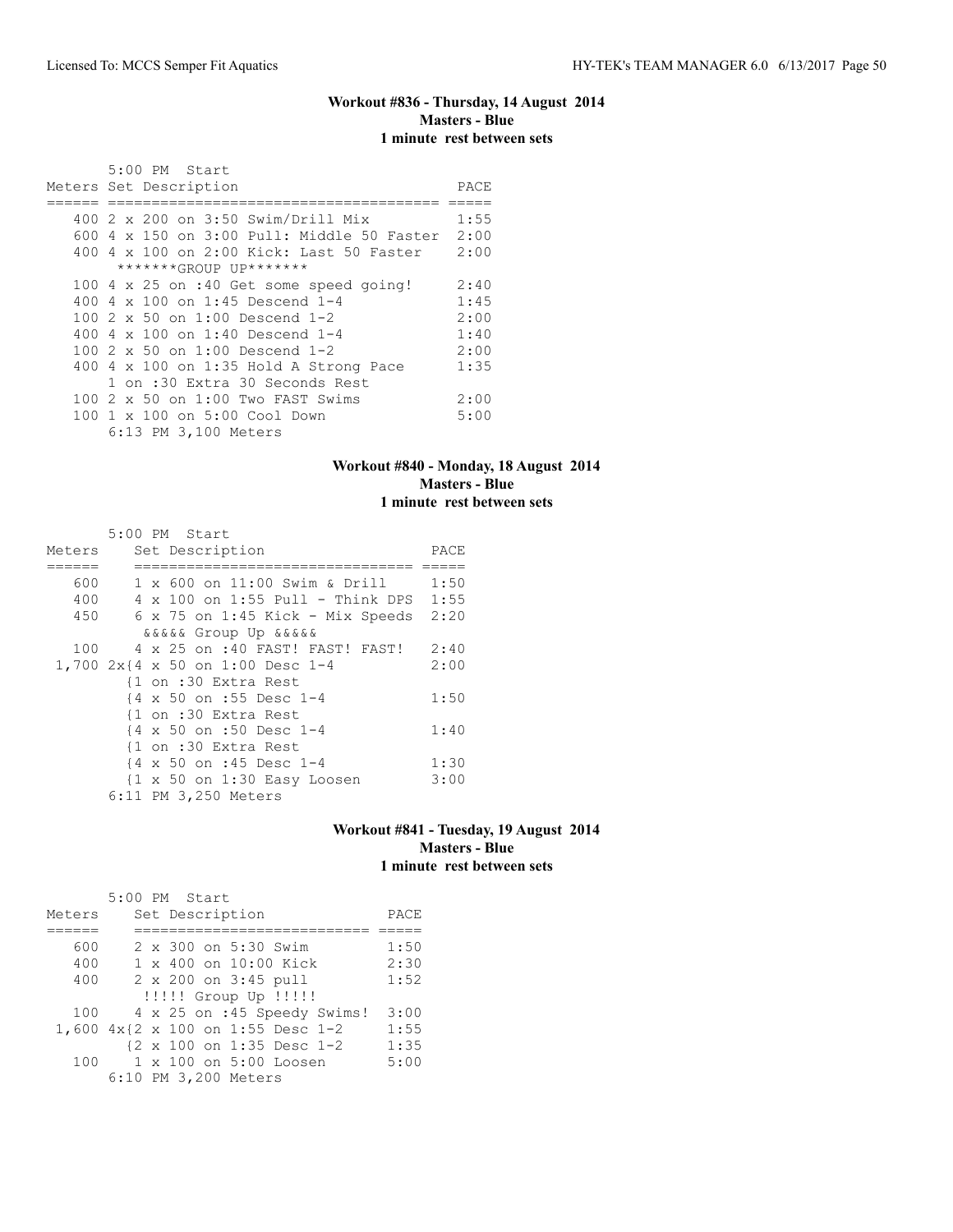## Workout #836 - Thursday, 14 August 2014
**Masters - Blue**
**1 minute rest between sets**

```
       5:00 PM  Start
Meters Set Description                           PACE
====== ===================================== =====
   400 2 x 200 on 3:50 Swim/Drill Mix            1:55
   600 4 x 150 on 3:00 Pull: Middle 50 Faster  2:00
   400 4 x 100 on 2:00 Kick: Last 50 Faster    2:00
        *******GROUP UP*******
   100 4 x 25 on :40 Get some speed going!     2:40
   400 4 x 100 on 1:45 Descend 1-4             1:45
   100 2 x 50 on 1:00 Descend 1-2              2:00
   400 4 x 100 on 1:40 Descend 1-4             1:40
   100 2 x 50 on 1:00 Descend 1-2              2:00
   400 4 x 100 on 1:35 Hold A Strong Pace      1:35
       1 on :30 Extra 30 Seconds Rest
   100 2 x 50 on 1:00 Two FAST Swims           2:00
   100 1 x 100 on 5:00 Cool Down               5:00
       6:13 PM 3,100 Meters
```

## Workout #840 - Monday, 18 August 2014
**Masters - Blue**
**1 minute rest between sets**

```
       5:00 PM  Start
Meters    Set Description                     PACE
======    ================================ =====
   600    1 x 600 on 11:00 Swim & Drill     1:50
   400    4 x 100 on 1:55 Pull - Think DPS  1:55
   450    6 x 75 on 1:45 Kick - Mix Speeds  2:20
           &&&&& Group Up &&&&&
   100    4 x 25 on :40 FAST! FAST! FAST!   2:40
 1,700 2x{4 x 50 on 1:00 Desc 1-4           2:00
         {1 on :30 Extra Rest
         {4 x 50 on :55 Desc 1-4            1:50
         {1 on :30 Extra Rest
         {4 x 50 on :50 Desc 1-4            1:40
         {1 on :30 Extra Rest
         {4 x 50 on :45 Desc 1-4            1:30
         {1 x 50 on 1:30 Easy Loosen        3:00
       6:11 PM 3,250 Meters
```

## Workout #841 - Tuesday, 19 August 2014
**Masters - Blue**
**1 minute rest between sets**

```
       5:00 PM  Start
Meters    Set Description             PACE
======    ========================== =====
   600    2 x 300 on 5:30 Swim        1:50
   400    1 x 400 on 10:00 Kick       2:30
   400    2 x 200 on 3:45 pull        1:52
           !!!!! Group Up !!!!!
   100    4 x 25 on :45 Speedy Swims! 3:00
 1,600 4x{2 x 100 on 1:55 Desc 1-2    1:55
         {2 x 100 on 1:35 Desc 1-2    1:35
   100    1 x 100 on 5:00 Loosen      5:00
       6:10 PM 3,200 Meters
```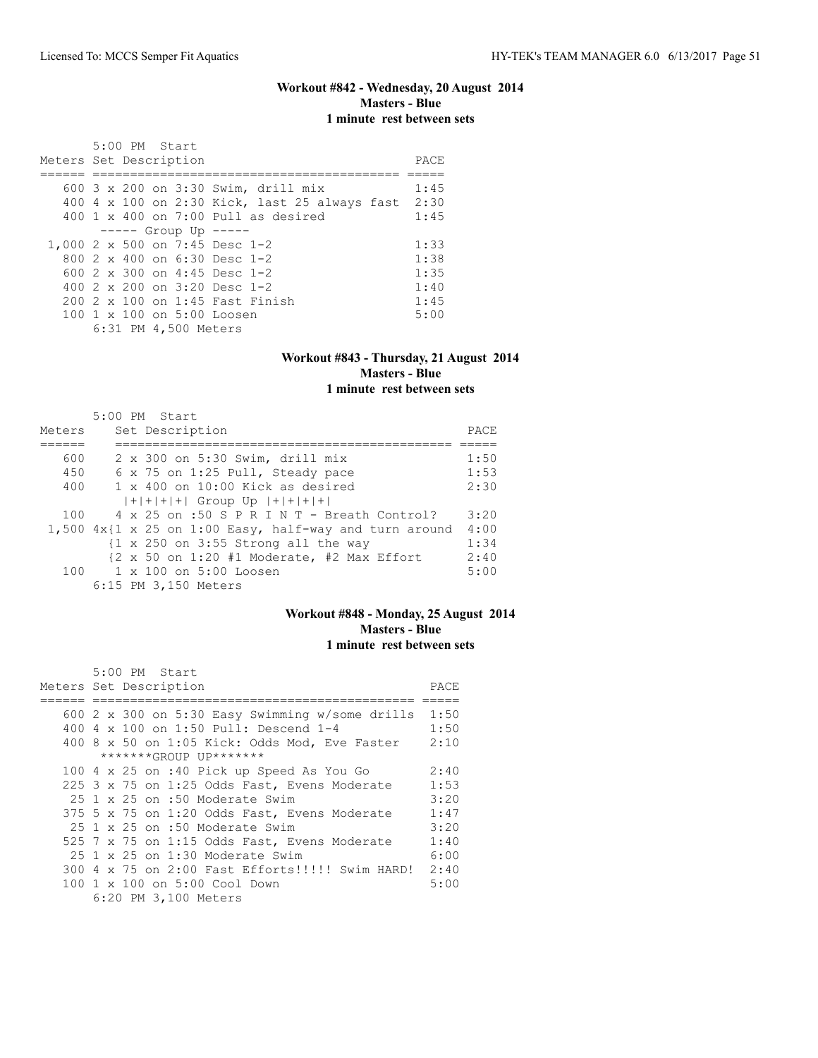### Workout #842 - Wednesday, 20 August 2014
**Masters - Blue**
**1 minute rest between sets**

5:00 PM Start

| Meters | Set Description | PACE |
|---|---|---|
| 600 | 3 x 200 on 3:30 Swim, drill mix | 1:45 |
| 400 | 4 x 100 on 2:30 Kick, last 25 always fast | 2:30 |
| 400 | 1 x 400 on 7:00 Pull as desired | 1:45 |
| | ----- Group Up ----- | |
| 1,000 | 2 x 500 on 7:45 Desc 1-2 | 1:33 |
| 800 | 2 x 400 on 6:30 Desc 1-2 | 1:38 |
| 600 | 2 x 300 on 4:45 Desc 1-2 | 1:35 |
| 400 | 2 x 200 on 3:20 Desc 1-2 | 1:40 |
| 200 | 2 x 100 on 1:45 Fast Finish | 1:45 |
| 100 | 1 x 100 on 5:00 Loosen | 5:00 |
| | 6:31 PM 4,500 Meters | |

### Workout #843 - Thursday, 21 August 2014
**Masters - Blue**
**1 minute rest between sets**

5:00 PM Start

| Meters | Set Description | PACE |
|---|---|---|
| 600 | 2 x 300 on 5:30 Swim, drill mix | 1:50 |
| 450 | 6 x 75 on 1:25 Pull, Steady pace | 1:53 |
| 400 | 1 x 400 on 10:00 Kick as desired | 2:30 |
| | \|+\|+\|+\|+\| Group Up \|+\|+\|+\|+\| | |
| 100 | 4 x 25 on :50 S P R I N T - Breath Control? | 3:20 |
| 1,500 | 4x{1 x 25 on 1:00 Easy, half-way and turn around | 4:00 |
| | {1 x 250 on 3:55 Strong all the way | 1:34 |
| | {2 x 50 on 1:20 #1 Moderate, #2 Max Effort | 2:40 |
| 100 | 1 x 100 on 5:00 Loosen | 5:00 |
| | 6:15 PM 3,150 Meters | |

### Workout #848 - Monday, 25 August 2014
**Masters - Blue**
**1 minute rest between sets**

5:00 PM Start

| Meters | Set Description | PACE |
|---|---|---|
| 600 | 2 x 300 on 5:30 Easy Swimming w/some drills | 1:50 |
| 400 | 4 x 100 on 1:50 Pull: Descend 1-4 | 1:50 |
| 400 | 8 x 50 on 1:05 Kick: Odds Mod, Eve Faster | 2:10 |
| | *******GROUP UP******* | |
| 100 | 4 x 25 on :40 Pick up Speed As You Go | 2:40 |
| 225 | 3 x 75 on 1:25 Odds Fast, Evens Moderate | 1:53 |
| 25 | 1 x 25 on :50 Moderate Swim | 3:20 |
| 375 | 5 x 75 on 1:20 Odds Fast, Evens Moderate | 1:47 |
| 25 | 1 x 25 on :50 Moderate Swim | 3:20 |
| 525 | 7 x 75 on 1:15 Odds Fast, Evens Moderate | 1:40 |
| 25 | 1 x 25 on 1:30 Moderate Swim | 6:00 |
| 300 | 4 x 75 on 2:00 Fast Efforts!!!!! Swim HARD! | 2:40 |
| 100 | 1 x 100 on 5:00 Cool Down | 5:00 |
| | 6:20 PM 3,100 Meters | |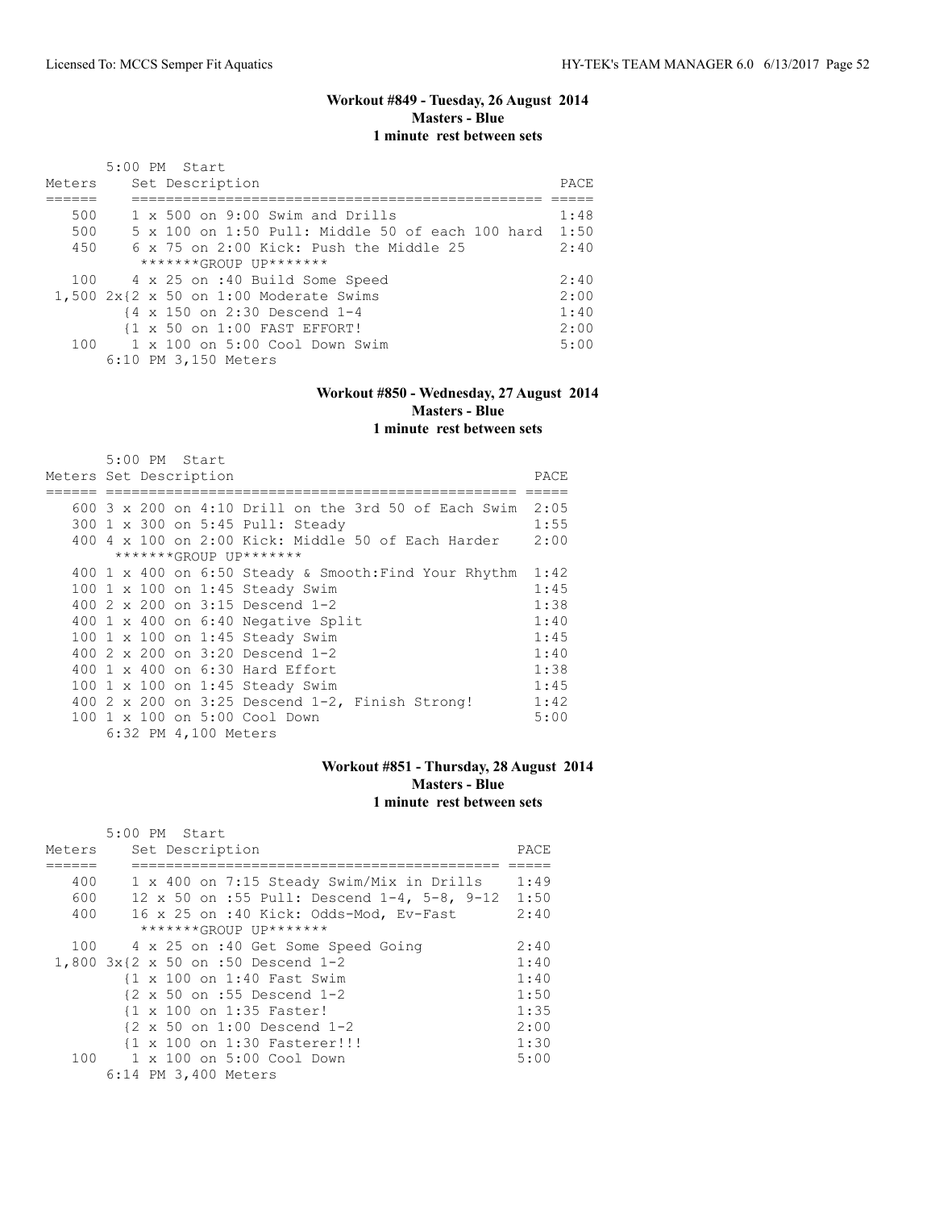### Workout #849 - Tuesday, 26 August 2014
**Masters - Blue**
**1 minute rest between sets**

5:00 PM Start

| Meters | Set Description | PACE |
|---|---|---|
| 500 | 1 x 500 on 9:00 Swim and Drills | 1:48 |
| 500 | 5 x 100 on 1:50 Pull: Middle 50 of each 100 hard | 1:50 |
| 450 | 6 x 75 on 2:00 Kick: Push the Middle 25 | 2:40 |
| | *******GROUP UP******* | |
| 100 | 4 x 25 on :40 Build Some Speed | 2:40 |
| 1,500 | 2x{2 x 50 on 1:00 Moderate Swims | 2:00 |
| | {4 x 150 on 2:30 Descend 1-4 | 1:40 |
| | {1 x 50 on 1:00 FAST EFFORT! | 2:00 |
| 100 | 1 x 100 on 5:00 Cool Down Swim | 5:00 |

6:10 PM 3,150 Meters

### Workout #850 - Wednesday, 27 August 2014
**Masters - Blue**
**1 minute rest between sets**

5:00 PM Start

| Meters | Set Description | PACE |
|---|---|---|
| 600 | 3 x 200 on 4:10 Drill on the 3rd 50 of Each Swim | 2:05 |
| 300 | 1 x 300 on 5:45 Pull: Steady | 1:55 |
| 400 | 4 x 100 on 2:00 Kick: Middle 50 of Each Harder | 2:00 |
| | *******GROUP UP******* | |
| 400 | 1 x 400 on 6:50 Steady & Smooth:Find Your Rhythm | 1:42 |
| 100 | 1 x 100 on 1:45 Steady Swim | 1:45 |
| 400 | 2 x 200 on 3:15 Descend 1-2 | 1:38 |
| 400 | 1 x 400 on 6:40 Negative Split | 1:40 |
| 100 | 1 x 100 on 1:45 Steady Swim | 1:45 |
| 400 | 2 x 200 on 3:20 Descend 1-2 | 1:40 |
| 400 | 1 x 400 on 6:30 Hard Effort | 1:38 |
| 100 | 1 x 100 on 1:45 Steady Swim | 1:45 |
| 400 | 2 x 200 on 3:25 Descend 1-2, Finish Strong! | 1:42 |
| 100 | 1 x 100 on 5:00 Cool Down | 5:00 |

6:32 PM 4,100 Meters

### Workout #851 - Thursday, 28 August 2014
**Masters - Blue**
**1 minute rest between sets**

5:00 PM Start

| Meters | Set Description | PACE |
|---|---|---|
| 400 | 1 x 400 on 7:15 Steady Swim/Mix in Drills | 1:49 |
| 600 | 12 x 50 on :55 Pull: Descend 1-4, 5-8, 9-12 | 1:50 |
| 400 | 16 x 25 on :40 Kick: Odds-Mod, Ev-Fast | 2:40 |
| | *******GROUP UP******* | |
| 100 | 4 x 25 on :40 Get Some Speed Going | 2:40 |
| 1,800 | 3x{2 x 50 on :50 Descend 1-2 | 1:40 |
| | {1 x 100 on 1:40 Fast Swim | 1:40 |
| | {2 x 50 on :55 Descend 1-2 | 1:50 |
| | {1 x 100 on 1:35 Faster! | 1:35 |
| | {2 x 50 on 1:00 Descend 1-2 | 2:00 |
| | {1 x 100 on 1:30 Fasterer!!! | 1:30 |
| 100 | 1 x 100 on 5:00 Cool Down | 5:00 |

6:14 PM 3,400 Meters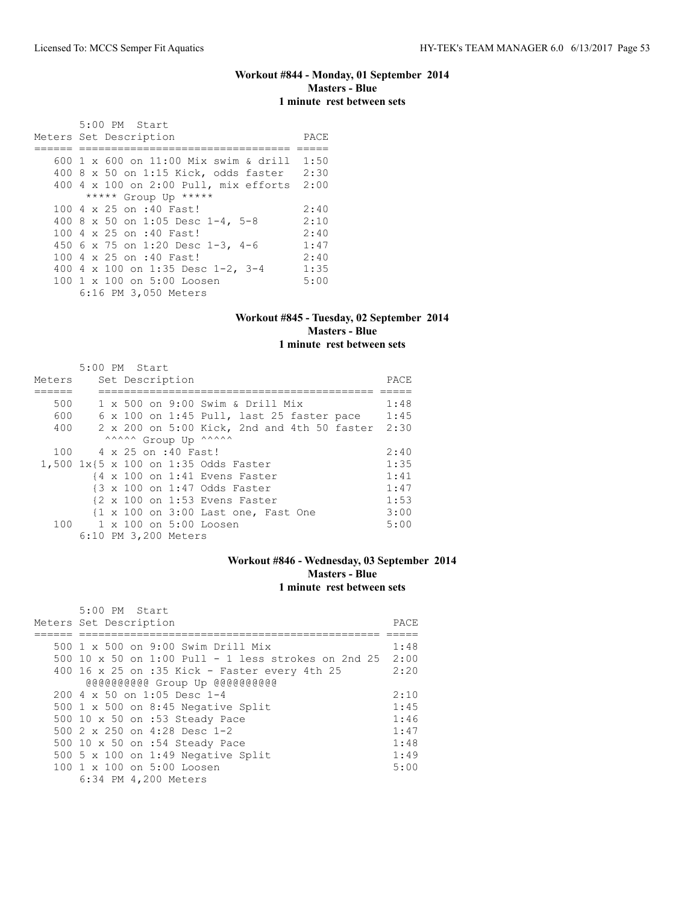## Workout #844 - Monday, 01 September 2014
**Masters - Blue**
**1 minute rest between sets**

```
       5:00 PM  Start
Meters Set Description                   PACE
====== ================================= =====
   600 1 x 600 on 11:00 Mix swim & drill  1:50
   400 8 x 50 on 1:15 Kick, odds faster   2:30
   400 4 x 100 on 2:00 Pull, mix efforts  2:00
        ***** Group Up *****
   100 4 x 25 on :40 Fast!                2:40
   400 8 x 50 on 1:05 Desc 1-4, 5-8       2:10
   100 4 x 25 on :40 Fast!                2:40
   450 6 x 75 on 1:20 Desc 1-3, 4-6       1:47
   100 4 x 25 on :40 Fast!                2:40
   400 4 x 100 on 1:35 Desc 1-2, 3-4      1:35
   100 1 x 100 on 5:00 Loosen             5:00
       6:16 PM 3,050 Meters
```

## Workout #845 - Tuesday, 02 September 2014
**Masters - Blue**
**1 minute rest between sets**

```
       5:00 PM  Start
Meters     Set Description                              PACE
======     ========================================== =====
   500     1 x 500 on 9:00 Swim & Drill Mix            1:48
   600     6 x 100 on 1:45 Pull, last 25 faster pace   1:45
   400     2 x 200 on 5:00 Kick, 2nd and 4th 50 faster 2:30
            ^^^^^ Group Up ^^^^^
   100     4 x 25 on :40 Fast!                         2:40
 1,500 1x{5 x 100 on 1:35 Odds Faster                  1:35
         {4 x 100 on 1:41 Evens Faster                 1:41
         {3 x 100 on 1:47 Odds Faster                  1:47
         {2 x 100 on 1:53 Evens Faster                 1:53
         {1 x 100 on 3:00 Last one, Fast One           3:00
   100     1 x 100 on 5:00 Loosen                      5:00
       6:10 PM 3,200 Meters
```

## Workout #846 - Wednesday, 03 September 2014
**Masters - Blue**
**1 minute rest between sets**

```
       5:00 PM  Start
Meters Set Description                                    PACE
====== ================================================== =====
   500 1 x 500 on 9:00 Swim Drill Mix                      1:48
   500 10 x 50 on 1:00 Pull - 1 less strokes on 2nd 25     2:00
   400 16 x 25 on :35 Kick - Faster every 4th 25           2:20
        @@@@@@@@@@ Group Up @@@@@@@@@@
   200 4 x 50 on 1:05 Desc 1-4                             2:10
   500 1 x 500 on 8:45 Negative Split                      1:45
   500 10 x 50 on :53 Steady Pace                          1:46
   500 2 x 250 on 4:28 Desc 1-2                            1:47
   500 10 x 50 on :54 Steady Pace                          1:48
   500 5 x 100 on 1:49 Negative Split                      1:49
   100 1 x 100 on 5:00 Loosen                              5:00
       6:34 PM 4,200 Meters
```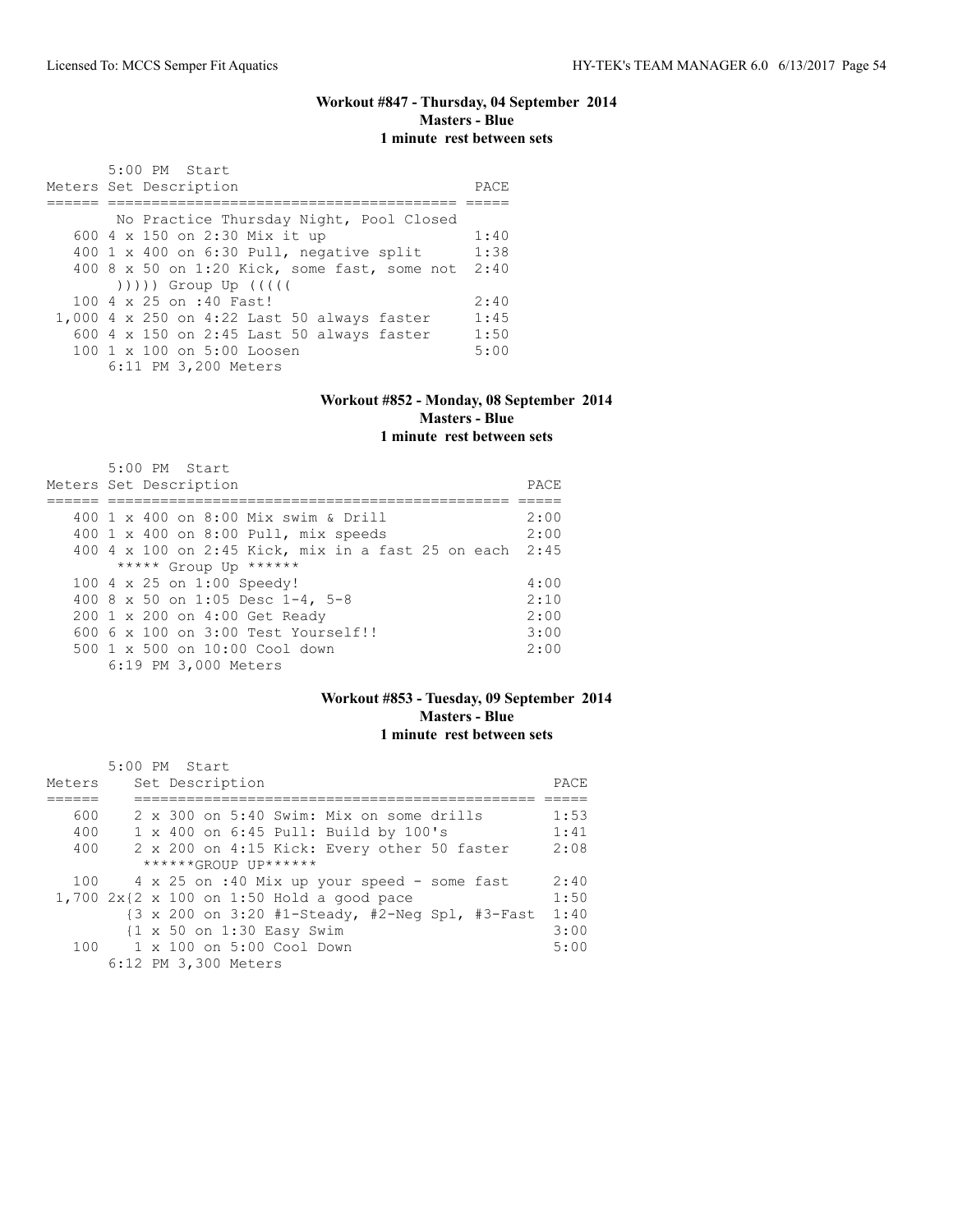### Workout #847 - Thursday, 04 September 2014
**Masters - Blue**
**1 minute rest between sets**

```
       5:00 PM  Start
Meters Set Description                            PACE
====== ======================================== =====
        No Practice Thursday Night, Pool Closed
   600 4 x 150 on 2:30 Mix it up                  1:40
   400 1 x 400 on 6:30 Pull, negative split       1:38
   400 8 x 50 on 1:20 Kick, some fast, some not  2:40
        ))))) Group Up (((((
   100 4 x 25 on :40 Fast!                        2:40
 1,000 4 x 250 on 4:22 Last 50 always faster      1:45
   600 4 x 150 on 2:45 Last 50 always faster      1:50
   100 1 x 100 on 5:00 Loosen                     5:00
       6:11 PM 3,200 Meters
```

### Workout #852 - Monday, 08 September 2014
**Masters - Blue**
**1 minute rest between sets**

```
       5:00 PM  Start
Meters Set Description                                  PACE
====== ================================================ =====
   400 1 x 400 on 8:00 Mix swim & Drill                 2:00
   400 1 x 400 on 8:00 Pull, mix speeds                 2:00
   400 4 x 100 on 2:45 Kick, mix in a fast 25 on each  2:45
        ***** Group Up ******
   100 4 x 25 on 1:00 Speedy!                           4:00
   400 8 x 50 on 1:05 Desc 1-4, 5-8                     2:10
   200 1 x 200 on 4:00 Get Ready                        2:00
   600 6 x 100 on 3:00 Test Yourself!!                  3:00
   500 1 x 500 on 10:00 Cool down                       2:00
       6:19 PM 3,000 Meters
```

### Workout #853 - Tuesday, 09 September 2014
**Masters - Blue**
**1 minute rest between sets**

```
       5:00 PM  Start
Meters    Set Description                                 PACE
======    ============================================== =====
   600    2 x 300 on 5:40 Swim: Mix on some drills        1:53
   400    1 x 400 on 6:45 Pull: Build by 100's            1:41
   400    2 x 200 on 4:15 Kick: Every other 50 faster     2:08
           ******GROUP UP******
   100    4 x 25 on :40 Mix up your speed - some fast     2:40
 1,700 2x{2 x 100 on 1:50 Hold a good pace                1:50
         {3 x 200 on 3:20 #1-Steady, #2-Neg Spl, #3-Fast  1:40
         {1 x 50 on 1:30 Easy Swim                        3:00
   100    1 x 100 on 5:00 Cool Down                       5:00
       6:12 PM 3,300 Meters
```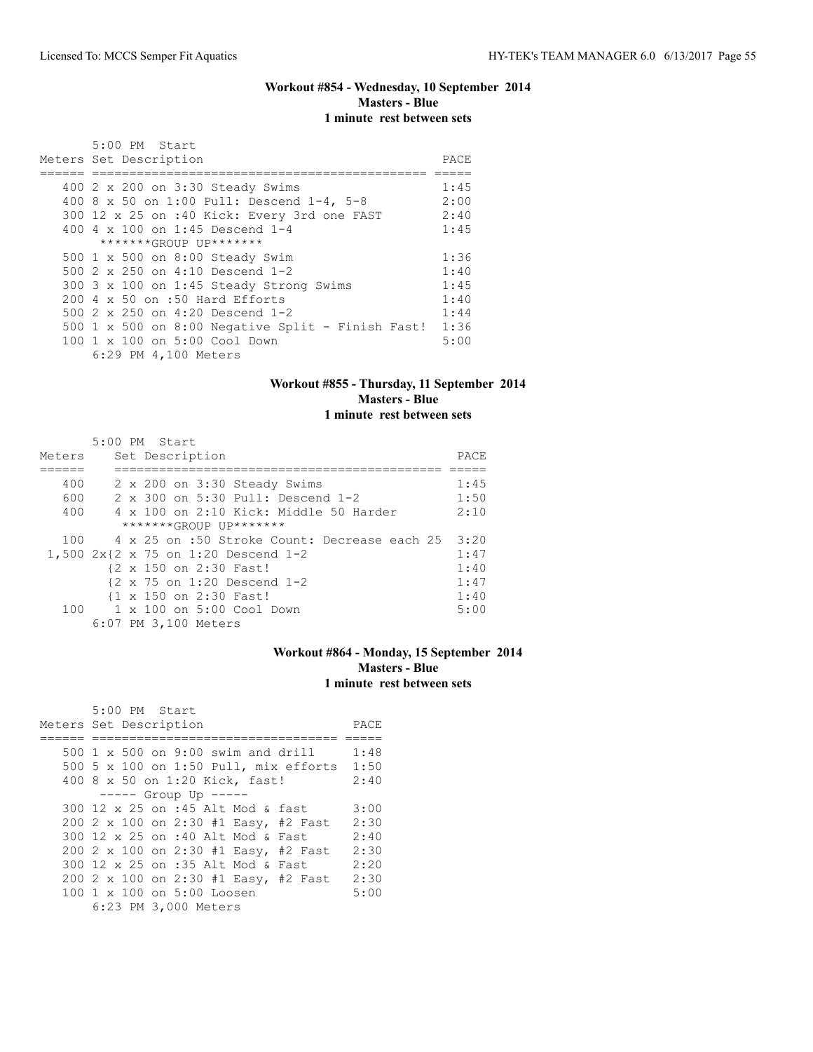### Workout #854 - Wednesday, 10 September 2014
**Masters - Blue**
**1 minute rest between sets**

5:00 PM Start

| Meters | Set Description | PACE |
|---|---|---|
| 400 | 2 x 200 on 3:30 Steady Swims | 1:45 |
| 400 | 8 x 50 on 1:00 Pull: Descend 1-4, 5-8 | 2:00 |
| 300 | 12 x 25 on :40 Kick: Every 3rd one FAST | 2:40 |
| 400 | 4 x 100 on 1:45 Descend 1-4 | 1:45 |
| | *******GROUP UP******* | |
| 500 | 1 x 500 on 8:00 Steady Swim | 1:36 |
| 500 | 2 x 250 on 4:10 Descend 1-2 | 1:40 |
| 300 | 3 x 100 on 1:45 Steady Strong Swims | 1:45 |
| 200 | 4 x 50 on :50 Hard Efforts | 1:40 |
| 500 | 2 x 250 on 4:20 Descend 1-2 | 1:44 |
| 500 | 1 x 500 on 8:00 Negative Split - Finish Fast! | 1:36 |
| 100 | 1 x 100 on 5:00 Cool Down | 5:00 |

6:29 PM 4,100 Meters

### Workout #855 - Thursday, 11 September 2014
**Masters - Blue**
**1 minute rest between sets**

5:00 PM Start

| Meters | Set Description | PACE |
|---|---|---|
| 400 | 2 x 200 on 3:30 Steady Swims | 1:45 |
| 600 | 2 x 300 on 5:30 Pull: Descend 1-2 | 1:50 |
| 400 | 4 x 100 on 2:10 Kick: Middle 50 Harder | 2:10 |
| | *******GROUP UP******* | |
| 100 | 4 x 25 on :50 Stroke Count: Decrease each 25 | 3:20 |
| 1,500 | 2x{2 x 75 on 1:20 Descend 1-2 | 1:47 |
| | {2 x 150 on 2:30 Fast! | 1:40 |
| | {2 x 75 on 1:20 Descend 1-2 | 1:47 |
| | {1 x 150 on 2:30 Fast! | 1:40 |
| 100 | 1 x 100 on 5:00 Cool Down | 5:00 |

6:07 PM 3,100 Meters

### Workout #864 - Monday, 15 September 2014
**Masters - Blue**
**1 minute rest between sets**

5:00 PM Start

| Meters | Set Description | PACE |
|---|---|---|
| 500 | 1 x 500 on 9:00 swim and drill | 1:48 |
| 500 | 5 x 100 on 1:50 Pull, mix efforts | 1:50 |
| 400 | 8 x 50 on 1:20 Kick, fast! | 2:40 |
| | ----- Group Up ----- | |
| 300 | 12 x 25 on :45 Alt Mod & fast | 3:00 |
| 200 | 2 x 100 on 2:30 #1 Easy, #2 Fast | 2:30 |
| 300 | 12 x 25 on :40 Alt Mod & Fast | 2:40 |
| 200 | 2 x 100 on 2:30 #1 Easy, #2 Fast | 2:30 |
| 300 | 12 x 25 on :35 Alt Mod & Fast | 2:20 |
| 200 | 2 x 100 on 2:30 #1 Easy, #2 Fast | 2:30 |
| 100 | 1 x 100 on 5:00 Loosen | 5:00 |

6:23 PM 3,000 Meters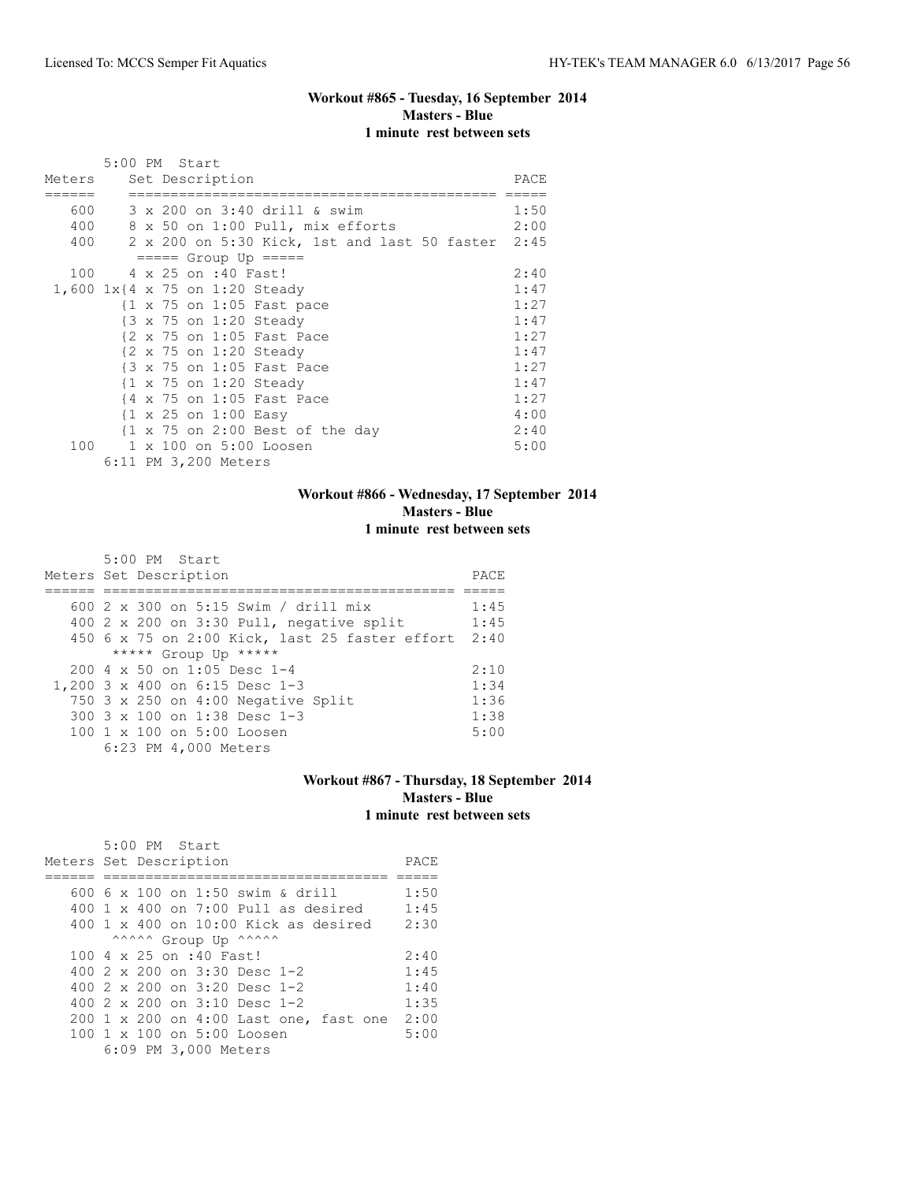### Workout #865 - Tuesday, 16 September 2014
**Masters - Blue**
**1 minute rest between sets**

5:00 PM Start

| Meters | Set Description | PACE |
|---|---|---|
| 600 | 3 x 200 on 3:40 drill & swim | 1:50 |
| 400 | 8 x 50 on 1:00 Pull, mix efforts | 2:00 |
| 400 | 2 x 200 on 5:30 Kick, 1st and last 50 faster | 2:45 |
| | ===== Group Up ===== | |
| 100 | 4 x 25 on :40 Fast! | 2:40 |
| 1,600 | 1x{4 x 75 on 1:20 Steady | 1:47 |
| | {1 x 75 on 1:05 Fast pace | 1:27 |
| | {3 x 75 on 1:20 Steady | 1:47 |
| | {2 x 75 on 1:05 Fast Pace | 1:27 |
| | {2 x 75 on 1:20 Steady | 1:47 |
| | {3 x 75 on 1:05 Fast Pace | 1:27 |
| | {1 x 75 on 1:20 Steady | 1:47 |
| | {4 x 75 on 1:05 Fast Pace | 1:27 |
| | {1 x 25 on 1:00 Easy | 4:00 |
| | {1 x 75 on 2:00 Best of the day | 2:40 |
| 100 | 1 x 100 on 5:00 Loosen | 5:00 |

6:11 PM 3,200 Meters

### Workout #866 - Wednesday, 17 September 2014
**Masters - Blue**
**1 minute rest between sets**

5:00 PM Start

| Meters | Set Description | PACE |
|---|---|---|
| 600 | 2 x 300 on 5:15 Swim / drill mix | 1:45 |
| 400 | 2 x 200 on 3:30 Pull, negative split | 1:45 |
| 450 | 6 x 75 on 2:00 Kick, last 25 faster effort | 2:40 |
| | ***** Group Up ***** | |
| 200 | 4 x 50 on 1:05 Desc 1-4 | 2:10 |
| 1,200 | 3 x 400 on 6:15 Desc 1-3 | 1:34 |
| 750 | 3 x 250 on 4:00 Negative Split | 1:36 |
| 300 | 3 x 100 on 1:38 Desc 1-3 | 1:38 |
| 100 | 1 x 100 on 5:00 Loosen | 5:00 |

6:23 PM 4,000 Meters

### Workout #867 - Thursday, 18 September 2014
**Masters - Blue**
**1 minute rest between sets**

5:00 PM Start

| Meters | Set Description | PACE |
|---|---|---|
| 600 | 6 x 100 on 1:50 swim & drill | 1:50 |
| 400 | 1 x 400 on 7:00 Pull as desired | 1:45 |
| 400 | 1 x 400 on 10:00 Kick as desired | 2:30 |
| | ^^^^^ Group Up ^^^^^ | |
| 100 | 4 x 25 on :40 Fast! | 2:40 |
| 400 | 2 x 200 on 3:30 Desc 1-2 | 1:45 |
| 400 | 2 x 200 on 3:20 Desc 1-2 | 1:40 |
| 400 | 2 x 200 on 3:10 Desc 1-2 | 1:35 |
| 200 | 1 x 200 on 4:00 Last one, fast one | 2:00 |
| 100 | 1 x 100 on 5:00 Loosen | 5:00 |

6:09 PM 3,000 Meters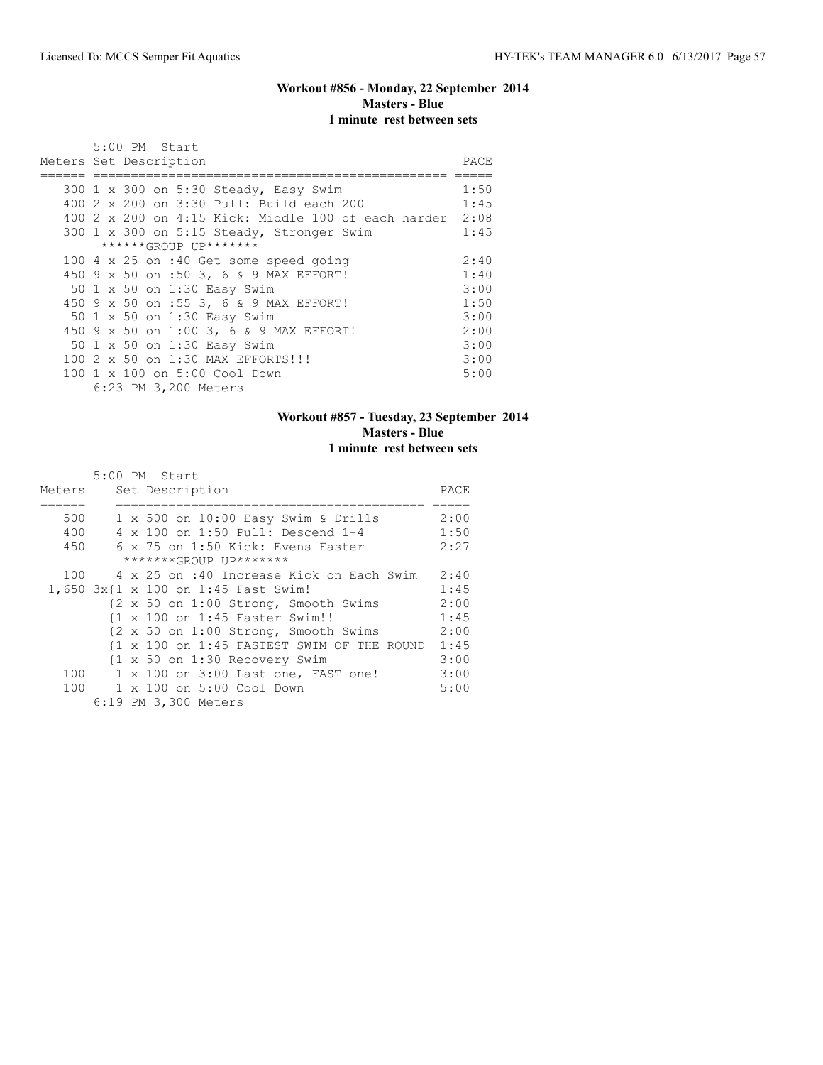### Workout #856 - Monday, 22 September 2014
**Masters - Blue**
**1 minute rest between sets**

5:00 PM Start

| Meters | Set Description | PACE |
|---|---|---|
| 300 | 1 x 300 on 5:30 Steady, Easy Swim | 1:50 |
| 400 | 2 x 200 on 3:30 Pull: Build each 200 | 1:45 |
| 400 | 2 x 200 on 4:15 Kick: Middle 100 of each harder | 2:08 |
| 300 | 1 x 300 on 5:15 Steady, Stronger Swim | 1:45 |
| | ******GROUP UP******* | |
| 100 | 4 x 25 on :40 Get some speed going | 2:40 |
| 450 | 9 x 50 on :50 3, 6 & 9 MAX EFFORT! | 1:40 |
| 50 | 1 x 50 on 1:30 Easy Swim | 3:00 |
| 450 | 9 x 50 on :55 3, 6 & 9 MAX EFFORT! | 1:50 |
| 50 | 1 x 50 on 1:30 Easy Swim | 3:00 |
| 450 | 9 x 50 on 1:00 3, 6 & 9 MAX EFFORT! | 2:00 |
| 50 | 1 x 50 on 1:30 Easy Swim | 3:00 |
| 100 | 2 x 50 on 1:30 MAX EFFORTS!!! | 3:00 |
| 100 | 1 x 100 on 5:00 Cool Down | 5:00 |

6:23 PM 3,200 Meters

### Workout #857 - Tuesday, 23 September 2014
**Masters - Blue**
**1 minute rest between sets**

5:00 PM Start

| Meters | Set Description | PACE |
|---|---|---|
| 500 | 1 x 500 on 10:00 Easy Swim & Drills | 2:00 |
| 400 | 4 x 100 on 1:50 Pull: Descend 1-4 | 1:50 |
| 450 | 6 x 75 on 1:50 Kick: Evens Faster | 2:27 |
| | *******GROUP UP******* | |
| 100 | 4 x 25 on :40 Increase Kick on Each Swim | 2:40 |
| 1,650 | 3x{1 x 100 on 1:45 Fast Swim! | 1:45 |
| | {2 x 50 on 1:00 Strong, Smooth Swims | 2:00 |
| | {1 x 100 on 1:45 Faster Swim!! | 1:45 |
| | {2 x 50 on 1:00 Strong, Smooth Swims | 2:00 |
| | {1 x 100 on 1:45 FASTEST SWIM OF THE ROUND | 1:45 |
| | {1 x 50 on 1:30 Recovery Swim | 3:00 |
| 100 | 1 x 100 on 3:00 Last one, FAST one! | 3:00 |
| 100 | 1 x 100 on 5:00 Cool Down | 5:00 |

6:19 PM 3,300 Meters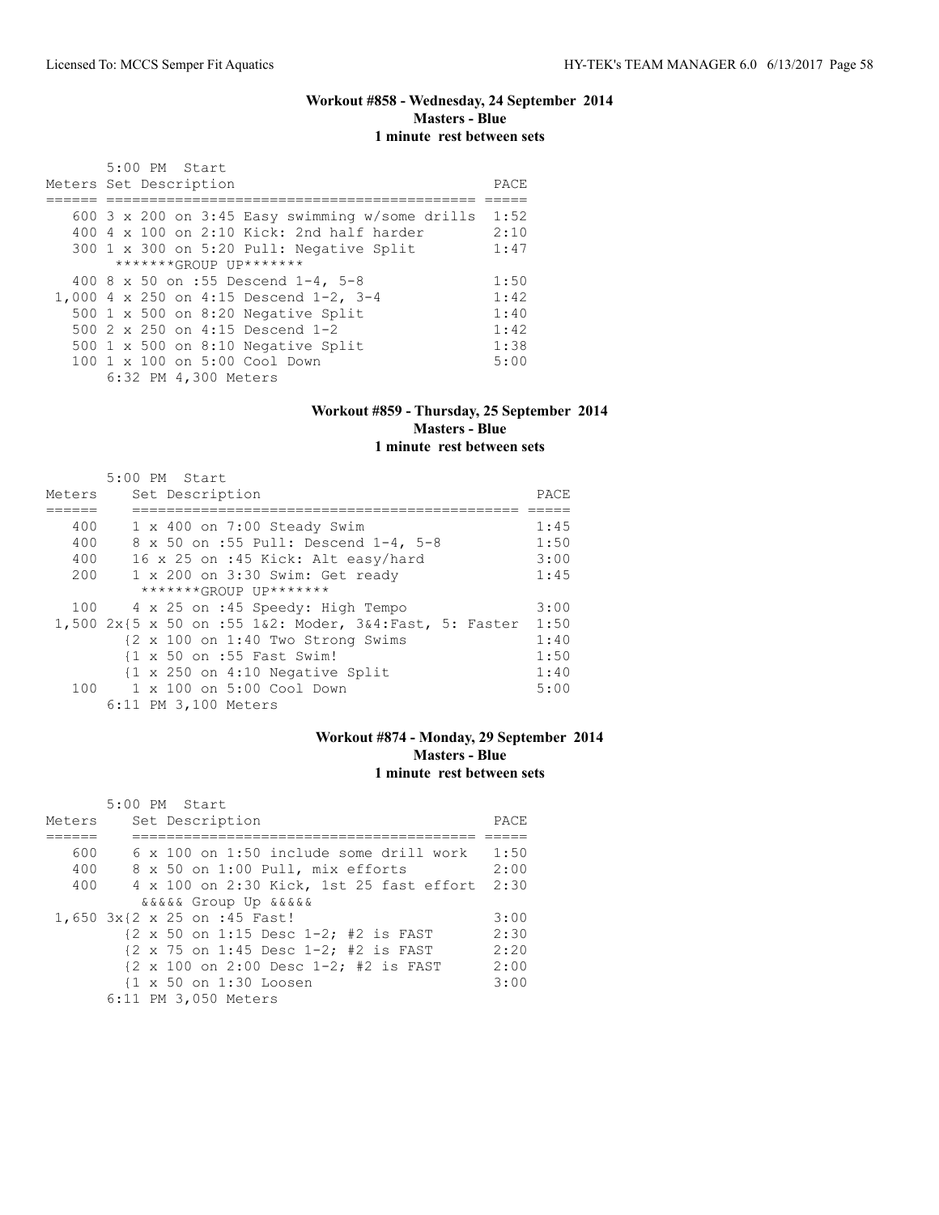### Workout #858 - Wednesday, 24 September 2014
**Masters - Blue**
**1 minute rest between sets**

```
       5:00 PM  Start
Meters Set Description                                  PACE
====== ============================================== =====
   600 3 x 200 on 3:45 Easy swimming w/some drills  1:52
   400 4 x 100 on 2:10 Kick: 2nd half harder         2:10
   300 1 x 300 on 5:20 Pull: Negative Split          1:47
        *******GROUP UP*******
   400 8 x 50 on :55 Descend 1-4, 5-8                1:50
 1,000 4 x 250 on 4:15 Descend 1-2, 3-4              1:42
   500 1 x 500 on 8:20 Negative Split                1:40
   500 2 x 250 on 4:15 Descend 1-2                   1:42
   500 1 x 500 on 8:10 Negative Split                1:38
   100 1 x 100 on 5:00 Cool Down                     5:00
       6:32 PM 4,300 Meters
```

### Workout #859 - Thursday, 25 September 2014
**Masters - Blue**
**1 minute rest between sets**

```
       5:00 PM  Start
Meters     Set Description                                  PACE
======     ============================================= =====
   400     1 x 400 on 7:00 Steady Swim                      1:45
   400     8 x 50 on :55 Pull: Descend 1-4, 5-8             1:50
   400     16 x 25 on :45 Kick: Alt easy/hard               3:00
   200     1 x 200 on 3:30 Swim: Get ready                  1:45
            *******GROUP UP*******
   100     4 x 25 on :45 Speedy: High Tempo                 3:00
 1,500 2x{5 x 50 on :55 1&2: Moder, 3&4:Fast, 5: Faster  1:50
          {2 x 100 on 1:40 Two Strong Swims                 1:40
          {1 x 50 on :55 Fast Swim!                         1:50
          {1 x 250 on 4:10 Negative Split                   1:40
   100     1 x 100 on 5:00 Cool Down                        5:00
       6:11 PM 3,100 Meters
```

### Workout #874 - Monday, 29 September 2014
**Masters - Blue**
**1 minute rest between sets**

```
       5:00 PM  Start
Meters     Set Description                              PACE
======     ========================================= =====
   600     6 x 100 on 1:50 include some drill work    1:50
   400     8 x 50 on 1:00 Pull, mix efforts           2:00
   400     4 x 100 on 2:30 Kick, 1st 25 fast effort   2:30
            &&&&& Group Up &&&&&
 1,650 3x{2 x 25 on :45 Fast!                         3:00
          {2 x 50 on 1:15 Desc 1-2; #2 is FAST        2:30
          {2 x 75 on 1:45 Desc 1-2; #2 is FAST        2:20
          {2 x 100 on 2:00 Desc 1-2; #2 is FAST       2:00
          {1 x 50 on 1:30 Loosen                      3:00
       6:11 PM 3,050 Meters
```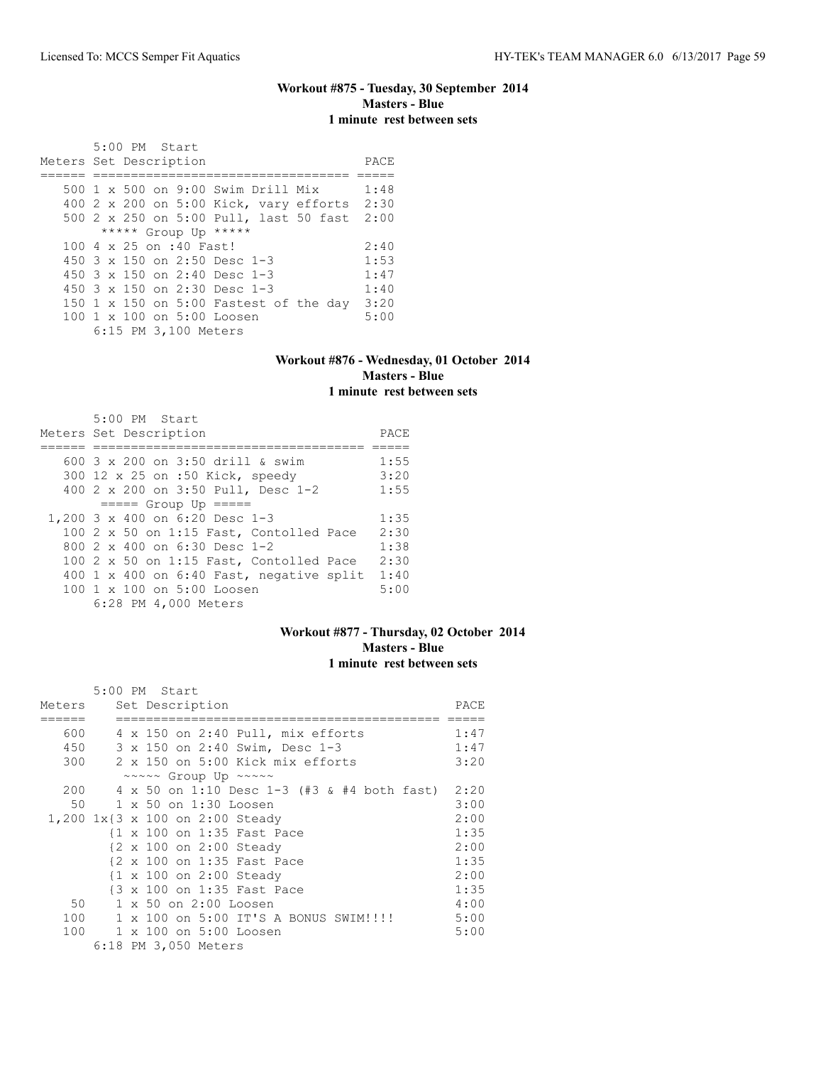### Workout #875 - Tuesday, 30 September 2014
**Masters - Blue**
**1 minute rest between sets**

5:00 PM Start

| Meters | Set Description | PACE |
|---|---|---|
| 500 | 1 x 500 on 9:00 Swim Drill Mix | 1:48 |
| 400 | 2 x 200 on 5:00 Kick, vary efforts | 2:30 |
| 500 | 2 x 250 on 5:00 Pull, last 50 fast | 2:00 |
| | ***** Group Up ***** | |
| 100 | 4 x 25 on :40 Fast! | 2:40 |
| 450 | 3 x 150 on 2:50 Desc 1-3 | 1:53 |
| 450 | 3 x 150 on 2:40 Desc 1-3 | 1:47 |
| 450 | 3 x 150 on 2:30 Desc 1-3 | 1:40 |
| 150 | 1 x 150 on 5:00 Fastest of the day | 3:20 |
| 100 | 1 x 100 on 5:00 Loosen | 5:00 |

6:15 PM 3,100 Meters

### Workout #876 - Wednesday, 01 October 2014
**Masters - Blue**
**1 minute rest between sets**

5:00 PM Start

| Meters | Set Description | PACE |
|---|---|---|
| 600 | 3 x 200 on 3:50 drill & swim | 1:55 |
| 300 | 12 x 25 on :50 Kick, speedy | 3:20 |
| 400 | 2 x 200 on 3:50 Pull, Desc 1-2 | 1:55 |
| | ===== Group Up ===== | |
| 1,200 | 3 x 400 on 6:20 Desc 1-3 | 1:35 |
| 100 | 2 x 50 on 1:15 Fast, Contolled Pace | 2:30 |
| 800 | 2 x 400 on 6:30 Desc 1-2 | 1:38 |
| 100 | 2 x 50 on 1:15 Fast, Contolled Pace | 2:30 |
| 400 | 1 x 400 on 6:40 Fast, negative split | 1:40 |
| 100 | 1 x 100 on 5:00 Loosen | 5:00 |

6:28 PM 4,000 Meters

### Workout #877 - Thursday, 02 October 2014
**Masters - Blue**
**1 minute rest between sets**

5:00 PM Start

| Meters | Set Description | PACE |
|---|---|---|
| 600 | 4 x 150 on 2:40 Pull, mix efforts | 1:47 |
| 450 | 3 x 150 on 2:40 Swim, Desc 1-3 | 1:47 |
| 300 | 2 x 150 on 5:00 Kick mix efforts | 3:20 |
| | ~~~~~ Group Up ~~~~~ | |
| 200 | 4 x 50 on 1:10 Desc 1-3 (#3 & #4 both fast) | 2:20 |
| 50 | 1 x 50 on 1:30 Loosen | 3:00 |
| 1,200 | 1x{3 x 100 on 2:00 Steady | 2:00 |
| | {1 x 100 on 1:35 Fast Pace | 1:35 |
| | {2 x 100 on 2:00 Steady | 2:00 |
| | {2 x 100 on 1:35 Fast Pace | 1:35 |
| | {1 x 100 on 2:00 Steady | 2:00 |
| | {3 x 100 on 1:35 Fast Pace | 1:35 |
| 50 | 1 x 50 on 2:00 Loosen | 4:00 |
| 100 | 1 x 100 on 5:00 IT'S A BONUS SWIM!!!! | 5:00 |
| 100 | 1 x 100 on 5:00 Loosen | 5:00 |

6:18 PM 3,050 Meters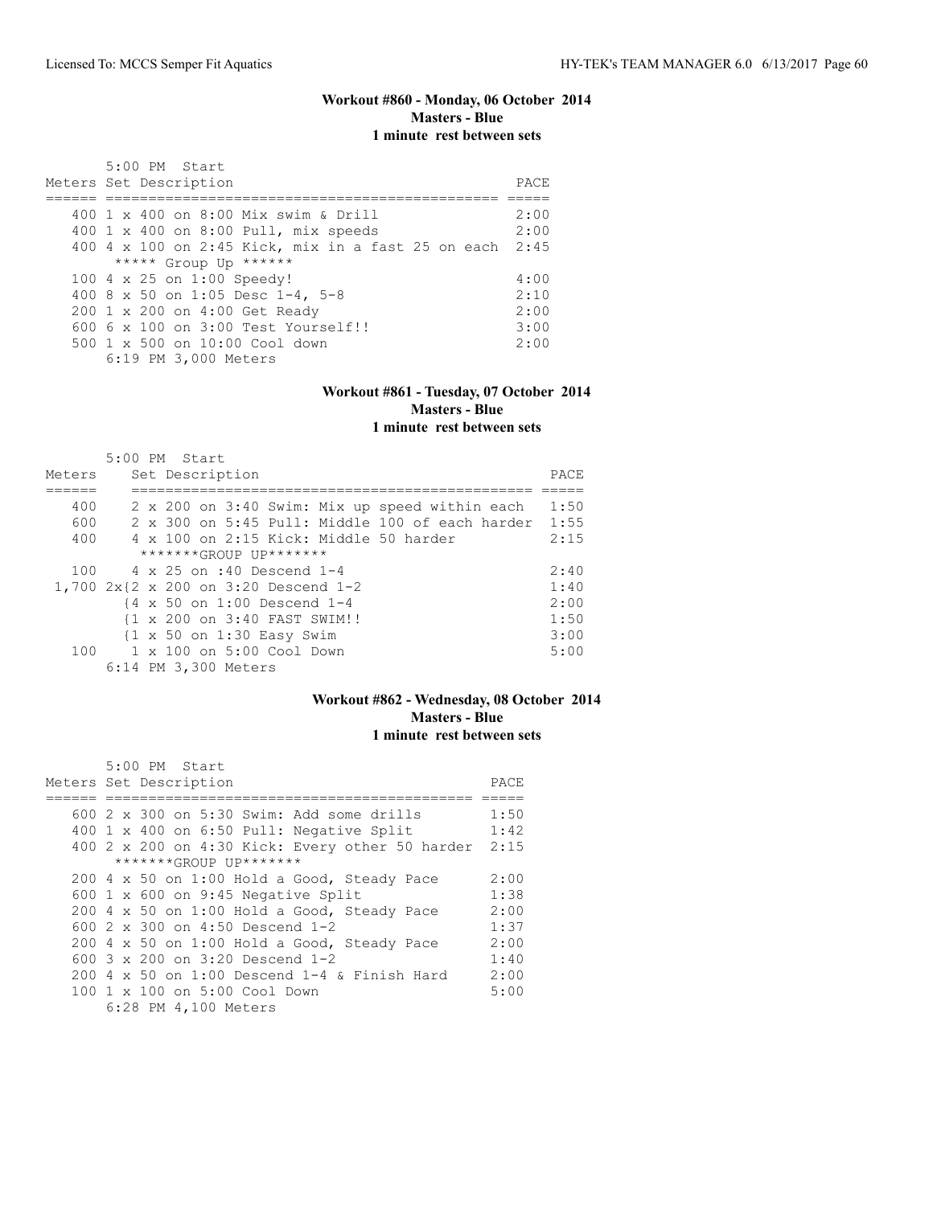## Workout #860 - Monday, 06 October 2014

**Masters - Blue**

**1 minute rest between sets**

```
       5:00 PM  Start
Meters Set Description                                   PACE
====== ============================================== =====
   400 1 x 400 on 8:00 Mix swim & Drill                  2:00
   400 1 x 400 on 8:00 Pull, mix speeds                  2:00
   400 4 x 100 on 2:45 Kick, mix in a fast 25 on each  2:45
        ***** Group Up ******
   100 4 x 25 on 1:00 Speedy!                            4:00
   400 8 x 50 on 1:05 Desc 1-4, 5-8                      2:10
   200 1 x 200 on 4:00 Get Ready                         2:00
   600 6 x 100 on 3:00 Test Yourself!!                   3:00
   500 1 x 500 on 10:00 Cool down                        2:00
       6:19 PM 3,000 Meters
```

## Workout #861 - Tuesday, 07 October 2014

**Masters - Blue**

**1 minute rest between sets**

```
       5:00 PM  Start
Meters    Set Description                                  PACE
======    ================================================ =====
   400    2 x 200 on 3:40 Swim: Mix up speed within each   1:50
   600    2 x 300 on 5:45 Pull: Middle 100 of each harder  1:55
   400    4 x 100 on 2:15 Kick: Middle 50 harder           2:15
           *******GROUP UP*******
   100    4 x 25 on :40 Descend 1-4                        2:40
 1,700 2x{2 x 200 on 3:20 Descend 1-2                      1:40
          {4 x 50 on 1:00 Descend 1-4                      2:00
          {1 x 200 on 3:40 FAST SWIM!!                     1:50
          {1 x 50 on 1:30 Easy Swim                        3:00
   100    1 x 100 on 5:00 Cool Down                        5:00
       6:14 PM 3,300 Meters
```

## Workout #862 - Wednesday, 08 October 2014

**Masters - Blue**

**1 minute rest between sets**

```
       5:00 PM  Start
Meters Set Description                                  PACE
====== ============================================ =====
   600 2 x 300 on 5:30 Swim: Add some drills           1:50
   400 1 x 400 on 6:50 Pull: Negative Split            1:42
   400 2 x 200 on 4:30 Kick: Every other 50 harder  2:15
        *******GROUP UP*******
   200 4 x 50 on 1:00 Hold a Good, Steady Pace         2:00
   600 1 x 600 on 9:45 Negative Split                  1:38
   200 4 x 50 on 1:00 Hold a Good, Steady Pace         2:00
   600 2 x 300 on 4:50 Descend 1-2                     1:37
   200 4 x 50 on 1:00 Hold a Good, Steady Pace         2:00
   600 3 x 200 on 3:20 Descend 1-2                     1:40
   200 4 x 50 on 1:00 Descend 1-4 & Finish Hard        2:00
   100 1 x 100 on 5:00 Cool Down                       5:00
       6:28 PM 4,100 Meters
```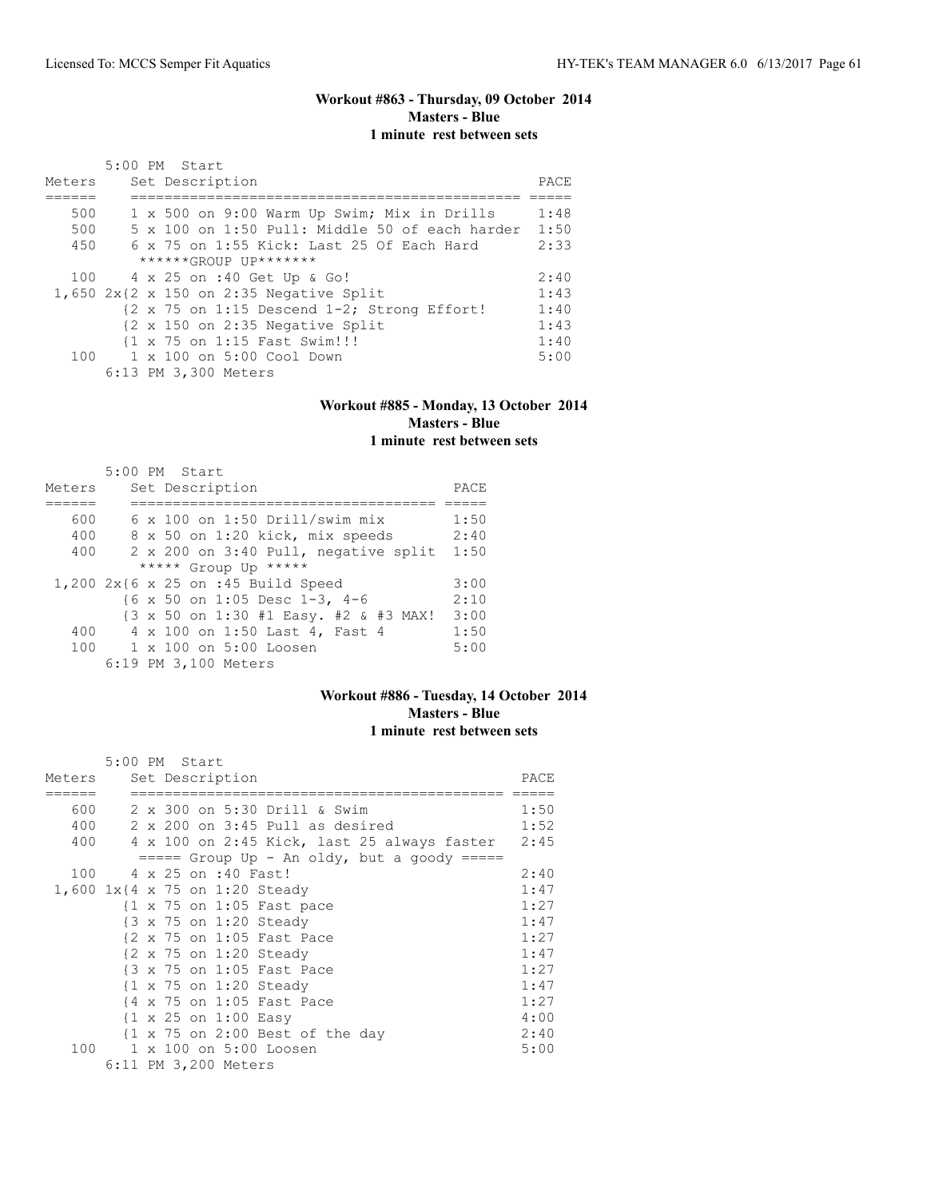### Workout #863 - Thursday, 09 October 2014
**Masters - Blue**
**1 minute rest between sets**

5:00 PM Start

| Meters | Set Description | PACE |
|---|---|---|
| 500 | 1 x 500 on 9:00 Warm Up Swim; Mix in Drills | 1:48 |
| 500 | 5 x 100 on 1:50 Pull: Middle 50 of each harder | 1:50 |
| 450 | 6 x 75 on 1:55 Kick: Last 25 Of Each Hard | 2:33 |
| | ******GROUP UP******* | |
| 100 | 4 x 25 on :40 Get Up & Go! | 2:40 |
| 1,650 | 2x{2 x 150 on 2:35 Negative Split | 1:43 |
| | {2 x 75 on 1:15 Descend 1-2; Strong Effort! | 1:40 |
| | {2 x 150 on 2:35 Negative Split | 1:43 |
| | {1 x 75 on 1:15 Fast Swim!!! | 1:40 |
| 100 | 1 x 100 on 5:00 Cool Down | 5:00 |

6:13 PM 3,300 Meters

### Workout #885 - Monday, 13 October 2014
**Masters - Blue**
**1 minute rest between sets**

5:00 PM Start

| Meters | Set Description | PACE |
|---|---|---|
| 600 | 6 x 100 on 1:50 Drill/swim mix | 1:50 |
| 400 | 8 x 50 on 1:20 kick, mix speeds | 2:40 |
| 400 | 2 x 200 on 3:40 Pull, negative split | 1:50 |
| | ***** Group Up ***** | |
| 1,200 | 2x{6 x 25 on :45 Build Speed | 3:00 |
| | {6 x 50 on 1:05 Desc 1-3, 4-6 | 2:10 |
| | {3 x 50 on 1:30 #1 Easy. #2 & #3 MAX! | 3:00 |
| 400 | 4 x 100 on 1:50 Last 4, Fast 4 | 1:50 |
| 100 | 1 x 100 on 5:00 Loosen | 5:00 |

6:19 PM 3,100 Meters

### Workout #886 - Tuesday, 14 October 2014
**Masters - Blue**
**1 minute rest between sets**

5:00 PM Start

| Meters | Set Description | PACE |
|---|---|---|
| 600 | 2 x 300 on 5:30 Drill & Swim | 1:50 |
| 400 | 2 x 200 on 3:45 Pull as desired | 1:52 |
| 400 | 4 x 100 on 2:45 Kick, last 25 always faster | 2:45 |
| | ===== Group Up - An oldy, but a goody ===== | |
| 100 | 4 x 25 on :40 Fast! | 2:40 |
| 1,600 | 1x{4 x 75 on 1:20 Steady | 1:47 |
| | {1 x 75 on 1:05 Fast pace | 1:27 |
| | {3 x 75 on 1:20 Steady | 1:47 |
| | {2 x 75 on 1:05 Fast Pace | 1:27 |
| | {2 x 75 on 1:20 Steady | 1:47 |
| | {3 x 75 on 1:05 Fast Pace | 1:27 |
| | {1 x 75 on 1:20 Steady | 1:47 |
| | {4 x 75 on 1:05 Fast Pace | 1:27 |
| | {1 x 25 on 1:00 Easy | 4:00 |
| | {1 x 75 on 2:00 Best of the day | 2:40 |
| 100 | 1 x 100 on 5:00 Loosen | 5:00 |

6:11 PM 3,200 Meters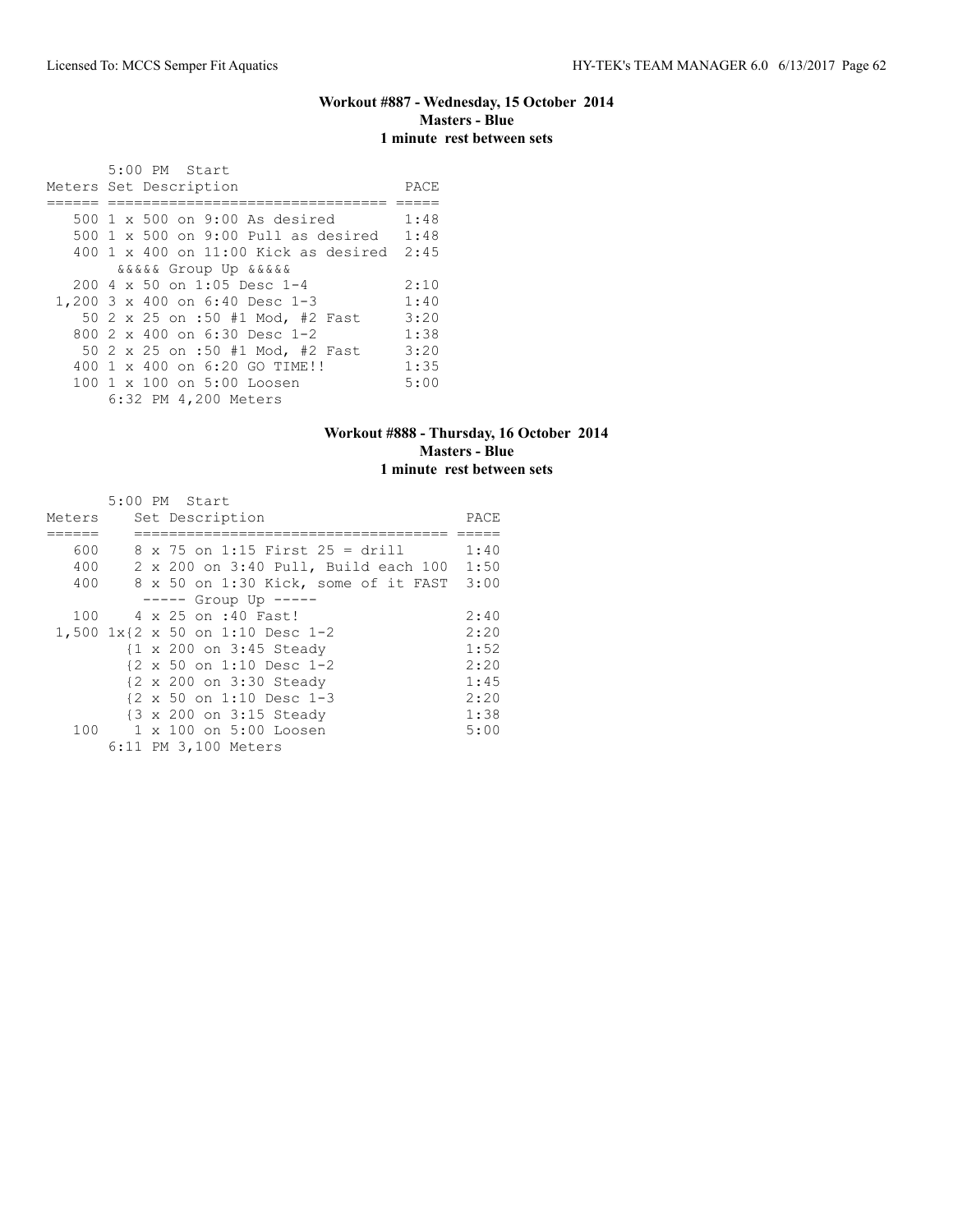### Workout #887 - Wednesday, 15 October 2014
**Masters - Blue**
**1 minute rest between sets**

5:00 PM Start

| Meters | Set Description | PACE |
|---|---|---|
| 500 | 1 x 500 on 9:00 As desired | 1:48 |
| 500 | 1 x 500 on 9:00 Pull as desired | 1:48 |
| 400 | 1 x 400 on 11:00 Kick as desired | 2:45 |
| | &&&&& Group Up &&&&& | |
| 200 | 4 x 50 on 1:05 Desc 1-4 | 2:10 |
| 1,200 | 3 x 400 on 6:40 Desc 1-3 | 1:40 |
| 50 | 2 x 25 on :50 #1 Mod, #2 Fast | 3:20 |
| 800 | 2 x 400 on 6:30 Desc 1-2 | 1:38 |
| 50 | 2 x 25 on :50 #1 Mod, #2 Fast | 3:20 |
| 400 | 1 x 400 on 6:20 GO TIME!! | 1:35 |
| 100 | 1 x 100 on 5:00 Loosen | 5:00 |

6:32 PM 4,200 Meters

### Workout #888 - Thursday, 16 October 2014
**Masters - Blue**
**1 minute rest between sets**

5:00 PM Start

| Meters | Set Description | PACE |
|---|---|---|
| 600 | 8 x 75 on 1:15 First 25 = drill | 1:40 |
| 400 | 2 x 200 on 3:40 Pull, Build each 100 | 1:50 |
| 400 | 8 x 50 on 1:30 Kick, some of it FAST | 3:00 |
| | ----- Group Up ----- | |
| 100 | 4 x 25 on :40 Fast! | 2:40 |
| 1,500 | 1x{2 x 50 on 1:10 Desc 1-2 | 2:20 |
| | {1 x 200 on 3:45 Steady | 1:52 |
| | {2 x 50 on 1:10 Desc 1-2 | 2:20 |
| | {2 x 200 on 3:30 Steady | 1:45 |
| | {2 x 50 on 1:10 Desc 1-3 | 2:20 |
| | {3 x 200 on 3:15 Steady | 1:38 |
| 100 | 1 x 100 on 5:00 Loosen | 5:00 |

6:11 PM 3,100 Meters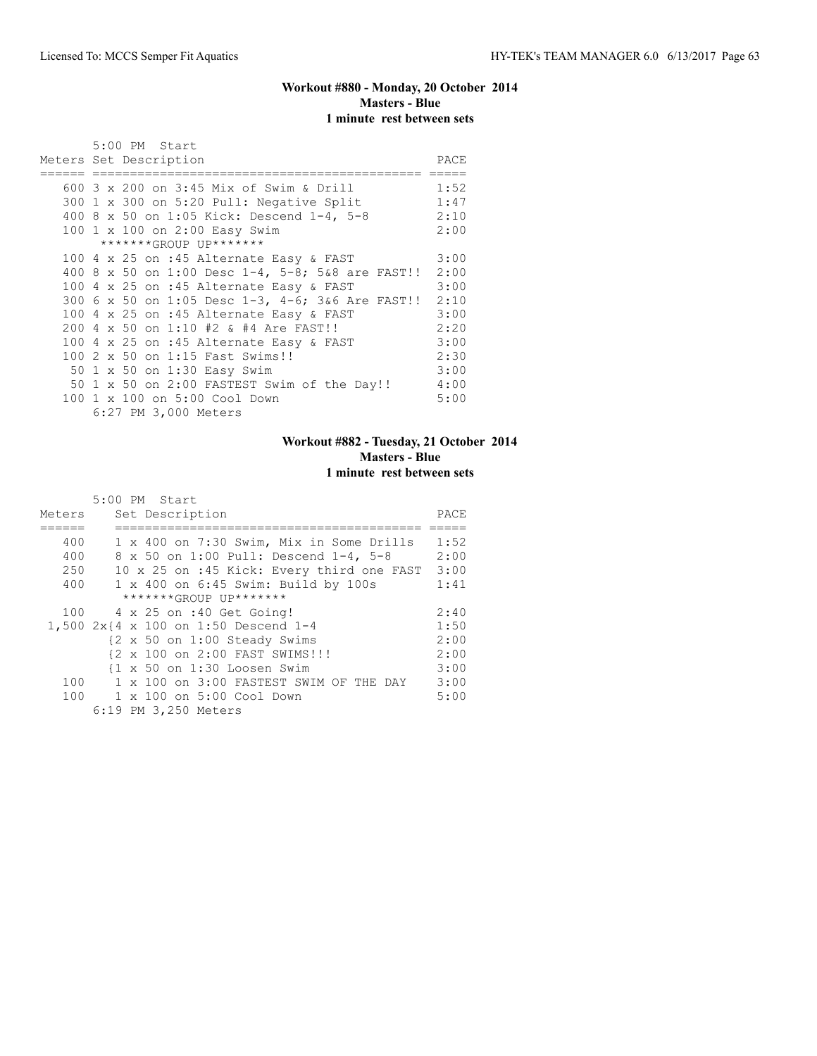### Workout #880 - Monday, 20 October 2014
**Masters - Blue**
**1 minute rest between sets**

5:00 PM Start

| Meters | Set Description | PACE |
|---|---|---|
| 600 | 3 x 200 on 3:45 Mix of Swim & Drill | 1:52 |
| 300 | 1 x 300 on 5:20 Pull: Negative Split | 1:47 |
| 400 | 8 x 50 on 1:05 Kick: Descend 1-4, 5-8 | 2:10 |
| 100 | 1 x 100 on 2:00 Easy Swim | 2:00 |
| | *******GROUP UP******* | |
| 100 | 4 x 25 on :45 Alternate Easy & FAST | 3:00 |
| 400 | 8 x 50 on 1:00 Desc 1-4, 5-8; 5&8 are FAST!! | 2:00 |
| 100 | 4 x 25 on :45 Alternate Easy & FAST | 3:00 |
| 300 | 6 x 50 on 1:05 Desc 1-3, 4-6; 3&6 Are FAST!! | 2:10 |
| 100 | 4 x 25 on :45 Alternate Easy & FAST | 3:00 |
| 200 | 4 x 50 on 1:10 #2 & #4 Are FAST!! | 2:20 |
| 100 | 4 x 25 on :45 Alternate Easy & FAST | 3:00 |
| 100 | 2 x 50 on 1:15 Fast Swims!! | 2:30 |
| 50 | 1 x 50 on 1:30 Easy Swim | 3:00 |
| 50 | 1 x 50 on 2:00 FASTEST Swim of the Day!! | 4:00 |
| 100 | 1 x 100 on 5:00 Cool Down | 5:00 |

6:27 PM 3,000 Meters

### Workout #882 - Tuesday, 21 October 2014
**Masters - Blue**
**1 minute rest between sets**

5:00 PM Start

| Meters | Set Description | PACE |
|---|---|---|
| 400 | 1 x 400 on 7:30 Swim, Mix in Some Drills | 1:52 |
| 400 | 8 x 50 on 1:00 Pull: Descend 1-4, 5-8 | 2:00 |
| 250 | 10 x 25 on :45 Kick: Every third one FAST | 3:00 |
| 400 | 1 x 400 on 6:45 Swim: Build by 100s | 1:41 |
| | *******GROUP UP******* | |
| 100 | 4 x 25 on :40 Get Going! | 2:40 |
| 1,500 | 2x{4 x 100 on 1:50 Descend 1-4 | 1:50 |
| | {2 x 50 on 1:00 Steady Swims | 2:00 |
| | {2 x 100 on 2:00 FAST SWIMS!!! | 2:00 |
| | {1 x 50 on 1:30 Loosen Swim | 3:00 |
| 100 | 1 x 100 on 3:00 FASTEST SWIM OF THE DAY | 3:00 |
| 100 | 1 x 100 on 5:00 Cool Down | 5:00 |

6:19 PM 3,250 Meters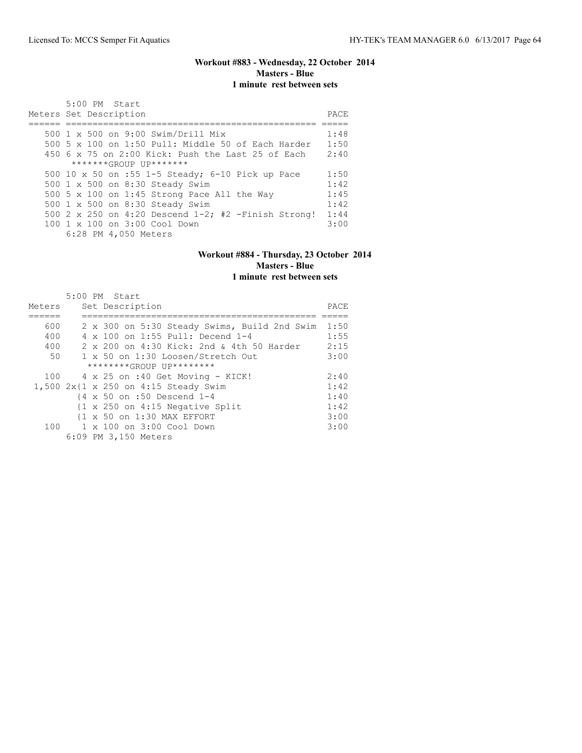## Workout #883 - Wednesday, 22 October 2014
### Masters - Blue
### 1 minute rest between sets

5:00 PM Start

| Meters | Set Description | PACE |
|---|---|---|
| 500 | 1 x 500 on 9:00 Swim/Drill Mix | 1:48 |
| 500 | 5 x 100 on 1:50 Pull: Middle 50 of Each Harder | 1:50 |
| 450 | 6 x 75 on 2:00 Kick: Push the Last 25 of Each | 2:40 |
| | *******GROUP UP******* | |
| 500 | 10 x 50 on :55 1-5 Steady; 6-10 Pick up Pace | 1:50 |
| 500 | 1 x 500 on 8:30 Steady Swim | 1:42 |
| 500 | 5 x 100 on 1:45 Strong Pace All the Way | 1:45 |
| 500 | 1 x 500 on 8:30 Steady Swim | 1:42 |
| 500 | 2 x 250 on 4:20 Descend 1-2; #2 -Finish Strong! | 1:44 |
| 100 | 1 x 100 on 3:00 Cool Down | 3:00 |
| | 6:28 PM 4,050 Meters | |

## Workout #884 - Thursday, 23 October 2014
### Masters - Blue
### 1 minute rest between sets

5:00 PM Start

| Meters | Set Description | PACE |
|---|---|---|
| 600 | 2 x 300 on 5:30 Steady Swims, Build 2nd Swim | 1:50 |
| 400 | 4 x 100 on 1:55 Pull: Decend 1-4 | 1:55 |
| 400 | 2 x 200 on 4:30 Kick: 2nd & 4th 50 Harder | 2:15 |
| 50 | 1 x 50 on 1:30 Loosen/Stretch Out | 3:00 |
| | ********GROUP UP******** | |
| 100 | 4 x 25 on :40 Get Moving - KICK! | 2:40 |
| 1,500 | 2x{1 x 250 on 4:15 Steady Swim | 1:42 |
| | {4 x 50 on :50 Descend 1-4 | 1:40 |
| | {1 x 250 on 4:15 Negative Split | 1:42 |
| | {1 x 50 on 1:30 MAX EFFORT | 3:00 |
| 100 | 1 x 100 on 3:00 Cool Down | 3:00 |
| | 6:09 PM 3,150 Meters | |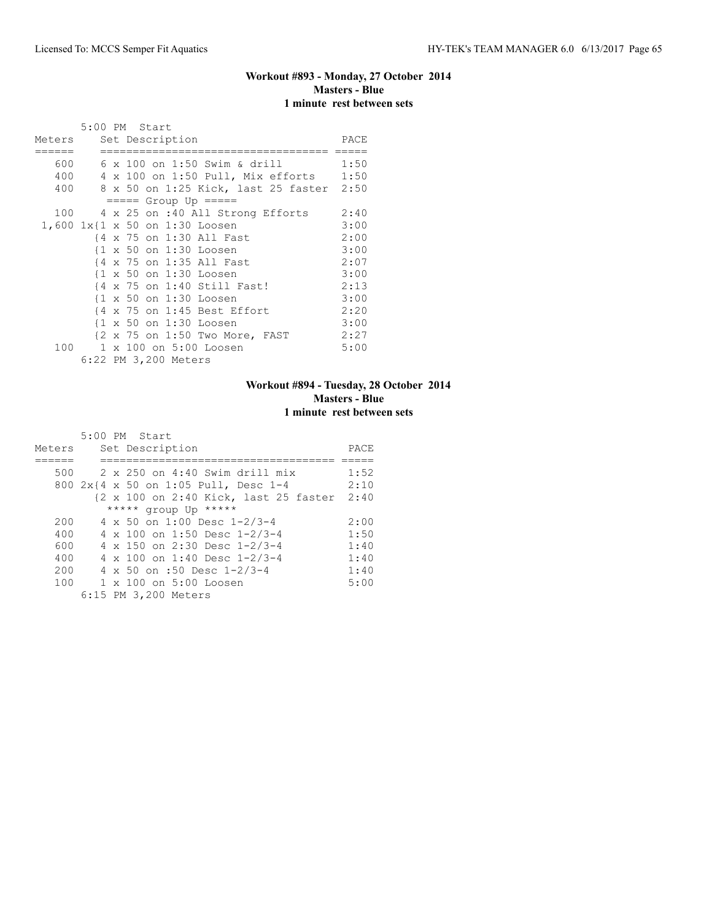## Workout #893 - Monday, 27 October 2014
**Masters - Blue**
**1 minute rest between sets**

```
       5:00 PM  Start
Meters    Set Description                     PACE
======    ================================== =====
   600    6 x 100 on 1:50 Swim & drill       1:50
   400    4 x 100 on 1:50 Pull, Mix efforts  1:50
   400    8 x 50 on 1:25 Kick, last 25 faster 2:50
          ===== Group Up =====
   100    4 x 25 on :40 All Strong Efforts   2:40
 1,600 1x{1 x 50 on 1:30 Loosen              3:00
         {4 x 75 on 1:30 All Fast            2:00
         {1 x 50 on 1:30 Loosen              3:00
         {4 x 75 on 1:35 All Fast            2:07
         {1 x 50 on 1:30 Loosen              3:00
         {4 x 75 on 1:40 Still Fast!         2:13
         {1 x 50 on 1:30 Loosen              3:00
         {4 x 75 on 1:45 Best Effort         2:20
         {1 x 50 on 1:30 Loosen              3:00
         {2 x 75 on 1:50 Two More, FAST      2:27
   100    1 x 100 on 5:00 Loosen             5:00
       6:22 PM 3,200 Meters
```

## Workout #894 - Tuesday, 28 October 2014
**Masters - Blue**
**1 minute rest between sets**

```
       5:00 PM  Start
Meters    Set Description                      PACE
======    =================================== =====
   500    2 x 250 on 4:40 Swim drill mix      1:52
   800 2x{4 x 50 on 1:05 Pull, Desc 1-4       2:10
         {2 x 100 on 2:40 Kick, last 25 faster 2:40
          ***** group Up *****
   200    4 x 50 on 1:00 Desc 1-2/3-4         2:00
   400    4 x 100 on 1:50 Desc 1-2/3-4        1:50
   600    4 x 150 on 2:30 Desc 1-2/3-4        1:40
   400    4 x 100 on 1:40 Desc 1-2/3-4        1:40
   200    4 x 50 on :50 Desc 1-2/3-4          1:40
   100    1 x 100 on 5:00 Loosen              5:00
       6:15 PM 3,200 Meters
```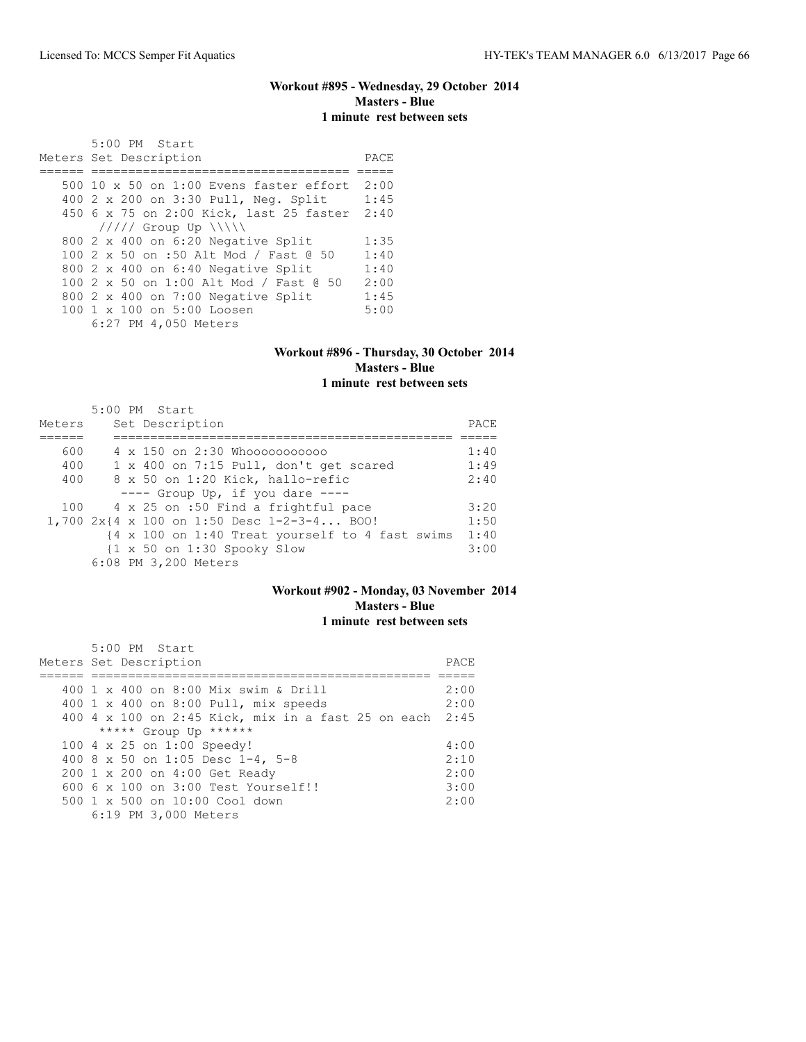### Workout #895 - Wednesday, 29 October 2014
**Masters - Blue**
**1 minute rest between sets**

5:00 PM Start

| Meters | Set Description | PACE |
|---|---|---|
| 500 | 10 x 50 on 1:00 Evens faster effort | 2:00 |
| 400 | 2 x 200 on 3:30 Pull, Neg. Split | 1:45 |
| 450 | 6 x 75 on 2:00 Kick, last 25 faster | 2:40 |
| | ///// Group Up \\\\\ | |
| 800 | 2 x 400 on 6:20 Negative Split | 1:35 |
| 100 | 2 x 50 on :50 Alt Mod / Fast @ 50 | 1:40 |
| 800 | 2 x 400 on 6:40 Negative Split | 1:40 |
| 100 | 2 x 50 on 1:00 Alt Mod / Fast @ 50 | 2:00 |
| 800 | 2 x 400 on 7:00 Negative Split | 1:45 |
| 100 | 1 x 100 on 5:00 Loosen | 5:00 |

6:27 PM 4,050 Meters

### Workout #896 - Thursday, 30 October 2014
**Masters - Blue**
**1 minute rest between sets**

5:00 PM Start

| Meters | Set Description | PACE |
|---|---|---|
| 600 | 4 x 150 on 2:30 Whoooooooooo | 1:40 |
| 400 | 1 x 400 on 7:15 Pull, don't get scared | 1:49 |
| 400 | 8 x 50 on 1:20 Kick, hallo-refic | 2:40 |
| | ---- Group Up, if you dare ---- | |
| 100 | 4 x 25 on :50 Find a frightful pace | 3:20 |
| 1,700 | 2x{4 x 100 on 1:50 Desc 1-2-3-4... BOO! | 1:50 |
| | {4 x 100 on 1:40 Treat yourself to 4 fast swims | 1:40 |
| | {1 x 50 on 1:30 Spooky Slow | 3:00 |

6:08 PM 3,200 Meters

### Workout #902 - Monday, 03 November 2014
**Masters - Blue**
**1 minute rest between sets**

5:00 PM Start

| Meters | Set Description | PACE |
|---|---|---|
| 400 | 1 x 400 on 8:00 Mix swim & Drill | 2:00 |
| 400 | 1 x 400 on 8:00 Pull, mix speeds | 2:00 |
| 400 | 4 x 100 on 2:45 Kick, mix in a fast 25 on each | 2:45 |
| | ***** Group Up ****** | |
| 100 | 4 x 25 on 1:00 Speedy! | 4:00 |
| 400 | 8 x 50 on 1:05 Desc 1-4, 5-8 | 2:10 |
| 200 | 1 x 200 on 4:00 Get Ready | 2:00 |
| 600 | 6 x 100 on 3:00 Test Yourself!! | 3:00 |
| 500 | 1 x 500 on 10:00 Cool down | 2:00 |

6:19 PM 3,000 Meters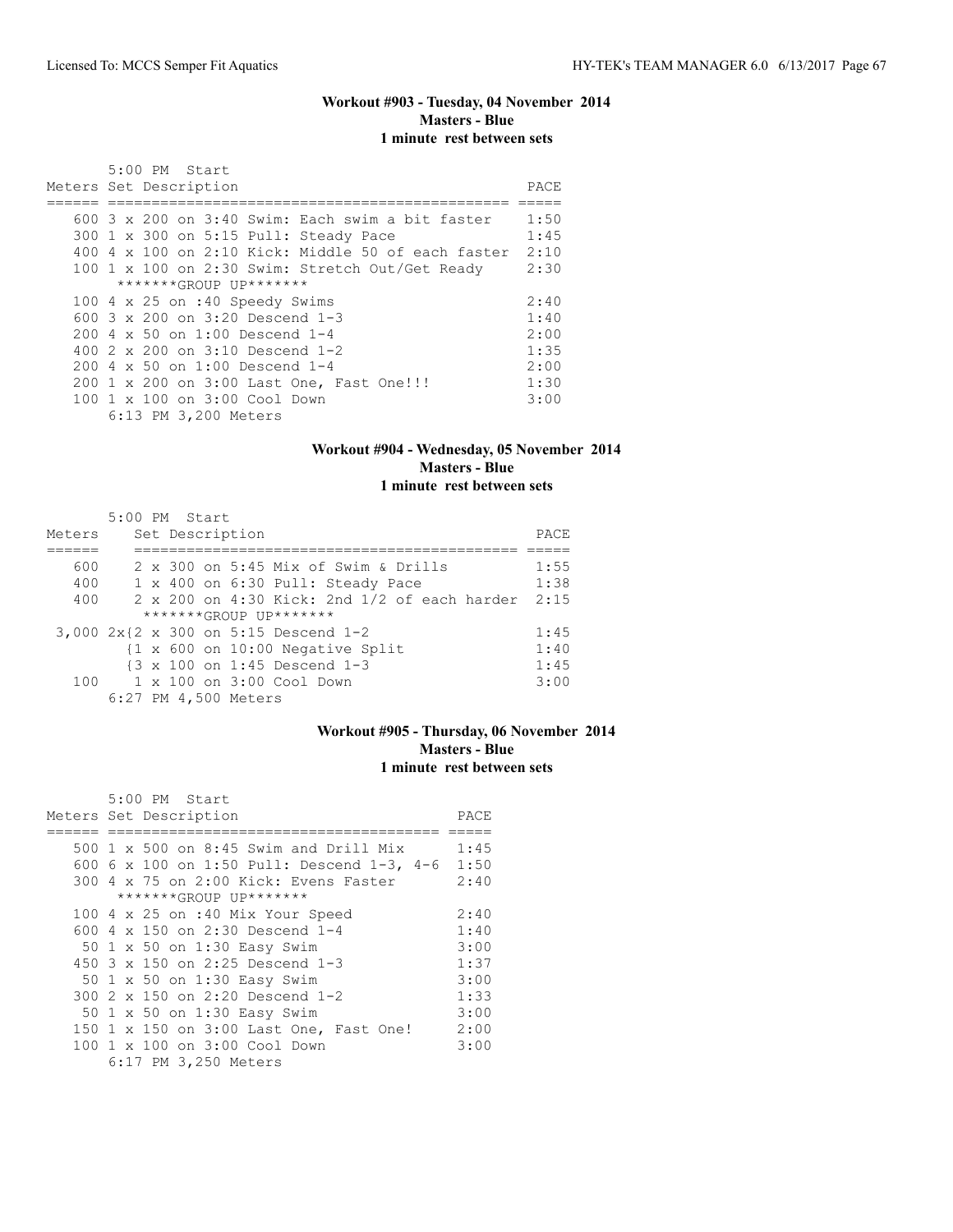### Workout #903 - Tuesday, 04 November 2014
**Masters - Blue**
**1 minute rest between sets**

5:00 PM Start

| Meters | Set Description | PACE |
|---|---|---|
| 600 | 3 x 200 on 3:40 Swim: Each swim a bit faster | 1:50 |
| 300 | 1 x 300 on 5:15 Pull: Steady Pace | 1:45 |
| 400 | 4 x 100 on 2:10 Kick: Middle 50 of each faster | 2:10 |
| 100 | 1 x 100 on 2:30 Swim: Stretch Out/Get Ready | 2:30 |
| | *******GROUP UP******* | |
| 100 | 4 x 25 on :40 Speedy Swims | 2:40 |
| 600 | 3 x 200 on 3:20 Descend 1-3 | 1:40 |
| 200 | 4 x 50 on 1:00 Descend 1-4 | 2:00 |
| 400 | 2 x 200 on 3:10 Descend 1-2 | 1:35 |
| 200 | 4 x 50 on 1:00 Descend 1-4 | 2:00 |
| 200 | 1 x 200 on 3:00 Last One, Fast One!!! | 1:30 |
| 100 | 1 x 100 on 3:00 Cool Down | 3:00 |

6:13 PM 3,200 Meters

### Workout #904 - Wednesday, 05 November 2014
**Masters - Blue**
**1 minute rest between sets**

5:00 PM Start

| Meters | Set Description | PACE |
|---|---|---|
| 600 | 2 x 300 on 5:45 Mix of Swim & Drills | 1:55 |
| 400 | 1 x 400 on 6:30 Pull: Steady Pace | 1:38 |
| 400 | 2 x 200 on 4:30 Kick: 2nd 1/2 of each harder | 2:15 |
| | *******GROUP UP******* | |
| 3,000 | 2x{2 x 300 on 5:15 Descend 1-2 | 1:45 |
| | {1 x 600 on 10:00 Negative Split | 1:40 |
| | {3 x 100 on 1:45 Descend 1-3 | 1:45 |
| 100 | 1 x 100 on 3:00 Cool Down | 3:00 |

6:27 PM 4,500 Meters

### Workout #905 - Thursday, 06 November 2014
**Masters - Blue**
**1 minute rest between sets**

5:00 PM Start

| Meters | Set Description | PACE |
|---|---|---|
| 500 | 1 x 500 on 8:45 Swim and Drill Mix | 1:45 |
| 600 | 6 x 100 on 1:50 Pull: Descend 1-3, 4-6 | 1:50 |
| 300 | 4 x 75 on 2:00 Kick: Evens Faster | 2:40 |
| | *******GROUP UP******* | |
| 100 | 4 x 25 on :40 Mix Your Speed | 2:40 |
| 600 | 4 x 150 on 2:30 Descend 1-4 | 1:40 |
| 50 | 1 x 50 on 1:30 Easy Swim | 3:00 |
| 450 | 3 x 150 on 2:25 Descend 1-3 | 1:37 |
| 50 | 1 x 50 on 1:30 Easy Swim | 3:00 |
| 300 | 2 x 150 on 2:20 Descend 1-2 | 1:33 |
| 50 | 1 x 50 on 1:30 Easy Swim | 3:00 |
| 150 | 1 x 150 on 3:00 Last One, Fast One! | 2:00 |
| 100 | 1 x 100 on 3:00 Cool Down | 3:00 |

6:17 PM 3,250 Meters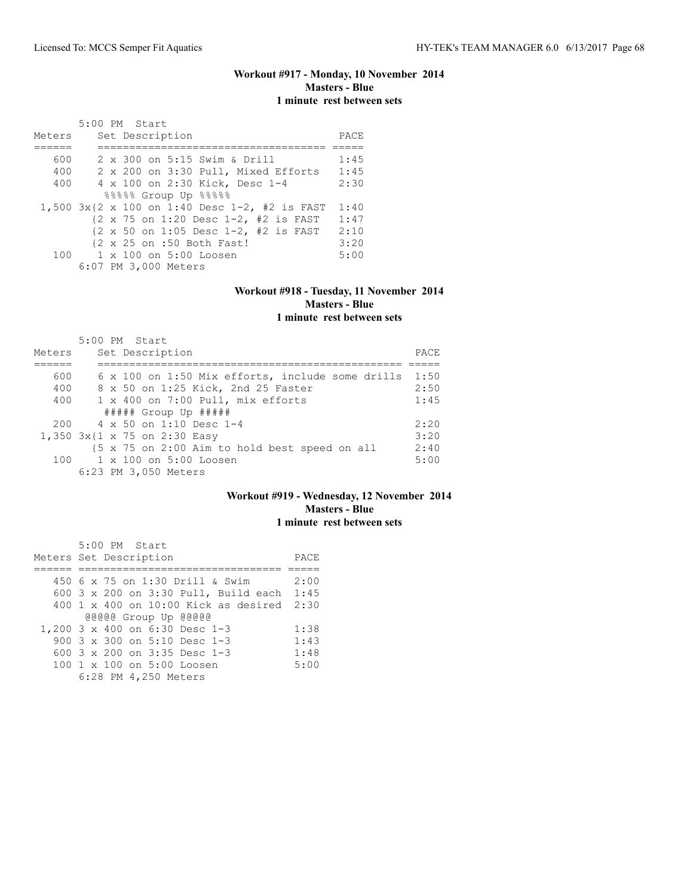### Workout #917 - Monday, 10 November 2014
**Masters - Blue**
**1 minute rest between sets**

5:00 PM Start

| Meters | Set Description | PACE |
|---|---|---|
| 600 | 2 x 300 on 5:15 Swim & Drill | 1:45 |
| 400 | 2 x 200 on 3:30 Pull, Mixed Efforts | 1:45 |
| 400 | 4 x 100 on 2:30 Kick, Desc 1-4 | 2:30 |
| | %%%%% Group Up %%%%% | |
| 1,500 | 3x{2 x 100 on 1:40 Desc 1-2, #2 is FAST | 1:40 |
| | {2 x 75 on 1:20 Desc 1-2, #2 is FAST | 1:47 |
| | {2 x 50 on 1:05 Desc 1-2, #2 is FAST | 2:10 |
| | {2 x 25 on :50 Both Fast! | 3:20 |
| 100 | 1 x 100 on 5:00 Loosen | 5:00 |
| | 6:07 PM 3,000 Meters | |

### Workout #918 - Tuesday, 11 November 2014
**Masters - Blue**
**1 minute rest between sets**

5:00 PM Start

| Meters | Set Description | PACE |
|---|---|---|
| 600 | 6 x 100 on 1:50 Mix efforts, include some drills | 1:50 |
| 400 | 8 x 50 on 1:25 Kick, 2nd 25 Faster | 2:50 |
| 400 | 1 x 400 on 7:00 Pull, mix efforts | 1:45 |
| | ##### Group Up ##### | |
| 200 | 4 x 50 on 1:10 Desc 1-4 | 2:20 |
| 1,350 | 3x{1 x 75 on 2:30 Easy | 3:20 |
| | {5 x 75 on 2:00 Aim to hold best speed on all | 2:40 |
| 100 | 1 x 100 on 5:00 Loosen | 5:00 |
| | 6:23 PM 3,050 Meters | |

### Workout #919 - Wednesday, 12 November 2014
**Masters - Blue**
**1 minute rest between sets**

5:00 PM Start

| Meters | Set Description | PACE |
|---|---|---|
| 450 | 6 x 75 on 1:30 Drill & Swim | 2:00 |
| 600 | 3 x 200 on 3:30 Pull, Build each | 1:45 |
| 400 | 1 x 400 on 10:00 Kick as desired | 2:30 |
| | @@@@@ Group Up @@@@@ | |
| 1,200 | 3 x 400 on 6:30 Desc 1-3 | 1:38 |
| 900 | 3 x 300 on 5:10 Desc 1-3 | 1:43 |
| 600 | 3 x 200 on 3:35 Desc 1-3 | 1:48 |
| 100 | 1 x 100 on 5:00 Loosen | 5:00 |
| | 6:28 PM 4,250 Meters | |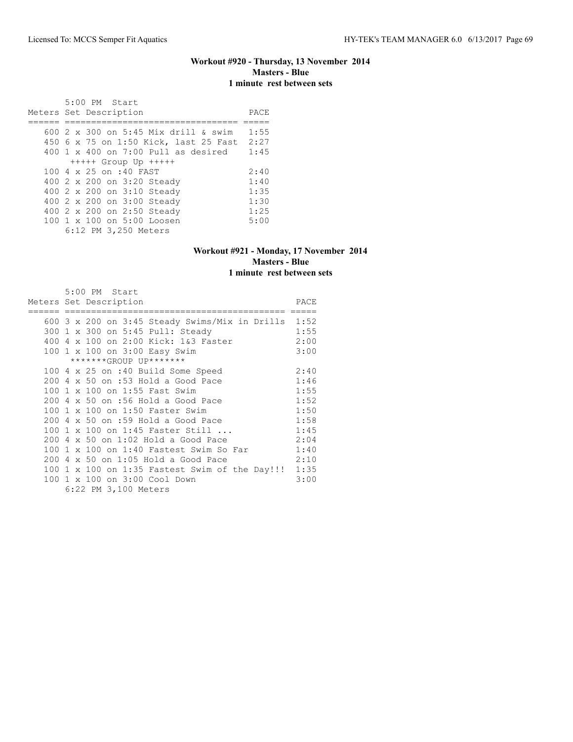### Workout #920 - Thursday, 13 November 2014
**Masters - Blue**
**1 minute rest between sets**

5:00 PM Start

| Meters | Set Description | PACE |
|---|---|---|
| 600 | 2 x 300 on 5:45 Mix drill & swim | 1:55 |
| 450 | 6 x 75 on 1:50 Kick, last 25 Fast | 2:27 |
| 400 | 1 x 400 on 7:00 Pull as desired | 1:45 |
| | +++++ Group Up +++++ | |
| 100 | 4 x 25 on :40 FAST | 2:40 |
| 400 | 2 x 200 on 3:20 Steady | 1:40 |
| 400 | 2 x 200 on 3:10 Steady | 1:35 |
| 400 | 2 x 200 on 3:00 Steady | 1:30 |
| 400 | 2 x 200 on 2:50 Steady | 1:25 |
| 100 | 1 x 100 on 5:00 Loosen | 5:00 |

6:12 PM 3,250 Meters

### Workout #921 - Monday, 17 November 2014
**Masters - Blue**
**1 minute rest between sets**

5:00 PM Start

| Meters | Set Description | PACE |
|---|---|---|
| 600 | 3 x 200 on 3:45 Steady Swims/Mix in Drills | 1:52 |
| 300 | 1 x 300 on 5:45 Pull: Steady | 1:55 |
| 400 | 4 x 100 on 2:00 Kick: 1&3 Faster | 2:00 |
| 100 | 1 x 100 on 3:00 Easy Swim | 3:00 |
| | *******GROUP UP******* | |
| 100 | 4 x 25 on :40 Build Some Speed | 2:40 |
| 200 | 4 x 50 on :53 Hold a Good Pace | 1:46 |
| 100 | 1 x 100 on 1:55 Fast Swim | 1:55 |
| 200 | 4 x 50 on :56 Hold a Good Pace | 1:52 |
| 100 | 1 x 100 on 1:50 Faster Swim | 1:50 |
| 200 | 4 x 50 on :59 Hold a Good Pace | 1:58 |
| 100 | 1 x 100 on 1:45 Faster Still ... | 1:45 |
| 200 | 4 x 50 on 1:02 Hold a Good Pace | 2:04 |
| 100 | 1 x 100 on 1:40 Fastest Swim So Far | 1:40 |
| 200 | 4 x 50 on 1:05 Hold a Good Pace | 2:10 |
| 100 | 1 x 100 on 1:35 Fastest Swim of the Day!!! | 1:35 |
| 100 | 1 x 100 on 3:00 Cool Down | 3:00 |

6:22 PM 3,100 Meters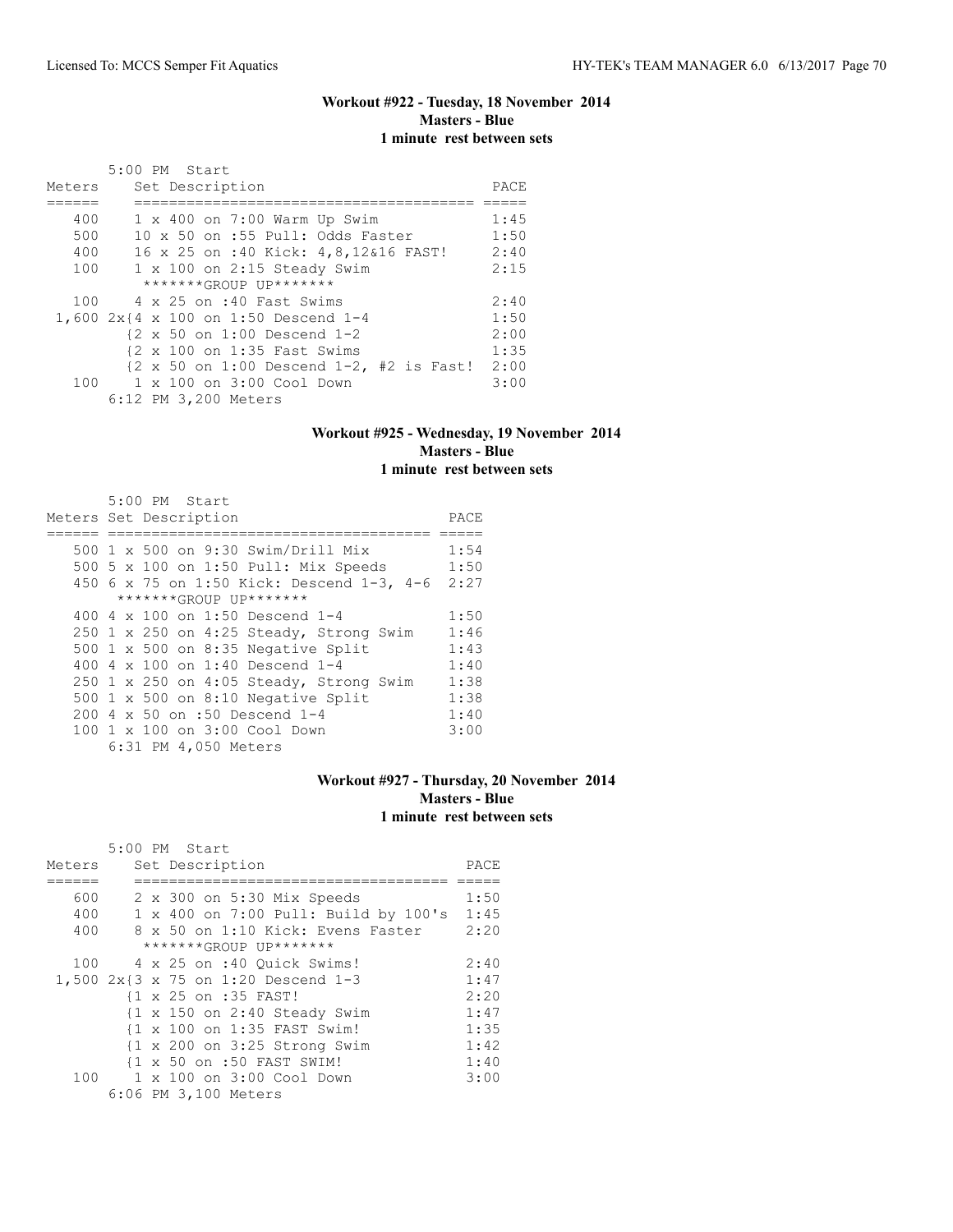### Workout #922 - Tuesday, 18 November 2014
**Masters - Blue**
**1 minute rest between sets**

```
       5:00 PM  Start
Meters     Set Description                          PACE
======     ======================================== =====
   400     1 x 400 on 7:00 Warm Up Swim             1:45
   500     10 x 50 on :55 Pull: Odds Faster         1:50
   400     16 x 25 on :40 Kick: 4,8,12&16 FAST!     2:40
   100     1 x 100 on 2:15 Steady Swim              2:15
            *******GROUP UP*******
   100     4 x 25 on :40 Fast Swims                 2:40
 1,600 2x{4 x 100 on 1:50 Descend 1-4              1:50
         {2 x 50 on 1:00 Descend 1-2               2:00
         {2 x 100 on 1:35 Fast Swims               1:35
         {2 x 50 on 1:00 Descend 1-2, #2 is Fast!  2:00
   100     1 x 100 on 3:00 Cool Down                3:00
       6:12 PM 3,200 Meters
```

### Workout #925 - Wednesday, 19 November 2014
**Masters - Blue**
**1 minute rest between sets**

```
       5:00 PM  Start
Meters Set Description                          PACE
====== ======================================== =====
   500 1 x 500 on 9:30 Swim/Drill Mix           1:54
   500 5 x 100 on 1:50 Pull: Mix Speeds         1:50
   450 6 x 75 on 1:50 Kick: Descend 1-3, 4-6    2:27
       *******GROUP UP*******
   400 4 x 100 on 1:50 Descend 1-4              1:50
   250 1 x 250 on 4:25 Steady, Strong Swim      1:46
   500 1 x 500 on 8:35 Negative Split           1:43
   400 4 x 100 on 1:40 Descend 1-4              1:40
   250 1 x 250 on 4:05 Steady, Strong Swim      1:38
   500 1 x 500 on 8:10 Negative Split           1:38
   200 4 x 50 on :50 Descend 1-4                1:40
   100 1 x 100 on 3:00 Cool Down                3:00
       6:31 PM 4,050 Meters
```

### Workout #927 - Thursday, 20 November 2014
**Masters - Blue**
**1 minute rest between sets**

```
       5:00 PM  Start
Meters     Set Description                      PACE
======     ==================================== =====
   600     2 x 300 on 5:30 Mix Speeds           1:50
   400     1 x 400 on 7:00 Pull: Build by 100's 1:45
   400     8 x 50 on 1:10 Kick: Evens Faster    2:20
            *******GROUP UP*******
   100     4 x 25 on :40 Quick Swims!           2:40
 1,500 2x{3 x 75 on 1:20 Descend 1-3           1:47
         {1 x 25 on :35 FAST!                   2:20
         {1 x 150 on 2:40 Steady Swim           1:47
         {1 x 100 on 1:35 FAST Swim!            1:35
         {1 x 200 on 3:25 Strong Swim           1:42
         {1 x 50 on :50 FAST SWIM!              1:40
   100     1 x 100 on 3:00 Cool Down            3:00
       6:06 PM 3,100 Meters
```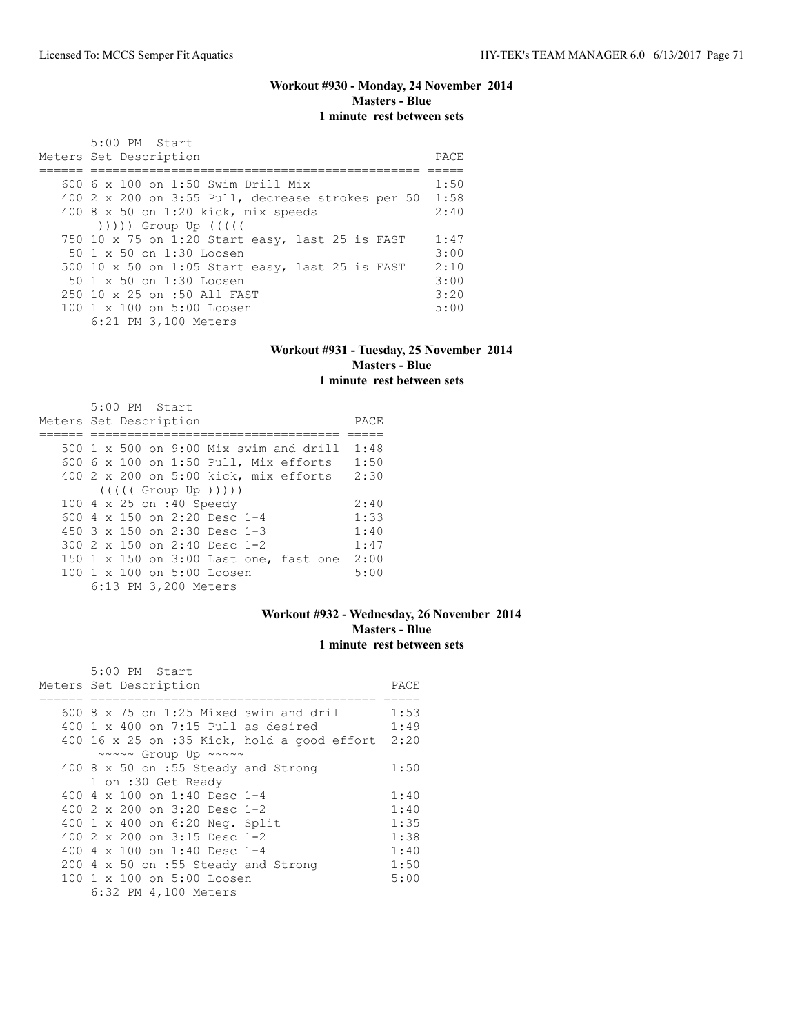### Workout #930 - Monday, 24 November 2014
**Masters - Blue**
**1 minute rest between sets**

```
       5:00 PM  Start
Meters Set Description                               PACE
====== ============================================ =====
   600 6 x 100 on 1:50 Swim Drill Mix                1:50
   400 2 x 200 on 3:55 Pull, decrease strokes per 50  1:58
   400 8 x 50 on 1:20 kick, mix speeds               2:40
       ))))) Group Up (((((
   750 10 x 75 on 1:20 Start easy, last 25 is FAST    1:47
    50 1 x 50 on 1:30 Loosen                         3:00
   500 10 x 50 on 1:05 Start easy, last 25 is FAST    2:10
    50 1 x 50 on 1:30 Loosen                         3:00
   250 10 x 25 on :50 All FAST                       3:20
   100 1 x 100 on 5:00 Loosen                        5:00
       6:21 PM 3,100 Meters
```

### Workout #931 - Tuesday, 25 November 2014
**Masters - Blue**
**1 minute rest between sets**

```
       5:00 PM  Start
Meters Set Description                     PACE
====== ================================== =====
   500 1 x 500 on 9:00 Mix swim and drill  1:48
   600 6 x 100 on 1:50 Pull, Mix efforts   1:50
   400 2 x 200 on 5:00 kick, mix efforts   2:30
       ((((( Group Up )))))
   100 4 x 25 on :40 Speedy                2:40
   600 4 x 150 on 2:20 Desc 1-4            1:33
   450 3 x 150 on 2:30 Desc 1-3            1:40
   300 2 x 150 on 2:40 Desc 1-2            1:47
   150 1 x 150 on 3:00 Last one, fast one  2:00
   100 1 x 100 on 5:00 Loosen              5:00
       6:13 PM 3,200 Meters
```

### Workout #932 - Wednesday, 26 November 2014
**Masters - Blue**
**1 minute rest between sets**

```
       5:00 PM  Start
Meters Set Description                           PACE
====== ======================================== =====
   600 8 x 75 on 1:25 Mixed swim and drill       1:53
   400 1 x 400 on 7:15 Pull as desired           1:49
   400 16 x 25 on :35 Kick, hold a good effort   2:20
       ~~~~~ Group Up ~~~~~
   400 8 x 50 on :55 Steady and Strong           1:50
       1 on :30 Get Ready
   400 4 x 100 on 1:40 Desc 1-4                  1:40
   400 2 x 200 on 3:20 Desc 1-2                  1:40
   400 1 x 400 on 6:20 Neg. Split                1:35
   400 2 x 200 on 3:15 Desc 1-2                  1:38
   400 4 x 100 on 1:40 Desc 1-4                  1:40
   200 4 x 50 on :55 Steady and Strong           1:50
   100 1 x 100 on 5:00 Loosen                    5:00
       6:32 PM 4,100 Meters
```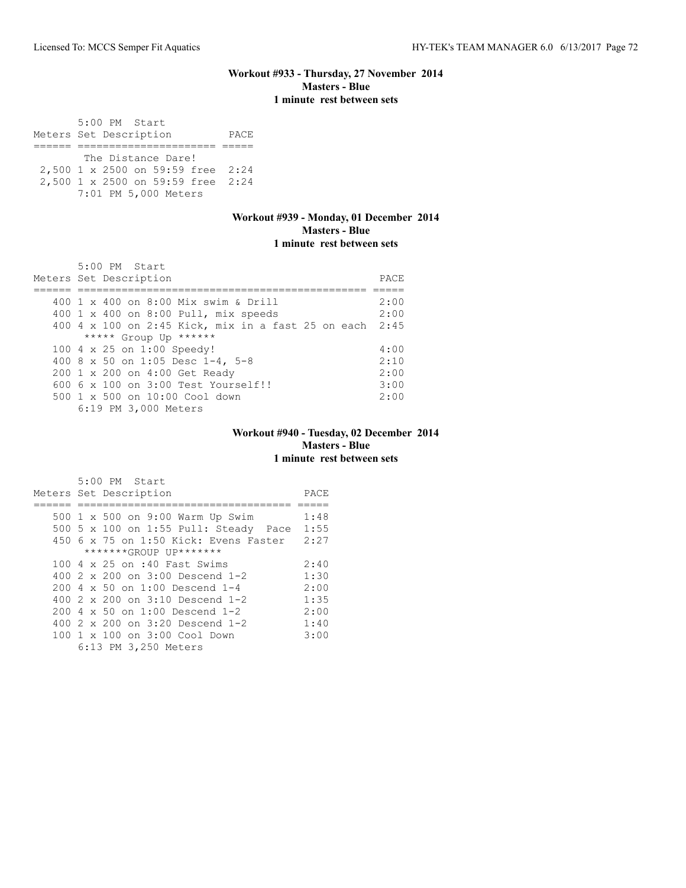### Workout #933 - Thursday, 27 November 2014
**Masters - Blue**
**1 minute rest between sets**

5:00 PM Start

| Meters | Set Description | PACE |
|---|---|---|
| | The Distance Dare! | |
| 2,500 | 1 x 2500 on 59:59 free | 2:24 |
| 2,500 | 1 x 2500 on 59:59 free | 2:24 |
| | 7:01 PM 5,000 Meters | |

### Workout #939 - Monday, 01 December 2014
**Masters - Blue**
**1 minute rest between sets**

5:00 PM Start

| Meters | Set Description | PACE |
|---|---|---|
| 400 | 1 x 400 on 8:00 Mix swim & Drill | 2:00 |
| 400 | 1 x 400 on 8:00 Pull, mix speeds | 2:00 |
| 400 | 4 x 100 on 2:45 Kick, mix in a fast 25 on each | 2:45 |
| | ***** Group Up ****** | |
| 100 | 4 x 25 on 1:00 Speedy! | 4:00 |
| 400 | 8 x 50 on 1:05 Desc 1-4, 5-8 | 2:10 |
| 200 | 1 x 200 on 4:00 Get Ready | 2:00 |
| 600 | 6 x 100 on 3:00 Test Yourself!! | 3:00 |
| 500 | 1 x 500 on 10:00 Cool down | 2:00 |
| | 6:19 PM 3,000 Meters | |

### Workout #940 - Tuesday, 02 December 2014
**Masters - Blue**
**1 minute rest between sets**

5:00 PM Start

| Meters | Set Description | PACE |
|---|---|---|
| 500 | 1 x 500 on 9:00 Warm Up Swim | 1:48 |
| 500 | 5 x 100 on 1:55 Pull: Steady Pace | 1:55 |
| 450 | 6 x 75 on 1:50 Kick: Evens Faster | 2:27 |
| | *******GROUP UP******* | |
| 100 | 4 x 25 on :40 Fast Swims | 2:40 |
| 400 | 2 x 200 on 3:00 Descend 1-2 | 1:30 |
| 200 | 4 x 50 on 1:00 Descend 1-4 | 2:00 |
| 400 | 2 x 200 on 3:10 Descend 1-2 | 1:35 |
| 200 | 4 x 50 on 1:00 Descend 1-2 | 2:00 |
| 400 | 2 x 200 on 3:20 Descend 1-2 | 1:40 |
| 100 | 1 x 100 on 3:00 Cool Down | 3:00 |
| | 6:13 PM 3,250 Meters | |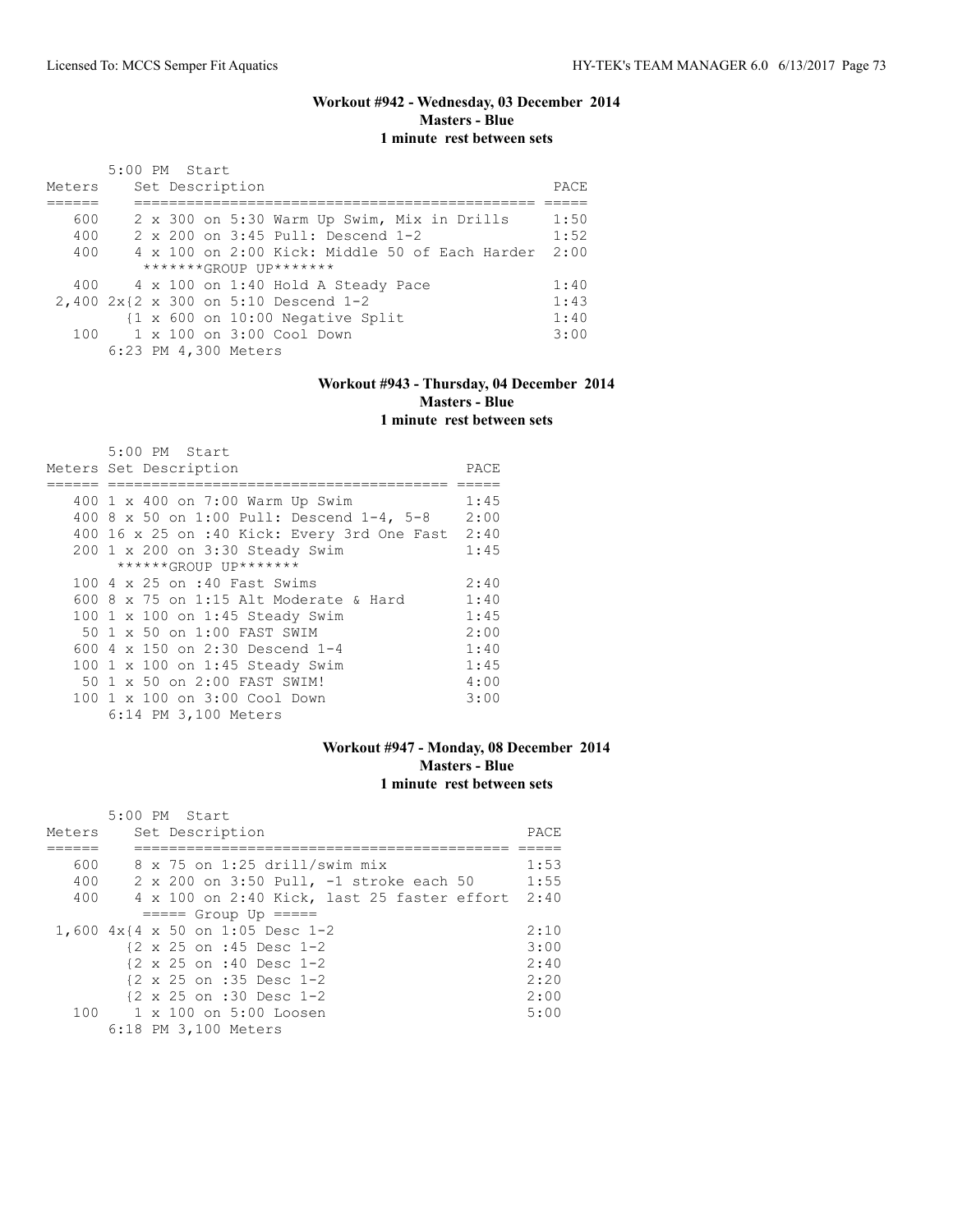### Workout #942 - Wednesday, 03 December 2014
**Masters - Blue**
**1 minute rest between sets**

5:00 PM Start

| Meters | Set Description | PACE |
|---|---|---|
| 600 | 2 x 300 on 5:30 Warm Up Swim, Mix in Drills | 1:50 |
| 400 | 2 x 200 on 3:45 Pull: Descend 1-2 | 1:52 |
| 400 | 4 x 100 on 2:00 Kick: Middle 50 of Each Harder | 2:00 |
| | *******GROUP UP******* | |
| 400 | 4 x 100 on 1:40 Hold A Steady Pace | 1:40 |
| 2,400 | 2x{2 x 300 on 5:10 Descend 1-2 | 1:43 |
| | {1 x 600 on 10:00 Negative Split | 1:40 |
| 100 | 1 x 100 on 3:00 Cool Down | 3:00 |

6:23 PM 4,300 Meters

### Workout #943 - Thursday, 04 December 2014
**Masters - Blue**
**1 minute rest between sets**

5:00 PM Start

| Meters | Set Description | PACE |
|---|---|---|
| 400 | 1 x 400 on 7:00 Warm Up Swim | 1:45 |
| 400 | 8 x 50 on 1:00 Pull: Descend 1-4, 5-8 | 2:00 |
| 400 | 16 x 25 on :40 Kick: Every 3rd One Fast | 2:40 |
| 200 | 1 x 200 on 3:30 Steady Swim | 1:45 |
| | ******GROUP UP******* | |
| 100 | 4 x 25 on :40 Fast Swims | 2:40 |
| 600 | 8 x 75 on 1:15 Alt Moderate & Hard | 1:40 |
| 100 | 1 x 100 on 1:45 Steady Swim | 1:45 |
| 50 | 1 x 50 on 1:00 FAST SWIM | 2:00 |
| 600 | 4 x 150 on 2:30 Descend 1-4 | 1:40 |
| 100 | 1 x 100 on 1:45 Steady Swim | 1:45 |
| 50 | 1 x 50 on 2:00 FAST SWIM! | 4:00 |
| 100 | 1 x 100 on 3:00 Cool Down | 3:00 |

6:14 PM 3,100 Meters

### Workout #947 - Monday, 08 December 2014
**Masters - Blue**
**1 minute rest between sets**

5:00 PM Start

| Meters | Set Description | PACE |
|---|---|---|
| 600 | 8 x 75 on 1:25 drill/swim mix | 1:53 |
| 400 | 2 x 200 on 3:50 Pull, -1 stroke each 50 | 1:55 |
| 400 | 4 x 100 on 2:40 Kick, last 25 faster effort | 2:40 |
| | ===== Group Up ===== | |
| 1,600 | 4x{4 x 50 on 1:05 Desc 1-2 | 2:10 |
| | {2 x 25 on :45 Desc 1-2 | 3:00 |
| | {2 x 25 on :40 Desc 1-2 | 2:40 |
| | {2 x 25 on :35 Desc 1-2 | 2:20 |
| | {2 x 25 on :30 Desc 1-2 | 2:00 |
| 100 | 1 x 100 on 5:00 Loosen | 5:00 |

6:18 PM 3,100 Meters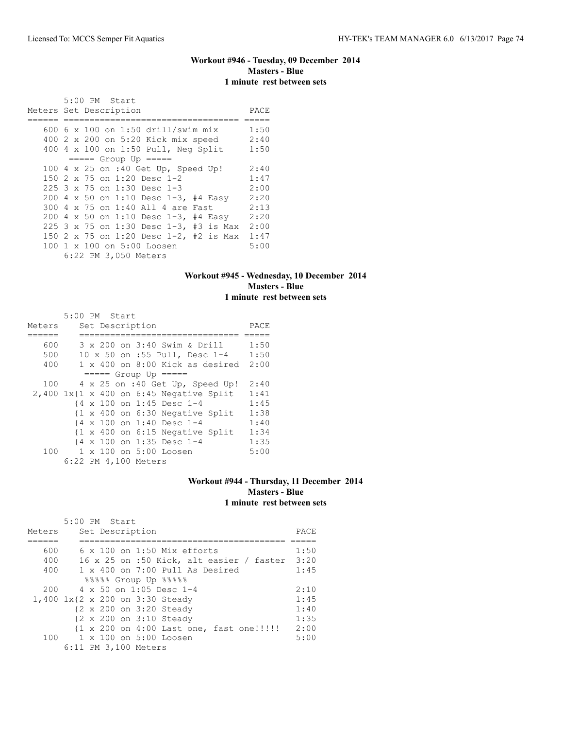### Workout #946 - Tuesday, 09 December 2014
**Masters - Blue**
**1 minute rest between sets**

5:00 PM Start

| Meters | Set Description | PACE |
|---|---|---|
| 600 | 6 x 100 on 1:50 drill/swim mix | 1:50 |
| 400 | 2 x 200 on 5:20 Kick mix speed | 2:40 |
| 400 | 4 x 100 on 1:50 Pull, Neg Split | 1:50 |
| | ===== Group Up ===== | |
| 100 | 4 x 25 on :40 Get Up, Speed Up! | 2:40 |
| 150 | 2 x 75 on 1:20 Desc 1-2 | 1:47 |
| 225 | 3 x 75 on 1:30 Desc 1-3 | 2:00 |
| 200 | 4 x 50 on 1:10 Desc 1-3, #4 Easy | 2:20 |
| 300 | 4 x 75 on 1:40 All 4 are Fast | 2:13 |
| 200 | 4 x 50 on 1:10 Desc 1-3, #4 Easy | 2:20 |
| 225 | 3 x 75 on 1:30 Desc 1-3, #3 is Max | 2:00 |
| 150 | 2 x 75 on 1:20 Desc 1-2, #2 is Max | 1:47 |
| 100 | 1 x 100 on 5:00 Loosen | 5:00 |

6:22 PM 3,050 Meters

### Workout #945 - Wednesday, 10 December 2014
**Masters - Blue**
**1 minute rest between sets**

5:00 PM Start

| Meters | Set Description | PACE |
|---|---|---|
| 600 | 3 x 200 on 3:40 Swim & Drill | 1:50 |
| 500 | 10 x 50 on :55 Pull, Desc 1-4 | 1:50 |
| 400 | 1 x 400 on 8:00 Kick as desired | 2:00 |
| | ===== Group Up ===== | |
| 100 | 4 x 25 on :40 Get Up, Speed Up! | 2:40 |
| 2,400 | 1x{1 x 400 on 6:45 Negative Split | 1:41 |
| | {4 x 100 on 1:45 Desc 1-4 | 1:45 |
| | {1 x 400 on 6:30 Negative Split | 1:38 |
| | {4 x 100 on 1:40 Desc 1-4 | 1:40 |
| | {1 x 400 on 6:15 Negative Split | 1:34 |
| | {4 x 100 on 1:35 Desc 1-4 | 1:35 |
| 100 | 1 x 100 on 5:00 Loosen | 5:00 |

6:22 PM 4,100 Meters

### Workout #944 - Thursday, 11 December 2014
**Masters - Blue**
**1 minute rest between sets**

5:00 PM Start

| Meters | Set Description | PACE |
|---|---|---|
| 600 | 6 x 100 on 1:50 Mix efforts | 1:50 |
| 400 | 16 x 25 on :50 Kick, alt easier / faster | 3:20 |
| 400 | 1 x 400 on 7:00 Pull As Desired | 1:45 |
| | %%%%% Group Up %%%%% | |
| 200 | 4 x 50 on 1:05 Desc 1-4 | 2:10 |
| 1,400 | 1x{2 x 200 on 3:30 Steady | 1:45 |
| | {2 x 200 on 3:20 Steady | 1:40 |
| | {2 x 200 on 3:10 Steady | 1:35 |
| | {1 x 200 on 4:00 Last one, fast one!!!!! | 2:00 |
| 100 | 1 x 100 on 5:00 Loosen | 5:00 |

6:11 PM 3,100 Meters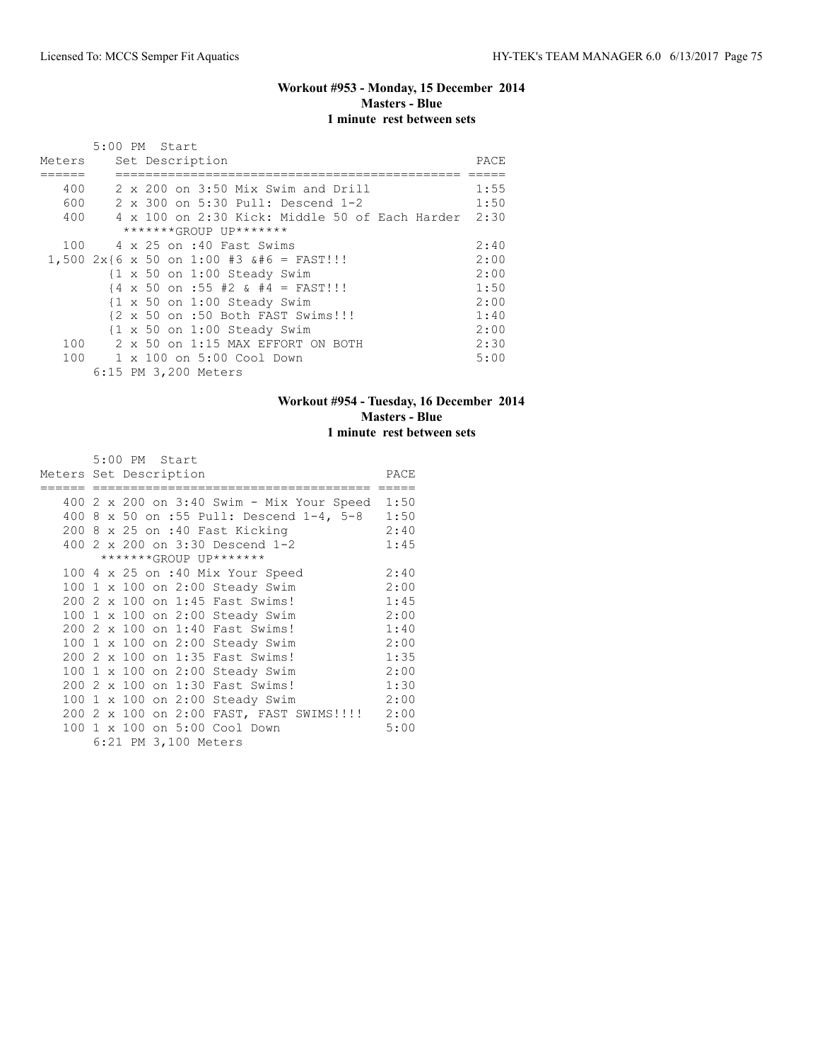### Workout #953 - Monday, 15 December 2014
### Masters - Blue
### 1 minute rest between sets

5:00 PM Start

| Meters | Set Description | PACE |
|---|---|---|
| 400 | 2 x 200 on 3:50 Mix Swim and Drill | 1:55 |
| 600 | 2 x 300 on 5:30 Pull: Descend 1-2 | 1:50 |
| 400 | 4 x 100 on 2:30 Kick: Middle 50 of Each Harder | 2:30 |
| | *******GROUP UP******* | |
| 100 | 4 x 25 on :40 Fast Swims | 2:40 |
| 1,500 | 2x{6 x 50 on 1:00 #3 &#6 = FAST!!! | 2:00 |
| | {1 x 50 on 1:00 Steady Swim | 2:00 |
| | {4 x 50 on :55 #2 & #4 = FAST!!! | 1:50 |
| | {1 x 50 on 1:00 Steady Swim | 2:00 |
| | {2 x 50 on :50 Both FAST Swims!!! | 1:40 |
| | {1 x 50 on 1:00 Steady Swim | 2:00 |
| 100 | 2 x 50 on 1:15 MAX EFFORT ON BOTH | 2:30 |
| 100 | 1 x 100 on 5:00 Cool Down | 5:00 |
| | 6:15 PM 3,200 Meters | |

### Workout #954 - Tuesday, 16 December 2014
### Masters - Blue
### 1 minute rest between sets

5:00 PM Start

| Meters | Set Description | PACE |
|---|---|---|
| 400 | 2 x 200 on 3:40 Swim - Mix Your Speed | 1:50 |
| 400 | 8 x 50 on :55 Pull: Descend 1-4, 5-8 | 1:50 |
| 200 | 8 x 25 on :40 Fast Kicking | 2:40 |
| 400 | 2 x 200 on 3:30 Descend 1-2 | 1:45 |
| | *******GROUP UP******* | |
| 100 | 4 x 25 on :40 Mix Your Speed | 2:40 |
| 100 | 1 x 100 on 2:00 Steady Swim | 2:00 |
| 200 | 2 x 100 on 1:45 Fast Swims! | 1:45 |
| 100 | 1 x 100 on 2:00 Steady Swim | 2:00 |
| 200 | 2 x 100 on 1:40 Fast Swims! | 1:40 |
| 100 | 1 x 100 on 2:00 Steady Swim | 2:00 |
| 200 | 2 x 100 on 1:35 Fast Swims! | 1:35 |
| 100 | 1 x 100 on 2:00 Steady Swim | 2:00 |
| 200 | 2 x 100 on 1:30 Fast Swims! | 1:30 |
| 100 | 1 x 100 on 2:00 Steady Swim | 2:00 |
| 200 | 2 x 100 on 2:00 FAST, FAST SWIMS!!!! | 2:00 |
| 100 | 1 x 100 on 5:00 Cool Down | 5:00 |
| | 6:21 PM 3,100 Meters | |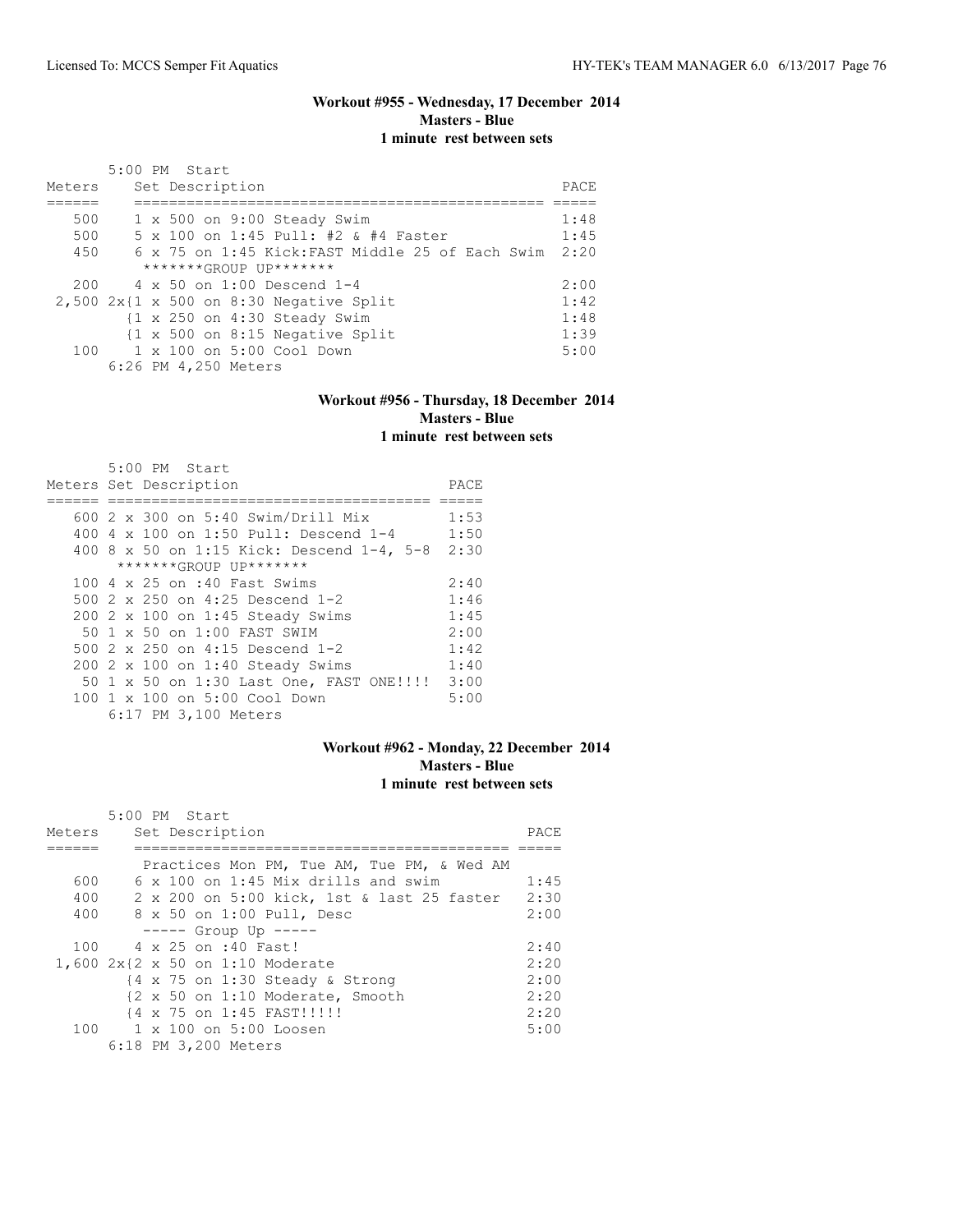### Workout #955 - Wednesday, 17 December 2014
**Masters - Blue**
**1 minute rest between sets**

5:00 PM Start

| Meters | Set Description | PACE |
|---|---|---|
| 500 | 1 x 500 on 9:00 Steady Swim | 1:48 |
| 500 | 5 x 100 on 1:45 Pull: #2 & #4 Faster | 1:45 |
| 450 | 6 x 75 on 1:45 Kick:FAST Middle 25 of Each Swim | 2:20 |
| | *******GROUP UP******* | |
| 200 | 4 x 50 on 1:00 Descend 1-4 | 2:00 |
| 2,500 | 2x{1 x 500 on 8:30 Negative Split | 1:42 |
| | {1 x 250 on 4:30 Steady Swim | 1:48 |
| | {1 x 500 on 8:15 Negative Split | 1:39 |
| 100 | 1 x 100 on 5:00 Cool Down | 5:00 |

6:26 PM 4,250 Meters

### Workout #956 - Thursday, 18 December 2014
**Masters - Blue**
**1 minute rest between sets**

5:00 PM Start

| Meters | Set Description | PACE |
|---|---|---|
| 600 | 2 x 300 on 5:40 Swim/Drill Mix | 1:53 |
| 400 | 4 x 100 on 1:50 Pull: Descend 1-4 | 1:50 |
| 400 | 8 x 50 on 1:15 Kick: Descend 1-4, 5-8 | 2:30 |
| | *******GROUP UP******* | |
| 100 | 4 x 25 on :40 Fast Swims | 2:40 |
| 500 | 2 x 250 on 4:25 Descend 1-2 | 1:46 |
| 200 | 2 x 100 on 1:45 Steady Swims | 1:45 |
| 50 | 1 x 50 on 1:00 FAST SWIM | 2:00 |
| 500 | 2 x 250 on 4:15 Descend 1-2 | 1:42 |
| 200 | 2 x 100 on 1:40 Steady Swims | 1:40 |
| 50 | 1 x 50 on 1:30 Last One, FAST ONE!!!! | 3:00 |
| 100 | 1 x 100 on 5:00 Cool Down | 5:00 |

6:17 PM 3,100 Meters

### Workout #962 - Monday, 22 December 2014
**Masters - Blue**
**1 minute rest between sets**

5:00 PM Start

| Meters | Set Description | PACE |
|---|---|---|
| | Practices Mon PM, Tue AM, Tue PM, & Wed AM | |
| 600 | 6 x 100 on 1:45 Mix drills and swim | 1:45 |
| 400 | 2 x 200 on 5:00 kick, 1st & last 25 faster | 2:30 |
| 400 | 8 x 50 on 1:00 Pull, Desc | 2:00 |
| | ----- Group Up ----- | |
| 100 | 4 x 25 on :40 Fast! | 2:40 |
| 1,600 | 2x{2 x 50 on 1:10 Moderate | 2:20 |
| | {4 x 75 on 1:30 Steady & Strong | 2:00 |
| | {2 x 50 on 1:10 Moderate, Smooth | 2:20 |
| | {4 x 75 on 1:45 FAST!!!!! | 2:20 |
| 100 | 1 x 100 on 5:00 Loosen | 5:00 |

6:18 PM 3,200 Meters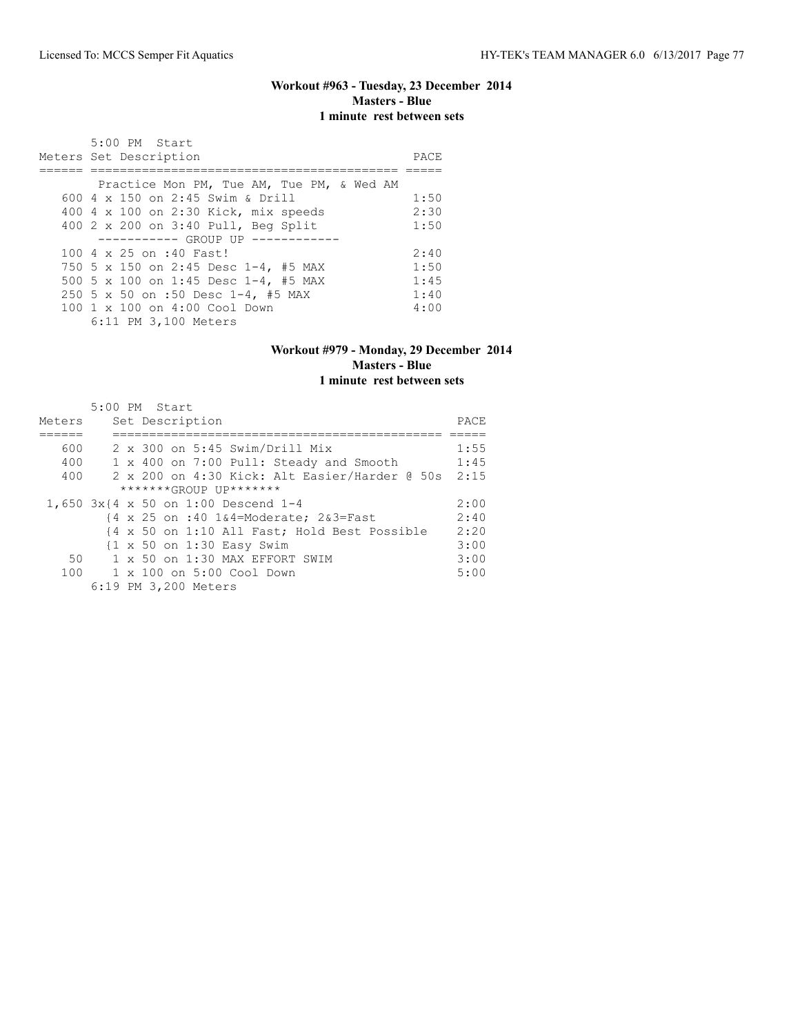### Workout #963 - Tuesday, 23 December 2014
**Masters - Blue**
**1 minute rest between sets**

5:00 PM Start

| Meters | Set Description | PACE |
|---|---|---|
| | Practice Mon PM, Tue AM, Tue PM, & Wed AM | |
| 600 | 4 x 150 on 2:45 Swim & Drill | 1:50 |
| 400 | 4 x 100 on 2:30 Kick, mix speeds | 2:30 |
| 400 | 2 x 200 on 3:40 Pull, Beg Split | 1:50 |
| | ----------- GROUP UP ------------ | |
| 100 | 4 x 25 on :40 Fast! | 2:40 |
| 750 | 5 x 150 on 2:45 Desc 1-4, #5 MAX | 1:50 |
| 500 | 5 x 100 on 1:45 Desc 1-4, #5 MAX | 1:45 |
| 250 | 5 x 50 on :50 Desc 1-4, #5 MAX | 1:40 |
| 100 | 1 x 100 on 4:00 Cool Down | 4:00 |

6:11 PM 3,100 Meters

### Workout #979 - Monday, 29 December 2014
**Masters - Blue**
**1 minute rest between sets**

5:00 PM Start

| Meters | Set Description | PACE |
|---|---|---|
| 600 | 2 x 300 on 5:45 Swim/Drill Mix | 1:55 |
| 400 | 1 x 400 on 7:00 Pull: Steady and Smooth | 1:45 |
| 400 | 2 x 200 on 4:30 Kick: Alt Easier/Harder @ 50s | 2:15 |
| | *******GROUP UP******* | |
| 1,650 | 3x{4 x 50 on 1:00 Descend 1-4 | 2:00 |
| | {4 x 25 on :40 1&4=Moderate; 2&3=Fast | 2:40 |
| | {4 x 50 on 1:10 All Fast; Hold Best Possible | 2:20 |
| | {1 x 50 on 1:30 Easy Swim | 3:00 |
| 50 | 1 x 50 on 1:30 MAX EFFORT SWIM | 3:00 |
| 100 | 1 x 100 on 5:00 Cool Down | 5:00 |

6:19 PM 3,200 Meters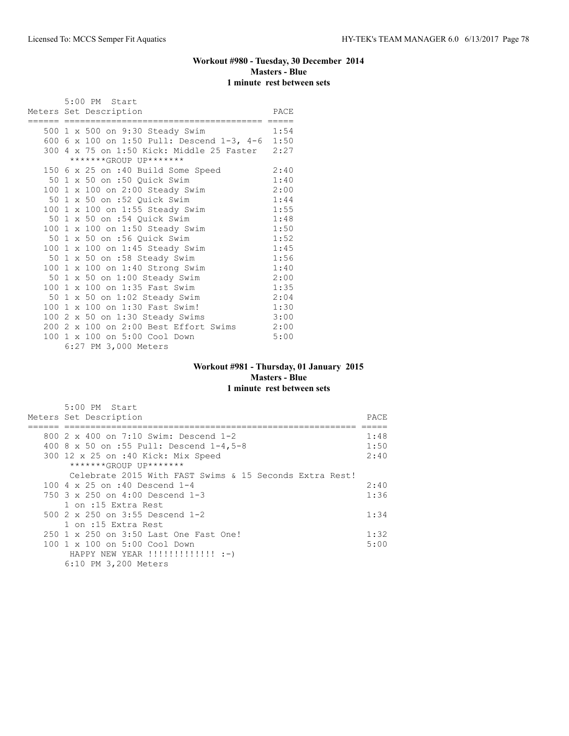## Workout #980 - Tuesday, 30 December 2014
### Masters - Blue
### 1 minute rest between sets

5:00 PM Start

| Meters | Set Description | PACE |
|---|---|---|
| 500 | 1 x 500 on 9:30 Steady Swim | 1:54 |
| 600 | 6 x 100 on 1:50 Pull: Descend 1-3, 4-6 | 1:50 |
| 300 | 4 x 75 on 1:50 Kick: Middle 25 Faster | 2:27 |
| | *******GROUP UP******* | |
| 150 | 6 x 25 on :40 Build Some Speed | 2:40 |
| 50 | 1 x 50 on :50 Quick Swim | 1:40 |
| 100 | 1 x 100 on 2:00 Steady Swim | 2:00 |
| 50 | 1 x 50 on :52 Quick Swim | 1:44 |
| 100 | 1 x 100 on 1:55 Steady Swim | 1:55 |
| 50 | 1 x 50 on :54 Quick Swim | 1:48 |
| 100 | 1 x 100 on 1:50 Steady Swim | 1:50 |
| 50 | 1 x 50 on :56 Quick Swim | 1:52 |
| 100 | 1 x 100 on 1:45 Steady Swim | 1:45 |
| 50 | 1 x 50 on :58 Steady Swim | 1:56 |
| 100 | 1 x 100 on 1:40 Strong Swim | 1:40 |
| 50 | 1 x 50 on 1:00 Steady Swim | 2:00 |
| 100 | 1 x 100 on 1:35 Fast Swim | 1:35 |
| 50 | 1 x 50 on 1:02 Steady Swim | 2:04 |
| 100 | 1 x 100 on 1:30 Fast Swim! | 1:30 |
| 100 | 2 x 50 on 1:30 Steady Swims | 3:00 |
| 200 | 2 x 100 on 2:00 Best Effort Swims | 2:00 |
| 100 | 1 x 100 on 5:00 Cool Down | 5:00 |
| | 6:27 PM 3,000 Meters | |

## Workout #981 - Thursday, 01 January 2015
### Masters - Blue
### 1 minute rest between sets

5:00 PM Start

| Meters | Set Description | PACE |
|---|---|---|
| 800 | 2 x 400 on 7:10 Swim: Descend 1-2 | 1:48 |
| 400 | 8 x 50 on :55 Pull: Descend 1-4,5-8 | 1:50 |
| 300 | 12 x 25 on :40 Kick: Mix Speed | 2:40 |
| | *******GROUP UP******* | |
| | Celebrate 2015 With FAST Swims & 15 Seconds Extra Rest! | |
| 100 | 4 x 25 on :40 Descend 1-4 | 2:40 |
| 750 | 3 x 250 on 4:00 Descend 1-3 | 1:36 |
| | 1 on :15 Extra Rest | |
| 500 | 2 x 250 on 3:55 Descend 1-2 | 1:34 |
| | 1 on :15 Extra Rest | |
| 250 | 1 x 250 on 3:50 Last One Fast One! | 1:32 |
| 100 | 1 x 100 on 5:00 Cool Down | 5:00 |
| | HAPPY NEW YEAR !!!!!!!!!!!!! :-) | |
| | 6:10 PM 3,200 Meters | |